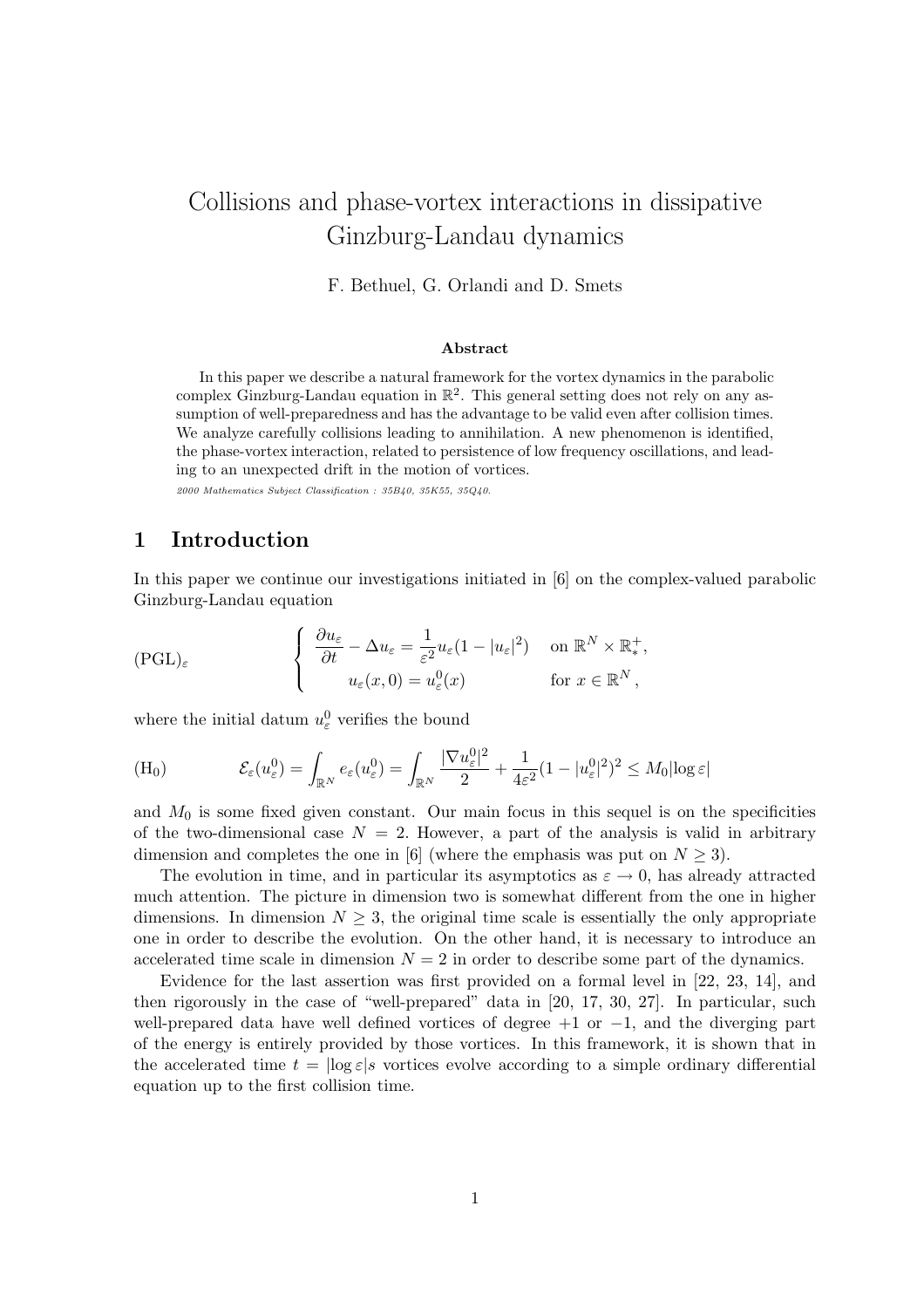# Collisions and phase-vortex interactions in dissipative Ginzburg-Landau dynamics

F. Bethuel, G. Orlandi and D. Smets

**Abstract**

In this paper we describe a natural framework for the vortex dynamics in the parabolic complex Ginzburg-Landau equation in $\mathbb{R}^2$. This general setting does not rely on any assumption of well-preparedness and has the advantage to be valid even after collision times. We analyze carefully collisions leading to annihilation. A new phenomenon is identified, the phase-vortex interaction, related to persistence of low frequency oscillations, and leading to an unexpected drift in the motion of vortices.

*2000 Mathematics Subject Classification : 35B40, 35K55, 35Q40.*

## 1 Introduction

In this paper we continue our investigations initiated in [6] on the complex-valued parabolic Ginzburg-Landau equation

$$
(\mathrm{PGL})_\varepsilon \qquad \begin{cases} \dfrac{\partial u_\varepsilon}{\partial t} - \Delta u_\varepsilon = \dfrac{1}{\varepsilon^2} u_\varepsilon (1 - |u_\varepsilon|^2) & \text{on } \mathbb{R}^N \times \mathbb{R}^+_*, \\ u_\varepsilon(x,0) = u^0_\varepsilon(x) & \text{for } x \in \mathbb{R}^N, \end{cases}
$$

where the initial datum $u^0_\varepsilon$ verifies the bound

$$
(\mathrm{H}_0) \qquad \mathcal{E}_\varepsilon(u^0_\varepsilon) = \int_{\mathbb{R}^N} e_\varepsilon(u^0_\varepsilon) = \int_{\mathbb{R}^N} \frac{|\nabla u^0_\varepsilon|^2}{2} + \frac{1}{4\varepsilon^2}(1 - |u^0_\varepsilon|^2)^2 \leq M_0 |\log \varepsilon|
$$

and $M_0$ is some fixed given constant. Our main focus in this sequel is on the specificities of the two-dimensional case $N = 2$. However, a part of the analysis is valid in arbitrary dimension and completes the one in [6] (where the emphasis was put on $N \geq 3$).

The evolution in time, and in particular its asymptotics as $\varepsilon \to 0$, has already attracted much attention. The picture in dimension two is somewhat different from the one in higher dimensions. In dimension $N \geq 3$, the original time scale is essentially the only appropriate one in order to describe the evolution. On the other hand, it is necessary to introduce an accelerated time scale in dimension $N = 2$ in order to describe some part of the dynamics.

Evidence for the last assertion was first provided on a formal level in [22, 23, 14], and then rigorously in the case of "well-prepared" data in [20, 17, 30, 27]. In particular, such well-prepared data have well defined vortices of degree $+1$ or $-1$, and the diverging part of the energy is entirely provided by those vortices. In this framework, it is shown that in the accelerated time $t = |\log \varepsilon| s$ vortices evolve according to a simple ordinary differential equation up to the first collision time.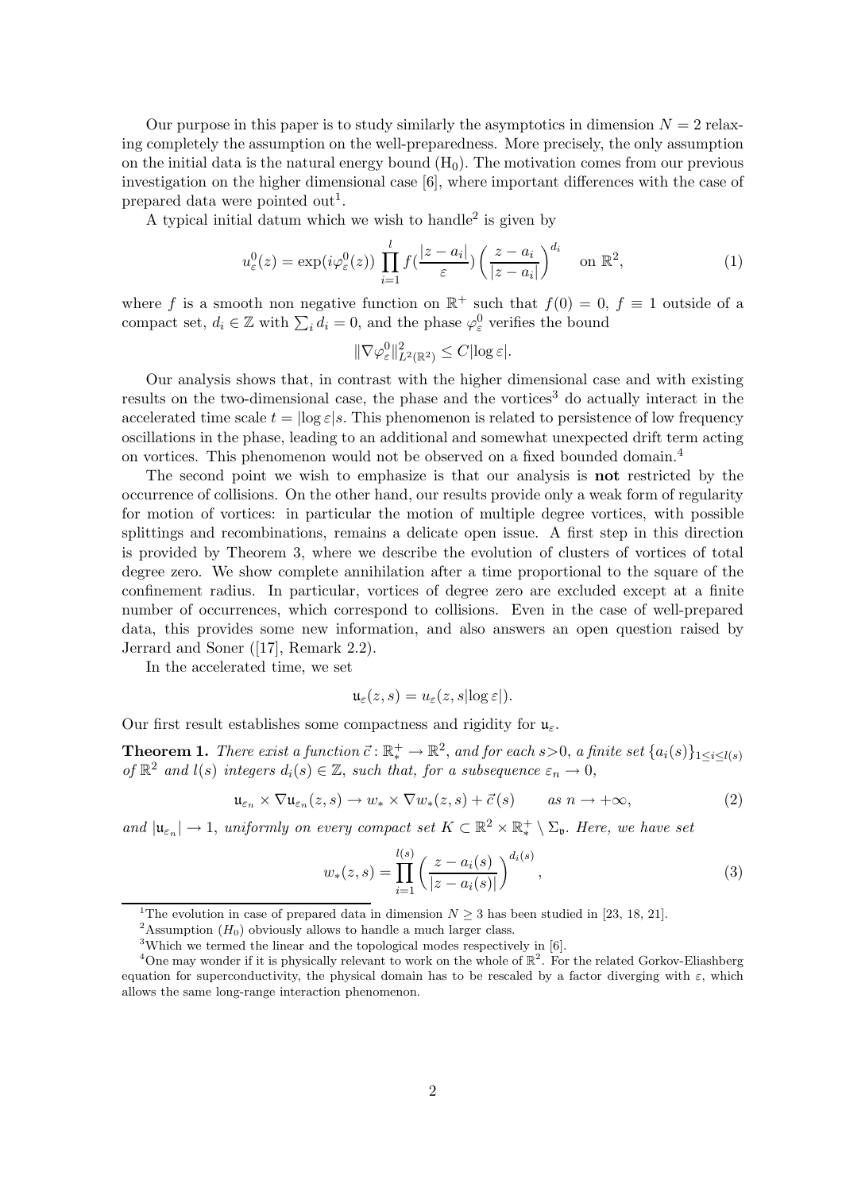Our purpose in this paper is to study similarly the asymptotics in dimension $N = 2$ relaxing completely the assumption on the well-preparedness. More precisely, the only assumption on the initial data is the natural energy bound $(\mathrm{H}_0)$. The motivation comes from our previous investigation on the higher dimensional case [6], where important differences with the case of prepared data were pointed out[1].

A typical initial datum which we wish to handle[2] is given by

$$u_\varepsilon^0(z) = \exp(i\varphi_\varepsilon^0(z)) \prod_{i=1}^{l} f(\frac{|z-a_i|}{\varepsilon}) \left(\frac{z-a_i}{|z-a_i|}\right)^{d_i} \quad \text{on } \mathbb{R}^2, \tag{1}$$

where $f$ is a smooth non negative function on $\mathbb{R}^+$ such that $f(0) = 0$, $f \equiv 1$ outside of a compact set, $d_i \in \mathbb{Z}$ with $\sum_i d_i = 0$, and the phase $\varphi_\varepsilon^0$ verifies the bound

$$\|\nabla \varphi_\varepsilon^0\|^2_{L^2(\mathbb{R}^2)} \leq C|\log \varepsilon|.$$

Our analysis shows that, in contrast with the higher dimensional case and with existing results on the two-dimensional case, the phase and the vortices[3] do actually interact in the accelerated time scale $t = |\log \varepsilon| s$. This phenomenon is related to persistence of low frequency oscillations in the phase, leading to an additional and somewhat unexpected drift term acting on vortices. This phenomenon would not be observed on a fixed bounded domain.[4]

The second point we wish to emphasize is that our analysis is **not** restricted by the occurrence of collisions. On the other hand, our results provide only a weak form of regularity for motion of vortices: in particular the motion of multiple degree vortices, with possible splittings and recombinations, remains a delicate open issue. A first step in this direction is provided by Theorem 3, where we describe the evolution of clusters of vortices of total degree zero. We show complete annihilation after a time proportional to the square of the confinement radius. In particular, vortices of degree zero are excluded except at a finite number of occurrences, which correspond to collisions. Even in the case of well-prepared data, this provides some new information, and also answers an open question raised by Jerrard and Soner ([17], Remark 2.2).

In the accelerated time, we set

$$\mathfrak{u}_\varepsilon(z, s) = u_\varepsilon(z, s|\log \varepsilon|).$$

Our first result establishes some compactness and rigidity for $\mathfrak{u}_\varepsilon$.

**Theorem 1.** *There exist a function $\vec{c} : \mathbb{R}^+_* \to \mathbb{R}^2$, and for each $s>0$, a finite set $\{a_i(s)\}_{1\leq i \leq l(s)}$ of $\mathbb{R}^2$ and $l(s)$ integers $d_i(s) \in \mathbb{Z}$, such that, for a subsequence $\varepsilon_n \to 0$,*

$$\mathfrak{u}_{\varepsilon_n} \times \nabla \mathfrak{u}_{\varepsilon_n}(z, s) \to w_* \times \nabla w_*(z, s) + \vec{c}(s) \qquad \text{as } n \to +\infty, \tag{2}$$

*and $|\mathfrak{u}_{\varepsilon_n}| \to 1$, uniformly on every compact set $K \subset \mathbb{R}^2 \times \mathbb{R}^+_* \setminus \Sigma_{\mathfrak{v}}$. Here, we have set*

$$w_*(z, s) = \prod_{i=1}^{l(s)} \left(\frac{z - a_i(s)}{|z - a_i(s)|}\right)^{d_i(s)}, \tag{3}$$

---

[1] The evolution in case of prepared data in dimension $N \geq 3$ has been studied in [23, 18, 21].

[2] Assumption $(H_0)$ obviously allows to handle a much larger class.

[3] Which we termed the linear and the topological modes respectively in [6].

[4] One may wonder if it is physically relevant to work on the whole of $\mathbb{R}^2$. For the related Gorkov-Eliashberg equation for superconductivity, the physical domain has to be rescaled by a factor diverging with $\varepsilon$, which allows the same long-range interaction phenomenon.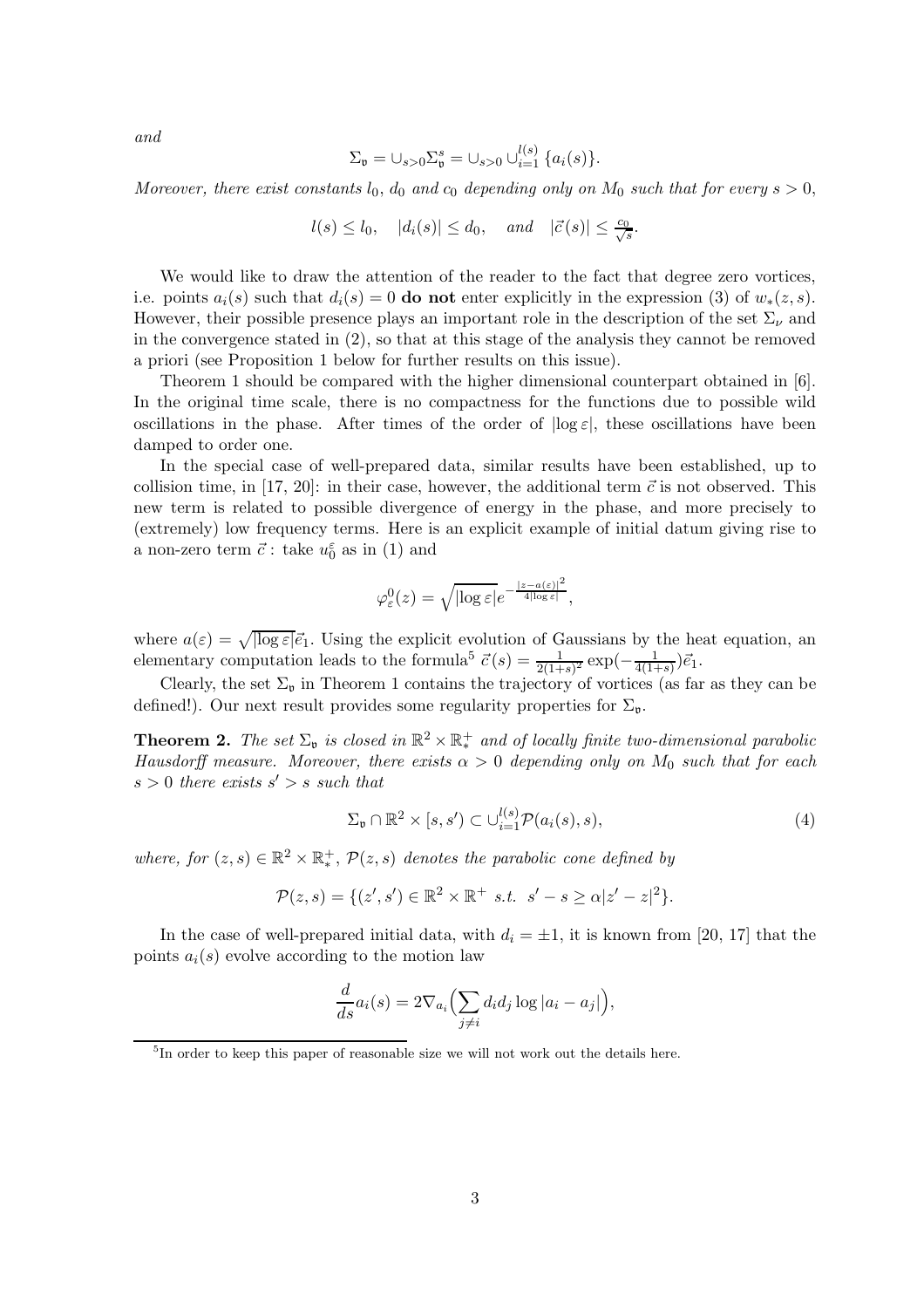*and*

$$\Sigma_{\mathfrak{v}} = \cup_{s>0} \Sigma_{\mathfrak{v}}^s = \cup_{s>0} \cup_{i=1}^{l(s)} \{a_i(s)\}.$$

*Moreover, there exist constants $l_0$, $d_0$ and $c_0$ depending only on $M_0$ such that for every $s > 0$,*

$$l(s) \leq l_0, \quad |d_i(s)| \leq d_0, \quad \text{and} \quad |\vec{c}(s)| \leq \tfrac{c_0}{\sqrt{s}}.$$

We would like to draw the attention of the reader to the fact that degree zero vortices, i.e. points $a_i(s)$ such that $d_i(s) = 0$ **do not** enter explicitly in the expression (3) of $w_*(z, s)$. However, their possible presence plays an important role in the description of the set $\Sigma_\nu$ and in the convergence stated in (2), so that at this stage of the analysis they cannot be removed a priori (see Proposition 1 below for further results on this issue).

Theorem 1 should be compared with the higher dimensional counterpart obtained in [6]. In the original time scale, there is no compactness for the functions due to possible wild oscillations in the phase. After times of the order of $|\log \varepsilon|$, these oscillations have been damped to order one.

In the special case of well-prepared data, similar results have been established, up to collision time, in [17, 20]: in their case, however, the additional term $\vec{c}$ is not observed. This new term is related to possible divergence of energy in the phase, and more precisely to (extremely) low frequency terms. Here is an explicit example of initial datum giving rise to a non-zero term $\vec{c}$ : take $u_0^\varepsilon$ as in (1) and

$$\varphi_\varepsilon^0(z) = \sqrt{|\log \varepsilon|} e^{-\frac{|z-a(\varepsilon)|^2}{4|\log \varepsilon|}},$$

where $a(\varepsilon) = \sqrt{|\log \varepsilon|}\vec{e}_1$. Using the explicit evolution of Gaussians by the heat equation, an elementary computation leads to the formula[5] $\vec{c}(s) = \frac{1}{2(1+s)^2} \exp(-\frac{1}{4(1+s)})\vec{e}_1$.

Clearly, the set $\Sigma_{\mathfrak{v}}$ in Theorem 1 contains the trajectory of vortices (as far as they can be defined!). Our next result provides some regularity properties for $\Sigma_{\mathfrak{v}}$.

**Theorem 2.** *The set $\Sigma_{\mathfrak{v}}$ is closed in $\mathbb{R}^2 \times \mathbb{R}_*^+$ and of locally finite two-dimensional parabolic Hausdorff measure. Moreover, there exists $\alpha > 0$ depending only on $M_0$ such that for each $s > 0$ there exists $s' > s$ such that*

$$\Sigma_{\mathfrak{v}} \cap \mathbb{R}^2 \times [s, s') \subset \cup_{i=1}^{l(s)} \mathcal{P}(a_i(s), s), \tag{4}$$

*where, for $(z, s) \in \mathbb{R}^2 \times \mathbb{R}_*^+$, $\mathcal{P}(z, s)$ denotes the parabolic cone defined by*

$$\mathcal{P}(z, s) = \{(z', s') \in \mathbb{R}^2 \times \mathbb{R}^+ \text{ s.t. } s' - s \geq \alpha |z' - z|^2\}.$$

In the case of well-prepared initial data, with $d_i = \pm 1$, it is known from [20, 17] that the points $a_i(s)$ evolve according to the motion law

$$\frac{d}{ds} a_i(s) = 2\nabla_{a_i}\Big(\sum_{j \neq i} d_i d_j \log |a_i - a_j|\Big),$$

[5] In order to keep this paper of reasonable size we will not work out the details here.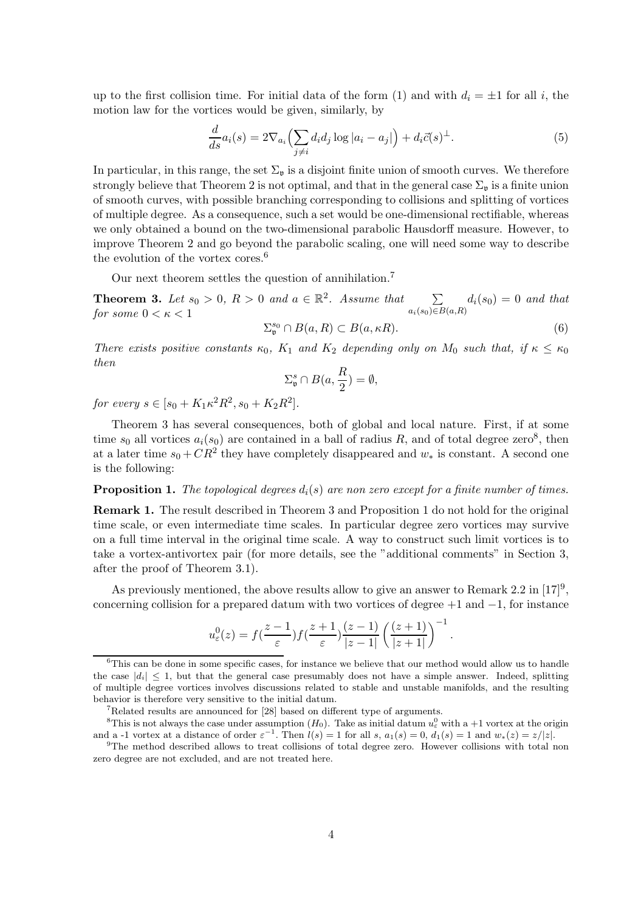up to the first collision time. For initial data of the form (1) and with $d_i = \pm 1$ for all $i$, the motion law for the vortices would be given, similarly, by

$$\frac{d}{ds}a_i(s) = 2\nabla_{a_i}\Big(\sum_{j\neq i} d_i d_j \log|a_i - a_j|\Big) + d_i\vec{c}(s)^{\perp}. \tag{5}$$

In particular, in this range, the set $\Sigma_{\mathfrak{v}}$ is a disjoint finite union of smooth curves. We therefore strongly believe that Theorem 2 is not optimal, and that in the general case $\Sigma_{\mathfrak{v}}$ is a finite union of smooth curves, with possible branching corresponding to collisions and splitting of vortices of multiple degree. As a consequence, such a set would be one-dimensional rectifiable, whereas we only obtained a bound on the two-dimensional parabolic Hausdorff measure. However, to improve Theorem 2 and go beyond the parabolic scaling, one will need some way to describe the evolution of the vortex cores.[6]

Our next theorem settles the question of annihilation.[7]

**Theorem 3.** *Let $s_0 > 0$, $R > 0$ and $a \in \mathbb{R}^2$. Assume that $\sum_{a_i(s_0)\in B(a,R)} d_i(s_0) = 0$ and that for some $0 < \kappa < 1$*

$$\Sigma_{\mathfrak{v}}^{s_0} \cap B(a,R) \subset B(a,\kappa R). \tag{6}$$

*There exists positive constants $\kappa_0$, $K_1$ and $K_2$ depending only on $M_0$ such that, if $\kappa \leq \kappa_0$ then*

$$\Sigma_{\mathfrak{v}}^{s} \cap B(a,\frac{R}{2}) = \emptyset,$$

*for every $s \in [s_0 + K_1\kappa^2R^2, s_0 + K_2R^2]$.*

Theorem 3 has several consequences, both of global and local nature. First, if at some time $s_0$ all vortices $a_i(s_0)$ are contained in a ball of radius $R$, and of total degree zero[8], then at a later time $s_0 + CR^2$ they have completely disappeared and $w_*$ is constant. A second one is the following:

**Proposition 1.** *The topological degrees $d_i(s)$ are non zero except for a finite number of times.*

**Remark 1.** The result described in Theorem 3 and Proposition 1 do not hold for the original time scale, or even intermediate time scales. In particular degree zero vortices may survive on a full time interval in the original time scale. A way to construct such limit vortices is to take a vortex-antivortex pair (for more details, see the "additional comments" in Section 3, after the proof of Theorem 3.1).

As previously mentioned, the above results allow to give an answer to Remark 2.2 in [17][9], concerning collision for a prepared datum with two vortices of degree $+1$ and $-1$, for instance

$$u_\varepsilon^0(z) = f(\frac{z-1}{\varepsilon})f(\frac{z+1}{\varepsilon})\frac{(z-1)}{|z-1|}\left(\frac{(z+1)}{|z+1|}\right)^{-1}.$$

---

[6] This can be done in some specific cases, for instance we believe that our method would allow us to handle the case $|d_i| \leq 1$, but that the general case presumably does not have a simple answer. Indeed, splitting of multiple degree vortices involves discussions related to stable and unstable manifolds, and the resulting behavior is therefore very sensitive to the initial datum.

[7] Related results are announced for [28] based on different type of arguments.

[8] This is not always the case under assumption $(H_0)$. Take as initial datum $u_\varepsilon^0$ with a $+1$ vortex at the origin and a -1 vortex at a distance of order $\varepsilon^{-1}$. Then $l(s) = 1$ for all $s$, $a_1(s) = 0$, $d_1(s) = 1$ and $w_*(z) = z/|z|$.

[9] The method described allows to treat collisions of total degree zero. However collisions with total non zero degree are not excluded, and are not treated here.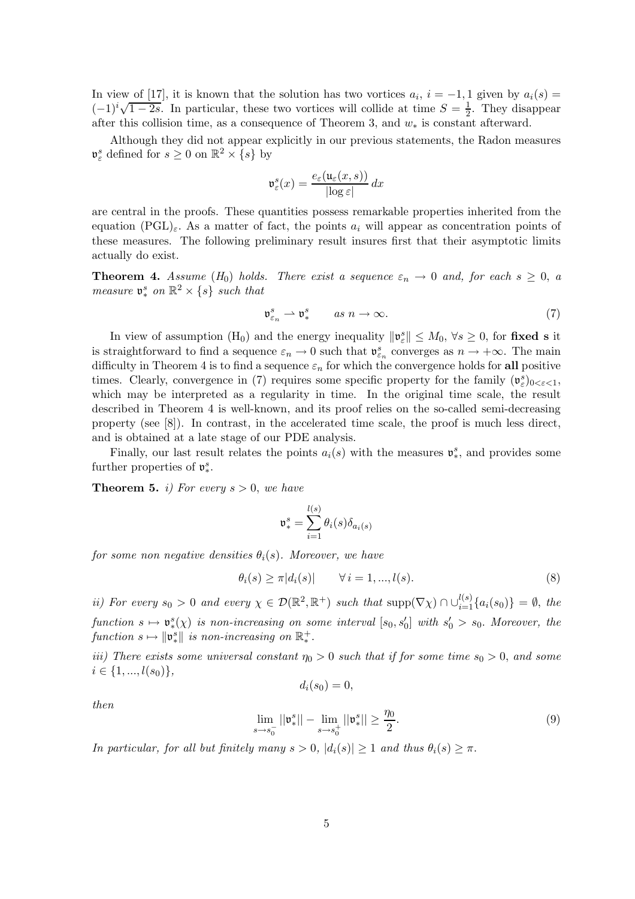In view of [17], it is known that the solution has two vortices $a_i$, $i = -1, 1$ given by $a_i(s) = (-1)^i\sqrt{1-2s}$. In particular, these two vortices will collide at time $S = \frac{1}{2}$. They disappear after this collision time, as a consequence of Theorem 3, and $w_*$ is constant afterward.

Although they did not appear explicitly in our previous statements, the Radon measures $\mathfrak{v}_\varepsilon^s$ defined for $s \geq 0$ on $\mathbb{R}^2 \times \{s\}$ by

$$\mathfrak{v}_\varepsilon^s(x) = \frac{e_\varepsilon(\mathfrak{u}_\varepsilon(x,s))}{|\log \varepsilon|}\, dx$$

are central in the proofs. These quantities possess remarkable properties inherited from the equation $(\mathrm{PGL})_\varepsilon$. As a matter of fact, the points $a_i$ will appear as concentration points of these measures. The following preliminary result insures first that their asymptotic limits actually do exist.

**Theorem 4.** *Assume* $(H_0)$ *holds. There exist a sequence* $\varepsilon_n \to 0$ *and, for each* $s \geq 0$*, a measure* $\mathfrak{v}_*^s$ *on* $\mathbb{R}^2 \times \{s\}$ *such that*

$$\mathfrak{v}_{\varepsilon_n}^s \rightharpoonup \mathfrak{v}_*^s \qquad \text{as } n \to \infty. \tag{7}$$

In view of assumption $(\mathrm{H}_0)$ and the energy inequality $\|\mathfrak{v}_\varepsilon^s\| \leq M_0$, $\forall s \geq 0$, for **fixed s** it is straightforward to find a sequence $\varepsilon_n \to 0$ such that $\mathfrak{v}_{\varepsilon_n}^s$ converges as $n \to +\infty$. The main difficulty in Theorem 4 is to find a sequence $\varepsilon_n$ for which the convergence holds for **all** positive times. Clearly, convergence in (7) requires some specific property for the family $(\mathfrak{v}_\varepsilon^s)_{0<\varepsilon<1}$, which may be interpreted as a regularity in time. In the original time scale, the result described in Theorem 4 is well-known, and its proof relies on the so-called semi-decreasing property (see [8]). In contrast, in the accelerated time scale, the proof is much less direct, and is obtained at a late stage of our PDE analysis.

Finally, our last result relates the points $a_i(s)$ with the measures $\mathfrak{v}_*^s$, and provides some further properties of $\mathfrak{v}_*^s$.

**Theorem 5.** *i) For every* $s > 0$*, we have*

$$\mathfrak{v}_*^s = \sum_{i=1}^{l(s)} \theta_i(s)\delta_{a_i(s)}$$

*for some non negative densities* $\theta_i(s)$*. Moreover, we have*

$$\theta_i(s) \geq \pi |d_i(s)| \qquad \forall\, i = 1, ..., l(s). \tag{8}$$

*ii) For every* $s_0 > 0$ *and every* $\chi \in \mathcal{D}(\mathbb{R}^2, \mathbb{R}^+)$ *such that* $\mathrm{supp}(\nabla\chi) \cap \cup_{i=1}^{l(s)}\{a_i(s_0)\} = \emptyset$*, the function* $s \mapsto \mathfrak{v}_*^s(\chi)$ *is non-increasing on some interval* $[s_0, s_0']$ *with* $s_0' > s_0$*. Moreover, the function* $s \mapsto \|\mathfrak{v}_*^s\|$ *is non-increasing on* $\mathbb{R}_*^+$*.*

*iii) There exists some universal constant* $\eta_0 > 0$ *such that if for some time* $s_0 > 0$*, and some* $i \in \{1, ..., l(s_0)\}$*,*

$$d_i(s_0) = 0,$$

*then*

$$\lim_{s \to s_0^-} ||\mathfrak{v}_*^s|| - \lim_{s \to s_0^+} ||\mathfrak{v}_*^s|| \geq \frac{\eta_0}{2}. \tag{9}$$

*In particular, for all but finitely many* $s > 0$*,* $|d_i(s)| \geq 1$ *and thus* $\theta_i(s) \geq \pi$*.*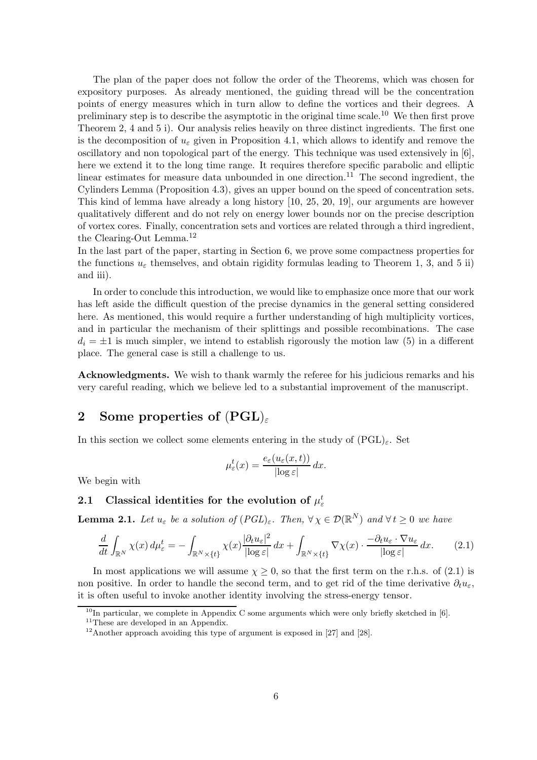The plan of the paper does not follow the order of the Theorems, which was chosen for expository purposes. As already mentioned, the guiding thread will be the concentration points of energy measures which in turn allow to define the vortices and their degrees. A preliminary step is to describe the asymptotic in the original time scale.[10] We then first prove Theorem 2, 4 and 5 i). Our analysis relies heavily on three distinct ingredients. The first one is the decomposition of $u_\varepsilon$ given in Proposition 4.1, which allows to identify and remove the oscillatory and non topological part of the energy. This technique was used extensively in [6], here we extend it to the long time range. It requires therefore specific parabolic and elliptic linear estimates for measure data unbounded in one direction.[11] The second ingredient, the Cylinders Lemma (Proposition 4.3), gives an upper bound on the speed of concentration sets. This kind of lemma have already a long history [10, 25, 20, 19], our arguments are however qualitatively different and do not rely on energy lower bounds nor on the precise description of vortex cores. Finally, concentration sets and vortices are related through a third ingredient, the Clearing-Out Lemma.[12]

In the last part of the paper, starting in Section 6, we prove some compactness properties for the functions $u_\varepsilon$ themselves, and obtain rigidity formulas leading to Theorem 1, 3, and 5 ii) and iii).

In order to conclude this introduction, we would like to emphasize once more that our work has left aside the difficult question of the precise dynamics in the general setting considered here. As mentioned, this would require a further understanding of high multiplicity vortices, and in particular the mechanism of their splittings and possible recombinations. The case $d_i = \pm 1$ is much simpler, we intend to establish rigorously the motion law (5) in a different place. The general case is still a challenge to us.

**Acknowledgments.** We wish to thank warmly the referee for his judicious remarks and his very careful reading, which we believe led to a substantial improvement of the manuscript.

## 2 Some properties of $(\mathrm{PGL})_\varepsilon$

In this section we collect some elements entering in the study of $(\mathrm{PGL})_\varepsilon$. Set

$$\mu_\varepsilon^t(x) = \frac{e_\varepsilon(u_\varepsilon(x,t))}{|\log \varepsilon|}\, dx.$$

We begin with

### 2.1 Classical identities for the evolution of $\mu_\varepsilon^t$

**Lemma 2.1.** *Let $u_\varepsilon$ be a solution of $(PGL)_\varepsilon$. Then, $\forall\, \chi \in \mathcal{D}(\mathbb{R}^N)$ and $\forall\, t \geq 0$ we have*

$$\frac{d}{dt}\int_{\mathbb{R}^N} \chi(x)\, d\mu_\varepsilon^t = -\int_{\mathbb{R}^N\times\{t\}} \chi(x)\frac{|\partial_t u_\varepsilon|^2}{|\log\varepsilon|}\, dx + \int_{\mathbb{R}^N\times\{t\}} \nabla\chi(x)\cdot \frac{-\partial_t u_\varepsilon \cdot \nabla u_\varepsilon}{|\log\varepsilon|}\, dx. \tag{2.1}$$

In most applications we will assume $\chi \geq 0$, so that the first term on the r.h.s. of (2.1) is non positive. In order to handle the second term, and to get rid of the time derivative $\partial_t u_\varepsilon$, it is often useful to invoke another identity involving the stress-energy tensor.

---

[10] In particular, we complete in Appendix C some arguments which were only briefly sketched in [6].

[11] These are developed in an Appendix.

[12] Another approach avoiding this type of argument is exposed in [27] and [28].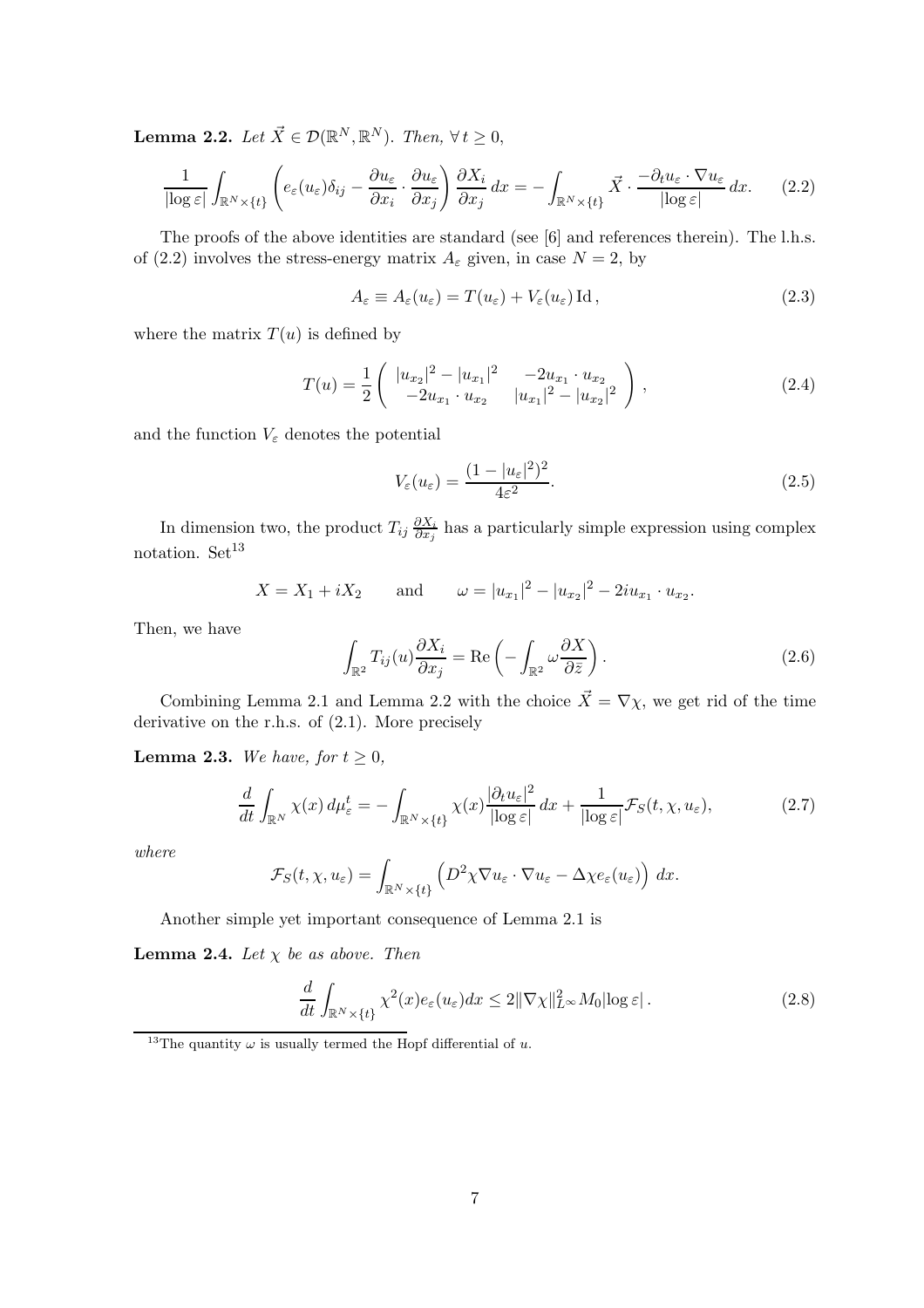**Lemma 2.2.** *Let $\vec{X} \in \mathcal{D}(\mathbb{R}^N, \mathbb{R}^N)$. Then, $\forall\, t \geq 0$,*

$$\frac{1}{|\log \varepsilon|} \int_{\mathbb{R}^N \times \{t\}} \left( e_\varepsilon(u_\varepsilon)\delta_{ij} - \frac{\partial u_\varepsilon}{\partial x_i} \cdot \frac{\partial u_\varepsilon}{\partial x_j} \right) \frac{\partial X_i}{\partial x_j}\, dx = - \int_{\mathbb{R}^N \times \{t\}} \vec{X} \cdot \frac{-\partial_t u_\varepsilon \cdot \nabla u_\varepsilon}{|\log \varepsilon|}\, dx. \tag{2.2}$$

The proofs of the above identities are standard (see [6] and references therein). The l.h.s. of (2.2) involves the stress-energy matrix $A_\varepsilon$ given, in case $N = 2$, by

$$A_\varepsilon \equiv A_\varepsilon(u_\varepsilon) = T(u_\varepsilon) + V_\varepsilon(u_\varepsilon)\, \mathrm{Id}\,, \tag{2.3}$$

where the matrix $T(u)$ is defined by

$$T(u) = \frac{1}{2} \begin{pmatrix} |u_{x_2}|^2 - |u_{x_1}|^2 & -2u_{x_1} \cdot u_{x_2} \\ -2u_{x_1} \cdot u_{x_2} & |u_{x_1}|^2 - |u_{x_2}|^2 \end{pmatrix}, \tag{2.4}$$

and the function $V_\varepsilon$ denotes the potential

$$V_\varepsilon(u_\varepsilon) = \frac{(1 - |u_\varepsilon|^2)^2}{4\varepsilon^2}. \tag{2.5}$$

In dimension two, the product $T_{ij} \frac{\partial X_i}{\partial x_j}$ has a particularly simple expression using complex notation. Set[13]

$$X = X_1 + iX_2 \qquad \text{and} \qquad \omega = |u_{x_1}|^2 - |u_{x_2}|^2 - 2i u_{x_1} \cdot u_{x_2}.$$

Then, we have

$$\int_{\mathbb{R}^2} T_{ij}(u) \frac{\partial X_i}{\partial x_j} = \mathrm{Re}\left( - \int_{\mathbb{R}^2} \omega \frac{\partial X}{\partial \bar{z}} \right). \tag{2.6}$$

Combining Lemma 2.1 and Lemma 2.2 with the choice $\vec{X} = \nabla \chi$, we get rid of the time derivative on the r.h.s. of (2.1). More precisely

**Lemma 2.3.** *We have, for $t \geq 0$,*

$$\frac{d}{dt} \int_{\mathbb{R}^N} \chi(x)\, d\mu_\varepsilon^t = - \int_{\mathbb{R}^N \times \{t\}} \chi(x) \frac{|\partial_t u_\varepsilon|^2}{|\log \varepsilon|}\, dx + \frac{1}{|\log \varepsilon|} \mathcal{F}_S(t, \chi, u_\varepsilon), \tag{2.7}$$

*where*

$$\mathcal{F}_S(t, \chi, u_\varepsilon) = \int_{\mathbb{R}^N \times \{t\}} \left( D^2 \chi \nabla u_\varepsilon \cdot \nabla u_\varepsilon - \Delta \chi e_\varepsilon(u_\varepsilon) \right)\, dx.$$

Another simple yet important consequence of Lemma 2.1 is

**Lemma 2.4.** *Let $\chi$ be as above. Then*

$$\frac{d}{dt} \int_{\mathbb{R}^N \times \{t\}} \chi^2(x) e_\varepsilon(u_\varepsilon) dx \leq 2 \|\nabla \chi\|_{L^\infty}^2 M_0 |\log \varepsilon|\,. \tag{2.8}$$

---

[13] The quantity $\omega$ is usually termed the Hopf differential of $u$.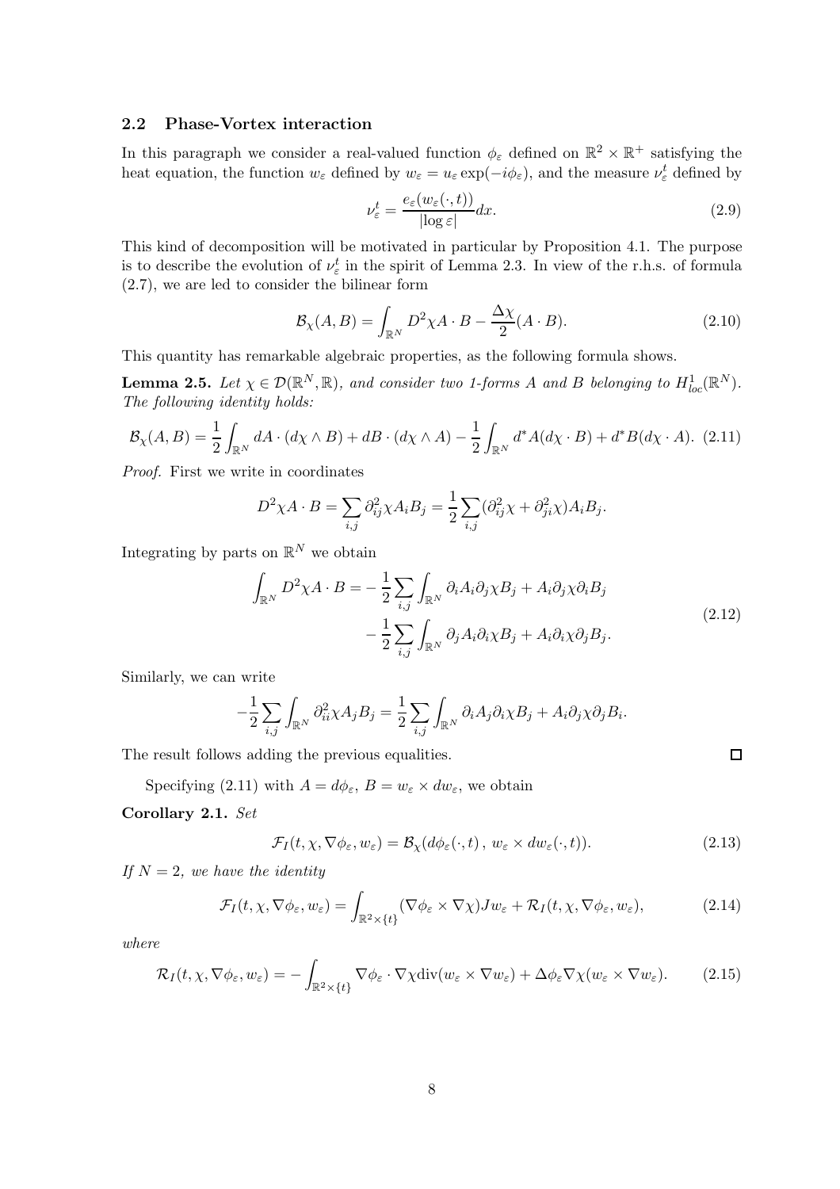### 2.2 Phase-Vortex interaction

In this paragraph we consider a real-valued function $\phi_\varepsilon$ defined on $\mathbb{R}^2 \times \mathbb{R}^+$ satisfying the heat equation, the function $w_\varepsilon$ defined by $w_\varepsilon = u_\varepsilon \exp(-i\phi_\varepsilon)$, and the measure $\nu_\varepsilon^t$ defined by

$$\nu_\varepsilon^t = \frac{e_\varepsilon(w_\varepsilon(\cdot,t))}{|\log \varepsilon|}dx. \tag{2.9}$$

This kind of decomposition will be motivated in particular by Proposition 4.1. The purpose is to describe the evolution of $\nu_\varepsilon^t$ in the spirit of Lemma 2.3. In view of the r.h.s. of formula (2.7), we are led to consider the bilinear form

$$\mathcal{B}_\chi(A,B) = \int_{\mathbb{R}^N} D^2\chi A \cdot B - \frac{\Delta\chi}{2}(A\cdot B). \tag{2.10}$$

This quantity has remarkable algebraic properties, as the following formula shows.

**Lemma 2.5.** *Let $\chi \in \mathcal{D}(\mathbb{R}^N,\mathbb{R})$, and consider two 1-forms $A$ and $B$ belonging to $H^1_{loc}(\mathbb{R}^N)$. The following identity holds:*

$$\mathcal{B}_\chi(A,B) = \frac{1}{2}\int_{\mathbb{R}^N} dA\cdot(d\chi\wedge B) + dB\cdot(d\chi\wedge A) - \frac{1}{2}\int_{\mathbb{R}^N} d^*A(d\chi\cdot B) + d^*B(d\chi\cdot A). \tag{2.11}$$

*Proof.* First we write in coordinates

$$D^2\chi A\cdot B = \sum_{i,j}\partial^2_{ij}\chi A_iB_j = \frac{1}{2}\sum_{i,j}(\partial^2_{ij}\chi + \partial^2_{ji}\chi)A_iB_j.$$

Integrating by parts on $\mathbb{R}^N$ we obtain

$$\begin{aligned}\int_{\mathbb{R}^N} D^2\chi A\cdot B = &-\frac{1}{2}\sum_{i,j}\int_{\mathbb{R}^N}\partial_iA_i\partial_j\chi B_j + A_i\partial_j\chi\partial_iB_j \\ &-\frac{1}{2}\sum_{i,j}\int_{\mathbb{R}^N}\partial_jA_i\partial_i\chi B_j + A_i\partial_i\chi\partial_jB_j.\end{aligned} \tag{2.12}$$

Similarly, we can write

$$-\frac{1}{2}\sum_{i,j}\int_{\mathbb{R}^N}\partial^2_{ii}\chi A_jB_j = \frac{1}{2}\sum_{i,j}\int_{\mathbb{R}^N}\partial_iA_j\partial_i\chi B_j + A_i\partial_j\chi\partial_jB_i.$$

The result follows adding the previous equalities. $\square$

Specifying (2.11) with $A = d\phi_\varepsilon$, $B = w_\varepsilon \times dw_\varepsilon$, we obtain

**Corollary 2.1.** *Set*

$$\mathcal{F}_I(t,\chi,\nabla\phi_\varepsilon,w_\varepsilon) = \mathcal{B}_\chi(d\phi_\varepsilon(\cdot,t)\,,\, w_\varepsilon\times dw_\varepsilon(\cdot,t)). \tag{2.13}$$

*If $N=2$, we have the identity*

$$\mathcal{F}_I(t,\chi,\nabla\phi_\varepsilon,w_\varepsilon) = \int_{\mathbb{R}^2\times\{t\}}(\nabla\phi_\varepsilon\times\nabla\chi)Jw_\varepsilon + \mathcal{R}_I(t,\chi,\nabla\phi_\varepsilon,w_\varepsilon), \tag{2.14}$$

*where*

$$\mathcal{R}_I(t,\chi,\nabla\phi_\varepsilon,w_\varepsilon) = -\int_{\mathbb{R}^2\times\{t\}}\nabla\phi_\varepsilon\cdot\nabla\chi\,\mathrm{div}(w_\varepsilon\times\nabla w_\varepsilon) + \Delta\phi_\varepsilon\nabla\chi(w_\varepsilon\times\nabla w_\varepsilon). \tag{2.15}$$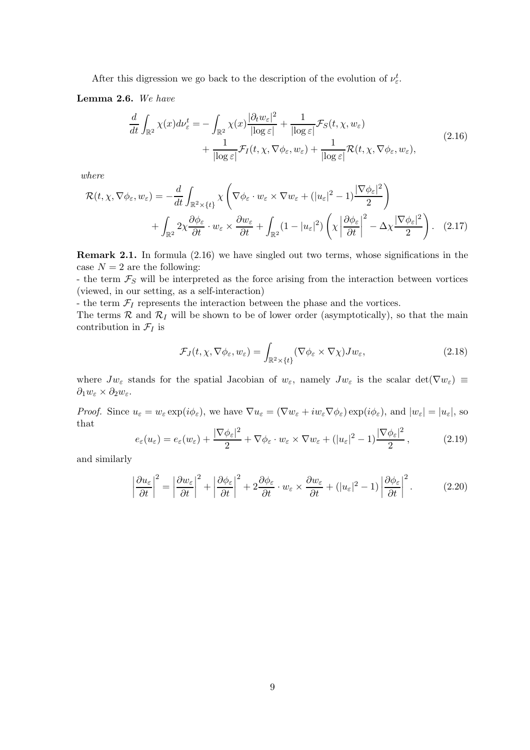After this digression we go back to the description of the evolution of $\nu_\varepsilon^t$.

**Lemma 2.6.** *We have*

$$\begin{aligned}\frac{d}{dt}\int_{\mathbb{R}^2}\chi(x)d\nu_\varepsilon^t = &-\int_{\mathbb{R}^2}\chi(x)\frac{|\partial_t w_\varepsilon|^2}{|\log\varepsilon|} + \frac{1}{|\log\varepsilon|}\mathcal{F}_S(t,\chi,w_\varepsilon)\\ &+\frac{1}{|\log\varepsilon|}\mathcal{F}_I(t,\chi,\nabla\phi_\varepsilon,w_\varepsilon) + \frac{1}{|\log\varepsilon|}\mathcal{R}(t,\chi,\nabla\phi_\varepsilon,w_\varepsilon),\end{aligned} \tag{2.16}$$

*where*

$$\begin{aligned}\mathcal{R}(t,\chi,\nabla\phi_\varepsilon,w_\varepsilon) = &-\frac{d}{dt}\int_{\mathbb{R}^2\times\{t\}}\chi\left(\nabla\phi_\varepsilon\cdot w_\varepsilon\times\nabla w_\varepsilon + (|u_\varepsilon|^2-1)\frac{|\nabla\phi_\varepsilon|^2}{2}\right)\\ &+\int_{\mathbb{R}^2}2\chi\frac{\partial\phi_\varepsilon}{\partial t}\cdot w_\varepsilon\times\frac{\partial w_\varepsilon}{\partial t} + \int_{\mathbb{R}^2}(1-|u_\varepsilon|^2)\left(\chi\left|\frac{\partial\phi_\varepsilon}{\partial t}\right|^2 - \Delta\chi\frac{|\nabla\phi_\varepsilon|^2}{2}\right).\end{aligned} \tag{2.17}$$

**Remark 2.1.** In formula (2.16) we have singled out two terms, whose significations in the case $N = 2$ are the following:
- the term $\mathcal{F}_S$ will be interpreted as the force arising from the interaction between vortices (viewed, in our setting, as a self-interaction)
- the term $\mathcal{F}_I$ represents the interaction between the phase and the vortices.
The terms $\mathcal{R}$ and $\mathcal{R}_I$ will be shown to be of lower order (asymptotically), so that the main contribution in $\mathcal{F}_I$ is

$$\mathcal{F}_J(t,\chi,\nabla\phi_\varepsilon,w_\varepsilon) = \int_{\mathbb{R}^2\times\{t\}}(\nabla\phi_\varepsilon\times\nabla\chi)Jw_\varepsilon, \tag{2.18}$$

where $Jw_\varepsilon$ stands for the spatial Jacobian of $w_\varepsilon$, namely $Jw_\varepsilon$ is the scalar $\det(\nabla w_\varepsilon) \equiv \partial_1 w_\varepsilon \times \partial_2 w_\varepsilon$.

*Proof.* Since $u_\varepsilon = w_\varepsilon\exp(i\phi_\varepsilon)$, we have $\nabla u_\varepsilon = (\nabla w_\varepsilon + iw_\varepsilon\nabla\phi_\varepsilon)\exp(i\phi_\varepsilon)$, and $|w_\varepsilon| = |u_\varepsilon|$, so that

$$e_\varepsilon(u_\varepsilon) = e_\varepsilon(w_\varepsilon) + \frac{|\nabla\phi_\varepsilon|^2}{2} + \nabla\phi_\varepsilon\cdot w_\varepsilon\times\nabla w_\varepsilon + (|u_\varepsilon|^2-1)\frac{|\nabla\phi_\varepsilon|^2}{2}, \tag{2.19}$$

and similarly

$$\left|\frac{\partial u_\varepsilon}{\partial t}\right|^2 = \left|\frac{\partial w_\varepsilon}{\partial t}\right|^2 + \left|\frac{\partial\phi_\varepsilon}{\partial t}\right|^2 + 2\frac{\partial\phi_\varepsilon}{\partial t}\cdot w_\varepsilon\times\frac{\partial w_\varepsilon}{\partial t} + (|u_\varepsilon|^2-1)\left|\frac{\partial\phi_\varepsilon}{\partial t}\right|^2. \tag{2.20}$$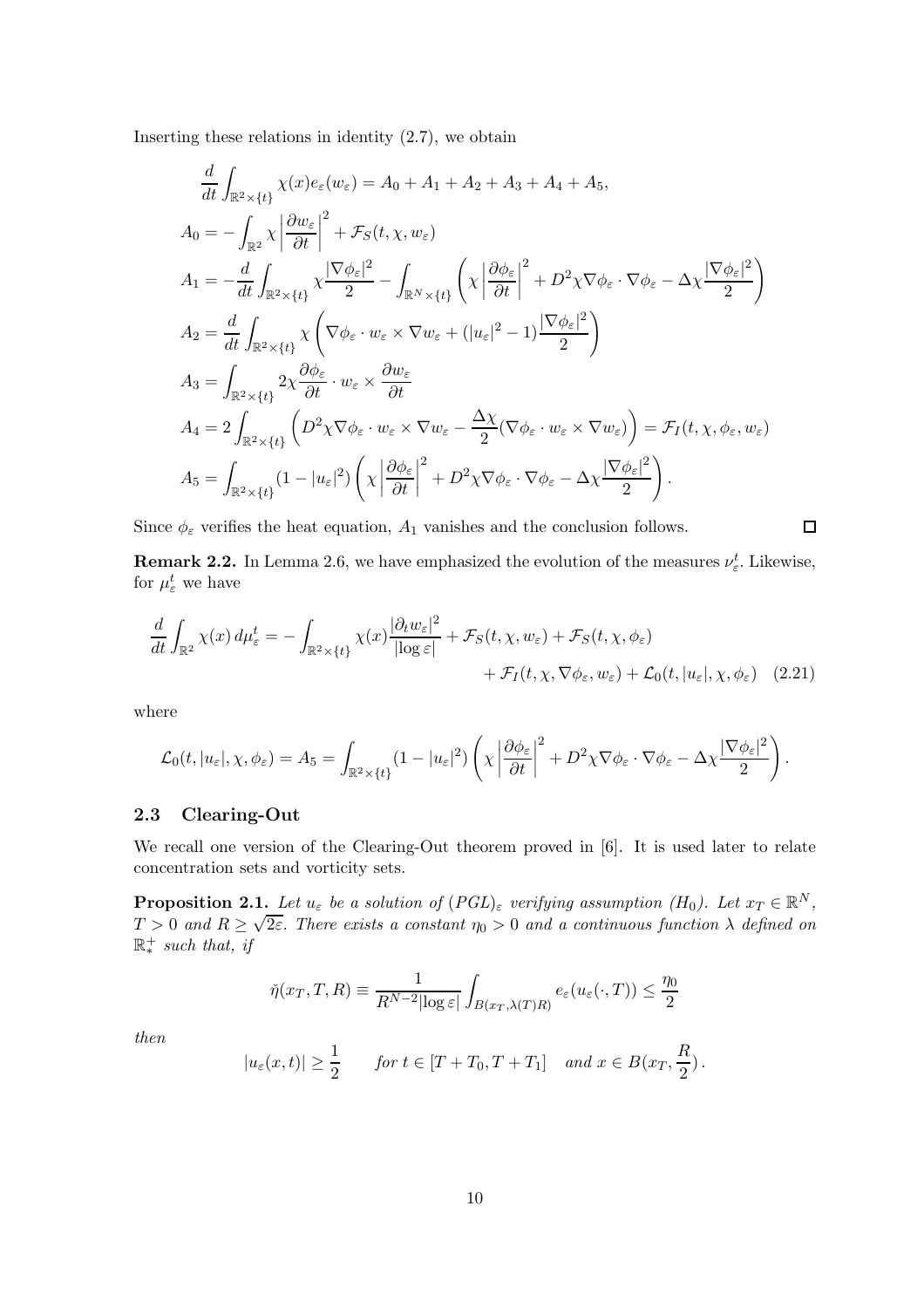Inserting these relations in identity (2.7), we obtain

$$
\begin{aligned}
&\frac{d}{dt}\int_{\mathbb{R}^2\times\{t\}} \chi(x) e_\varepsilon(w_\varepsilon) = A_0 + A_1 + A_2 + A_3 + A_4 + A_5,\\
&A_0 = -\int_{\mathbb{R}^2} \chi \left|\frac{\partial w_\varepsilon}{\partial t}\right|^2 + \mathcal{F}_S(t,\chi,w_\varepsilon)\\
&A_1 = -\frac{d}{dt}\int_{\mathbb{R}^2\times\{t\}} \chi \frac{|\nabla\phi_\varepsilon|^2}{2} - \int_{\mathbb{R}^N\times\{t\}} \left(\chi\left|\frac{\partial \phi_\varepsilon}{\partial t}\right|^2 + D^2\chi\nabla\phi_\varepsilon\cdot\nabla\phi_\varepsilon - \Delta\chi\frac{|\nabla\phi_\varepsilon|^2}{2}\right)\\
&A_2 = \frac{d}{dt}\int_{\mathbb{R}^2\times\{t\}} \chi\left(\nabla\phi_\varepsilon\cdot w_\varepsilon\times\nabla w_\varepsilon + (|u_\varepsilon|^2-1)\frac{|\nabla\phi_\varepsilon|^2}{2}\right)\\
&A_3 = \int_{\mathbb{R}^2\times\{t\}} 2\chi\frac{\partial\phi_\varepsilon}{\partial t}\cdot w_\varepsilon\times\frac{\partial w_\varepsilon}{\partial t}\\
&A_4 = 2\int_{\mathbb{R}^2\times\{t\}}\left(D^2\chi\nabla\phi_\varepsilon\cdot w_\varepsilon\times\nabla w_\varepsilon - \frac{\Delta\chi}{2}(\nabla\phi_\varepsilon\cdot w_\varepsilon\times\nabla w_\varepsilon)\right) = \mathcal{F}_I(t,\chi,\phi_\varepsilon,w_\varepsilon)\\
&A_5 = \int_{\mathbb{R}^2\times\{t\}}(1-|u_\varepsilon|^2)\left(\chi\left|\frac{\partial\phi_\varepsilon}{\partial t}\right|^2 + D^2\chi\nabla\phi_\varepsilon\cdot\nabla\phi_\varepsilon - \Delta\chi\frac{|\nabla\phi_\varepsilon|^2}{2}\right).
\end{aligned}
$$

Since $\phi_\varepsilon$ verifies the heat equation, $A_1$ vanishes and the conclusion follows. □

**Remark 2.2.** In Lemma 2.6, we have emphasized the evolution of the measures $\nu_\varepsilon^t$. Likewise, for $\mu_\varepsilon^t$ we have

$$
\begin{aligned}
\frac{d}{dt}\int_{\mathbb{R}^2}\chi(x)\,d\mu_\varepsilon^t = -\int_{\mathbb{R}^2\times\{t\}}\chi(x)\frac{|\partial_t w_\varepsilon|^2}{|\log\varepsilon|} + \mathcal{F}_S(t,\chi,w_\varepsilon) + \mathcal{F}_S(t,\chi,\phi_\varepsilon)&\\
+ \mathcal{F}_I(t,\chi,\nabla\phi_\varepsilon,w_\varepsilon) + \mathcal{L}_0(t,|u_\varepsilon|,\chi,\phi_\varepsilon)& \quad (2.21)
\end{aligned}
$$

where

$$
\mathcal{L}_0(t,|u_\varepsilon|,\chi,\phi_\varepsilon) = A_5 = \int_{\mathbb{R}^2\times\{t\}}(1-|u_\varepsilon|^2)\left(\chi\left|\frac{\partial\phi_\varepsilon}{\partial t}\right|^2 + D^2\chi\nabla\phi_\varepsilon\cdot\nabla\phi_\varepsilon - \Delta\chi\frac{|\nabla\phi_\varepsilon|^2}{2}\right).
$$

## 2.3 Clearing-Out

We recall one version of the Clearing-Out theorem proved in [6]. It is used later to relate concentration sets and vorticity sets.

**Proposition 2.1.** *Let $u_\varepsilon$ be a solution of $(PGL)_\varepsilon$ verifying assumption $(H_0)$. Let $x_T\in\mathbb{R}^N$, $T>0$ and $R\geq\sqrt{2\varepsilon}$. There exists a constant $\eta_0>0$ and a continuous function $\lambda$ defined on $\mathbb{R}_*^+$ such that, if*

$$
\check{\eta}(x_T,T,R) \equiv \frac{1}{R^{N-2}|\log\varepsilon|}\int_{B(x_T,\lambda(T)R)} e_\varepsilon(u_\varepsilon(\cdot,T)) \leq \frac{\eta_0}{2}
$$

*then*

$$
|u_\varepsilon(x,t)| \geq \frac{1}{2} \qquad \text{for } t\in[T+T_0,T+T_1] \quad \text{and } x\in B(x_T,\frac{R}{2}).
$$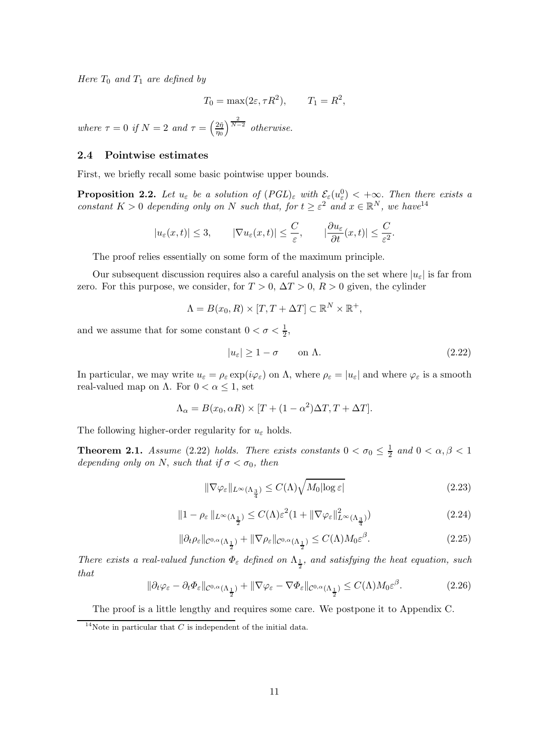*Here $T_0$ and $T_1$ are defined by*

$$T_0 = \max(2\varepsilon, \tau R^2), \qquad T_1 = R^2,$$

*where $\tau = 0$ if $N = 2$ and $\tau = \left(\frac{2\tilde{\eta}}{\eta_0}\right)^{\frac{2}{N-2}}$ otherwise.*

### 2.4 Pointwise estimates

First, we briefly recall some basic pointwise upper bounds.

**Proposition 2.2.** *Let $u_\varepsilon$ be a solution of $(PGL)_\varepsilon$ with $\mathcal{E}_\varepsilon(u_\varepsilon^0) < +\infty$. Then there exists a constant $K > 0$ depending only on $N$ such that, for $t \geq \varepsilon^2$ and $x \in \mathbb{R}^N$, we have*[14]

$$|u_\varepsilon(x,t)| \leq 3, \qquad |\nabla u_\varepsilon(x,t)| \leq \frac{C}{\varepsilon}, \qquad |\frac{\partial u_\varepsilon}{\partial t}(x,t)| \leq \frac{C}{\varepsilon^2}.$$

The proof relies essentially on some form of the maximum principle.

Our subsequent discussion requires also a careful analysis on the set where $|u_\varepsilon|$ is far from zero. For this purpose, we consider, for $T > 0$, $\Delta T > 0$, $R > 0$ given, the cylinder

$$\Lambda = B(x_0, R) \times [T, T + \Delta T] \subset \mathbb{R}^N \times \mathbb{R}^+,$$

and we assume that for some constant $0 < \sigma < \frac{1}{2}$,

$$|u_\varepsilon| \geq 1 - \sigma \qquad \text{on } \Lambda. \tag{2.22}$$

In particular, we may write $u_\varepsilon = \rho_\varepsilon \exp(i\varphi_\varepsilon)$ on $\Lambda$, where $\rho_\varepsilon = |u_\varepsilon|$ and where $\varphi_\varepsilon$ is a smooth real-valued map on $\Lambda$. For $0 < \alpha \leq 1$, set

$$\Lambda_\alpha = B(x_0, \alpha R) \times [T + (1 - \alpha^2)\Delta T, T + \Delta T].$$

The following higher-order regularity for $u_\varepsilon$ holds.

**Theorem 2.1.** *Assume* (2.22) *holds. There exists constants $0 < \sigma_0 \leq \frac{1}{2}$ and $0 < \alpha, \beta < 1$ depending only on $N$, such that if $\sigma < \sigma_0$, then*

$$\|\nabla \varphi_\varepsilon\|_{L^\infty(\Lambda_{\frac{3}{4}})} \leq C(\Lambda)\sqrt{M_0 |\log \varepsilon|} \tag{2.23}$$

$$\|1 - \rho_\varepsilon\|_{L^\infty(\Lambda_{\frac{1}{2}})} \leq C(\Lambda)\varepsilon^2(1 + \|\nabla \varphi_\varepsilon\|^2_{L^\infty(\Lambda_{\frac{3}{4}})}) \tag{2.24}$$

$$\|\partial_t \rho_\varepsilon\|_{\mathcal{C}^{0,\alpha}(\Lambda_{\frac{1}{2}})} + \|\nabla \rho_\varepsilon\|_{\mathcal{C}^{0,\alpha}(\Lambda_{\frac{1}{2}})} \leq C(\Lambda) M_0 \varepsilon^\beta. \tag{2.25}$$

*There exists a real-valued function $\Phi_\varepsilon$ defined on $\Lambda_{\frac{1}{2}}$, and satisfying the heat equation, such that*

$$\|\partial_t \varphi_\varepsilon - \partial_t \Phi_\varepsilon\|_{\mathcal{C}^{0,\alpha}(\Lambda_{\frac{1}{2}})} + \|\nabla \varphi_\varepsilon - \nabla \Phi_\varepsilon\|_{\mathcal{C}^{0,\alpha}(\Lambda_{\frac{1}{2}})} \leq C(\Lambda) M_0 \varepsilon^\beta. \tag{2.26}$$

The proof is a little lengthy and requires some care. We postpone it to Appendix C.

[14] Note in particular that $C$ is independent of the initial data.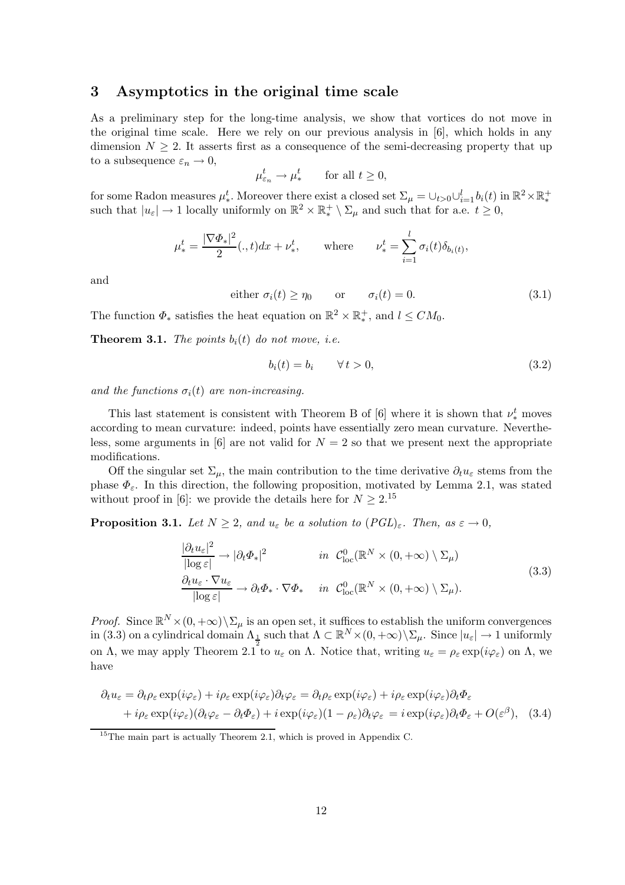## 3 Asymptotics in the original time scale

As a preliminary step for the long-time analysis, we show that vortices do not move in the original time scale. Here we rely on our previous analysis in [6], which holds in any dimension $N \geq 2$. It asserts first as a consequence of the semi-decreasing property that up to a subsequence $\varepsilon_n \to 0$,

$$\mu_{\varepsilon_n}^t \to \mu_*^t \qquad \text{for all } t \geq 0,$$

for some Radon measures $\mu_*^t$. Moreover there exist a closed set $\Sigma_\mu = \cup_{t>0} \cup_{i=1}^l b_i(t)$ in $\mathbb{R}^2 \times \mathbb{R}_*^+$ such that $|u_\varepsilon| \to 1$ locally uniformly on $\mathbb{R}^2 \times \mathbb{R}_*^+ \setminus \Sigma_\mu$ and such that for a.e. $t \geq 0$,

$$\mu_*^t = \frac{|\nabla \Phi_*|^2}{2}(.,t)dx + \nu_*^t, \qquad \text{where} \qquad \nu_*^t = \sum_{i=1}^l \sigma_i(t)\delta_{b_i(t)},$$

and

$$\text{either } \sigma_i(t) \geq \eta_0 \qquad \text{or} \qquad \sigma_i(t) = 0. \tag{3.1}$$

The function $\Phi_*$ satisfies the heat equation on $\mathbb{R}^2 \times \mathbb{R}_*^+$, and $l \leq CM_0$.

**Theorem 3.1.** *The points $b_i(t)$ do not move, i.e.*

$$b_i(t) = b_i \qquad \forall\, t > 0, \tag{3.2}$$

*and the functions $\sigma_i(t)$ are non-increasing.*

This last statement is consistent with Theorem B of [6] where it is shown that $\nu_*^t$ moves according to mean curvature: indeed, points have essentially zero mean curvature. Nevertheless, some arguments in [6] are not valid for $N = 2$ so that we present next the appropriate modifications.

Off the singular set $\Sigma_\mu$, the main contribution to the time derivative $\partial_t u_\varepsilon$ stems from the phase $\Phi_\varepsilon$. In this direction, the following proposition, motivated by Lemma 2.1, was stated without proof in [6]: we provide the details here for $N \geq 2$.[15]

**Proposition 3.1.** *Let $N \geq 2$, and $u_\varepsilon$ be a solution to $(PGL)_\varepsilon$. Then, as $\varepsilon \to 0$,*

$$\begin{aligned} \frac{|\partial_t u_\varepsilon|^2}{|\log \varepsilon|} &\to |\partial_t \Phi_*|^2 \qquad && \text{in } \mathcal{C}^0_{\rm loc}(\mathbb{R}^N \times (0,+\infty) \setminus \Sigma_\mu) \\ \frac{\partial_t u_\varepsilon \cdot \nabla u_\varepsilon}{|\log \varepsilon|} &\to \partial_t \Phi_* \cdot \nabla \Phi_* \quad && \text{in } \mathcal{C}^0_{\rm loc}(\mathbb{R}^N \times (0,+\infty) \setminus \Sigma_\mu). \end{aligned} \tag{3.3}$$

*Proof.* Since $\mathbb{R}^N \times (0,+\infty) \setminus \Sigma_\mu$ is an open set, it suffices to establish the uniform convergences in (3.3) on a cylindrical domain $\Lambda_{\frac{1}{2}}$ such that $\Lambda \subset \mathbb{R}^N \times (0,+\infty) \setminus \Sigma_\mu$. Since $|u_\varepsilon| \to 1$ uniformly on $\Lambda$, we may apply Theorem 2.1 to $u_\varepsilon$ on $\Lambda$. Notice that, writing $u_\varepsilon = \rho_\varepsilon \exp(i\varphi_\varepsilon)$ on $\Lambda$, we have

$$\begin{aligned} \partial_t u_\varepsilon &= \partial_t \rho_\varepsilon \exp(i\varphi_\varepsilon) + i\rho_\varepsilon \exp(i\varphi_\varepsilon)\partial_t \varphi_\varepsilon = \partial_t \rho_\varepsilon \exp(i\varphi_\varepsilon) + i\rho_\varepsilon \exp(i\varphi_\varepsilon)\partial_t \Phi_\varepsilon \\ &\quad + i\rho_\varepsilon \exp(i\varphi_\varepsilon)(\partial_t \varphi_\varepsilon - \partial_t \Phi_\varepsilon) + i\exp(i\varphi_\varepsilon)(1-\rho_\varepsilon)\partial_t \varphi_\varepsilon = i\exp(i\varphi_\varepsilon)\partial_t \Phi_\varepsilon + O(\varepsilon^\beta), \end{aligned} \tag{3.4}$$

[15] The main part is actually Theorem 2.1, which is proved in Appendix C.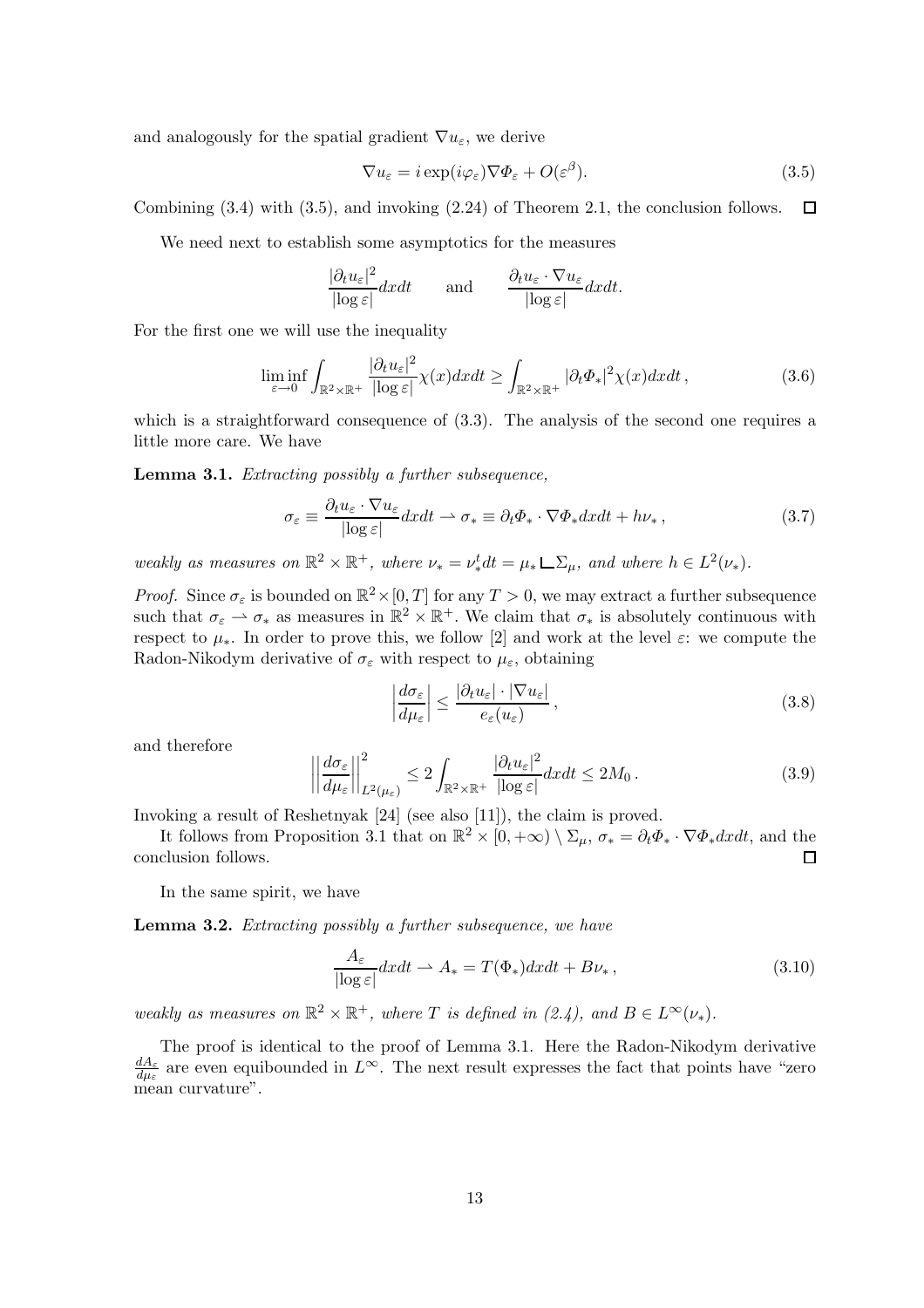and analogously for the spatial gradient $\nabla u_\varepsilon$, we derive

$$\nabla u_\varepsilon = i \exp(i\varphi_\varepsilon) \nabla \Phi_\varepsilon + O(\varepsilon^\beta). \tag{3.5}$$

Combining (3.4) with (3.5), and invoking (2.24) of Theorem 2.1, the conclusion follows. $\square$

We need next to establish some asymptotics for the measures

$$\frac{|\partial_t u_\varepsilon|^2}{|\log \varepsilon|} dxdt \qquad \text{and} \qquad \frac{\partial_t u_\varepsilon \cdot \nabla u_\varepsilon}{|\log \varepsilon|} dxdt.$$

For the first one we will use the inequality

$$\liminf_{\varepsilon \to 0} \int_{\mathbb{R}^2 \times \mathbb{R}^+} \frac{|\partial_t u_\varepsilon|^2}{|\log \varepsilon|} \chi(x) dxdt \geq \int_{\mathbb{R}^2 \times \mathbb{R}^+} |\partial_t \Phi_*|^2 \chi(x) dxdt\,, \tag{3.6}$$

which is a straightforward consequence of (3.3). The analysis of the second one requires a little more care. We have

**Lemma 3.1.** *Extracting possibly a further subsequence,*

$$\sigma_\varepsilon \equiv \frac{\partial_t u_\varepsilon \cdot \nabla u_\varepsilon}{|\log \varepsilon|} dxdt \rightharpoonup \sigma_* \equiv \partial_t \Phi_* \cdot \nabla \Phi_* dxdt + h\nu_*\,, \tag{3.7}$$

*weakly as measures on $\mathbb{R}^2 \times \mathbb{R}^+$, where $\nu_* = \nu_*^t dt = \mu_* \llcorner \Sigma_\mu$, and where $h \in L^2(\nu_*)$.*

*Proof.* Since $\sigma_\varepsilon$ is bounded on $\mathbb{R}^2 \times [0, T]$ for any $T > 0$, we may extract a further subsequence such that $\sigma_\varepsilon \rightharpoonup \sigma_*$ as measures in $\mathbb{R}^2 \times \mathbb{R}^+$. We claim that $\sigma_*$ is absolutely continuous with respect to $\mu_*$. In order to prove this, we follow [2] and work at the level $\varepsilon$: we compute the Radon-Nikodym derivative of $\sigma_\varepsilon$ with respect to $\mu_\varepsilon$, obtaining

$$\left| \frac{d\sigma_\varepsilon}{d\mu_\varepsilon} \right| \leq \frac{|\partial_t u_\varepsilon| \cdot |\nabla u_\varepsilon|}{e_\varepsilon(u_\varepsilon)}\,, \tag{3.8}$$

and therefore

$$\left|\left| \frac{d\sigma_\varepsilon}{d\mu_\varepsilon} \right|\right|^2_{L^2(\mu_\varepsilon)} \leq 2 \int_{\mathbb{R}^2 \times \mathbb{R}^+} \frac{|\partial_t u_\varepsilon|^2}{|\log \varepsilon|} dxdt \leq 2M_0\,. \tag{3.9}$$

Invoking a result of Reshetnyak [24] (see also [11]), the claim is proved.

It follows from Proposition 3.1 that on $\mathbb{R}^2 \times [0, +\infty) \setminus \Sigma_\mu$, $\sigma_* = \partial_t \Phi_* \cdot \nabla \Phi_* dxdt$, and the conclusion follows. $\square$

In the same spirit, we have

**Lemma 3.2.** *Extracting possibly a further subsequence, we have*

$$\frac{A_\varepsilon}{|\log \varepsilon|} dxdt \rightharpoonup A_* = T(\Phi_*) dxdt + B\nu_*\,, \tag{3.10}$$

*weakly as measures on $\mathbb{R}^2 \times \mathbb{R}^+$, where $T$ is defined in (2.4), and $B \in L^\infty(\nu_*)$.*

The proof is identical to the proof of Lemma 3.1. Here the Radon-Nikodym derivative $\frac{dA_\varepsilon}{d\mu_\varepsilon}$ are even equibounded in $L^\infty$. The next result expresses the fact that points have "zero mean curvature".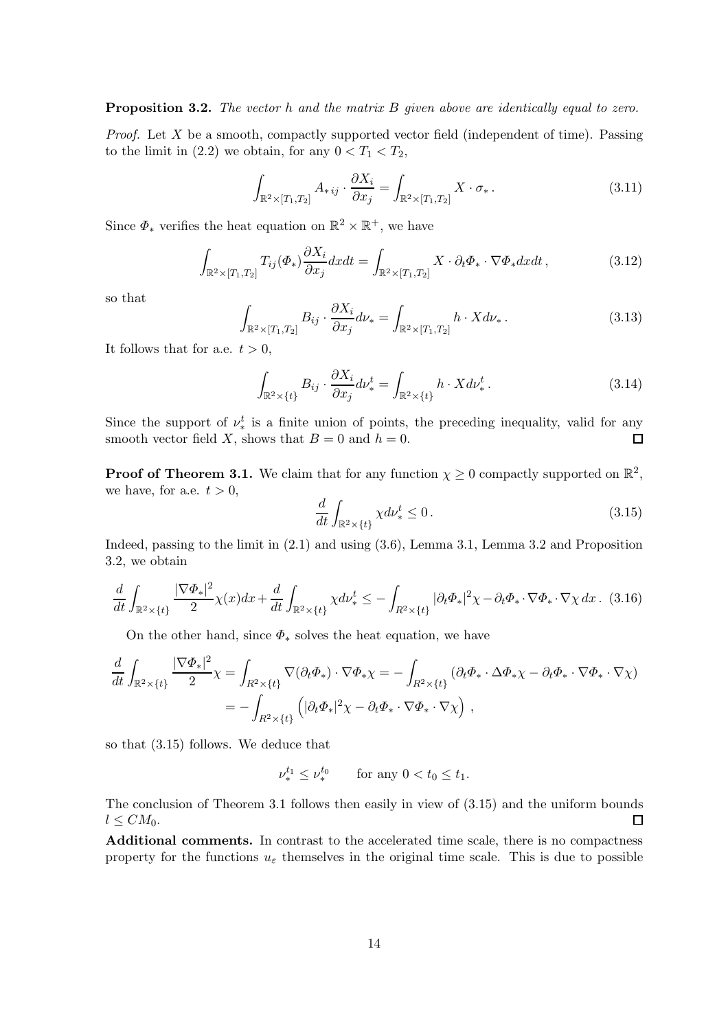**Proposition 3.2.** *The vector h and the matrix B given above are identically equal to zero.*

*Proof.* Let $X$ be a smooth, compactly supported vector field (independent of time). Passing to the limit in (2.2) we obtain, for any $0 < T_1 < T_2$,

$$\int_{\mathbb{R}^2\times[T_1,T_2]} A_{*ij}\cdot\frac{\partial X_i}{\partial x_j} = \int_{\mathbb{R}^2\times[T_1,T_2]} X\cdot\sigma_*\,. \tag{3.11}$$

Since $\Phi_*$ verifies the heat equation on $\mathbb{R}^2\times\mathbb{R}^+$, we have

$$\int_{\mathbb{R}^2\times[T_1,T_2]} T_{ij}(\Phi_*)\frac{\partial X_i}{\partial x_j}dxdt = \int_{\mathbb{R}^2\times[T_1,T_2]} X\cdot\partial_t\Phi_*\cdot\nabla\Phi_* dxdt\,, \tag{3.12}$$

so that

$$\int_{\mathbb{R}^2\times[T_1,T_2]} B_{ij}\cdot\frac{\partial X_i}{\partial x_j}d\nu_* = \int_{\mathbb{R}^2\times[T_1,T_2]} h\cdot X d\nu_*\,. \tag{3.13}$$

It follows that for a.e. $t > 0$,

$$\int_{\mathbb{R}^2\times\{t\}} B_{ij}\cdot\frac{\partial X_i}{\partial x_j}d\nu_*^t = \int_{\mathbb{R}^2\times\{t\}} h\cdot X d\nu_*^t\,. \tag{3.14}$$

Since the support of $\nu_*^t$ is a finite union of points, the preceding inequality, valid for any smooth vector field $X$, shows that $B = 0$ and $h = 0$. □

**Proof of Theorem 3.1.** We claim that for any function $\chi \geq 0$ compactly supported on $\mathbb{R}^2$, we have, for a.e. $t > 0$,

$$\frac{d}{dt}\int_{\mathbb{R}^2\times\{t\}}\chi d\nu_*^t \leq 0\,. \tag{3.15}$$

Indeed, passing to the limit in (2.1) and using (3.6), Lemma 3.1, Lemma 3.2 and Proposition 3.2, we obtain

$$\frac{d}{dt}\int_{\mathbb{R}^2\times\{t\}}\frac{|\nabla\Phi_*|^2}{2}\chi(x)dx + \frac{d}{dt}\int_{\mathbb{R}^2\times\{t\}}\chi d\nu_*^t \leq -\int_{R^2\times\{t\}}|\partial_t\Phi_*|^2\chi - \partial_t\Phi_*\cdot\nabla\Phi_*\cdot\nabla\chi\, dx\,. \tag{3.16}$$

On the other hand, since $\Phi_*$ solves the heat equation, we have

$$\begin{aligned}\frac{d}{dt}\int_{\mathbb{R}^2\times\{t\}}\frac{|\nabla\Phi_*|^2}{2}\chi &= \int_{R^2\times\{t\}}\nabla(\partial_t\Phi_*)\cdot\nabla\Phi_*\chi = -\int_{R^2\times\{t\}}(\partial_t\Phi_*\cdot\Delta\Phi_*\chi - \partial_t\Phi_*\cdot\nabla\Phi_*\cdot\nabla\chi)\\ &= -\int_{R^2\times\{t\}}\left(|\partial_t\Phi_*|^2\chi - \partial_t\Phi_*\cdot\nabla\Phi_*\cdot\nabla\chi\right)\,,\end{aligned}$$

so that (3.15) follows. We deduce that

$$\nu_*^{t_1} \leq \nu_*^{t_0} \qquad \text{for any } 0 < t_0 \leq t_1.$$

The conclusion of Theorem 3.1 follows then easily in view of (3.15) and the uniform bounds $l \leq CM_0$. □

**Additional comments.** In contrast to the accelerated time scale, there is no compactness property for the functions $u_\varepsilon$ themselves in the original time scale. This is due to possible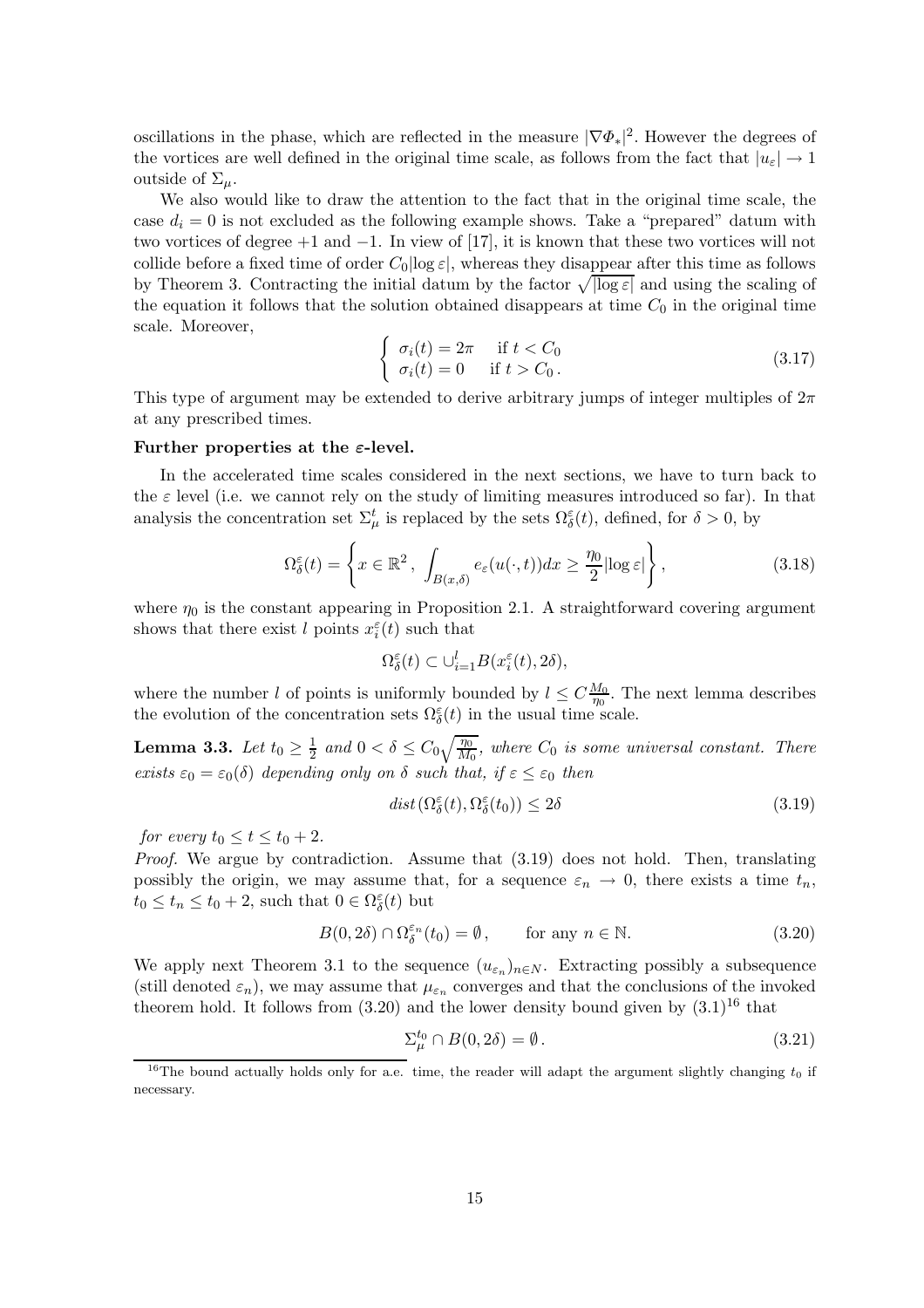oscillations in the phase, which are reflected in the measure $|\nabla \Phi_*|^2$. However the degrees of the vortices are well defined in the original time scale, as follows from the fact that $|u_\varepsilon| \to 1$ outside of $\Sigma_\mu$.

We also would like to draw the attention to the fact that in the original time scale, the case $d_i = 0$ is not excluded as the following example shows. Take a "prepared" datum with two vortices of degree $+1$ and $-1$. In view of [17], it is known that these two vortices will not collide before a fixed time of order $C_0|\log \varepsilon|$, whereas they disappear after this time as follows by Theorem 3. Contracting the initial datum by the factor $\sqrt{|\log \varepsilon|}$ and using the scaling of the equation it follows that the solution obtained disappears at time $C_0$ in the original time scale. Moreover,

$$\begin{cases} \sigma_i(t) = 2\pi & \text{if } t < C_0 \\ \sigma_i(t) = 0 & \text{if } t > C_0 \, . \end{cases} \tag{3.17}$$

This type of argument may be extended to derive arbitrary jumps of integer multiples of $2\pi$ at any prescribed times.

**Further properties at the $\varepsilon$-level.**

In the accelerated time scales considered in the next sections, we have to turn back to the $\varepsilon$ level (i.e. we cannot rely on the study of limiting measures introduced so far). In that analysis the concentration set $\Sigma_\mu^t$ is replaced by the sets $\Omega_\delta^\varepsilon(t)$, defined, for $\delta > 0$, by

$$\Omega_\delta^\varepsilon(t) = \left\{ x \in \mathbb{R}^2 \, , \, \int_{B(x,\delta)} e_\varepsilon(u(\cdot, t)) dx \geq \frac{\eta_0}{2} |\log \varepsilon| \right\}, \tag{3.18}$$

where $\eta_0$ is the constant appearing in Proposition 2.1. A straightforward covering argument shows that there exist $l$ points $x_i^\varepsilon(t)$ such that

$$\Omega_\delta^\varepsilon(t) \subset \cup_{i=1}^l B(x_i^\varepsilon(t), 2\delta),$$

where the number $l$ of points is uniformly bounded by $l \leq C\frac{M_0}{\eta_0}$. The next lemma describes the evolution of the concentration sets $\Omega_\delta^\varepsilon(t)$ in the usual time scale.

**Lemma 3.3.** *Let $t_0 \geq \frac{1}{2}$ and $0 < \delta \leq C_0\sqrt{\frac{\eta_0}{M_0}}$, where $C_0$ is some universal constant. There exists $\varepsilon_0 = \varepsilon_0(\delta)$ depending only on $\delta$ such that, if $\varepsilon \leq \varepsilon_0$ then*

$$dist(\Omega_\delta^\varepsilon(t), \Omega_\delta^\varepsilon(t_0)) \leq 2\delta \tag{3.19}$$

*for every $t_0 \leq t \leq t_0 + 2$.*

*Proof.* We argue by contradiction. Assume that (3.19) does not hold. Then, translating possibly the origin, we may assume that, for a sequence $\varepsilon_n \to 0$, there exists a time $t_n$, $t_0 \leq t_n \leq t_0 + 2$, such that $0 \in \Omega_\delta^\varepsilon(t)$ but

$$B(0, 2\delta) \cap \Omega_\delta^{\varepsilon_n}(t_0) = \emptyset \, , \qquad \text{for any } n \in \mathbb{N}. \tag{3.20}$$

We apply next Theorem 3.1 to the sequence $(u_{\varepsilon_n})_{n \in N}$. Extracting possibly a subsequence (still denoted $\varepsilon_n$), we may assume that $\mu_{\varepsilon_n}$ converges and that the conclusions of the invoked theorem hold. It follows from (3.20) and the lower density bound given by (3.1)[16] that

$$\Sigma_\mu^{t_0} \cap B(0, 2\delta) = \emptyset \, . \tag{3.21}$$

[16] The bound actually holds only for a.e. time, the reader will adapt the argument slightly changing $t_0$ if necessary.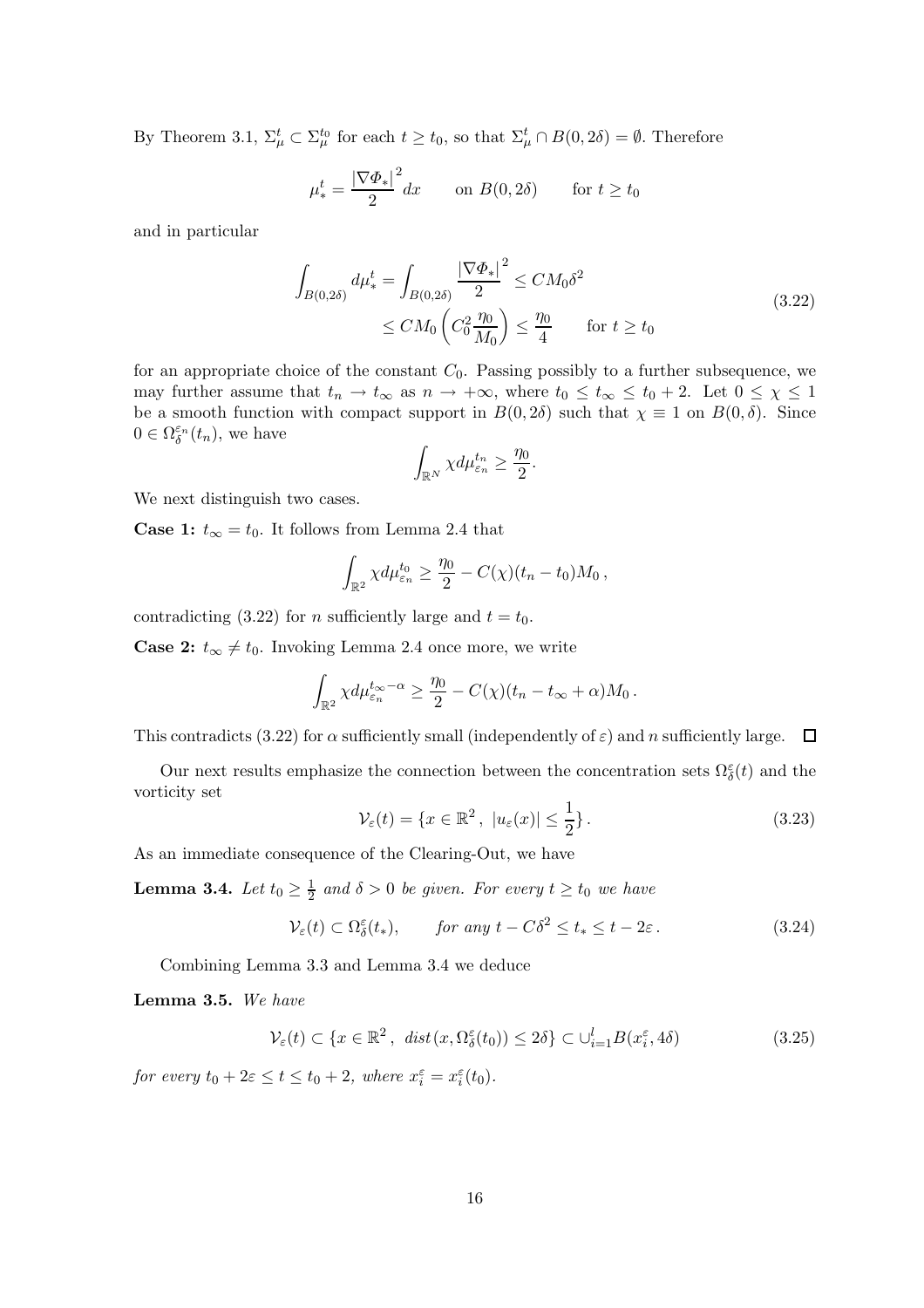By Theorem 3.1, $\Sigma_\mu^t \subset \Sigma_\mu^{t_0}$ for each $t \geq t_0$, so that $\Sigma_\mu^t \cap B(0, 2\delta) = \emptyset$. Therefore

$$\mu_*^t = \frac{|\nabla \Phi_*|^2}{2}\, dx \qquad \text{on } B(0,2\delta) \qquad \text{for } t \geq t_0$$

and in particular

$$\begin{aligned}
\int_{B(0,2\delta)} d\mu_*^t = \int_{B(0,2\delta)} \frac{|\nabla \Phi_*|^2}{2} &\leq C M_0 \delta^2 \\
&\leq C M_0 \left( C_0^2 \frac{\eta_0}{M_0} \right) \leq \frac{\eta_0}{4} \qquad \text{for } t \geq t_0
\end{aligned} \tag{3.22}$$

for an appropriate choice of the constant $C_0$. Passing possibly to a further subsequence, we may further assume that $t_n \to t_\infty$ as $n \to +\infty$, where $t_0 \leq t_\infty \leq t_0 + 2$. Let $0 \leq \chi \leq 1$ be a smooth function with compact support in $B(0, 2\delta)$ such that $\chi \equiv 1$ on $B(0, \delta)$. Since $0 \in \Omega_\delta^{\varepsilon_n}(t_n)$, we have

$$\int_{\mathbb{R}^N} \chi d\mu_{\varepsilon_n}^{t_n} \geq \frac{\eta_0}{2}.$$

We next distinguish two cases.

**Case 1:** $t_\infty = t_0$. It follows from Lemma 2.4 that

$$\int_{\mathbb{R}^2} \chi d\mu_{\varepsilon_n}^{t_0} \geq \frac{\eta_0}{2} - C(\chi)(t_n - t_0) M_0 \,,$$

contradicting (3.22) for $n$ sufficiently large and $t = t_0$.

**Case 2:** $t_\infty \neq t_0$. Invoking Lemma 2.4 once more, we write

$$\int_{\mathbb{R}^2} \chi d\mu_{\varepsilon_n}^{t_\infty - \alpha} \geq \frac{\eta_0}{2} - C(\chi)(t_n - t_\infty + \alpha) M_0 \,.$$

This contradicts (3.22) for $\alpha$ sufficiently small (independently of $\varepsilon$) and $n$ sufficiently large. $\square$

Our next results emphasize the connection between the concentration sets $\Omega_\delta^\varepsilon(t)$ and the vorticity set

$$\mathcal{V}_\varepsilon(t) = \{ x \in \mathbb{R}^2 \,, \ |u_\varepsilon(x)| \leq \frac{1}{2} \} \,. \tag{3.23}$$

As an immediate consequence of the Clearing-Out, we have

**Lemma 3.4.** *Let $t_0 \geq \frac{1}{2}$ and $\delta > 0$ be given. For every $t \geq t_0$ we have*

$$\mathcal{V}_\varepsilon(t) \subset \Omega_\delta^\varepsilon(t_*), \qquad \text{for any } t - C\delta^2 \leq t_* \leq t - 2\varepsilon \,. \tag{3.24}$$

Combining Lemma 3.3 and Lemma 3.4 we deduce

**Lemma 3.5.** *We have*

$$\mathcal{V}_\varepsilon(t) \subset \{ x \in \mathbb{R}^2 \,, \ dist(x, \Omega_\delta^\varepsilon(t_0)) \leq 2\delta \} \subset \cup_{i=1}^l B(x_i^\varepsilon, 4\delta) \tag{3.25}$$

*for every $t_0 + 2\varepsilon \leq t \leq t_0 + 2$, where $x_i^\varepsilon = x_i^\varepsilon(t_0)$.*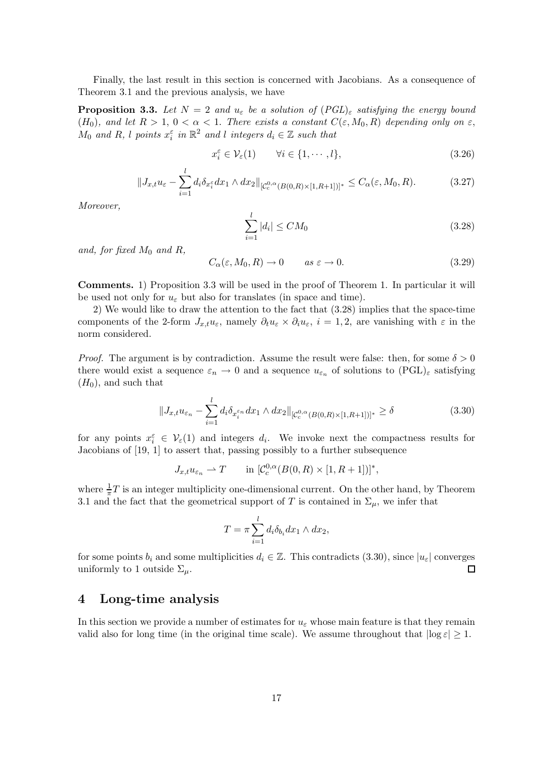Finally, the last result in this section is concerned with Jacobians. As a consequence of Theorem 3.1 and the previous analysis, we have

**Proposition 3.3.** *Let $N = 2$ and $u_\varepsilon$ be a solution of $(PGL)_\varepsilon$ satisfying the energy bound $(H_0)$, and let $R > 1$, $0 < \alpha < 1$. There exists a constant $C(\varepsilon, M_0, R)$ depending only on $\varepsilon$, $M_0$ and $R$, $l$ points $x_i^\varepsilon$ in $\mathbb{R}^2$ and $l$ integers $d_i \in \mathbb{Z}$ such that*

$$x_i^\varepsilon \in \mathcal{V}_\varepsilon(1) \qquad \forall i \in \{1, \cdots, l\}, \tag{3.26}$$

$$\|J_{x,t} u_\varepsilon - \sum_{i=1}^{l} d_i \delta_{x_i^\varepsilon} dx_1 \wedge dx_2\|_{[\mathcal{C}_c^{0,\alpha}(B(0,R)\times[1,R+1])]^*} \leq C_\alpha(\varepsilon, M_0, R). \tag{3.27}$$

*Moreover,*

$$\sum_{i=1}^{l} |d_i| \leq C M_0 \tag{3.28}$$

*and, for fixed $M_0$ and $R$,*

$$C_\alpha(\varepsilon, M_0, R) \to 0 \qquad \text{as } \varepsilon \to 0. \tag{3.29}$$

**Comments.** 1) Proposition 3.3 will be used in the proof of Theorem 1. In particular it will be used not only for $u_\varepsilon$ but also for translates (in space and time).

2) We would like to draw the attention to the fact that (3.28) implies that the space-time components of the 2-form $J_{x,t} u_\varepsilon$, namely $\partial_t u_\varepsilon \times \partial_i u_\varepsilon$, $i = 1, 2$, are vanishing with $\varepsilon$ in the norm considered.

*Proof.* The argument is by contradiction. Assume the result were false: then, for some $\delta > 0$ there would exist a sequence $\varepsilon_n \to 0$ and a sequence $u_{\varepsilon_n}$ of solutions to $(\text{PGL})_\varepsilon$ satisfying $(H_0)$, and such that

$$\|J_{x,t} u_{\varepsilon_n} - \sum_{i=1}^{l} d_i \delta_{x_i^{\varepsilon_n}} dx_1 \wedge dx_2\|_{[\mathcal{C}_c^{0,\alpha}(B(0,R)\times[1,R+1])]^*} \geq \delta \tag{3.30}$$

for any points $x_i^\varepsilon \in \mathcal{V}_\varepsilon(1)$ and integers $d_i$. We invoke next the compactness results for Jacobians of [19, 1] to assert that, passing possibly to a further subsequence

$$J_{x,t} u_{\varepsilon_n} \rightharpoonup T \qquad \text{in } [\mathcal{C}_c^{0,\alpha}(B(0,R)\times[1,R+1])]^*,$$

where $\frac{1}{\pi} T$ is an integer multiplicity one-dimensional current. On the other hand, by Theorem 3.1 and the fact that the geometrical support of $T$ is contained in $\Sigma_\mu$, we infer that

$$T = \pi \sum_{i=1}^{l} d_i \delta_{b_i} dx_1 \wedge dx_2,$$

for some points $b_i$ and some multiplicities $d_i \in \mathbb{Z}$. This contradicts (3.30), since $|u_\varepsilon|$ converges uniformly to 1 outside $\Sigma_\mu$. □

## 4 Long-time analysis

In this section we provide a number of estimates for $u_\varepsilon$ whose main feature is that they remain valid also for long time (in the original time scale). We assume throughout that $|\log \varepsilon| \geq 1$.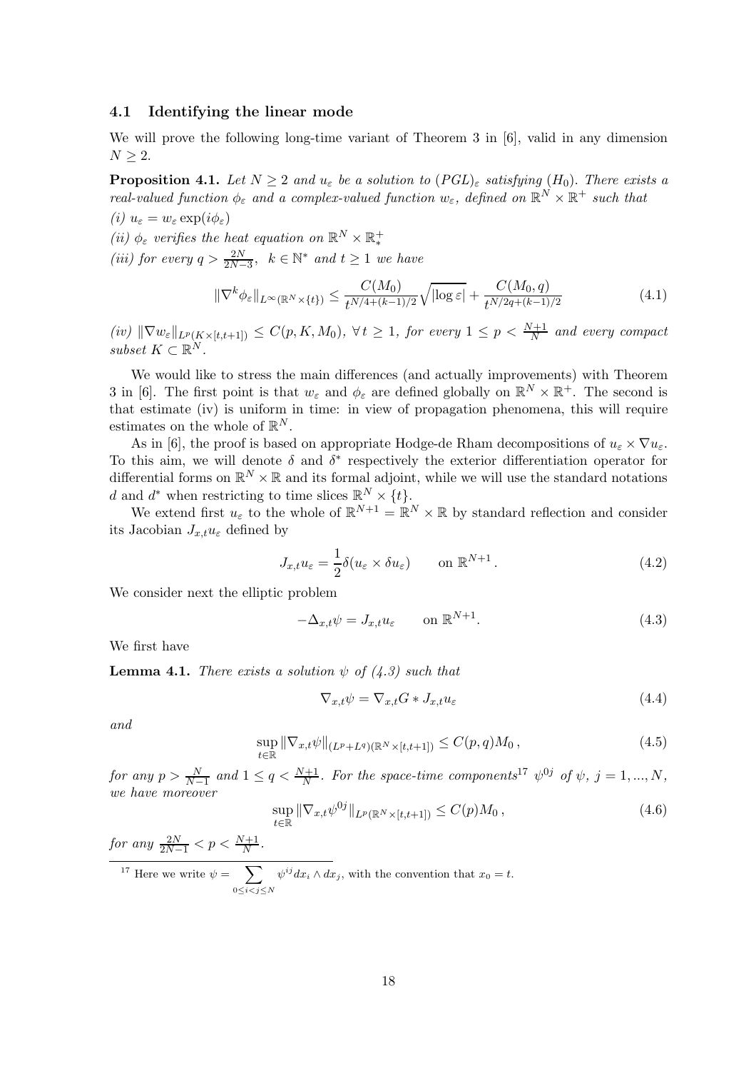### 4.1 Identifying the linear mode

We will prove the following long-time variant of Theorem 3 in [6], valid in any dimension $N \geq 2$.

**Proposition 4.1.** *Let $N \geq 2$ and $u_\varepsilon$ be a solution to $(PGL)_\varepsilon$ satisfying $(H_0)$. There exists a real-valued function $\phi_\varepsilon$ and a complex-valued function $w_\varepsilon$, defined on $\mathbb{R}^N \times \mathbb{R}^+$ such that*

*(i) $u_\varepsilon = w_\varepsilon \exp(i\phi_\varepsilon)$*

*(ii) $\phi_\varepsilon$ verifies the heat equation on $\mathbb{R}^N \times \mathbb{R}^+_*$*

*(iii) for every $q > \frac{2N}{2N-3}$, $k \in \mathbb{N}^*$ and $t \geq 1$ we have*

$$\|\nabla^k \phi_\varepsilon\|_{L^\infty(\mathbb{R}^N \times \{t\})} \leq \frac{C(M_0)}{t^{N/4+(k-1)/2}} \sqrt{|\log \varepsilon|} + \frac{C(M_0, q)}{t^{N/2q+(k-1)/2}} \tag{4.1}$$

*(iv) $\|\nabla w_\varepsilon\|_{L^p(K \times [t,t+1])} \leq C(p, K, M_0)$, $\forall\, t \geq 1$, for every $1 \leq p < \frac{N+1}{N}$ and every compact subset $K \subset \mathbb{R}^N$.*

We would like to stress the main differences (and actually improvements) with Theorem 3 in [6]. The first point is that $w_\varepsilon$ and $\phi_\varepsilon$ are defined globally on $\mathbb{R}^N \times \mathbb{R}^+$. The second is that estimate (iv) is uniform in time: in view of propagation phenomena, this will require estimates on the whole of $\mathbb{R}^N$.

As in [6], the proof is based on appropriate Hodge-de Rham decompositions of $u_\varepsilon \times \nabla u_\varepsilon$. To this aim, we will denote $\delta$ and $\delta^*$ respectively the exterior differentiation operator for differential forms on $\mathbb{R}^N \times \mathbb{R}$ and its formal adjoint, while we will use the standard notations $d$ and $d^*$ when restricting to time slices $\mathbb{R}^N \times \{t\}$.

We extend first $u_\varepsilon$ to the whole of $\mathbb{R}^{N+1} = \mathbb{R}^N \times \mathbb{R}$ by standard reflection and consider its Jacobian $J_{x,t} u_\varepsilon$ defined by

$$J_{x,t} u_\varepsilon = \frac{1}{2} \delta(u_\varepsilon \times \delta u_\varepsilon) \qquad \text{on } \mathbb{R}^{N+1}\,. \tag{4.2}$$

We consider next the elliptic problem

$$-\Delta_{x,t} \psi = J_{x,t} u_\varepsilon \qquad \text{on } \mathbb{R}^{N+1}. \tag{4.3}$$

We first have

**Lemma 4.1.** *There exists a solution $\psi$ of (4.3) such that*

$$\nabla_{x,t} \psi = \nabla_{x,t} G * J_{x,t} u_\varepsilon \tag{4.4}$$

*and*

$$\sup_{t \in \mathbb{R}} \|\nabla_{x,t} \psi\|_{(L^p + L^q)(\mathbb{R}^N \times [t,t+1])} \leq C(p,q) M_0\,, \tag{4.5}$$

*for any $p > \frac{N}{N-1}$ and $1 \leq q < \frac{N+1}{N}$. For the space-time components[17] $\psi^{0j}$ of $\psi$, $j = 1, ..., N$, we have moreover*

$$\sup_{t \in \mathbb{R}} \|\nabla_{x,t} \psi^{0j}\|_{L^p(\mathbb{R}^N \times [t,t+1])} \leq C(p) M_0\,, \tag{4.6}$$

*for any $\frac{2N}{2N-1} < p < \frac{N+1}{N}$.*

[17] Here we write $\psi = \sum_{0 \leq i < j \leq N} \psi^{ij} dx_i \wedge dx_j$, with the convention that $x_0 = t$.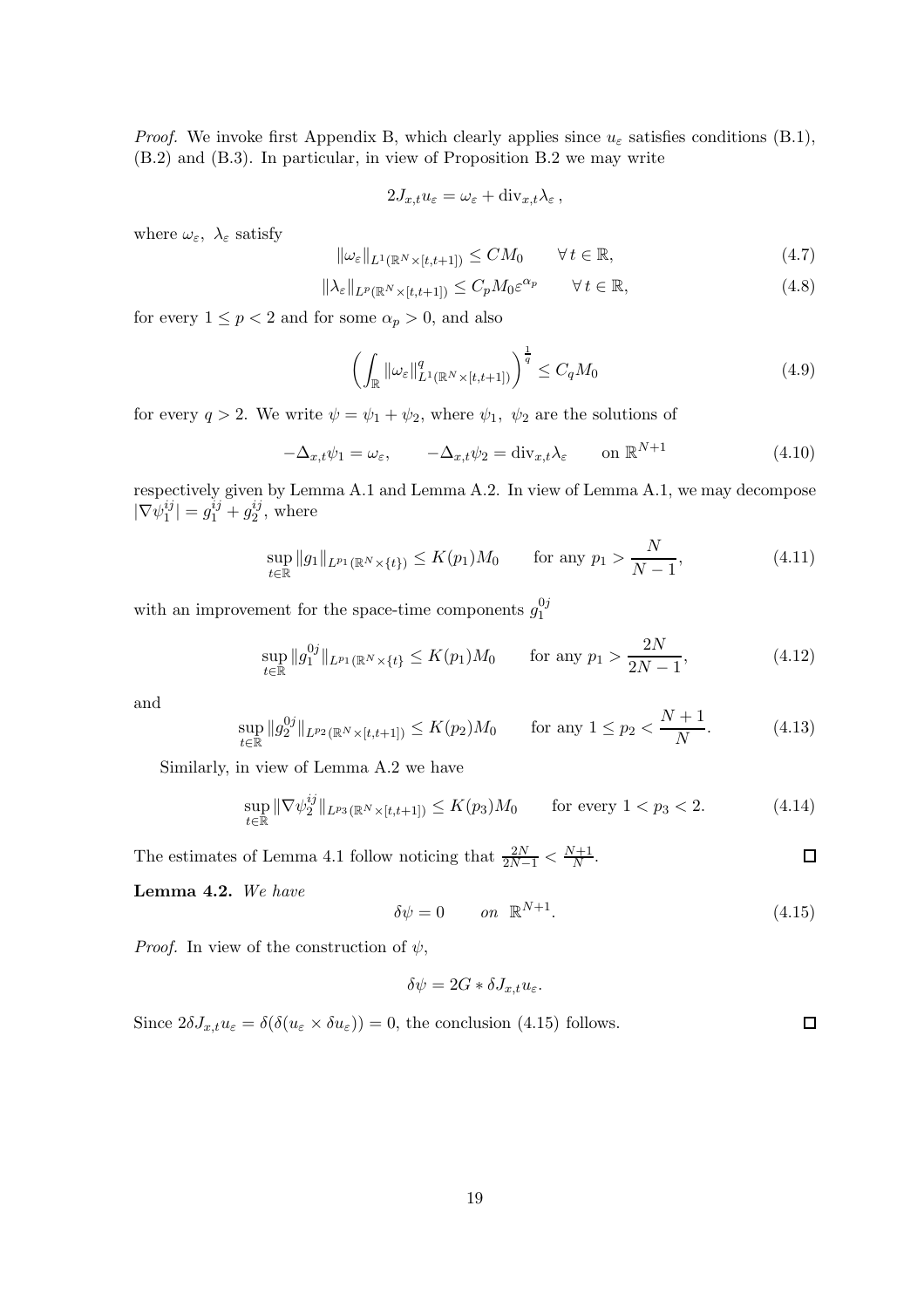*Proof.* We invoke first Appendix B, which clearly applies since $u_\varepsilon$ satisfies conditions (B.1), (B.2) and (B.3). In particular, in view of Proposition B.2 we may write

$$2J_{x,t}u_\varepsilon = \omega_\varepsilon + \mathrm{div}_{x,t}\lambda_\varepsilon\,,$$

where $\omega_\varepsilon,\ \lambda_\varepsilon$ satisfy

$$\|\omega_\varepsilon\|_{L^1(\mathbb{R}^N\times[t,t+1])} \leq CM_0 \qquad \forall\, t \in \mathbb{R}, \tag{4.7}$$

$$\|\lambda_\varepsilon\|_{L^p(\mathbb{R}^N\times[t,t+1])} \leq C_p M_0 \varepsilon^{\alpha_p} \qquad \forall\, t \in \mathbb{R}, \tag{4.8}$$

for every $1 \leq p < 2$ and for some $\alpha_p > 0$, and also

$$\left(\int_{\mathbb{R}} \|\omega_\varepsilon\|^q_{L^1(\mathbb{R}^N\times[t,t+1])}\right)^{\frac{1}{q}} \leq C_q M_0 \tag{4.9}$$

for every $q > 2$. We write $\psi = \psi_1 + \psi_2$, where $\psi_1,\ \psi_2$ are the solutions of

$$-\Delta_{x,t}\psi_1 = \omega_\varepsilon, \qquad -\Delta_{x,t}\psi_2 = \mathrm{div}_{x,t}\lambda_\varepsilon \qquad \text{on } \mathbb{R}^{N+1} \tag{4.10}$$

respectively given by Lemma A.1 and Lemma A.2. In view of Lemma A.1, we may decompose $|\nabla\psi_1^{ij}| = g_1^{ij} + g_2^{ij}$, where

$$\sup_{t\in\mathbb{R}} \|g_1\|_{L^{p_1}(\mathbb{R}^N\times\{t\})} \leq K(p_1)M_0 \qquad \text{for any } p_1 > \frac{N}{N-1}, \tag{4.11}$$

with an improvement for the space-time components $g_1^{0j}$

$$\sup_{t\in\mathbb{R}} \|g_1^{0j}\|_{L^{p_1}(\mathbb{R}^N\times\{t\}} \leq K(p_1)M_0 \qquad \text{for any } p_1 > \frac{2N}{2N-1}, \tag{4.12}$$

and

$$\sup_{t\in\mathbb{R}} \|g_2^{0j}\|_{L^{p_2}(\mathbb{R}^N\times[t,t+1])} \leq K(p_2)M_0 \qquad \text{for any } 1 \leq p_2 < \frac{N+1}{N}. \tag{4.13}$$

Similarly, in view of Lemma A.2 we have

$$\sup_{t\in\mathbb{R}} \|\nabla\psi_2^{ij}\|_{L^{p_3}(\mathbb{R}^N\times[t,t+1])} \leq K(p_3)M_0 \qquad \text{for every } 1 < p_3 < 2. \tag{4.14}$$

The estimates of Lemma 4.1 follow noticing that $\frac{2N}{2N-1} < \frac{N+1}{N}$. □

**Lemma 4.2.** *We have*

$$\delta\psi = 0 \qquad \textit{on } \ \mathbb{R}^{N+1}. \tag{4.15}$$

*Proof.* In view of the construction of $\psi$,

$$\delta\psi = 2G * \delta J_{x,t}u_\varepsilon.$$

Since $2\delta J_{x,t}u_\varepsilon = \delta(\delta(u_\varepsilon \times \delta u_\varepsilon)) = 0$, the conclusion (4.15) follows. □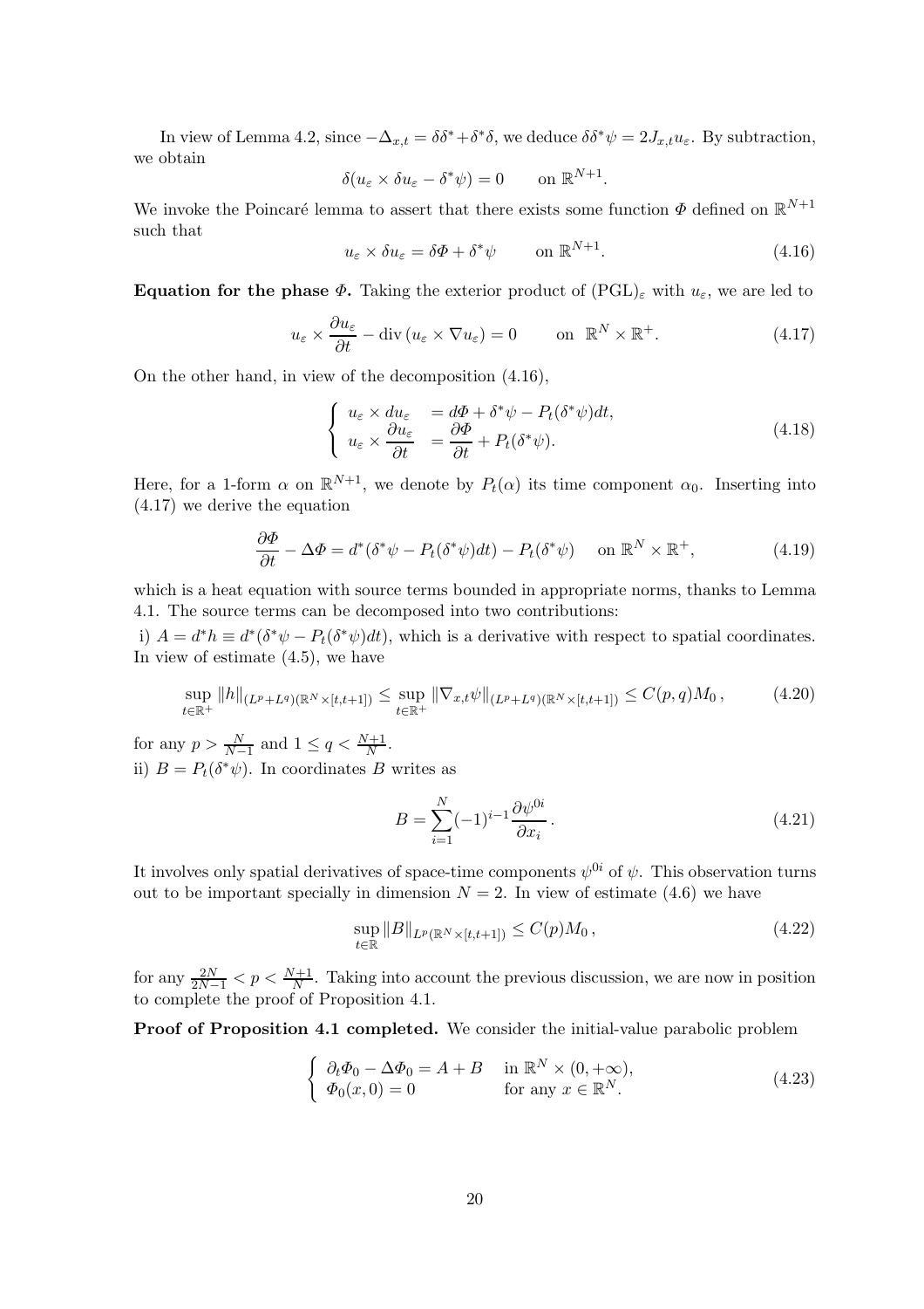In view of Lemma 4.2, since $-\Delta_{x,t} = \delta\delta^* + \delta^*\delta$, we deduce $\delta\delta^*\psi = 2J_{x,t}u_\varepsilon$. By subtraction, we obtain

$$\delta(u_\varepsilon \times \delta u_\varepsilon - \delta^*\psi) = 0 \qquad \text{on } \mathbb{R}^{N+1}.$$

We invoke the Poincaré lemma to assert that there exists some function $\Phi$ defined on $\mathbb{R}^{N+1}$ such that

$$u_\varepsilon \times \delta u_\varepsilon = \delta \Phi + \delta^*\psi \qquad \text{on } \mathbb{R}^{N+1}. \tag{4.16}$$

**Equation for the phase $\Phi$.** Taking the exterior product of $(\mathrm{PGL})_\varepsilon$ with $u_\varepsilon$, we are led to

$$u_\varepsilon \times \frac{\partial u_\varepsilon}{\partial t} - \operatorname{div}(u_\varepsilon \times \nabla u_\varepsilon) = 0 \qquad \text{on } \mathbb{R}^N \times \mathbb{R}^+. \tag{4.17}$$

On the other hand, in view of the decomposition (4.16),

$$\left\{ \begin{array}{ll} u_\varepsilon \times du_\varepsilon & = d\Phi + \delta^*\psi - P_t(\delta^*\psi)dt, \\ u_\varepsilon \times \dfrac{\partial u_\varepsilon}{\partial t} & = \dfrac{\partial \Phi}{\partial t} + P_t(\delta^*\psi). \end{array} \right. \tag{4.18}$$

Here, for a 1-form $\alpha$ on $\mathbb{R}^{N+1}$, we denote by $P_t(\alpha)$ its time component $\alpha_0$. Inserting into (4.17) we derive the equation

$$\frac{\partial \Phi}{\partial t} - \Delta \Phi = d^*(\delta^*\psi - P_t(\delta^*\psi)dt) - P_t(\delta^*\psi) \quad \text{ on } \mathbb{R}^N \times \mathbb{R}^+, \tag{4.19}$$

which is a heat equation with source terms bounded in appropriate norms, thanks to Lemma 4.1. The source terms can be decomposed into two contributions:

i) $A = d^*h \equiv d^*(\delta^*\psi - P_t(\delta^*\psi)dt)$, which is a derivative with respect to spatial coordinates. In view of estimate (4.5), we have

$$\sup_{t\in\mathbb{R}^+} \|h\|_{(L^p+L^q)(\mathbb{R}^N\times[t,t+1])} \leq \sup_{t\in\mathbb{R}^+} \|\nabla_{x,t}\psi\|_{(L^p+L^q)(\mathbb{R}^N\times[t,t+1])} \leq C(p,q)M_0\,, \tag{4.20}$$

for any $p > \frac{N}{N-1}$ and $1 \leq q < \frac{N+1}{N}$.

ii) $B = P_t(\delta^*\psi)$. In coordinates $B$ writes as

$$B = \sum_{i=1}^{N} (-1)^{i-1} \frac{\partial \psi^{0i}}{\partial x_i}\,. \tag{4.21}$$

It involves only spatial derivatives of space-time components $\psi^{0i}$ of $\psi$. This observation turns out to be important specially in dimension $N = 2$. In view of estimate (4.6) we have

$$\sup_{t\in\mathbb{R}} \|B\|_{L^p(\mathbb{R}^N\times[t,t+1])} \leq C(p)M_0\,, \tag{4.22}$$

for any $\frac{2N}{2N-1} < p < \frac{N+1}{N}$. Taking into account the previous discussion, we are now in position to complete the proof of Proposition 4.1.

**Proof of Proposition 4.1 completed.** We consider the initial-value parabolic problem

$$\left\{ \begin{array}{ll} \partial_t \Phi_0 - \Delta \Phi_0 = A + B & \text{in } \mathbb{R}^N \times (0, +\infty), \\ \Phi_0(x, 0) = 0 & \text{for any } x \in \mathbb{R}^N. \end{array} \right. \tag{4.23}$$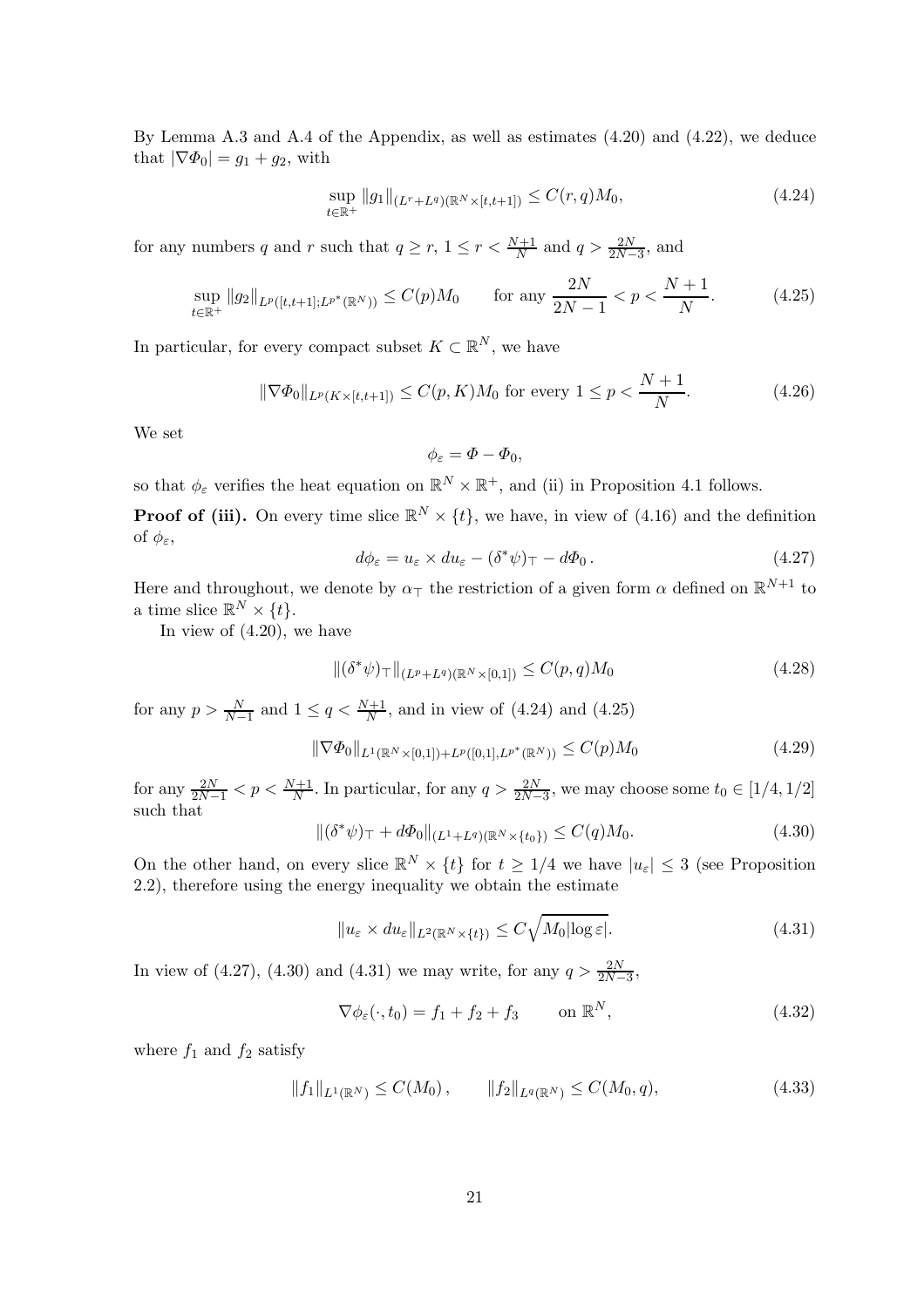By Lemma A.3 and A.4 of the Appendix, as well as estimates (4.20) and (4.22), we deduce that $|\nabla \Phi_0| = g_1 + g_2$, with

$$\sup_{t\in\mathbb{R}^+} \|g_1\|_{(L^r+L^q)(\mathbb{R}^N\times[t,t+1])} \le C(r,q)M_0, \tag{4.24}$$

for any numbers $q$ and $r$ such that $q \ge r$, $1 \le r < \frac{N+1}{N}$ and $q > \frac{2N}{2N-3}$, and

$$\sup_{t\in\mathbb{R}^+} \|g_2\|_{L^p([t,t+1];L^{p^*}(\mathbb{R}^N))} \le C(p)M_0 \qquad \text{for any } \frac{2N}{2N-1} < p < \frac{N+1}{N}. \tag{4.25}$$

In particular, for every compact subset $K \subset \mathbb{R}^N$, we have

$$\|\nabla \Phi_0\|_{L^p(K\times[t,t+1])} \le C(p,K)M_0 \text{ for every } 1 \le p < \frac{N+1}{N}. \tag{4.26}$$

We set

$$\phi_\varepsilon = \Phi - \Phi_0,$$

so that $\phi_\varepsilon$ verifies the heat equation on $\mathbb{R}^N \times \mathbb{R}^+$, and (ii) in Proposition 4.1 follows.

**Proof of (iii).** On every time slice $\mathbb{R}^N \times \{t\}$, we have, in view of (4.16) and the definition of $\phi_\varepsilon$,

$$d\phi_\varepsilon = u_\varepsilon \times du_\varepsilon - (\delta^*\psi)_\top - d\Phi_0 \,. \tag{4.27}$$

Here and throughout, we denote by $\alpha_\top$ the restriction of a given form $\alpha$ defined on $\mathbb{R}^{N+1}$ to a time slice $\mathbb{R}^N \times \{t\}$.

In view of (4.20), we have

$$\|(\delta^*\psi)_\top\|_{(L^p+L^q)(\mathbb{R}^N\times[0,1])} \le C(p,q)M_0 \tag{4.28}$$

for any $p > \frac{N}{N-1}$ and $1 \le q < \frac{N+1}{N}$, and in view of (4.24) and (4.25)

$$\|\nabla \Phi_0\|_{L^1(\mathbb{R}^N\times[0,1])+L^p([0,1],L^{p^*}(\mathbb{R}^N))} \le C(p)M_0 \tag{4.29}$$

for any $\frac{2N}{2N-1} < p < \frac{N+1}{N}$. In particular, for any $q > \frac{2N}{2N-3}$, we may choose some $t_0 \in [1/4, 1/2]$ such that

$$\|(\delta^*\psi)_\top + d\Phi_0\|_{(L^1+L^q)(\mathbb{R}^N\times\{t_0\})} \le C(q)M_0. \tag{4.30}$$

On the other hand, on every slice $\mathbb{R}^N \times \{t\}$ for $t \ge 1/4$ we have $|u_\varepsilon| \le 3$ (see Proposition 2.2), therefore using the energy inequality we obtain the estimate

$$\|u_\varepsilon \times du_\varepsilon\|_{L^2(\mathbb{R}^N\times\{t\})} \le C\sqrt{M_0|\log\varepsilon|}. \tag{4.31}$$

In view of (4.27), (4.30) and (4.31) we may write, for any $q > \frac{2N}{2N-3}$,

$$\nabla \phi_\varepsilon(\cdot, t_0) = f_1 + f_2 + f_3 \qquad \text{on } \mathbb{R}^N, \tag{4.32}$$

where $f_1$ and $f_2$ satisfy

$$\|f_1\|_{L^1(\mathbb{R}^N)} \le C(M_0)\,, \qquad \|f_2\|_{L^q(\mathbb{R}^N)} \le C(M_0,q), \tag{4.33}$$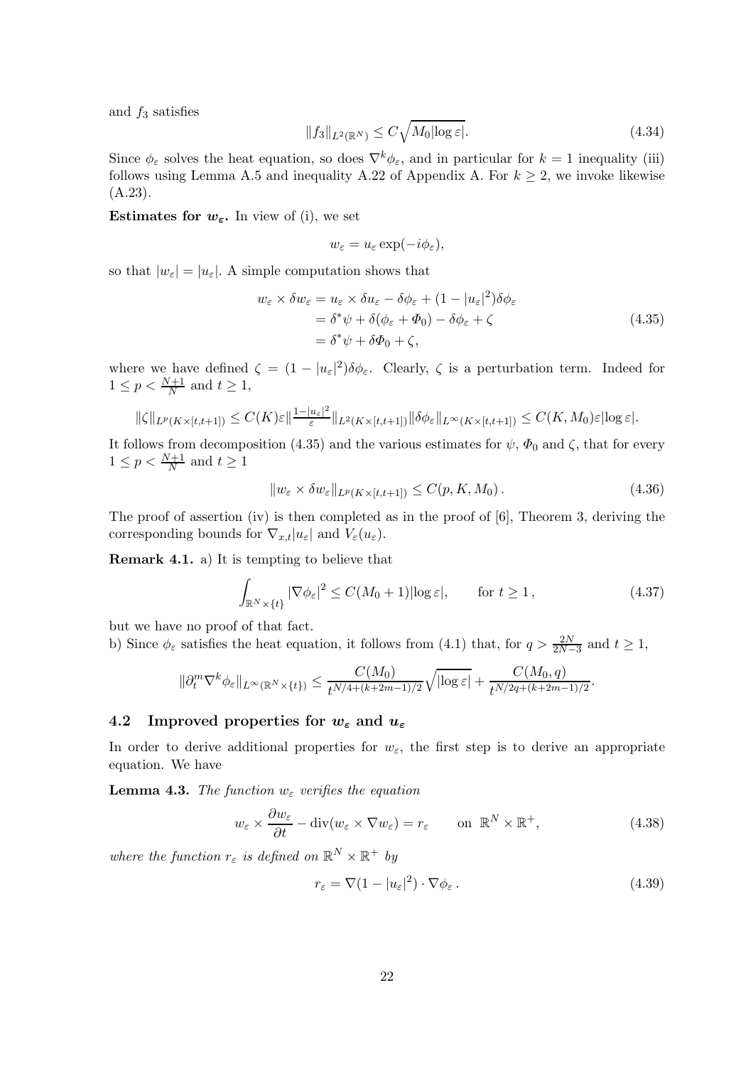and $f_3$ satisfies

$$\|f_3\|_{L^2(\mathbb{R}^N)} \leq C\sqrt{M_0|\log \varepsilon|}. \tag{4.34}$$

Since $\phi_\varepsilon$ solves the heat equation, so does $\nabla^k \phi_\varepsilon$, and in particular for $k = 1$ inequality (iii) follows using Lemma A.5 and inequality A.22 of Appendix A. For $k \geq 2$, we invoke likewise (A.23).

**Estimates for $w_\varepsilon$.** In view of (i), we set

$$w_\varepsilon = u_\varepsilon \exp(-i\phi_\varepsilon),$$

so that $|w_\varepsilon| = |u_\varepsilon|$. A simple computation shows that

$$\begin{aligned}
w_\varepsilon \times \delta w_\varepsilon &= u_\varepsilon \times \delta u_\varepsilon - \delta\phi_\varepsilon + (1 - |u_\varepsilon|^2)\delta\phi_\varepsilon \\
&= \delta^*\psi + \delta(\phi_\varepsilon + \Phi_0) - \delta\phi_\varepsilon + \zeta \\
&= \delta^*\psi + \delta\Phi_0 + \zeta,
\end{aligned} \tag{4.35}$$

where we have defined $\zeta = (1 - |u_\varepsilon|^2)\delta\phi_\varepsilon$. Clearly, $\zeta$ is a perturbation term. Indeed for $1 \leq p < \frac{N+1}{N}$ and $t \geq 1$,

$$\|\zeta\|_{L^p(K\times[t,t+1])} \leq C(K)\varepsilon \|\tfrac{1-|u_\varepsilon|^2}{\varepsilon}\|_{L^2(K\times[t,t+1])} \|\delta\phi_\varepsilon\|_{L^\infty(K\times[t,t+1])} \leq C(K, M_0)\varepsilon|\log\varepsilon|.$$

It follows from decomposition (4.35) and the various estimates for $\psi$, $\Phi_0$ and $\zeta$, that for every $1 \leq p < \frac{N+1}{N}$ and $t \geq 1$

$$\|w_\varepsilon \times \delta w_\varepsilon\|_{L^p(K\times[t,t+1])} \leq C(p, K, M_0)\,. \tag{4.36}$$

The proof of assertion (iv) is then completed as in the proof of [6], Theorem 3, deriving the corresponding bounds for $\nabla_{x,t}|u_\varepsilon|$ and $V_\varepsilon(u_\varepsilon)$.

**Remark 4.1.** a) It is tempting to believe that

$$\int_{\mathbb{R}^N\times\{t\}} |\nabla\phi_\varepsilon|^2 \leq C(M_0 + 1)|\log\varepsilon|, \qquad \text{for } t \geq 1\,, \tag{4.37}$$

but we have no proof of that fact.

b) Since $\phi_\varepsilon$ satisfies the heat equation, it follows from (4.1) that, for $q > \frac{2N}{2N-3}$ and $t \geq 1$,

$$\|\partial_t^m \nabla^k \phi_\varepsilon\|_{L^\infty(\mathbb{R}^N\times\{t\})} \leq \frac{C(M_0)}{t^{N/4+(k+2m-1)/2}}\sqrt{|\log\varepsilon|} + \frac{C(M_0, q)}{t^{N/2q+(k+2m-1)/2}}.$$

## 4.2 Improved properties for $w_\varepsilon$ and $u_\varepsilon$

In order to derive additional properties for $w_\varepsilon$, the first step is to derive an appropriate equation. We have

**Lemma 4.3.** *The function $w_\varepsilon$ verifies the equation*

$$w_\varepsilon \times \frac{\partial w_\varepsilon}{\partial t} - \operatorname{div}(w_\varepsilon \times \nabla w_\varepsilon) = r_\varepsilon \qquad \text{on } \mathbb{R}^N \times \mathbb{R}^+, \tag{4.38}$$

*where the function $r_\varepsilon$ is defined on $\mathbb{R}^N \times \mathbb{R}^+$ by*

$$r_\varepsilon = \nabla(1 - |u_\varepsilon|^2) \cdot \nabla\phi_\varepsilon\,. \tag{4.39}$$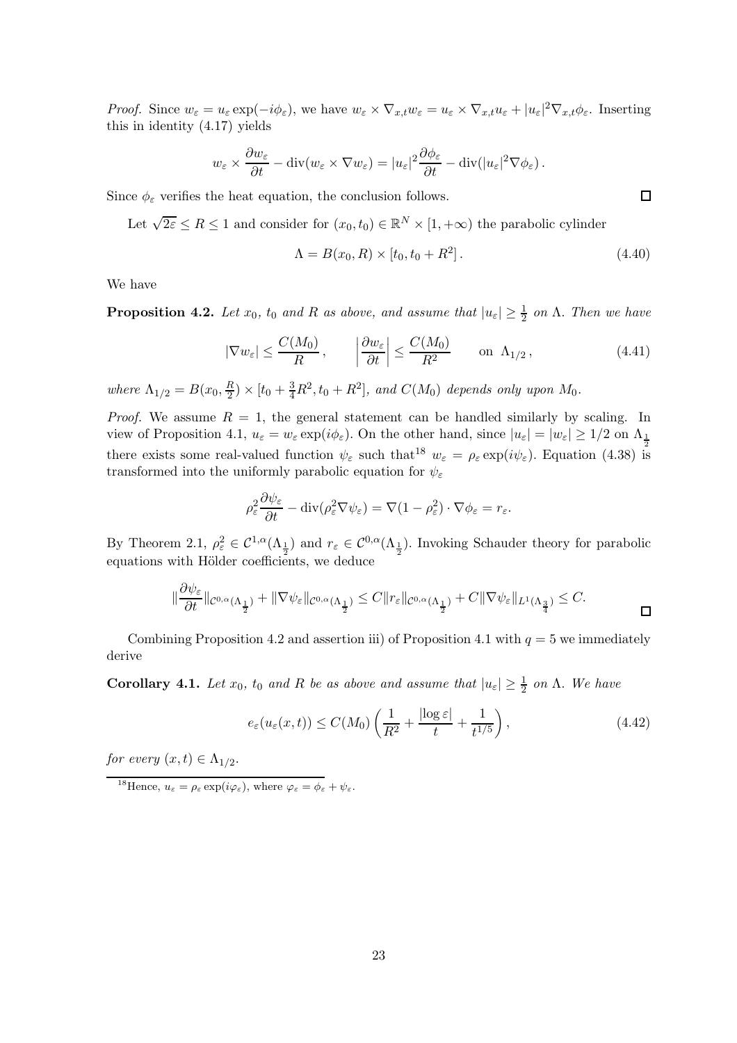*Proof.* Since $w_\varepsilon = u_\varepsilon \exp(-i\phi_\varepsilon)$, we have $w_\varepsilon \times \nabla_{x,t} w_\varepsilon = u_\varepsilon \times \nabla_{x,t} u_\varepsilon + |u_\varepsilon|^2 \nabla_{x,t}\phi_\varepsilon$. Inserting this in identity (4.17) yields

$$w_\varepsilon \times \frac{\partial w_\varepsilon}{\partial t} - \operatorname{div}(w_\varepsilon \times \nabla w_\varepsilon) = |u_\varepsilon|^2 \frac{\partial \phi_\varepsilon}{\partial t} - \operatorname{div}(|u_\varepsilon|^2 \nabla \phi_\varepsilon)\,.$$

Since $\phi_\varepsilon$ verifies the heat equation, the conclusion follows. □

Let $\sqrt{2\varepsilon} \leq R \leq 1$ and consider for $(x_0, t_0) \in \mathbb{R}^N \times [1, +\infty)$ the parabolic cylinder

$$\Lambda = B(x_0, R) \times [t_0, t_0 + R^2]\,. \tag{4.40}$$

We have

**Proposition 4.2.** *Let $x_0$, $t_0$ and $R$ as above, and assume that $|u_\varepsilon| \geq \frac{1}{2}$ on $\Lambda$. Then we have*

$$|\nabla w_\varepsilon| \leq \frac{C(M_0)}{R}\,, \qquad \left|\frac{\partial w_\varepsilon}{\partial t}\right| \leq \frac{C(M_0)}{R^2} \qquad \text{on } \Lambda_{1/2}\,, \tag{4.41}$$

*where $\Lambda_{1/2} = B(x_0, \frac{R}{2}) \times [t_0 + \frac{3}{4}R^2, t_0 + R^2]$, and $C(M_0)$ depends only upon $M_0$.*

*Proof.* We assume $R = 1$, the general statement can be handled similarly by scaling. In view of Proposition 4.1, $u_\varepsilon = w_\varepsilon \exp(i\phi_\varepsilon)$. On the other hand, since $|u_\varepsilon| = |w_\varepsilon| \geq 1/2$ on $\Lambda_{\frac{1}{2}}$ there exists some real-valued function $\psi_\varepsilon$ such that[18] $w_\varepsilon = \rho_\varepsilon \exp(i\psi_\varepsilon)$. Equation (4.38) is transformed into the uniformly parabolic equation for $\psi_\varepsilon$

$$\rho_\varepsilon^2 \frac{\partial \psi_\varepsilon}{\partial t} - \operatorname{div}(\rho_\varepsilon^2 \nabla \psi_\varepsilon) = \nabla(1 - \rho_\varepsilon^2) \cdot \nabla \phi_\varepsilon = r_\varepsilon.$$

By Theorem 2.1, $\rho_\varepsilon^2 \in \mathcal{C}^{1,\alpha}(\Lambda_{\frac{1}{2}})$ and $r_\varepsilon \in \mathcal{C}^{0,\alpha}(\Lambda_{\frac{1}{2}})$. Invoking Schauder theory for parabolic equations with Hölder coefficients, we deduce

$$\|\frac{\partial \psi_\varepsilon}{\partial t}\|_{\mathcal{C}^{0,\alpha}(\Lambda_{\frac{1}{2}})} + \|\nabla \psi_\varepsilon\|_{\mathcal{C}^{0,\alpha}(\Lambda_{\frac{1}{2}})} \leq C\|r_\varepsilon\|_{\mathcal{C}^{0,\alpha}(\Lambda_{\frac{1}{2}})} + C\|\nabla \psi_\varepsilon\|_{L^1(\Lambda_{\frac{3}{4}})} \leq C.$$

□

Combining Proposition 4.2 and assertion iii) of Proposition 4.1 with $q = 5$ we immediately derive

**Corollary 4.1.** *Let $x_0$, $t_0$ and $R$ be as above and assume that $|u_\varepsilon| \geq \frac{1}{2}$ on $\Lambda$. We have*

$$e_\varepsilon(u_\varepsilon(x,t)) \leq C(M_0)\left(\frac{1}{R^2} + \frac{|\log \varepsilon|}{t} + \frac{1}{t^{1/5}}\right), \tag{4.42}$$

*for every $(x,t) \in \Lambda_{1/2}$.*

[18] Hence, $u_\varepsilon = \rho_\varepsilon \exp(i\varphi_\varepsilon)$, where $\varphi_\varepsilon = \phi_\varepsilon + \psi_\varepsilon$.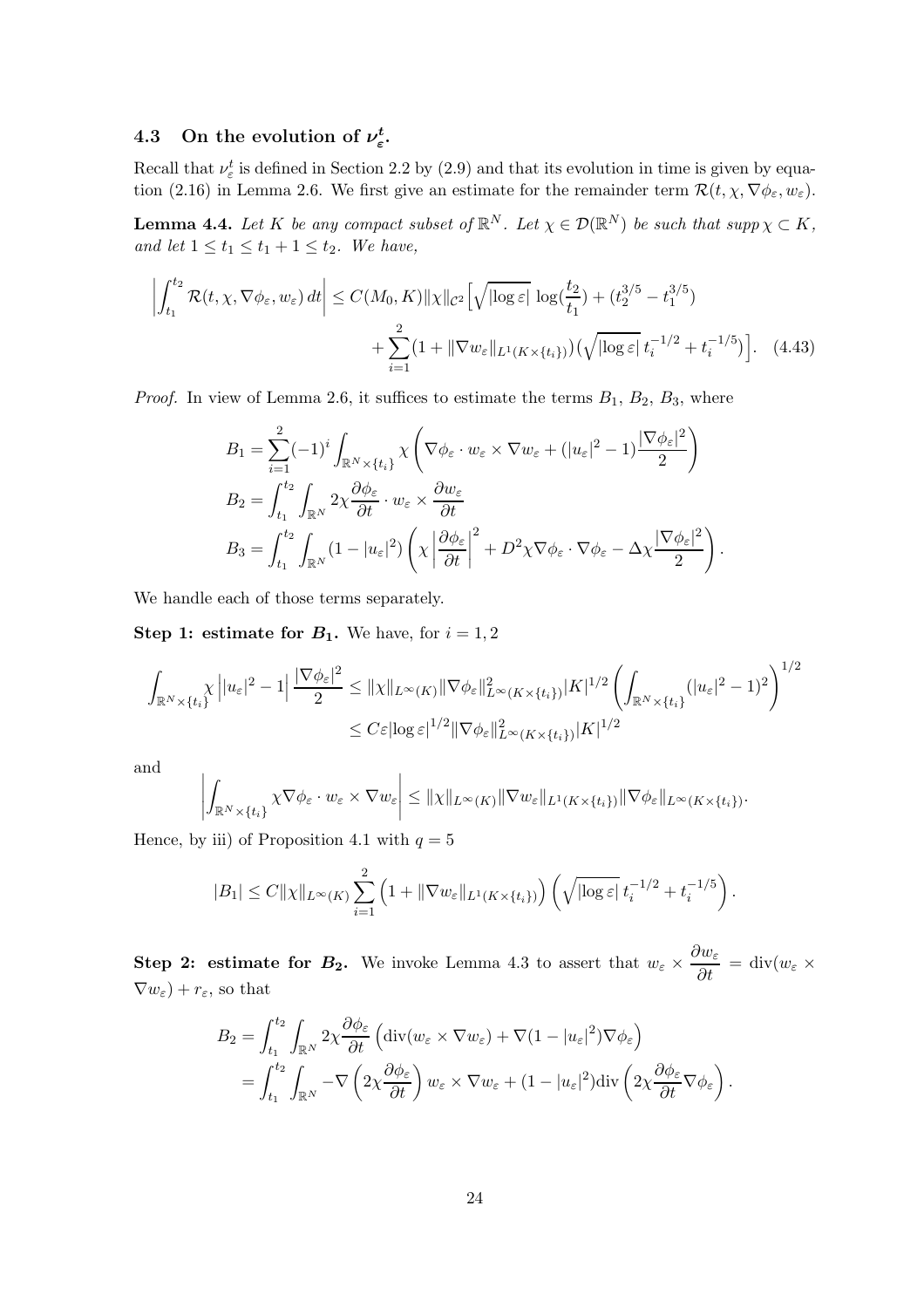### 4.3 On the evolution of $\nu_\varepsilon^t$.

Recall that $\nu_\varepsilon^t$ is defined in Section 2.2 by (2.9) and that its evolution in time is given by equation (2.16) in Lemma 2.6. We first give an estimate for the remainder term $\mathcal{R}(t,\chi,\nabla\phi_\varepsilon,w_\varepsilon)$.

**Lemma 4.4.** *Let $K$ be any compact subset of $\mathbb{R}^N$. Let $\chi \in \mathcal{D}(\mathbb{R}^N)$ be such that $\operatorname{supp}\chi \subset K$, and let $1 \le t_1 \le t_1 + 1 \le t_2$. We have,*

$$
\left|\int_{t_1}^{t_2} \mathcal{R}(t,\chi,\nabla\phi_\varepsilon,w_\varepsilon)\,dt\right| \le C(M_0,K)\|\chi\|_{\mathcal{C}^2}\Big[\sqrt{|\log\varepsilon|}\,\log(\frac{t_2}{t_1}) + (t_2^{3/5}-t_1^{3/5}) + \sum_{i=1}^{2}\big(1+\|\nabla w_\varepsilon\|_{L^1(K\times\{t_i\})}\big)\big(\sqrt{|\log\varepsilon|}\,t_i^{-1/2}+t_i^{-1/5}\big)\Big]. \quad (4.43)
$$

*Proof.* In view of Lemma 2.6, it suffices to estimate the terms $B_1$, $B_2$, $B_3$, where

$$
B_1 = \sum_{i=1}^{2}(-1)^i\int_{\mathbb{R}^N\times\{t_i\}}\chi\left(\nabla\phi_\varepsilon\cdot w_\varepsilon\times\nabla w_\varepsilon + (|u_\varepsilon|^2-1)\frac{|\nabla\phi_\varepsilon|^2}{2}\right)
$$

$$
B_2 = \int_{t_1}^{t_2}\int_{\mathbb{R}^N} 2\chi\frac{\partial\phi_\varepsilon}{\partial t}\cdot w_\varepsilon\times\frac{\partial w_\varepsilon}{\partial t}
$$

$$
B_3 = \int_{t_1}^{t_2}\int_{\mathbb{R}^N}(1-|u_\varepsilon|^2)\left(\chi\left|\frac{\partial\phi_\varepsilon}{\partial t}\right|^2 + D^2\chi\nabla\phi_\varepsilon\cdot\nabla\phi_\varepsilon - \Delta\chi\frac{|\nabla\phi_\varepsilon|^2}{2}\right).
$$

We handle each of those terms separately.

**Step 1: estimate for $B_1$.** We have, for $i=1,2$

$$
\int_{\mathbb{R}^N\times\{t_i\}}\chi\left||u_\varepsilon|^2-1\right|\frac{|\nabla\phi_\varepsilon|^2}{2} \le \|\chi\|_{L^\infty(K)}\|\nabla\phi_\varepsilon\|^2_{L^\infty(K\times\{t_i\})}|K|^{1/2}\left(\int_{\mathbb{R}^N\times\{t_i\}}(|u_\varepsilon|^2-1)^2\right)^{1/2}
$$
$$
\le C\varepsilon|\log\varepsilon|^{1/2}\|\nabla\phi_\varepsilon\|^2_{L^\infty(K\times\{t_i\})}|K|^{1/2}
$$

and

$$
\left|\int_{\mathbb{R}^N\times\{t_i\}}\chi\nabla\phi_\varepsilon\cdot w_\varepsilon\times\nabla w_\varepsilon\right| \le \|\chi\|_{L^\infty(K)}\|\nabla w_\varepsilon\|_{L^1(K\times\{t_i\})}\|\nabla\phi_\varepsilon\|_{L^\infty(K\times\{t_i\})}.
$$

Hence, by iii) of Proposition 4.1 with $q=5$

$$
|B_1| \le C\|\chi\|_{L^\infty(K)}\sum_{i=1}^{2}\Big(1+\|\nabla w_\varepsilon\|_{L^1(K\times\{t_i\})}\Big)\left(\sqrt{|\log\varepsilon|}\,t_i^{-1/2}+t_i^{-1/5}\right).
$$

**Step 2: estimate for $B_2$.** We invoke Lemma 4.3 to assert that $w_\varepsilon\times\dfrac{\partial w_\varepsilon}{\partial t} = \operatorname{div}(w_\varepsilon\times\nabla w_\varepsilon) + r_\varepsilon$, so that

$$
B_2 = \int_{t_1}^{t_2}\int_{\mathbb{R}^N}2\chi\frac{\partial\phi_\varepsilon}{\partial t}\Big(\operatorname{div}(w_\varepsilon\times\nabla w_\varepsilon)+\nabla(1-|u_\varepsilon|^2)\nabla\phi_\varepsilon\Big)
$$
$$
= \int_{t_1}^{t_2}\int_{\mathbb{R}^N}-\nabla\left(2\chi\frac{\partial\phi_\varepsilon}{\partial t}\right)w_\varepsilon\times\nabla w_\varepsilon + (1-|u_\varepsilon|^2)\operatorname{div}\left(2\chi\frac{\partial\phi_\varepsilon}{\partial t}\nabla\phi_\varepsilon\right).
$$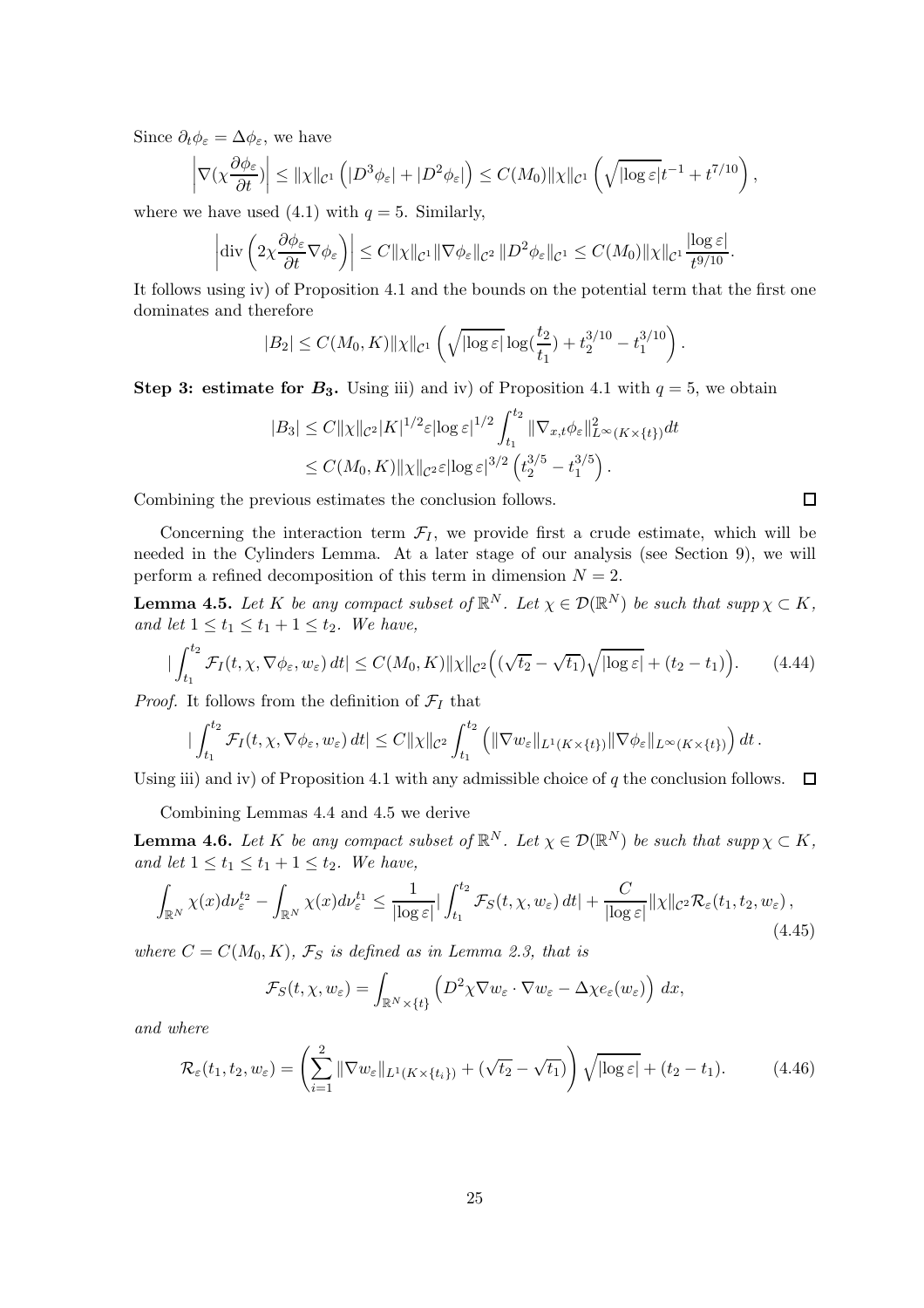Since $\partial_t \phi_\varepsilon = \Delta \phi_\varepsilon$, we have

$$\left|\nabla(\chi \frac{\partial \phi_\varepsilon}{\partial t})\right| \le \|\chi\|_{\mathcal{C}^1}\left(|D^3\phi_\varepsilon| + |D^2\phi_\varepsilon|\right) \le C(M_0)\|\chi\|_{\mathcal{C}^1}\left(\sqrt{|\log\varepsilon|}t^{-1} + t^{7/10}\right),$$

where we have used (4.1) with $q = 5$. Similarly,

$$\left|\operatorname{div}\left(2\chi\frac{\partial \phi_\varepsilon}{\partial t}\nabla\phi_\varepsilon\right)\right| \le C\|\chi\|_{\mathcal{C}^1}\|\nabla\phi_\varepsilon\|_{\mathcal{C}^2}\,\|D^2\phi_\varepsilon\|_{\mathcal{C}^1} \le C(M_0)\|\chi\|_{\mathcal{C}^1}\frac{|\log\varepsilon|}{t^{9/10}}.$$

It follows using iv) of Proposition 4.1 and the bounds on the potential term that the first one dominates and therefore

$$|B_2| \le C(M_0, K)\|\chi\|_{\mathcal{C}^1}\left(\sqrt{|\log\varepsilon|}\log(\frac{t_2}{t_1}) + t_2^{3/10} - t_1^{3/10}\right).$$

**Step 3: estimate for $B_3$.** Using iii) and iv) of Proposition 4.1 with $q = 5$, we obtain

$$\begin{aligned}
|B_3| &\le C\|\chi\|_{\mathcal{C}^2}|K|^{1/2}\varepsilon|\log\varepsilon|^{1/2}\int_{t_1}^{t_2}\|\nabla_{x,t}\phi_\varepsilon\|^2_{L^\infty(K\times\{t\})}dt \\
&\le C(M_0, K)\|\chi\|_{\mathcal{C}^2}\varepsilon|\log\varepsilon|^{3/2}\left(t_2^{3/5} - t_1^{3/5}\right).
\end{aligned}$$

Combining the previous estimates the conclusion follows. ∎

Concerning the interaction term $\mathcal{F}_I$, we provide first a crude estimate, which will be needed in the Cylinders Lemma. At a later stage of our analysis (see Section 9), we will perform a refined decomposition of this term in dimension $N = 2$.

**Lemma 4.5.** *Let $K$ be any compact subset of $\mathbb{R}^N$. Let $\chi \in \mathcal{D}(\mathbb{R}^N)$ be such that $\operatorname{supp}\chi \subset K$, and let $1 \le t_1 \le t_1 + 1 \le t_2$. We have,*

$$|\int_{t_1}^{t_2}\mathcal{F}_I(t, \chi, \nabla\phi_\varepsilon, w_\varepsilon)\,dt| \le C(M_0, K)\|\chi\|_{\mathcal{C}^2}\Big((\sqrt{t_2} - \sqrt{t_1})\sqrt{|\log\varepsilon|} + (t_2 - t_1)\Big). \tag{4.44}$$

*Proof.* It follows from the definition of $\mathcal{F}_I$ that

$$|\int_{t_1}^{t_2}\mathcal{F}_I(t, \chi, \nabla\phi_\varepsilon, w_\varepsilon)\,dt| \le C\|\chi\|_{\mathcal{C}^2}\int_{t_1}^{t_2}\Big(\|\nabla w_\varepsilon\|_{L^1(K\times\{t\})}\|\nabla\phi_\varepsilon\|_{L^\infty(K\times\{t\})}\Big)\,dt\,.$$

Using iii) and iv) of Proposition 4.1 with any admissible choice of $q$ the conclusion follows. ∎

Combining Lemmas 4.4 and 4.5 we derive

**Lemma 4.6.** *Let $K$ be any compact subset of $\mathbb{R}^N$. Let $\chi \in \mathcal{D}(\mathbb{R}^N)$ be such that $\operatorname{supp}\chi \subset K$, and let $1 \le t_1 \le t_1 + 1 \le t_2$. We have,*

$$\int_{\mathbb{R}^N}\chi(x)d\nu_\varepsilon^{t_2} - \int_{\mathbb{R}^N}\chi(x)d\nu_\varepsilon^{t_1} \le \frac{1}{|\log\varepsilon|}|\int_{t_1}^{t_2}\mathcal{F}_S(t, \chi, w_\varepsilon)\,dt| + \frac{C}{|\log\varepsilon|}\|\chi\|_{\mathcal{C}^2}\mathcal{R}_\varepsilon(t_1, t_2, w_\varepsilon)\,, \tag{4.45}$$

*where $C = C(M_0, K)$, $\mathcal{F}_S$ is defined as in Lemma 2.3, that is*

$$\mathcal{F}_S(t, \chi, w_\varepsilon) = \int_{\mathbb{R}^N\times\{t\}}\Big(D^2\chi\nabla w_\varepsilon\cdot\nabla w_\varepsilon - \Delta\chi e_\varepsilon(w_\varepsilon)\Big)\,dx,$$

*and where*

$$\mathcal{R}_\varepsilon(t_1, t_2, w_\varepsilon) = \left(\sum_{i=1}^{2}\|\nabla w_\varepsilon\|_{L^1(K\times\{t_i\})} + (\sqrt{t_2} - \sqrt{t_1})\right)\sqrt{|\log\varepsilon|} + (t_2 - t_1). \tag{4.46}$$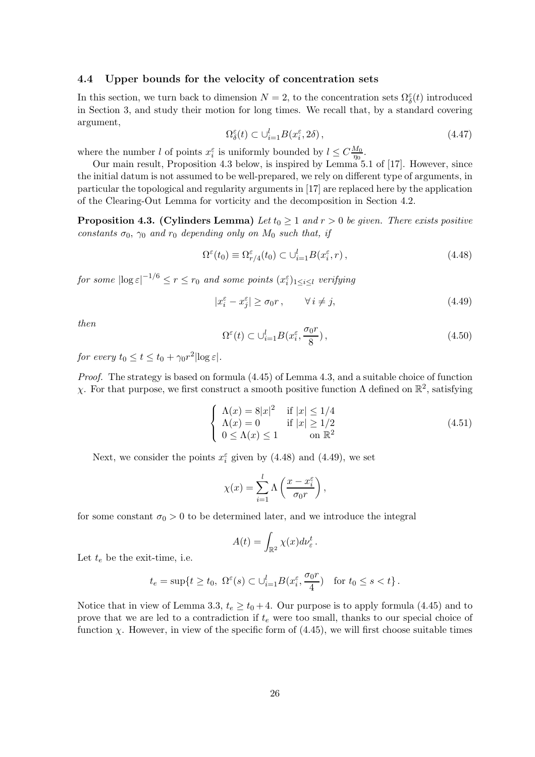### 4.4 Upper bounds for the velocity of concentration sets

In this section, we turn back to dimension $N = 2$, to the concentration sets $\Omega^\varepsilon_\delta(t)$ introduced in Section 3, and study their motion for long times. We recall that, by a standard covering argument,

$$\Omega^\varepsilon_\delta(t) \subset \cup_{i=1}^{l} B(x_i^\varepsilon, 2\delta)\,, \tag{4.47}$$

where the number $l$ of points $x_i^\varepsilon$ is uniformly bounded by $l \leq C\frac{M_0}{\eta_0}$.

Our main result, Proposition 4.3 below, is inspired by Lemma 5.1 of [17]. However, since the initial datum is not assumed to be well-prepared, we rely on different type of arguments, in particular the topological and regularity arguments in [17] are replaced here by the application of the Clearing-Out Lemma for vorticity and the decomposition in Section 4.2.

**Proposition 4.3. (Cylinders Lemma)** *Let $t_0 \geq 1$ and $r > 0$ be given. There exists positive constants $\sigma_0$, $\gamma_0$ and $r_0$ depending only on $M_0$ such that, if*

$$\Omega^\varepsilon(t_0) \equiv \Omega^\varepsilon_{r/4}(t_0) \subset \cup_{i=1}^{l} B(x_i^\varepsilon, r)\,, \tag{4.48}$$

*for some $|\log \varepsilon|^{-1/6} \leq r \leq r_0$ and some points $(x_i^\varepsilon)_{1 \leq i \leq l}$ verifying*

$$|x_i^\varepsilon - x_j^\varepsilon| \geq \sigma_0 r\,, \qquad \forall\, i \neq j, \tag{4.49}$$

*then*

$$\Omega^\varepsilon(t) \subset \cup_{i=1}^{l} B(x_i^\varepsilon, \frac{\sigma_0 r}{8})\,, \tag{4.50}$$

*for every $t_0 \leq t \leq t_0 + \gamma_0 r^2 |\log \varepsilon|$.*

*Proof.* The strategy is based on formula (4.45) of Lemma 4.3, and a suitable choice of function $\chi$. For that purpose, we first construct a smooth positive function $\Lambda$ defined on $\mathbb{R}^2$, satisfying

$$\begin{cases} \Lambda(x) = 8|x|^2 & \text{if } |x| \leq 1/4 \\ \Lambda(x) = 0 & \text{if } |x| \geq 1/2 \\ 0 \leq \Lambda(x) \leq 1 & \text{on } \mathbb{R}^2 \end{cases} \tag{4.51}$$

Next, we consider the points $x_i^\varepsilon$ given by (4.48) and (4.49), we set

$$\chi(x) = \sum_{i=1}^{l} \Lambda\left(\frac{x - x_i^\varepsilon}{\sigma_0 r}\right),$$

for some constant $\sigma_0 > 0$ to be determined later, and we introduce the integral

$$A(t) = \int_{\mathbb{R}^2} \chi(x) d\nu_\varepsilon^t\,.$$

Let $t_e$ be the exit-time, i.e.

$$t_e = \sup\{t \geq t_0,\ \Omega^\varepsilon(s) \subset \cup_{i=1}^{l} B(x_i^\varepsilon, \frac{\sigma_0 r}{4}) \quad \text{for } t_0 \leq s < t\}\,.$$

Notice that in view of Lemma 3.3, $t_e \geq t_0 + 4$. Our purpose is to apply formula (4.45) and to prove that we are led to a contradiction if $t_e$ were too small, thanks to our special choice of function $\chi$. However, in view of the specific form of (4.45), we will first choose suitable times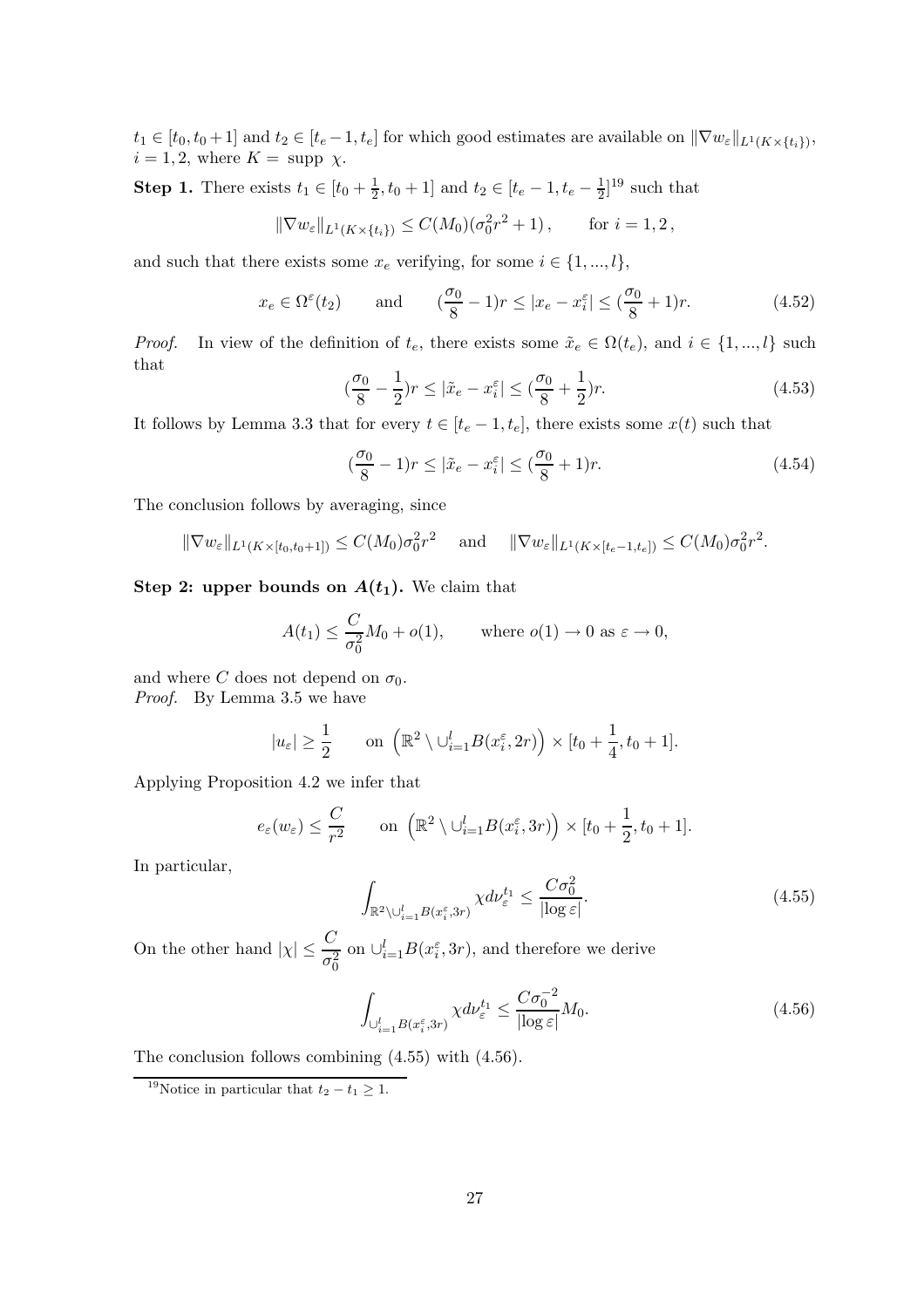$t_1 \in [t_0, t_0+1]$ and $t_2 \in [t_e - 1, t_e]$ for which good estimates are available on $\|\nabla w_\varepsilon\|_{L^1(K\times\{t_i\})}$, $i = 1, 2$, where $K =$ supp $\chi$.

**Step 1.** There exists $t_1 \in [t_0 + \frac{1}{2}, t_0 + 1]$ and $t_2 \in [t_e - 1, t_e - \frac{1}{2}]$[19] such that

$$\|\nabla w_\varepsilon\|_{L^1(K\times\{t_i\})} \leq C(M_0)(\sigma_0^2 r^2 + 1)\,, \qquad \text{for } i = 1, 2\,,$$

and such that there exists some $x_e$ verifying, for some $i \in \{1, ..., l\}$,

$$x_e \in \Omega^\varepsilon(t_2) \qquad \text{and} \qquad (\frac{\sigma_0}{8} - 1)r \leq |x_e - x_i^\varepsilon| \leq (\frac{\sigma_0}{8} + 1)r. \tag{4.52}$$

*Proof.* In view of the definition of $t_e$, there exists some $\tilde{x}_e \in \Omega(t_e)$, and $i \in \{1, ..., l\}$ such that

$$(\frac{\sigma_0}{8} - \frac{1}{2})r \leq |\tilde{x}_e - x_i^\varepsilon| \leq (\frac{\sigma_0}{8} + \frac{1}{2})r. \tag{4.53}$$

It follows by Lemma 3.3 that for every $t \in [t_e - 1, t_e]$, there exists some $x(t)$ such that

$$(\frac{\sigma_0}{8} - 1)r \leq |\tilde{x}_e - x_i^\varepsilon| \leq (\frac{\sigma_0}{8} + 1)r. \tag{4.54}$$

The conclusion follows by averaging, since

$$\|\nabla w_\varepsilon\|_{L^1(K\times[t_0,t_0+1])} \leq C(M_0)\sigma_0^2 r^2 \quad \text{ and } \quad \|\nabla w_\varepsilon\|_{L^1(K\times[t_e-1,t_e])} \leq C(M_0)\sigma_0^2 r^2.$$

**Step 2: upper bounds on $A(t_1)$.** We claim that

$$A(t_1) \leq \frac{C}{\sigma_0^2} M_0 + o(1), \qquad \text{where } o(1) \to 0 \text{ as } \varepsilon \to 0,$$

and where $C$ does not depend on $\sigma_0$.

*Proof.* By Lemma 3.5 we have

$$|u_\varepsilon| \geq \frac{1}{2} \qquad \text{on } \left(\mathbb{R}^2 \setminus \cup_{i=1}^l B(x_i^\varepsilon, 2r)\right) \times [t_0 + \frac{1}{4}, t_0 + 1].$$

Applying Proposition 4.2 we infer that

$$e_\varepsilon(w_\varepsilon) \leq \frac{C}{r^2} \qquad \text{on } \left(\mathbb{R}^2 \setminus \cup_{i=1}^l B(x_i^\varepsilon, 3r)\right) \times [t_0 + \frac{1}{2}, t_0 + 1].$$

In particular,

$$\int_{\mathbb{R}^2 \setminus \cup_{i=1}^l B(x_i^\varepsilon, 3r)} \chi d\nu_\varepsilon^{t_1} \leq \frac{C\sigma_0^2}{|\log \varepsilon|}. \tag{4.55}$$

On the other hand $|\chi| \leq \dfrac{C}{\sigma_0^2}$ on $\cup_{i=1}^l B(x_i^\varepsilon, 3r)$, and therefore we derive

$$\int_{\cup_{i=1}^l B(x_i^\varepsilon, 3r)} \chi d\nu_\varepsilon^{t_1} \leq \frac{C\sigma_0^{-2}}{|\log \varepsilon|} M_0. \tag{4.56}$$

The conclusion follows combining (4.55) with (4.56).

[19] Notice in particular that $t_2 - t_1 \geq 1$.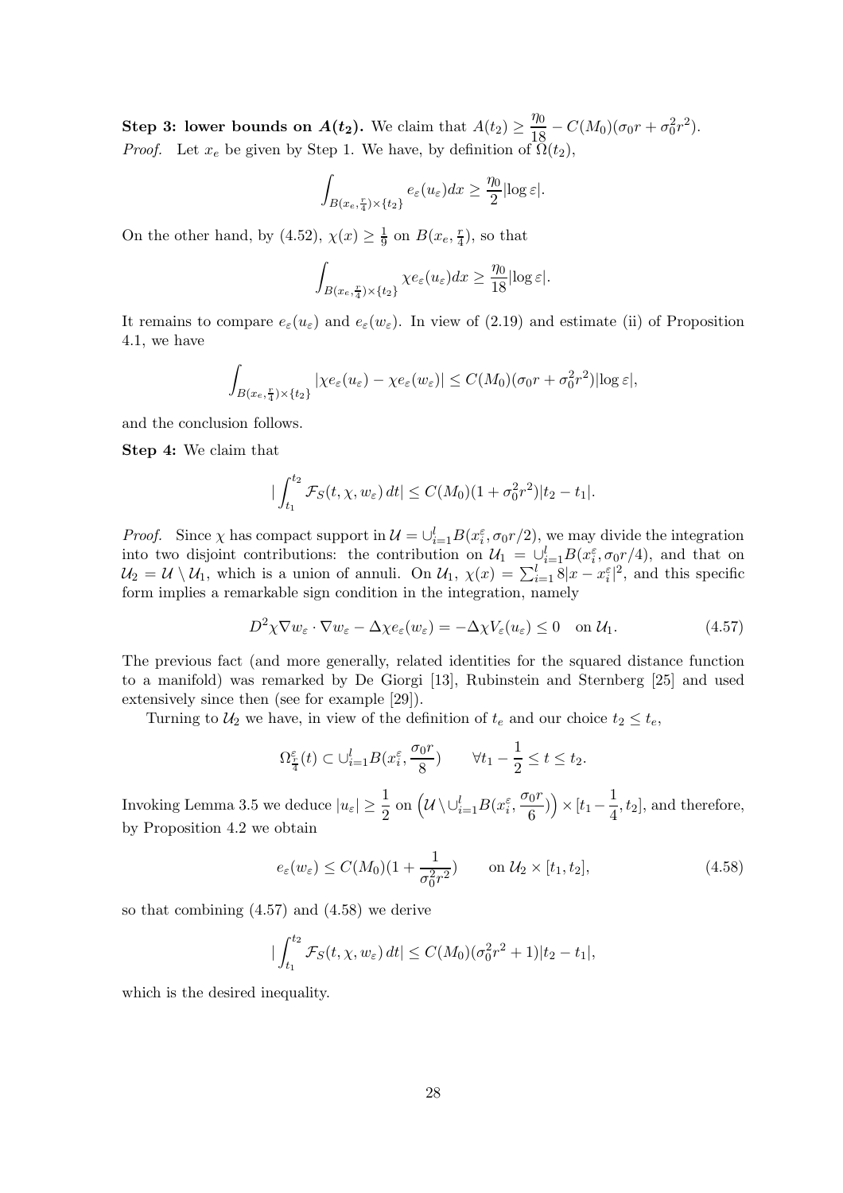**Step 3: lower bounds on $A(t_2)$.** We claim that $A(t_2) \geq \frac{\eta_0}{18} - C(M_0)(\sigma_0 r + \sigma_0^2 r^2)$.

*Proof.* Let $x_e$ be given by Step 1. We have, by definition of $\Omega(t_2)$,

$$\int_{B(x_e,\frac{r}{4})\times\{t_2\}} e_\varepsilon(u_\varepsilon)dx \geq \frac{\eta_0}{2}|\log\varepsilon|.$$

On the other hand, by (4.52), $\chi(x) \geq \frac{1}{9}$ on $B(x_e, \frac{r}{4})$, so that

$$\int_{B(x_e,\frac{r}{4})\times\{t_2\}} \chi e_\varepsilon(u_\varepsilon)dx \geq \frac{\eta_0}{18}|\log\varepsilon|.$$

It remains to compare $e_\varepsilon(u_\varepsilon)$ and $e_\varepsilon(w_\varepsilon)$. In view of (2.19) and estimate (ii) of Proposition 4.1, we have

$$\int_{B(x_e,\frac{r}{4})\times\{t_2\}} |\chi e_\varepsilon(u_\varepsilon) - \chi e_\varepsilon(w_\varepsilon)| \leq C(M_0)(\sigma_0 r + \sigma_0^2 r^2)|\log\varepsilon|,$$

and the conclusion follows.

**Step 4:** We claim that

$$|\int_{t_1}^{t_2} \mathcal{F}_S(t,\chi,w_\varepsilon)\,dt| \leq C(M_0)(1+\sigma_0^2 r^2)|t_2 - t_1|.$$

*Proof.* Since $\chi$ has compact support in $\mathcal{U} = \cup_{i=1}^l B(x_i^\varepsilon, \sigma_0 r/2)$, we may divide the integration into two disjoint contributions: the contribution on $\mathcal{U}_1 = \cup_{i=1}^l B(x_i^\varepsilon, \sigma_0 r/4)$, and that on $\mathcal{U}_2 = \mathcal{U} \setminus \mathcal{U}_1$, which is a union of annuli. On $\mathcal{U}_1$, $\chi(x) = \sum_{i=1}^l 8|x - x_i^\varepsilon|^2$, and this specific form implies a remarkable sign condition in the integration, namely

$$D^2\chi\nabla w_\varepsilon \cdot \nabla w_\varepsilon - \Delta\chi e_\varepsilon(w_\varepsilon) = -\Delta\chi V_\varepsilon(u_\varepsilon) \leq 0 \quad \text{on } \mathcal{U}_1. \tag{4.57}$$

The previous fact (and more generally, related identities for the squared distance function to a manifold) was remarked by De Giorgi [13], Rubinstein and Sternberg [25] and used extensively since then (see for example [29]).

Turning to $\mathcal{U}_2$ we have, in view of the definition of $t_e$ and our choice $t_2 \leq t_e$,

$$\Omega^\varepsilon_{\frac{r}{4}}(t) \subset \cup_{i=1}^l B(x_i^\varepsilon, \frac{\sigma_0 r}{8}) \qquad \forall t_1 - \frac{1}{2} \leq t \leq t_2.$$

Invoking Lemma 3.5 we deduce $|u_\varepsilon| \geq \dfrac{1}{2}$ on $\Big(\mathcal{U} \setminus \cup_{i=1}^l B(x_i^\varepsilon, \dfrac{\sigma_0 r}{6})\Big) \times [t_1 - \dfrac{1}{4}, t_2]$, and therefore, by Proposition 4.2 we obtain

$$e_\varepsilon(w_\varepsilon) \leq C(M_0)(1 + \frac{1}{\sigma_0^2 r^2}) \qquad \text{on } \mathcal{U}_2 \times [t_1, t_2], \tag{4.58}$$

so that combining (4.57) and (4.58) we derive

$$|\int_{t_1}^{t_2} \mathcal{F}_S(t,\chi,w_\varepsilon)\,dt| \leq C(M_0)(\sigma_0^2 r^2 + 1)|t_2 - t_1|,$$

which is the desired inequality.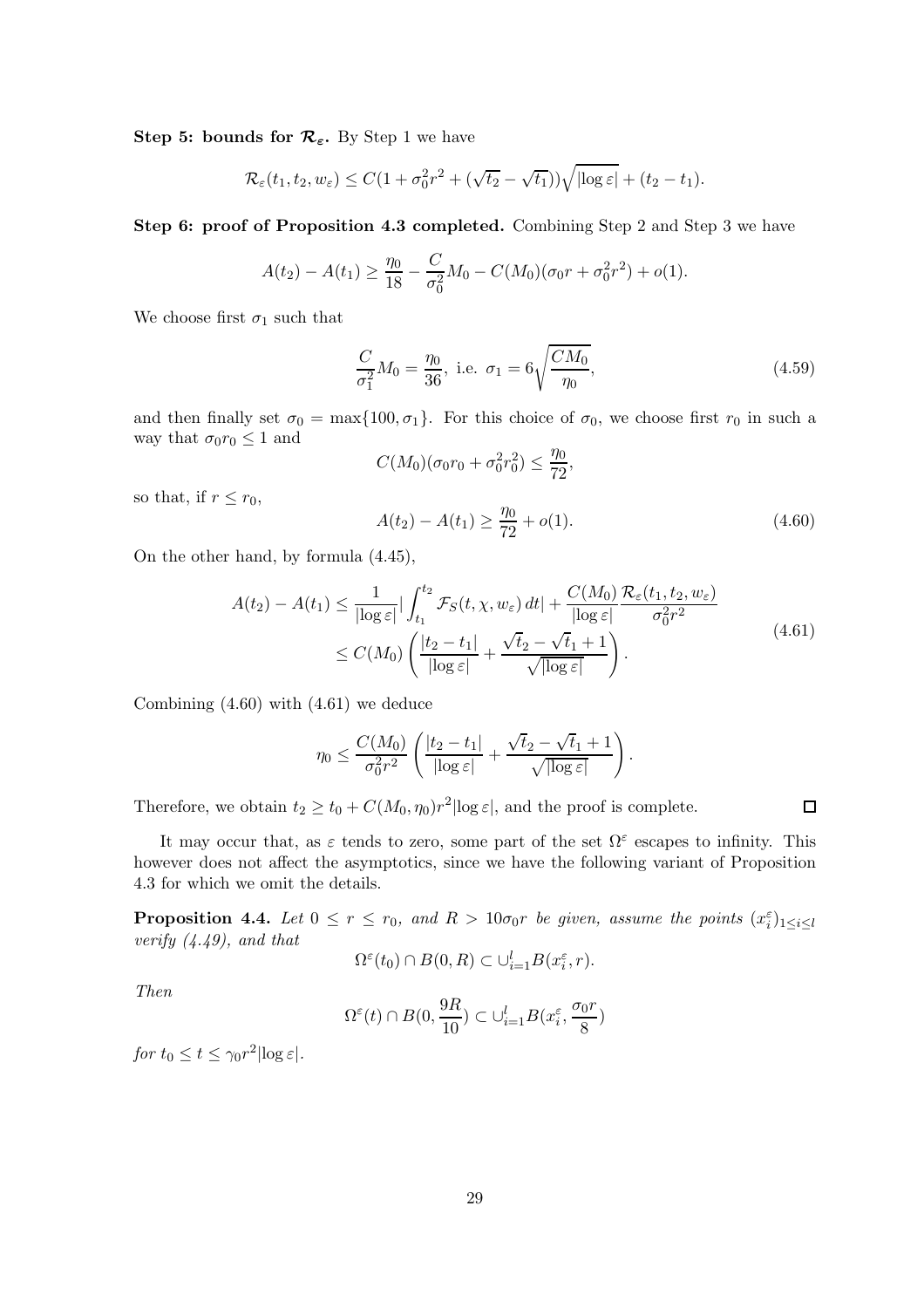**Step 5: bounds for $\mathcal{R}_\varepsilon$.** By Step 1 we have

$$\mathcal{R}_\varepsilon(t_1, t_2, w_\varepsilon) \leq C(1 + \sigma_0^2 r^2 + (\sqrt{t_2} - \sqrt{t_1}))\sqrt{|\log \varepsilon|} + (t_2 - t_1).$$

**Step 6: proof of Proposition 4.3 completed.** Combining Step 2 and Step 3 we have

$$A(t_2) - A(t_1) \geq \frac{\eta_0}{18} - \frac{C}{\sigma_0^2} M_0 - C(M_0)(\sigma_0 r + \sigma_0^2 r^2) + o(1).$$

We choose first $\sigma_1$ such that

$$\frac{C}{\sigma_1^2} M_0 = \frac{\eta_0}{36}, \text{ i.e. } \sigma_1 = 6\sqrt{\frac{CM_0}{\eta_0}}, \tag{4.59}$$

and then finally set $\sigma_0 = \max\{100, \sigma_1\}$. For this choice of $\sigma_0$, we choose first $r_0$ in such a way that $\sigma_0 r_0 \leq 1$ and

$$C(M_0)(\sigma_0 r_0 + \sigma_0^2 r_0^2) \leq \frac{\eta_0}{72},$$

so that, if $r \leq r_0$,

$$A(t_2) - A(t_1) \geq \frac{\eta_0}{72} + o(1). \tag{4.60}$$

On the other hand, by formula (4.45),

$$\begin{aligned} A(t_2) - A(t_1) &\leq \frac{1}{|\log \varepsilon|} \left| \int_{t_1}^{t_2} \mathcal{F}_S(t, \chi, w_\varepsilon)\, dt \right| + \frac{C(M_0)}{|\log \varepsilon|} \frac{\mathcal{R}_\varepsilon(t_1, t_2, w_\varepsilon)}{\sigma_0^2 r^2} \\ &\leq C(M_0) \left( \frac{|t_2 - t_1|}{|\log \varepsilon|} + \frac{\sqrt{t_2} - \sqrt{t_1} + 1}{\sqrt{|\log \varepsilon|}} \right). \end{aligned} \tag{4.61}$$

Combining (4.60) with (4.61) we deduce

$$\eta_0 \leq \frac{C(M_0)}{\sigma_0^2 r^2} \left( \frac{|t_2 - t_1|}{|\log \varepsilon|} + \frac{\sqrt{t_2} - \sqrt{t_1} + 1}{\sqrt{|\log \varepsilon|}} \right).$$

Therefore, we obtain $t_2 \geq t_0 + C(M_0, \eta_0) r^2 |\log \varepsilon|$, and the proof is complete. $\square$

It may occur that, as $\varepsilon$ tends to zero, some part of the set $\Omega^\varepsilon$ escapes to infinity. This however does not affect the asymptotics, since we have the following variant of Proposition 4.3 for which we omit the details.

**Proposition 4.4.** *Let $0 \leq r \leq r_0$, and $R > 10\sigma_0 r$ be given, assume the points $(x_i^\varepsilon)_{1 \leq i \leq l}$ verify (4.49), and that*

$$\Omega^\varepsilon(t_0) \cap B(0, R) \subset \cup_{i=1}^l B(x_i^\varepsilon, r).$$

*Then*

$$\Omega^\varepsilon(t) \cap B(0, \frac{9R}{10}) \subset \cup_{i=1}^l B(x_i^\varepsilon, \frac{\sigma_0 r}{8})$$

*for $t_0 \leq t \leq \gamma_0 r^2 |\log \varepsilon|$.*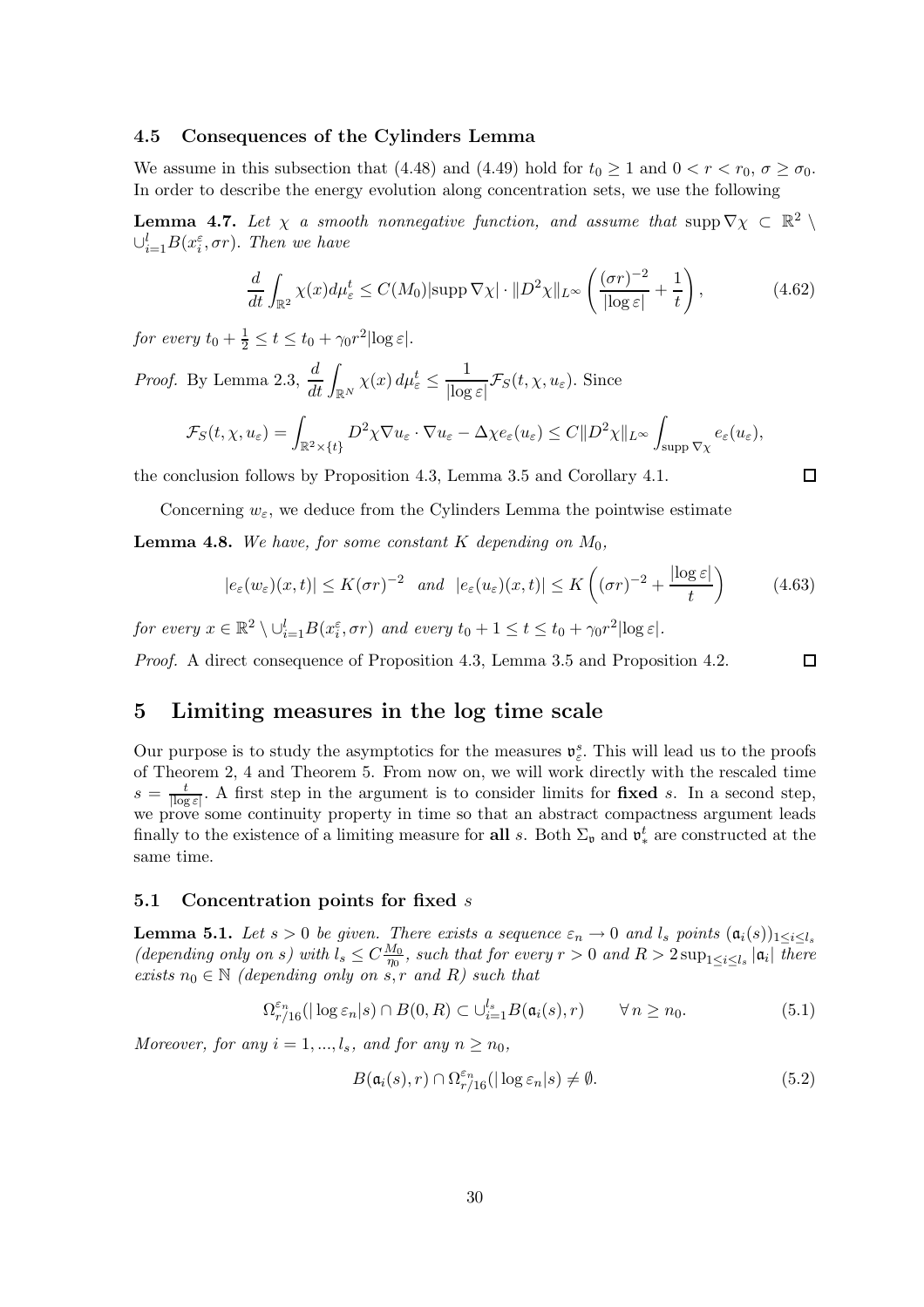### 4.5 Consequences of the Cylinders Lemma

We assume in this subsection that (4.48) and (4.49) hold for $t_0 \geq 1$ and $0 < r < r_0$, $\sigma \geq \sigma_0$. In order to describe the energy evolution along concentration sets, we use the following

**Lemma 4.7.** *Let $\chi$ a smooth nonnegative function, and assume that* $\operatorname{supp} \nabla\chi \subset \mathbb{R}^2 \setminus \cup_{i=1}^{l} B(x_i^\varepsilon, \sigma r)$. *Then we have*

$$\frac{d}{dt}\int_{\mathbb{R}^2} \chi(x) d\mu_\varepsilon^t \leq C(M_0)|\operatorname{supp} \nabla\chi| \cdot \|D^2\chi\|_{L^\infty} \left(\frac{(\sigma r)^{-2}}{|\log\varepsilon|} + \frac{1}{t}\right), \tag{4.62}$$

*for every* $t_0 + \frac{1}{2} \leq t \leq t_0 + \gamma_0 r^2 |\log\varepsilon|$.

*Proof.* By Lemma 2.3, $\displaystyle\frac{d}{dt}\int_{\mathbb{R}^N} \chi(x)\, d\mu_\varepsilon^t \leq \frac{1}{|\log\varepsilon|}\mathcal{F}_S(t,\chi,u_\varepsilon)$. Since

$$\mathcal{F}_S(t,\chi,u_\varepsilon) = \int_{\mathbb{R}^2\times\{t\}} D^2\chi \nabla u_\varepsilon \cdot \nabla u_\varepsilon - \Delta\chi e_\varepsilon(u_\varepsilon) \leq C\|D^2\chi\|_{L^\infty}\int_{\operatorname{supp}\nabla\chi} e_\varepsilon(u_\varepsilon),$$

the conclusion follows by Proposition 4.3, Lemma 3.5 and Corollary 4.1. $\square$

Concerning $w_\varepsilon$, we deduce from the Cylinders Lemma the pointwise estimate

**Lemma 4.8.** *We have, for some constant $K$ depending on $M_0$,*

$$|e_\varepsilon(w_\varepsilon)(x,t)| \leq K(\sigma r)^{-2} \quad \text{and} \quad |e_\varepsilon(u_\varepsilon)(x,t)| \leq K\left((\sigma r)^{-2} + \frac{|\log\varepsilon|}{t}\right) \tag{4.63}$$

*for every $x \in \mathbb{R}^2 \setminus \cup_{i=1}^{l} B(x_i^\varepsilon, \sigma r)$ and every $t_0 + 1 \leq t \leq t_0 + \gamma_0 r^2 |\log\varepsilon|$.*

*Proof.* A direct consequence of Proposition 4.3, Lemma 3.5 and Proposition 4.2. $\square$

## 5 Limiting measures in the log time scale

Our purpose is to study the asymptotics for the measures $\mathfrak{v}_\varepsilon^s$. This will lead us to the proofs of Theorem 2, 4 and Theorem 5. From now on, we will work directly with the rescaled time $s = \frac{t}{|\log\varepsilon|}$. A first step in the argument is to consider limits for **fixed** $s$. In a second step, we prove some continuity property in time so that an abstract compactness argument leads finally to the existence of a limiting measure for **all** $s$. Both $\Sigma_\mathfrak{v}$ and $\mathfrak{v}_*^t$ are constructed at the same time.

### 5.1 Concentration points for fixed $s$

**Lemma 5.1.** *Let $s > 0$ be given. There exists a sequence $\varepsilon_n \to 0$ and $l_s$ points $(\mathfrak{a}_i(s))_{1\leq i\leq l_s}$ (depending only on $s$) with $l_s \leq C\frac{M_0}{\eta_0}$, such that for every $r > 0$ and $R > 2\sup_{1\leq i\leq l_s}|\mathfrak{a}_i|$ there exists $n_0 \in \mathbb{N}$ (depending only on $s, r$ and $R$) such that*

$$\Omega_{r/16}^{\varepsilon_n}(|\log\varepsilon_n|s) \cap B(0,R) \subset \cup_{i=1}^{l_s} B(\mathfrak{a}_i(s), r) \qquad \forall\, n \geq n_0. \tag{5.1}$$

*Moreover, for any $i = 1, ..., l_s$, and for any $n \geq n_0$,*

$$B(\mathfrak{a}_i(s), r) \cap \Omega_{r/16}^{\varepsilon_n}(|\log\varepsilon_n|s) \neq \emptyset. \tag{5.2}$$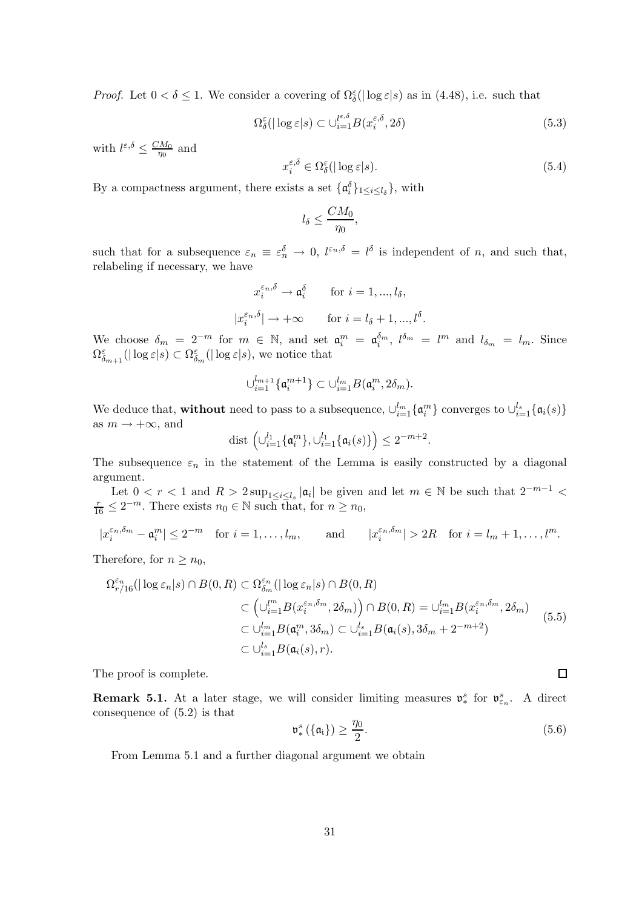*Proof.* Let $0 < \delta \leq 1$. We consider a covering of $\Omega^{\varepsilon}_{\delta}(|\log\varepsilon|s)$ as in (4.48), i.e. such that

$$\Omega^{\varepsilon}_{\delta}(|\log\varepsilon|s) \subset \cup_{i=1}^{l^{\varepsilon,\delta}} B(x_i^{\varepsilon,\delta}, 2\delta) \tag{5.3}$$

with $l^{\varepsilon,\delta} \leq \frac{CM_0}{\eta_0}$ and

$$x_i^{\varepsilon,\delta} \in \Omega^{\varepsilon}_{\delta}(|\log\varepsilon|s). \tag{5.4}$$

By a compactness argument, there exists a set $\{\mathfrak{a}_i^{\delta}\}_{1\leq i\leq l_\delta}\}$, with

$$l_\delta \leq \frac{CM_0}{\eta_0},$$

such that for a subsequence $\varepsilon_n \equiv \varepsilon_n^{\delta} \to 0$, $l^{\varepsilon_n,\delta} = l^{\delta}$ is independent of $n$, and such that, relabeling if necessary, we have

$$x_i^{\varepsilon_n,\delta} \to \mathfrak{a}_i^{\delta} \qquad \text{for } i = 1, ..., l_\delta,$$

$$|x_i^{\varepsilon_n,\delta}| \to +\infty \qquad \text{for } i = l_\delta + 1, ..., l^{\delta}.$$

We choose $\delta_m = 2^{-m}$ for $m \in \mathbb{N}$, and set $\mathfrak{a}_i^m = \mathfrak{a}_i^{\delta_m}$, $l^{\delta_m} = l^m$ and $l_{\delta_m} = l_m$. Since $\Omega^{\varepsilon}_{\delta_{m+1}}(|\log\varepsilon|s) \subset \Omega^{\varepsilon}_{\delta_m}(|\log\varepsilon|s)$, we notice that

$$\cup_{i=1}^{l_{m+1}}\{\mathfrak{a}_i^{m+1}\} \subset \cup_{i=1}^{l_m} B(\mathfrak{a}_i^m, 2\delta_m).$$

We deduce that, **without** need to pass to a subsequence, $\cup_{i=1}^{l_m}\{\mathfrak{a}_i^m\}$ converges to $\cup_{i=1}^{l_s}\{\mathfrak{a}_i(s)\}$ as $m \to +\infty$, and

$$\text{dist}\left(\cup_{i=1}^{l_1}\{\mathfrak{a}_i^m\}, \cup_{i=1}^{l_1}\{\mathfrak{a}_i(s)\}\right) \leq 2^{-m+2}.$$

The subsequence $\varepsilon_n$ in the statement of the Lemma is easily constructed by a diagonal argument.

Let $0 < r < 1$ and $R > 2\sup_{1\leq i\leq l_s}|\mathfrak{a}_i|$ be given and let $m \in \mathbb{N}$ be such that $2^{-m-1} < \frac{r}{16} \leq 2^{-m}$. There exists $n_0 \in \mathbb{N}$ such that, for $n \geq n_0$,

$$|x_i^{\varepsilon_n,\delta_m} - \mathfrak{a}_i^m| \leq 2^{-m} \quad \text{for } i = 1, \ldots, l_m, \qquad \text{and} \qquad |x_i^{\varepsilon_n,\delta_m}| > 2R \quad \text{for } i = l_m + 1, \ldots, l^m.$$

Therefore, for $n \geq n_0$,

$$\begin{aligned}
\Omega^{\varepsilon_n}_{r/16}(|\log\varepsilon_n|s) \cap B(0,R) &\subset \Omega^{\varepsilon_n}_{\delta_m}(|\log\varepsilon_n|s) \cap B(0,R) \\
&\subset \left(\cup_{i=1}^{l^m} B(x_i^{\varepsilon_n,\delta_m}, 2\delta_m)\right) \cap B(0,R) = \cup_{i=1}^{l_m} B(x_i^{\varepsilon_n,\delta_m}, 2\delta_m) \\
&\subset \cup_{i=1}^{l_m} B(\mathfrak{a}_i^m, 3\delta_m) \subset \cup_{i=1}^{l_s} B(\mathfrak{a}_i(s), 3\delta_m + 2^{-m+2}) \\
&\subset \cup_{i=1}^{l_s} B(\mathfrak{a}_i(s), r).
\end{aligned} \tag{5.5}$$

The proof is complete. ∎

**Remark 5.1.** At a later stage, we will consider limiting measures $\mathfrak{v}^s_*$ for $\mathfrak{v}^s_{\varepsilon_n}$. A direct consequence of (5.2) is that

$$\mathfrak{v}^s_*(\{\mathfrak{a}_i\}) \geq \frac{\eta_0}{2}. \tag{5.6}$$

From Lemma 5.1 and a further diagonal argument we obtain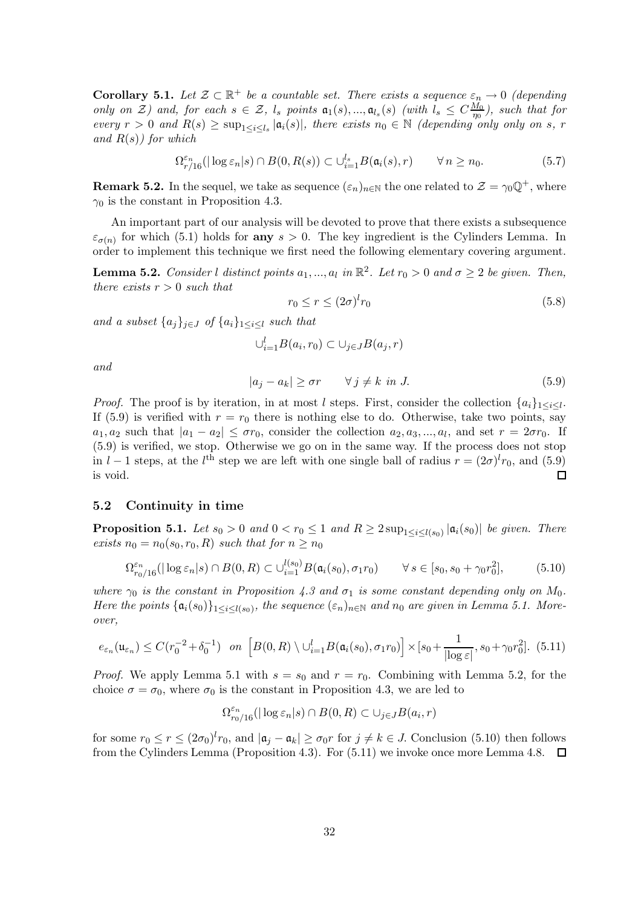**Corollary 5.1.** *Let $\mathcal{Z} \subset \mathbb{R}^+$ be a countable set. There exists a sequence $\varepsilon_n \to 0$ (depending only on $\mathcal{Z}$) and, for each $s \in \mathcal{Z}$, $l_s$ points $\mathfrak{a}_1(s), ..., \mathfrak{a}_{l_s}(s)$ (with $l_s \leq C\frac{M_0}{\eta_0}$), such that for every $r > 0$ and $R(s) \geq \sup_{1\leq i\leq l_s} |\mathfrak{a}_i(s)|$, there exists $n_0 \in \mathbb{N}$ (depending only only on $s$, $r$ and $R(s)$) for which*

$$\Omega^{\varepsilon_n}_{r/16}(|\log \varepsilon_n|s) \cap B(0, R(s)) \subset \cup_{i=1}^{l_s} B(\mathfrak{a}_i(s), r) \qquad \forall\, n \geq n_0. \tag{5.7}$$

**Remark 5.2.** In the sequel, we take as sequence $(\varepsilon_n)_{n\in\mathbb{N}}$ the one related to $\mathcal{Z} = \gamma_0\mathbb{Q}^+$, where $\gamma_0$ is the constant in Proposition 4.3.

An important part of our analysis will be devoted to prove that there exists a subsequence $\varepsilon_{\sigma(n)}$ for which (5.1) holds for **any** $s > 0$. The key ingredient is the Cylinders Lemma. In order to implement this technique we first need the following elementary covering argument.

**Lemma 5.2.** *Consider $l$ distinct points $a_1, ..., a_l$ in $\mathbb{R}^2$. Let $r_0 > 0$ and $\sigma \geq 2$ be given. Then, there exists $r > 0$ such that*

$$r_0 \leq r \leq (2\sigma)^l r_0 \tag{5.8}$$

*and a subset $\{a_j\}_{j\in J}$ of $\{a_i\}_{1\leq i\leq l}$ such that*

$$\cup_{i=1}^{l} B(a_i, r_0) \subset \cup_{j\in J} B(a_j, r)$$

*and*

$$|a_j - a_k| \geq \sigma r \qquad \forall\, j \neq k \text{ in } J. \tag{5.9}$$

*Proof.* The proof is by iteration, in at most $l$ steps. First, consider the collection $\{a_i\}_{1\leq i\leq l}$. If (5.9) is verified with $r = r_0$ there is nothing else to do. Otherwise, take two points, say $a_1, a_2$ such that $|a_1 - a_2| \leq \sigma r_0$, consider the collection $a_2, a_3, ..., a_l$, and set $r = 2\sigma r_0$. If (5.9) is verified, we stop. Otherwise we go on in the same way. If the process does not stop in $l-1$ steps, at the $l^{\text{th}}$ step we are left with one single ball of radius $r = (2\sigma)^l r_0$, and (5.9) is void. $\square$

### 5.2 Continuity in time

**Proposition 5.1.** *Let $s_0 > 0$ and $0 < r_0 \leq 1$ and $R \geq 2\sup_{1\leq i\leq l(s_0)} |\mathfrak{a}_i(s_0)|$ be given. There exists $n_0 = n_0(s_0, r_0, R)$ such that for $n \geq n_0$*

$$\Omega^{\varepsilon_n}_{r_0/16}(|\log \varepsilon_n|s) \cap B(0, R) \subset \cup_{i=1}^{l(s_0)} B(\mathfrak{a}_i(s_0), \sigma_1 r_0) \qquad \forall\, s \in [s_0, s_0 + \gamma_0 r_0^2], \tag{5.10}$$

*where $\gamma_0$ is the constant in Proposition 4.3 and $\sigma_1$ is some constant depending only on $M_0$. Here the points $\{\mathfrak{a}_i(s_0)\}_{1\leq i\leq l(s_0)}$, the sequence $(\varepsilon_n)_{n\in\mathbb{N}}$ and $n_0$ are given in Lemma 5.1. Moreover,*

$$e_{\varepsilon_n}(\mathfrak{u}_{\varepsilon_n}) \leq C(r_0^{-2} + \delta_0^{-1}) \quad \text{on} \quad \Big[B(0, R) \setminus \cup_{i=1}^{l} B(\mathfrak{a}_i(s_0), \sigma_1 r_0)\Big] \times [s_0 + \frac{1}{|\log \varepsilon|}, s_0 + \gamma_0 r_0^2]. \tag{5.11}$$

*Proof.* We apply Lemma 5.1 with $s = s_0$ and $r = r_0$. Combining with Lemma 5.2, for the choice $\sigma = \sigma_0$, where $\sigma_0$ is the constant in Proposition 4.3, we are led to

$$\Omega^{\varepsilon_n}_{r_0/16}(|\log \varepsilon_n|s) \cap B(0, R) \subset \cup_{j\in J} B(a_i, r)$$

for some $r_0 \leq r \leq (2\sigma_0)^l r_0$, and $|\mathfrak{a}_j - \mathfrak{a}_k| \geq \sigma_0 r$ for $j \neq k \in J$. Conclusion (5.10) then follows from the Cylinders Lemma (Proposition 4.3). For (5.11) we invoke once more Lemma 4.8. $\square$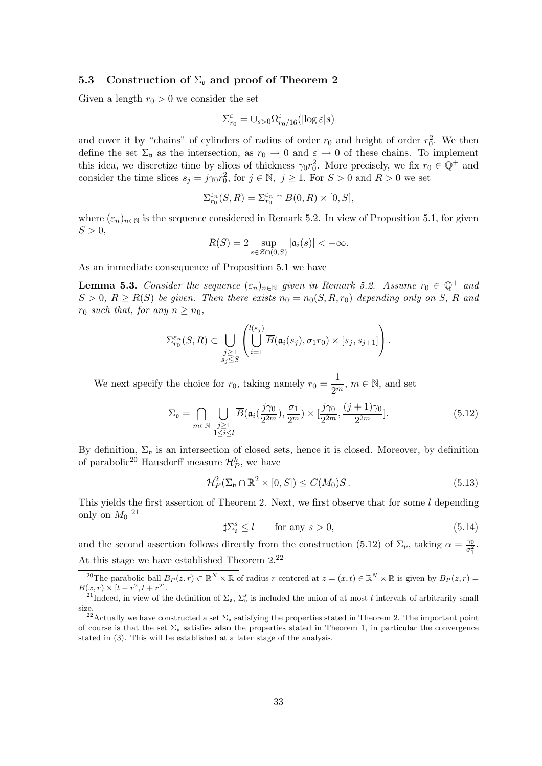### 5.3 Construction of $\Sigma_{\mathfrak{v}}$ and proof of Theorem 2

Given a length $r_0 > 0$ we consider the set

$$\Sigma^{\varepsilon}_{r_0} = \cup_{s>0} \Omega^{\varepsilon}_{r_0/16}(|\log \varepsilon| s)$$

and cover it by "chains" of cylinders of radius of order $r_0$ and height of order $r_0^2$. We then define the set $\Sigma_{\mathfrak{v}}$ as the intersection, as $r_0 \to 0$ and $\varepsilon \to 0$ of these chains. To implement this idea, we discretize time by slices of thickness $\gamma_0 r_0^2$. More precisely, we fix $r_0 \in \mathbb{Q}^+$ and consider the time slices $s_j = j\gamma_0 r_0^2$, for $j \in \mathbb{N}$, $j \geq 1$. For $S > 0$ and $R > 0$ we set

$$\Sigma^{\varepsilon_n}_{r_0}(S, R) = \Sigma^{\varepsilon_n}_{r_0} \cap B(0, R) \times [0, S],$$

where $(\varepsilon_n)_{n\in\mathbb{N}}$ is the sequence considered in Remark 5.2. In view of Proposition 5.1, for given $S > 0$,

$$R(S) = 2 \sup_{s \in \mathcal{Z} \cap (0,S)} |\mathfrak{a}_i(s)| < +\infty.$$

As an immediate consequence of Proposition 5.1 we have

**Lemma 5.3.** *Consider the sequence $(\varepsilon_n)_{n\in\mathbb{N}}$ given in Remark 5.2. Assume $r_0 \in \mathbb{Q}^+$ and $S > 0$, $R \geq R(S)$ be given. Then there exists $n_0 = n_0(S, R, r_0)$ depending only on $S$, $R$ and $r_0$ such that, for any $n \geq n_0$,*

$$\Sigma^{\varepsilon_n}_{r_0}(S, R) \subset \bigcup_{\substack{j\geq 1 \\ s_j \leq S}} \left( \bigcup_{i=1}^{l(s_j)} \overline{B}(\mathfrak{a}_i(s_j), \sigma_1 r_0) \times [s_j, s_{j+1}] \right).$$

We next specify the choice for $r_0$, taking namely $r_0 = \dfrac{1}{2^m}$, $m \in \mathbb{N}$, and set

$$\Sigma_{\mathfrak{v}} = \bigcap_{m\in\mathbb{N}} \bigcup_{\substack{j\geq 1 \\ 1\leq i\leq l}} \overline{B}(\mathfrak{a}_i(\frac{j\gamma_0}{2^{2m}}), \frac{\sigma_1}{2^m}) \times [\frac{j\gamma_0}{2^{2m}}, \frac{(j+1)\gamma_0}{2^{2m}}]. \tag{5.12}$$

By definition, $\Sigma_{\mathfrak{v}}$ is an intersection of closed sets, hence it is closed. Moreover, by definition of parabolic[20] Hausdorff measure $\mathcal{H}^k_P$, we have

$$\mathcal{H}^2_P(\Sigma_{\mathfrak{v}} \cap \mathbb{R}^2 \times [0, S]) \leq C(M_0) S\,. \tag{5.13}$$

This yields the first assertion of Theorem 2. Next, we first observe that for some $l$ depending only on $M_0$ [21]

$$\sharp \Sigma^s_{\mathfrak{v}} \leq l \qquad \text{for any } s > 0, \tag{5.14}$$

and the second assertion follows directly from the construction (5.12) of $\Sigma_\nu$, taking $\alpha = \frac{\gamma_0}{\sigma_1^2}$. At this stage we have established Theorem 2.[22]

---

[20] The parabolic ball $B_P(z, r) \subset \mathbb{R}^N \times \mathbb{R}$ of radius $r$ centered at $z = (x, t) \in \mathbb{R}^N \times \mathbb{R}$ is given by $B_P(z, r) = B(x, r) \times [t - r^2, t + r^2]$.

[21] Indeed, in view of the definition of $\Sigma_{\mathfrak{v}}$, $\Sigma^s_{\mathfrak{v}}$ is included the union of at most $l$ intervals of arbitrarily small size.

[22] Actually we have constructed a set $\Sigma_{\mathfrak{v}}$ satisfying the properties stated in Theorem 2. The important point of course is that the set $\Sigma_{\mathfrak{v}}$ satisfies **also** the properties stated in Theorem 1, in particular the convergence stated in (3). This will be established at a later stage of the analysis.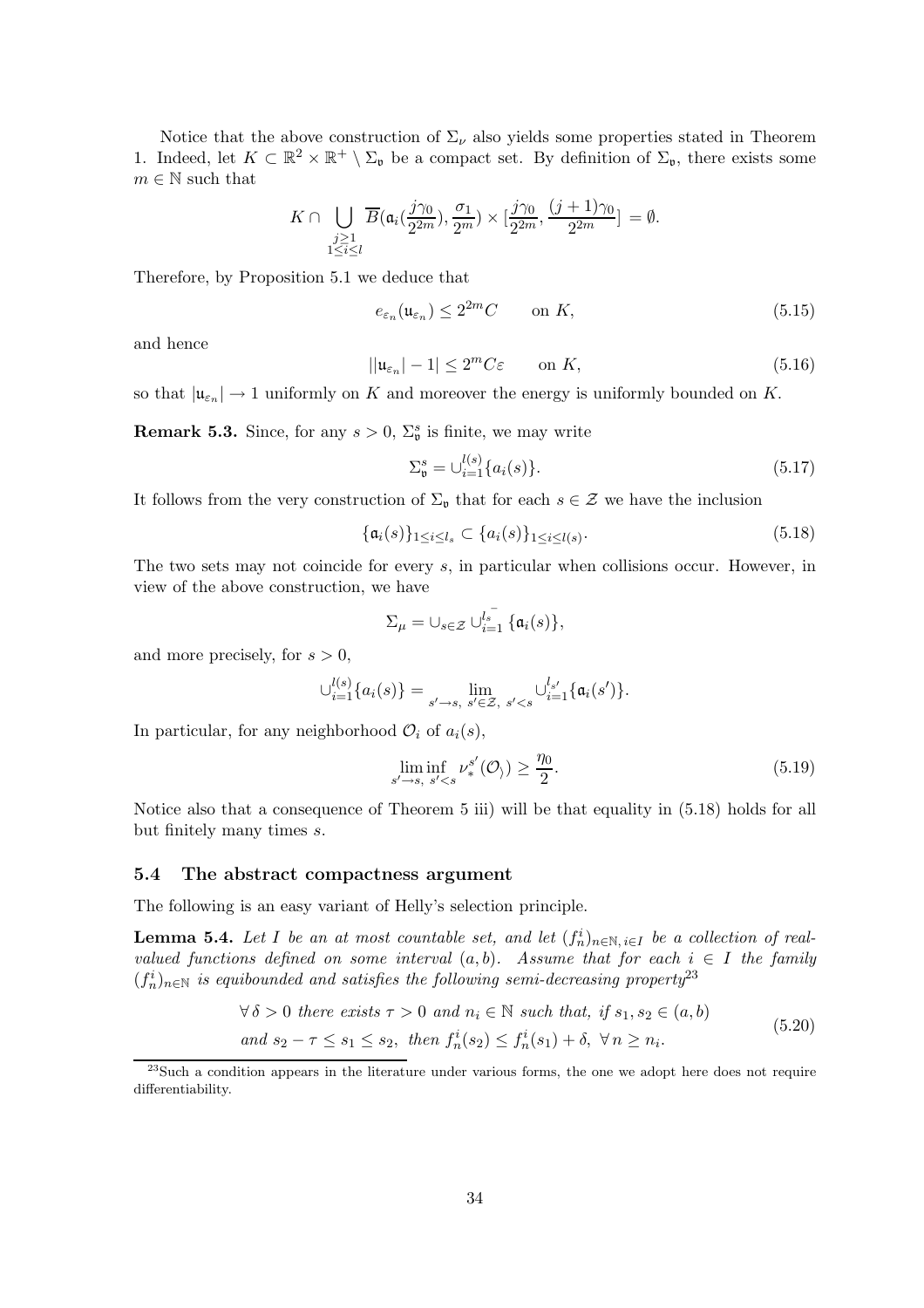Notice that the above construction of $\Sigma_\nu$ also yields some properties stated in Theorem 1. Indeed, let $K \subset \mathbb{R}^2 \times \mathbb{R}^+ \setminus \Sigma_{\mathfrak{v}}$ be a compact set. By definition of $\Sigma_{\mathfrak{v}}$, there exists some $m \in \mathbb{N}$ such that

$$K \cap \bigcup_{\substack{j \geq 1 \\ 1 \leq i \leq l}} \overline{B}(\mathfrak{a}_i(\frac{j\gamma_0}{2^{2m}}), \frac{\sigma_1}{2^m}) \times [\frac{j\gamma_0}{2^{2m}}, \frac{(j+1)\gamma_0}{2^{2m}}] = \emptyset.$$

Therefore, by Proposition 5.1 we deduce that

$$e_{\varepsilon_n}(\mathfrak{u}_{\varepsilon_n}) \leq 2^{2m} C \qquad \text{on } K, \tag{5.15}$$

and hence

$$||\mathfrak{u}_{\varepsilon_n}| - 1| \leq 2^m C \varepsilon \qquad \text{on } K, \tag{5.16}$$

so that $|\mathfrak{u}_{\varepsilon_n}| \to 1$ uniformly on $K$ and moreover the energy is uniformly bounded on $K$.

**Remark 5.3.** Since, for any $s > 0$, $\Sigma_{\mathfrak{v}}^s$ is finite, we may write

$$\Sigma_{\mathfrak{v}}^s = \cup_{i=1}^{l(s)} \{a_i(s)\}. \tag{5.17}$$

It follows from the very construction of $\Sigma_{\mathfrak{v}}$ that for each $s \in \mathcal{Z}$ we have the inclusion

$$\{\mathfrak{a}_i(s)\}_{1 \leq i \leq l_s} \subset \{a_i(s)\}_{1 \leq i \leq l(s)}. \tag{5.18}$$

The two sets may not coincide for every $s$, in particular when collisions occur. However, in view of the above construction, we have

$$\Sigma_\mu = \cup_{s \in \mathcal{Z}} \cup_{i=1}^{l_s^-} \{\mathfrak{a}_i(s)\},$$

and more precisely, for $s > 0$,

$$\cup_{i=1}^{l(s)} \{a_i(s)\} = \lim_{s' \to s,\ s' \in \mathcal{Z},\ s' < s} \cup_{i=1}^{l_{s'}} \{\mathfrak{a}_i(s')\}.$$

In particular, for any neighborhood $\mathcal{O}_i$ of $a_i(s)$,

$$\liminf_{s' \to s,\ s' < s} \nu_*^{s'}(\mathcal{O}_i) \geq \frac{\eta_0}{2}. \tag{5.19}$$

Notice also that a consequence of Theorem 5 iii) will be that equality in (5.18) holds for all but finitely many times $s$.

### 5.4 The abstract compactness argument

The following is an easy variant of Helly's selection principle.

**Lemma 5.4.** *Let $I$ be an at most countable set, and let $(f_n^i)_{n \in \mathbb{N},\, i \in I}$ be a collection of real-valued functions defined on some interval $(a, b)$. Assume that for each $i \in I$ the family $(f_n^i)_{n \in \mathbb{N}}$ is equibounded and satisfies the following semi-decreasing property*[23]

$$\begin{aligned} &\forall\, \delta > 0 \text{ there exists } \tau > 0 \text{ and } n_i \in \mathbb{N} \text{ such that, if } s_1, s_2 \in (a, b) \\ &\text{and } s_2 - \tau \leq s_1 \leq s_2, \text{ then } f_n^i(s_2) \leq f_n^i(s_1) + \delta,\ \forall\, n \geq n_i. \end{aligned} \tag{5.20}$$

[23] Such a condition appears in the literature under various forms, the one we adopt here does not require differentiability.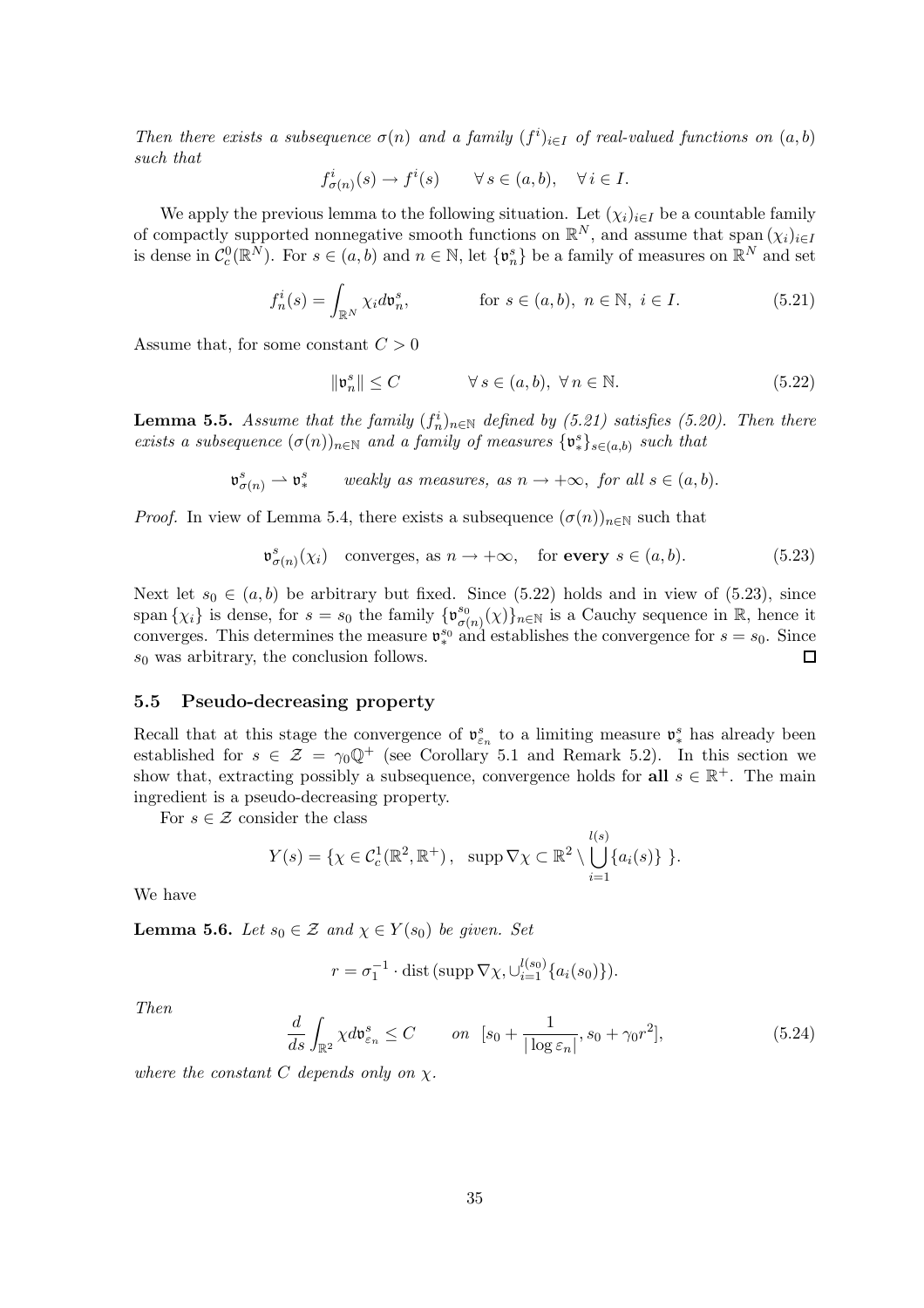*Then there exists a subsequence $\sigma(n)$ and a family $(f^i)_{i\in I}$ of real-valued functions on $(a,b)$ such that*

$$f^i_{\sigma(n)}(s) \to f^i(s) \qquad \forall\, s \in (a,b), \quad \forall\, i \in I.$$

We apply the previous lemma to the following situation. Let $(\chi_i)_{i\in I}$ be a countable family of compactly supported nonnegative smooth functions on $\mathbb{R}^N$, and assume that span $(\chi_i)_{i\in I}$ is dense in $\mathcal{C}^0_c(\mathbb{R}^N)$. For $s \in (a,b)$ and $n \in \mathbb{N}$, let $\{\mathfrak{v}^s_n\}$ be a family of measures on $\mathbb{R}^N$ and set

$$f^i_n(s) = \int_{\mathbb{R}^N} \chi_i d\mathfrak{v}^s_n, \qquad \text{for } s \in (a,b),\ n \in \mathbb{N},\ i \in I. \tag{5.21}$$

Assume that, for some constant $C > 0$

$$\|\mathfrak{v}^s_n\| \leq C \qquad \forall\, s \in (a,b),\ \forall\, n \in \mathbb{N}. \tag{5.22}$$

**Lemma 5.5.** *Assume that the family $(f^i_n)_{n\in\mathbb{N}}$ defined by (5.21) satisfies (5.20). Then there exists a subsequence $(\sigma(n))_{n\in\mathbb{N}}$ and a family of measures $\{\mathfrak{v}^s_*\}_{s\in(a,b)}$ such that*

$$\mathfrak{v}^s_{\sigma(n)} \rightharpoonup \mathfrak{v}^s_* \qquad \textit{weakly as measures, as } n \to +\infty, \textit{ for all } s \in (a,b).$$

*Proof.* In view of Lemma 5.4, there exists a subsequence $(\sigma(n))_{n\in\mathbb{N}}$ such that

$$\mathfrak{v}^s_{\sigma(n)}(\chi_i) \quad \text{converges, as } n \to +\infty, \quad \text{for } \textbf{every } s \in (a,b). \tag{5.23}$$

Next let $s_0 \in (a,b)$ be arbitrary but fixed. Since (5.22) holds and in view of (5.23), since span $\{\chi_i\}$ is dense, for $s = s_0$ the family $\{\mathfrak{v}^{s_0}_{\sigma(n)}(\chi)\}_{n\in\mathbb{N}}$ is a Cauchy sequence in $\mathbb{R}$, hence it converges. This determines the measure $\mathfrak{v}^{s_0}_*$ and establishes the convergence for $s = s_0$. Since $s_0$ was arbitrary, the conclusion follows. ∎

### 5.5 Pseudo-decreasing property

Recall that at this stage the convergence of $\mathfrak{v}^s_{\varepsilon_n}$ to a limiting measure $\mathfrak{v}^s_*$ has already been established for $s \in \mathcal{Z} = \gamma_0\mathbb{Q}^+$ (see Corollary 5.1 and Remark 5.2). In this section we show that, extracting possibly a subsequence, convergence holds for **all** $s \in \mathbb{R}^+$. The main ingredient is a pseudo-decreasing property.

For $s \in \mathcal{Z}$ consider the class

$$Y(s) = \{\chi \in \mathcal{C}^1_c(\mathbb{R}^2, \mathbb{R}^+)\,,\ \ \operatorname{supp} \nabla\chi \subset \mathbb{R}^2 \setminus \bigcup_{i=1}^{l(s)} \{a_i(s)\}\ \}.$$

We have

**Lemma 5.6.** *Let $s_0 \in \mathcal{Z}$ and $\chi \in Y(s_0)$ be given. Set*

$$r = \sigma_1^{-1} \cdot \operatorname{dist}(\operatorname{supp} \nabla\chi, \cup_{i=1}^{l(s_0)}\{a_i(s_0)\}).$$

*Then*

$$\frac{d}{ds}\int_{\mathbb{R}^2} \chi d\mathfrak{v}^s_{\varepsilon_n} \leq C \qquad \textit{on } \ [s_0 + \frac{1}{|\log \varepsilon_n|}, s_0 + \gamma_0 r^2], \tag{5.24}$$

*where the constant $C$ depends only on $\chi$.*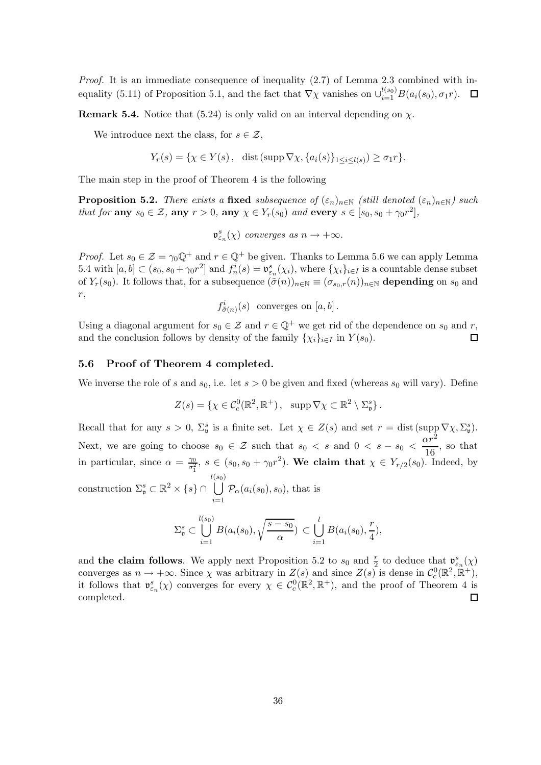*Proof.* It is an immediate consequence of inequality (2.7) of Lemma 2.3 combined with inequality (5.11) of Proposition 5.1, and the fact that $\nabla\chi$ vanishes on $\cup_{i=1}^{l(s_0)} B(a_i(s_0), \sigma_1 r)$. $\square$

**Remark 5.4.** Notice that (5.24) is only valid on an interval depending on $\chi$.

We introduce next the class, for $s \in \mathcal{Z}$,

$$Y_r(s) = \{\chi \in Y(s)\,, \quad \operatorname{dist}(\operatorname{supp} \nabla\chi, \{a_i(s)\}_{1 \le i \le l(s)}) \ge \sigma_1 r\}.$$

The main step in the proof of Theorem 4 is the following

**Proposition 5.2.** *There exists a* **fixed** *subsequence of $(\varepsilon_n)_{n\in\mathbb{N}}$ (still denoted $(\varepsilon_n)_{n\in\mathbb{N}}$) such that for* **any** $s_0 \in \mathcal{Z}$*,* **any** $r > 0$*,* **any** $\chi \in Y_r(s_0)$ *and* **every** $s \in [s_0, s_0 + \gamma_0 r^2]$*,*

$$\mathfrak{v}^s_{\varepsilon_n}(\chi) \text{ converges as } n \to +\infty.$$

*Proof.* Let $s_0 \in \mathcal{Z} = \gamma_0 \mathbb{Q}^+$ and $r \in \mathbb{Q}^+$ be given. Thanks to Lemma 5.6 we can apply Lemma 5.4 with $[a, b] \subset (s_0, s_0 + \gamma_0 r^2]$ and $f_n^i(s) = \mathfrak{v}^s_{\varepsilon_n}(\chi_i)$, where $\{\chi_i\}_{i\in I}$ is a countable dense subset of $Y_r(s_0)$. It follows that, for a subsequence $(\tilde\sigma(n))_{n\in\mathbb{N}} \equiv (\sigma_{s_0,r}(n))_{n\in\mathbb{N}}$ **depending** on $s_0$ and $r$,

$$f^i_{\tilde\sigma(n)}(s) \text{ converges on } [a, b]\,.$$

Using a diagonal argument for $s_0 \in \mathcal{Z}$ and $r \in \mathbb{Q}^+$ we get rid of the dependence on $s_0$ and $r$, and the conclusion follows by density of the family $\{\chi_i\}_{i\in I}$ in $Y(s_0)$. $\square$

### 5.6 Proof of Theorem 4 completed.

We inverse the role of $s$ and $s_0$, i.e. let $s > 0$ be given and fixed (whereas $s_0$ will vary). Define

$$Z(s) = \{\chi \in \mathcal{C}^0_c(\mathbb{R}^2, \mathbb{R}^+)\,, \quad \operatorname{supp} \nabla\chi \subset \mathbb{R}^2 \setminus \Sigma^s_{\mathfrak{v}}\}\,.$$

Recall that for any $s > 0$, $\Sigma^s_{\mathfrak{v}}$ is a finite set. Let $\chi \in Z(s)$ and set $r = \operatorname{dist}(\operatorname{supp} \nabla\chi, \Sigma^s_{\mathfrak{v}})$. Next, we are going to choose $s_0 \in \mathcal{Z}$ such that $s_0 < s$ and $0 < s - s_0 < \dfrac{\alpha r^2}{16}$, so that in particular, since $\alpha = \frac{\gamma_0}{\sigma_1^2}$, $s \in (s_0, s_0 + \gamma_0 r^2)$. **We claim that** $\chi \in Y_{r/2}(s_0)$. Indeed, by construction $\Sigma^s_{\mathfrak{v}} \subset \mathbb{R}^2 \times \{s\} \cap \bigcup\limits_{i=1}^{l(s_0)} \mathcal{P}_\alpha(a_i(s_0), s_0)$, that is

$$\Sigma^s_{\mathfrak{v}} \subset \bigcup_{i=1}^{l(s_0)} B(a_i(s_0), \sqrt{\frac{s - s_0}{\alpha}}) \subset \bigcup_{i=1}^{l} B(a_i(s_0), \frac{r}{4}),$$

and **the claim follows**. We apply next Proposition 5.2 to $s_0$ and $\frac{r}{2}$ to deduce that $\mathfrak{v}^s_{\varepsilon_n}(\chi)$ converges as $n \to +\infty$. Since $\chi$ was arbitrary in $Z(s)$ and since $Z(s)$ is dense in $\mathcal{C}^0_c(\mathbb{R}^2, \mathbb{R}^+)$, it follows that $\mathfrak{v}^s_{\varepsilon_n}(\chi)$ converges for every $\chi \in \mathcal{C}^0_c(\mathbb{R}^2, \mathbb{R}^+)$, and the proof of Theorem 4 is completed. $\square$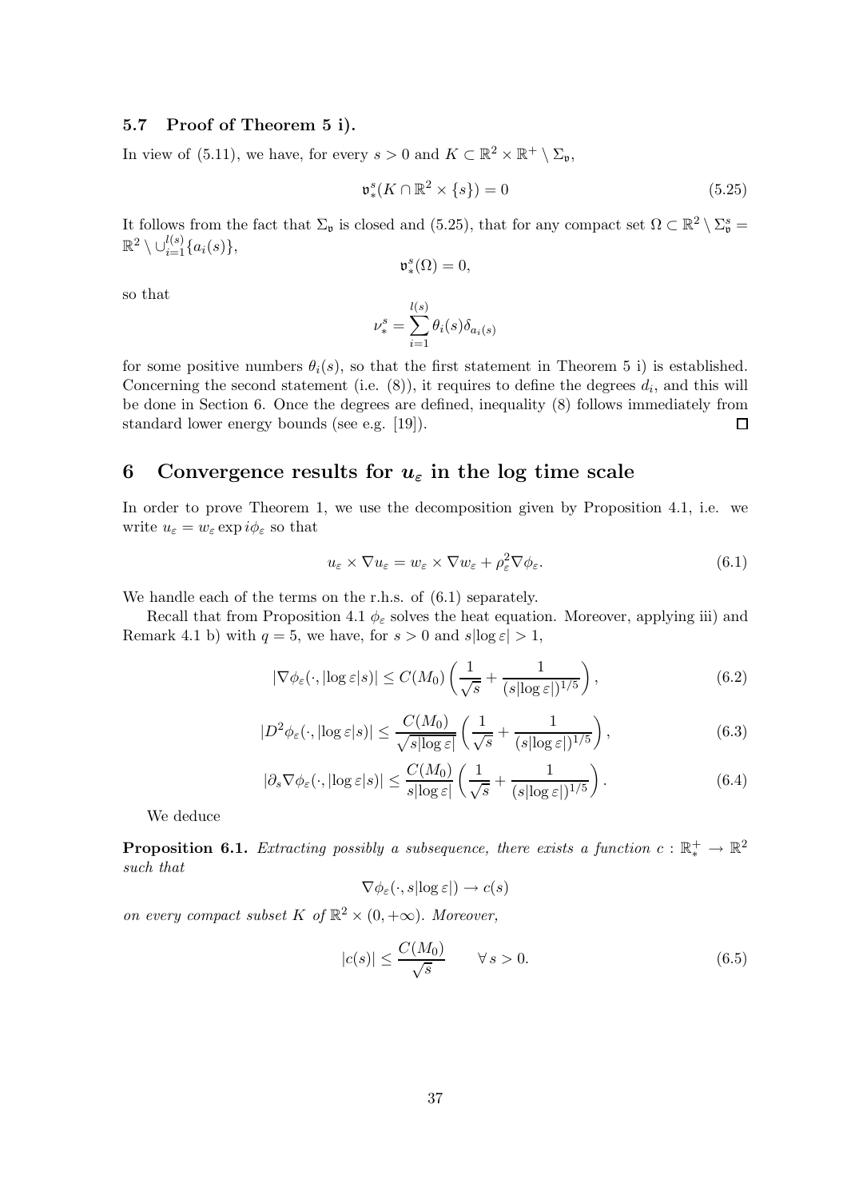### 5.7 Proof of Theorem 5 i).

In view of (5.11), we have, for every $s > 0$ and $K \subset \mathbb{R}^2 \times \mathbb{R}^+ \setminus \Sigma_{\mathfrak{v}}$,

$$\mathfrak{v}_*^s(K \cap \mathbb{R}^2 \times \{s\}) = 0 \tag{5.25}$$

It follows from the fact that $\Sigma_{\mathfrak{v}}$ is closed and (5.25), that for any compact set $\Omega \subset \mathbb{R}^2 \setminus \Sigma_{\mathfrak{v}}^s = \mathbb{R}^2 \setminus \cup_{i=1}^{l(s)} \{a_i(s)\}$,

$$\mathfrak{v}_*^s(\Omega) = 0,$$

so that

$$\nu_*^s = \sum_{i=1}^{l(s)} \theta_i(s) \delta_{a_i(s)}$$

for some positive numbers $\theta_i(s)$, so that the first statement in Theorem 5 i) is established. Concerning the second statement (i.e. (8)), it requires to define the degrees $d_i$, and this will be done in Section 6. Once the degrees are defined, inequality (8) follows immediately from standard lower energy bounds (see e.g. [19]). $\square$

## 6 Convergence results for $u_\varepsilon$ in the log time scale

In order to prove Theorem 1, we use the decomposition given by Proposition 4.1, i.e. we write $u_\varepsilon = w_\varepsilon \exp i\phi_\varepsilon$ so that

$$u_\varepsilon \times \nabla u_\varepsilon = w_\varepsilon \times \nabla w_\varepsilon + \rho_\varepsilon^2 \nabla \phi_\varepsilon. \tag{6.1}$$

We handle each of the terms on the r.h.s. of (6.1) separately.

Recall that from Proposition 4.1 $\phi_\varepsilon$ solves the heat equation. Moreover, applying iii) and Remark 4.1 b) with $q = 5$, we have, for $s > 0$ and $s|\log \varepsilon| > 1$,

$$|\nabla \phi_\varepsilon(\cdot, |\log \varepsilon| s)| \leq C(M_0) \left( \frac{1}{\sqrt{s}} + \frac{1}{(s|\log \varepsilon|)^{1/5}} \right), \tag{6.2}$$

$$|D^2 \phi_\varepsilon(\cdot, |\log \varepsilon| s)| \leq \frac{C(M_0)}{\sqrt{s|\log \varepsilon|}} \left( \frac{1}{\sqrt{s}} + \frac{1}{(s|\log \varepsilon|)^{1/5}} \right), \tag{6.3}$$

$$|\partial_s \nabla \phi_\varepsilon(\cdot, |\log \varepsilon| s)| \leq \frac{C(M_0)}{s|\log \varepsilon|} \left( \frac{1}{\sqrt{s}} + \frac{1}{(s|\log \varepsilon|)^{1/5}} \right). \tag{6.4}$$

We deduce

**Proposition 6.1.** *Extracting possibly a subsequence, there exists a function $c : \mathbb{R}_*^+ \to \mathbb{R}^2$ such that*

$$\nabla \phi_\varepsilon(\cdot, s|\log \varepsilon|) \to c(s)$$

*on every compact subset $K$ of $\mathbb{R}^2 \times (0, +\infty)$. Moreover,*

$$|c(s)| \leq \frac{C(M_0)}{\sqrt{s}} \qquad \forall\, s > 0. \tag{6.5}$$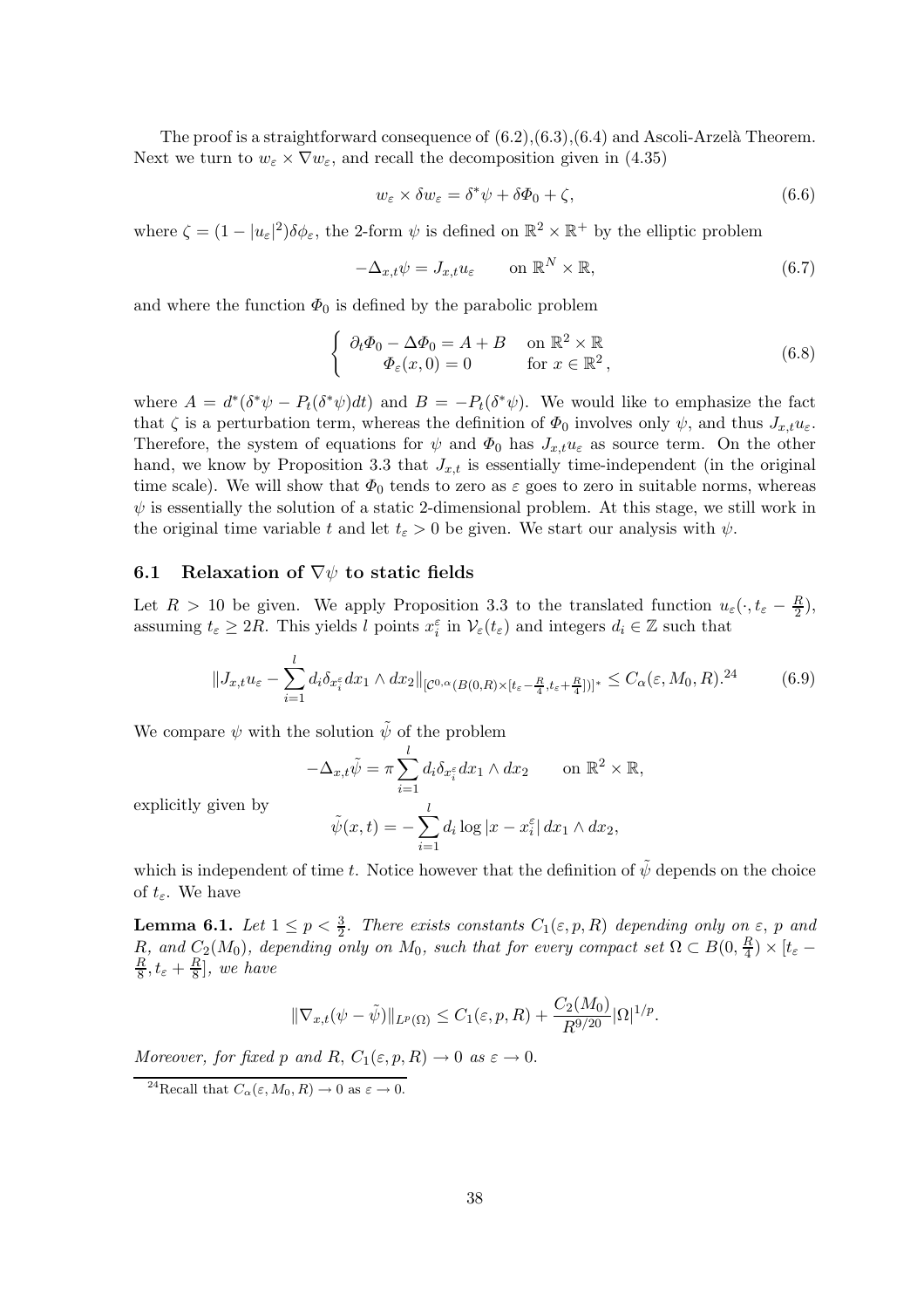The proof is a straightforward consequence of (6.2),(6.3),(6.4) and Ascoli-Arzelà Theorem. Next we turn to $w_\varepsilon \times \nabla w_\varepsilon$, and recall the decomposition given in (4.35)

$$w_\varepsilon \times \delta w_\varepsilon = \delta^* \psi + \delta \Phi_0 + \zeta, \tag{6.6}$$

where $\zeta = (1 - |u_\varepsilon|^2)\delta\phi_\varepsilon$, the 2-form $\psi$ is defined on $\mathbb{R}^2 \times \mathbb{R}^+$ by the elliptic problem

$$-\Delta_{x,t}\psi = J_{x,t}u_\varepsilon \qquad \text{on } \mathbb{R}^N \times \mathbb{R}, \tag{6.7}$$

and where the function $\Phi_0$ is defined by the parabolic problem

$$\left\{ \begin{array}{ll} \partial_t \Phi_0 - \Delta \Phi_0 = A + B & \text{on } \mathbb{R}^2 \times \mathbb{R} \\ \Phi_\varepsilon(x, 0) = 0 & \text{for } x \in \mathbb{R}^2 , \end{array} \right. \tag{6.8}$$

where $A = d^*(\delta^*\psi - P_t(\delta^*\psi)dt)$ and $B = -P_t(\delta^*\psi)$. We would like to emphasize the fact that $\zeta$ is a perturbation term, whereas the definition of $\Phi_0$ involves only $\psi$, and thus $J_{x,t}u_\varepsilon$. Therefore, the system of equations for $\psi$ and $\Phi_0$ has $J_{x,t}u_\varepsilon$ as source term. On the other hand, we know by Proposition 3.3 that $J_{x,t}$ is essentially time-independent (in the original time scale). We will show that $\Phi_0$ tends to zero as $\varepsilon$ goes to zero in suitable norms, whereas $\psi$ is essentially the solution of a static 2-dimensional problem. At this stage, we still work in the original time variable $t$ and let $t_\varepsilon > 0$ be given. We start our analysis with $\psi$.

### 6.1 Relaxation of $\nabla\psi$ to static fields

Let $R > 10$ be given. We apply Proposition 3.3 to the translated function $u_\varepsilon(\cdot, t_\varepsilon - \frac{R}{2})$, assuming $t_\varepsilon \geq 2R$. This yields $l$ points $x_i^\varepsilon$ in $\mathcal{V}_\varepsilon(t_\varepsilon)$ and integers $d_i \in \mathbb{Z}$ such that

$$\|J_{x,t}u_\varepsilon - \sum_{i=1}^{l} d_i \delta_{x_i^\varepsilon} dx_1 \wedge dx_2\|_{[\mathcal{C}^{0,\alpha}(B(0,R)\times[t_\varepsilon - \frac{R}{4}, t_\varepsilon + \frac{R}{4}])]^*} \leq C_\alpha(\varepsilon, M_0, R).^{24} \tag{6.9}$$

We compare $\psi$ with the solution $\tilde{\psi}$ of the problem

$$-\Delta_{x,t}\tilde{\psi} = \pi \sum_{i=1}^{l} d_i \delta_{x_i^\varepsilon} dx_1 \wedge dx_2 \qquad \text{on } \mathbb{R}^2 \times \mathbb{R},$$

explicitly given by

$$\tilde{\psi}(x,t) = -\sum_{i=1}^{l} d_i \log|x - x_i^\varepsilon| \, dx_1 \wedge dx_2,$$

which is independent of time $t$. Notice however that the definition of $\tilde{\psi}$ depends on the choice of $t_\varepsilon$. We have

**Lemma 6.1.** *Let $1 \leq p < \frac{3}{2}$. There exists constants $C_1(\varepsilon, p, R)$ depending only on $\varepsilon$, $p$ and $R$, and $C_2(M_0)$, depending only on $M_0$, such that for every compact set $\Omega \subset B(0, \frac{R}{4}) \times [t_\varepsilon - \frac{R}{8}, t_\varepsilon + \frac{R}{8}]$, we have*

$$\|\nabla_{x,t}(\psi - \tilde{\psi})\|_{L^p(\Omega)} \leq C_1(\varepsilon, p, R) + \frac{C_2(M_0)}{R^{9/20}}|\Omega|^{1/p}.$$

*Moreover, for fixed $p$ and $R$, $C_1(\varepsilon, p, R) \to 0$ as $\varepsilon \to 0$.*

[24] Recall that $C_\alpha(\varepsilon, M_0, R) \to 0$ as $\varepsilon \to 0$.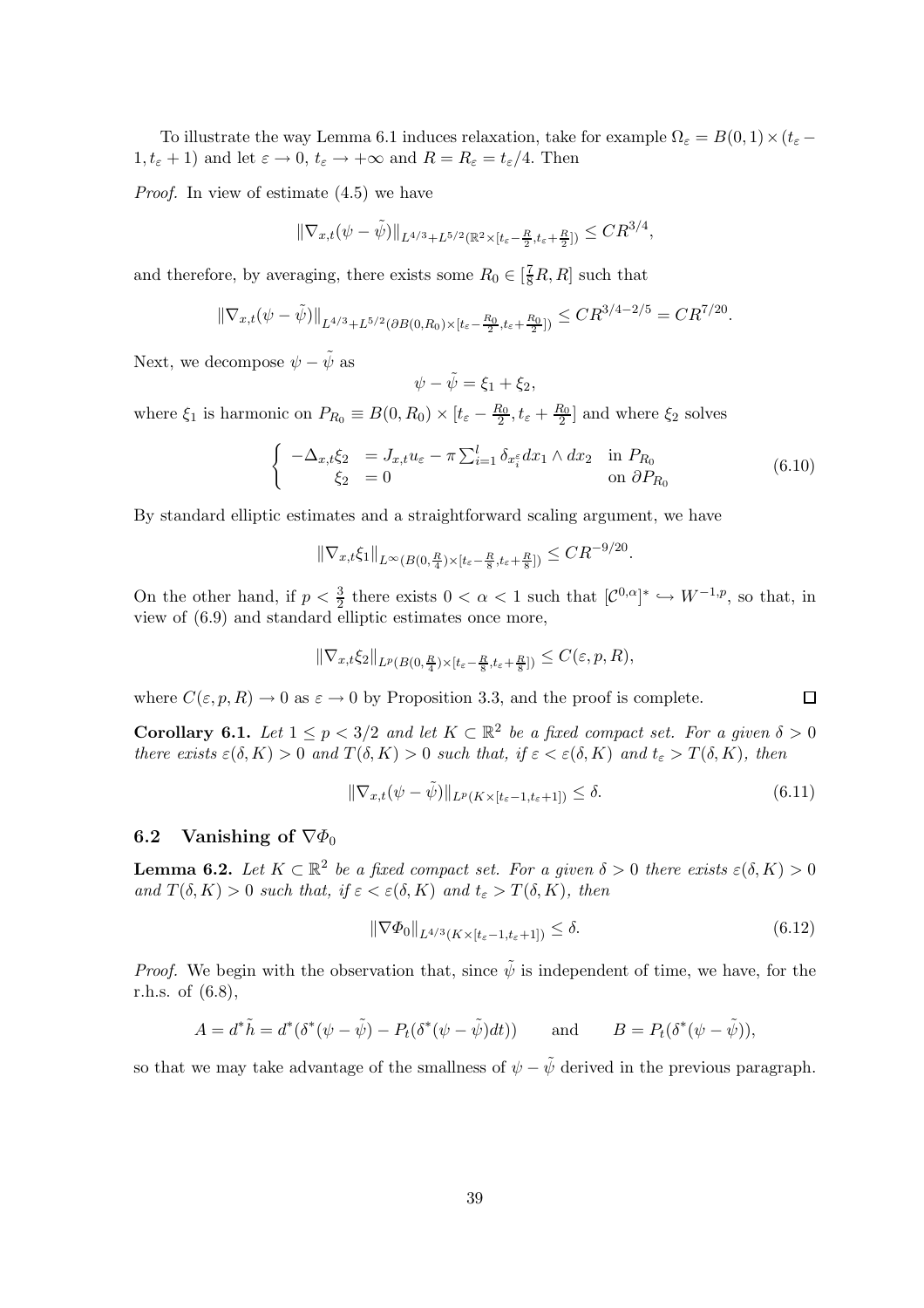To illustrate the way Lemma 6.1 induces relaxation, take for example $\Omega_\varepsilon = B(0,1) \times (t_\varepsilon - 1, t_\varepsilon + 1)$ and let $\varepsilon \to 0$, $t_\varepsilon \to +\infty$ and $R = R_\varepsilon = t_\varepsilon/4$. Then

*Proof.* In view of estimate (4.5) we have

$$\|\nabla_{x,t}(\psi - \tilde{\psi})\|_{L^{4/3}+L^{5/2}(\mathbb{R}^2 \times [t_\varepsilon - \frac{R}{2}, t_\varepsilon + \frac{R}{2}])} \leq CR^{3/4},$$

and therefore, by averaging, there exists some $R_0 \in [\frac{7}{8}R, R]$ such that

$$\|\nabla_{x,t}(\psi - \tilde{\psi})\|_{L^{4/3}+L^{5/2}(\partial B(0,R_0) \times [t_\varepsilon - \frac{R_0}{2}, t_\varepsilon + \frac{R_0}{2}])} \leq CR^{3/4-2/5} = CR^{7/20}.$$

Next, we decompose $\psi - \tilde{\psi}$ as

$$\psi - \tilde{\psi} = \xi_1 + \xi_2,$$

where $\xi_1$ is harmonic on $P_{R_0} \equiv B(0,R_0) \times [t_\varepsilon - \frac{R_0}{2}, t_\varepsilon + \frac{R_0}{2}]$ and where $\xi_2$ solves

$$\begin{cases} -\Delta_{x,t}\xi_2 &= J_{x,t}u_\varepsilon - \pi \sum_{i=1}^l \delta_{x_i^\varepsilon} dx_1 \wedge dx_2 \quad \text{in } P_{R_0} \\ \xi_2 &= 0 \quad \text{on } \partial P_{R_0} \end{cases} \tag{6.10}$$

By standard elliptic estimates and a straightforward scaling argument, we have

$$\|\nabla_{x,t}\xi_1\|_{L^\infty(B(0,\frac{R}{4}) \times [t_\varepsilon - \frac{R}{8}, t_\varepsilon + \frac{R}{8}])} \leq CR^{-9/20}.$$

On the other hand, if $p < \frac{3}{2}$ there exists $0 < \alpha < 1$ such that $[\mathcal{C}^{0,\alpha}]^* \hookrightarrow W^{-1,p}$, so that, in view of (6.9) and standard elliptic estimates once more,

$$\|\nabla_{x,t}\xi_2\|_{L^p(B(0,\frac{R}{4}) \times [t_\varepsilon - \frac{R}{8}, t_\varepsilon + \frac{R}{8}])} \leq C(\varepsilon, p, R),$$

where $C(\varepsilon, p, R) \to 0$ as $\varepsilon \to 0$ by Proposition 3.3, and the proof is complete. □

**Corollary 6.1.** *Let $1 \leq p < 3/2$ and let $K \subset \mathbb{R}^2$ be a fixed compact set. For a given $\delta > 0$ there exists $\varepsilon(\delta, K) > 0$ and $T(\delta, K) > 0$ such that, if $\varepsilon < \varepsilon(\delta, K)$ and $t_\varepsilon > T(\delta, K)$, then*

$$\|\nabla_{x,t}(\psi - \tilde{\psi})\|_{L^p(K \times [t_\varepsilon - 1, t_\varepsilon + 1])} \leq \delta. \tag{6.11}$$

## 6.2 Vanishing of $\nabla\Phi_0$

**Lemma 6.2.** *Let $K \subset \mathbb{R}^2$ be a fixed compact set. For a given $\delta > 0$ there exists $\varepsilon(\delta, K) > 0$ and $T(\delta, K) > 0$ such that, if $\varepsilon < \varepsilon(\delta, K)$ and $t_\varepsilon > T(\delta, K)$, then*

$$\|\nabla\Phi_0\|_{L^{4/3}(K \times [t_\varepsilon - 1, t_\varepsilon + 1])} \leq \delta. \tag{6.12}$$

*Proof.* We begin with the observation that, since $\tilde{\psi}$ is independent of time, we have, for the r.h.s. of (6.8),

$$A = d^*\tilde{h} = d^*(\delta^*(\psi - \tilde{\psi}) - P_t(\delta^*(\psi - \tilde{\psi})dt)) \qquad \text{and} \qquad B = P_t(\delta^*(\psi - \tilde{\psi})),$$

so that we may take advantage of the smallness of $\psi - \tilde{\psi}$ derived in the previous paragraph.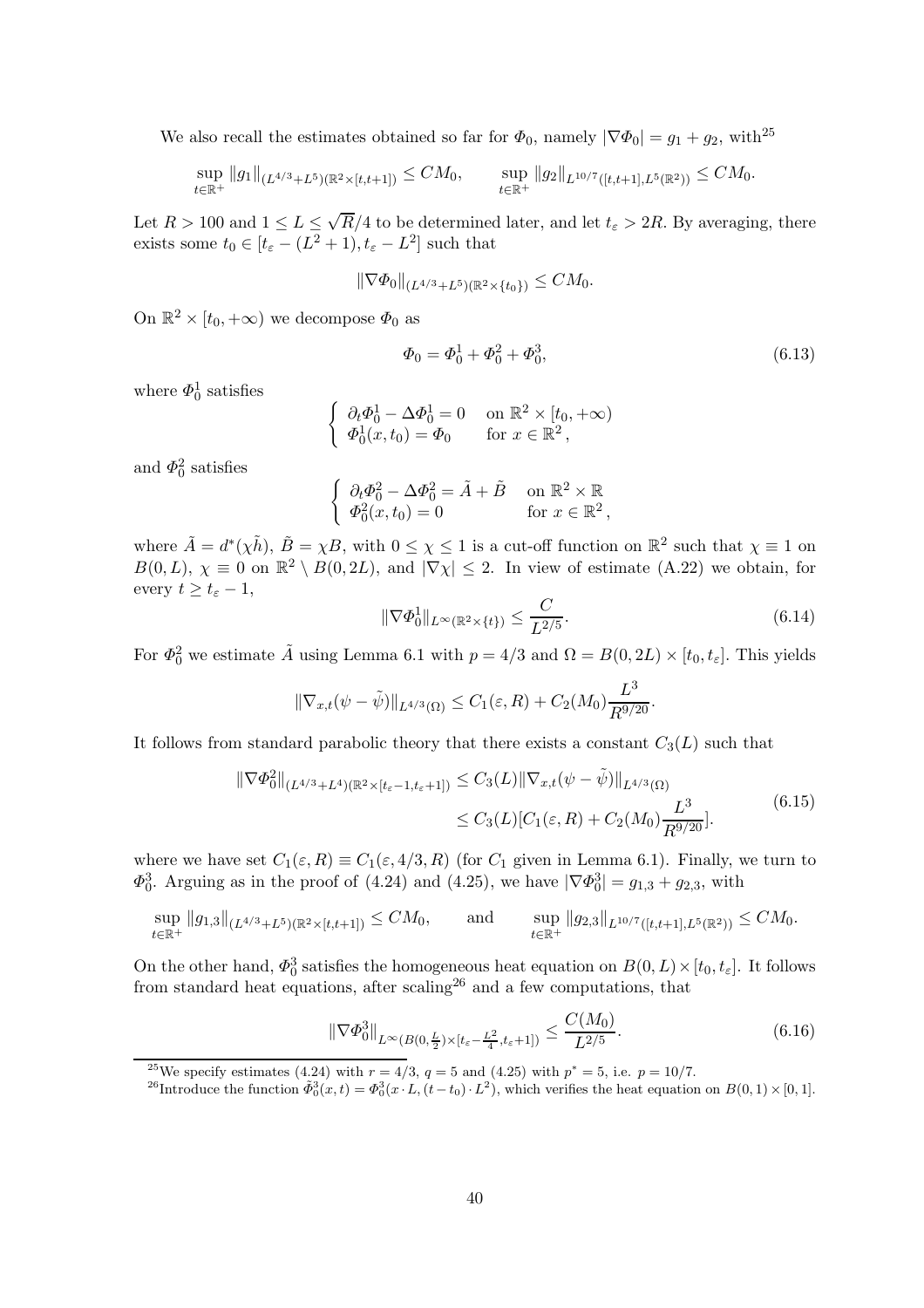We also recall the estimates obtained so far for $\varPhi_0$, namely $|\nabla \varPhi_0| = g_1 + g_2$, with[25]

$$\sup_{t\in\mathbb{R}^+} \|g_1\|_{(L^{4/3}+L^5)(\mathbb{R}^2\times[t,t+1])} \leq CM_0, \qquad \sup_{t\in\mathbb{R}^+} \|g_2\|_{L^{10/7}([t,t+1],L^5(\mathbb{R}^2))} \leq CM_0.$$

Let $R > 100$ and $1 \leq L \leq \sqrt{R}/4$ to be determined later, and let $t_\varepsilon > 2R$. By averaging, there exists some $t_0 \in [t_\varepsilon - (L^2+1), t_\varepsilon - L^2]$ such that

$$\|\nabla \varPhi_0\|_{(L^{4/3}+L^5)(\mathbb{R}^2\times\{t_0\})} \leq CM_0.$$

On $\mathbb{R}^2 \times [t_0, +\infty)$ we decompose $\varPhi_0$ as

$$\varPhi_0 = \varPhi_0^1 + \varPhi_0^2 + \varPhi_0^3, \tag{6.13}$$

where $\varPhi_0^1$ satisfies

$$\begin{cases} \partial_t \varPhi_0^1 - \Delta \varPhi_0^1 = 0 & \text{on } \mathbb{R}^2 \times [t_0, +\infty) \\ \varPhi_0^1(x, t_0) = \varPhi_0 & \text{for } x \in \mathbb{R}^2, \end{cases}$$

and $\varPhi_0^2$ satisfies

$$\begin{cases} \partial_t \varPhi_0^2 - \Delta \varPhi_0^2 = \tilde{A} + \tilde{B} & \text{on } \mathbb{R}^2 \times \mathbb{R} \\ \varPhi_0^2(x, t_0) = 0 & \text{for } x \in \mathbb{R}^2, \end{cases}$$

where $\tilde{A} = d^*(\chi\tilde{h})$, $\tilde{B} = \chi B$, with $0 \leq \chi \leq 1$ is a cut-off function on $\mathbb{R}^2$ such that $\chi \equiv 1$ on $B(0, L)$, $\chi \equiv 0$ on $\mathbb{R}^2 \setminus B(0, 2L)$, and $|\nabla \chi| \leq 2$. In view of estimate (A.22) we obtain, for every $t \geq t_\varepsilon - 1$,

$$\|\nabla \varPhi_0^1\|_{L^\infty(\mathbb{R}^2\times\{t\})} \leq \frac{C}{L^{2/5}}. \tag{6.14}$$

For $\varPhi_0^2$ we estimate $\tilde{A}$ using Lemma 6.1 with $p = 4/3$ and $\Omega = B(0, 2L) \times [t_0, t_\varepsilon]$. This yields

$$\|\nabla_{x,t}(\psi - \tilde{\psi})\|_{L^{4/3}(\Omega)} \leq C_1(\varepsilon, R) + C_2(M_0)\frac{L^3}{R^{9/20}}.$$

It follows from standard parabolic theory that there exists a constant $C_3(L)$ such that

$$\begin{aligned} \|\nabla \varPhi_0^2\|_{(L^{4/3}+L^4)(\mathbb{R}^2\times[t_\varepsilon-1,t_\varepsilon+1])} &\leq C_3(L)\|\nabla_{x,t}(\psi - \tilde{\psi})\|_{L^{4/3}(\Omega)} \\ &\leq C_3(L)[C_1(\varepsilon, R) + C_2(M_0)\frac{L^3}{R^{9/20}}]. \end{aligned} \tag{6.15}$$

where we have set $C_1(\varepsilon, R) \equiv C_1(\varepsilon, 4/3, R)$ (for $C_1$ given in Lemma 6.1). Finally, we turn to $\varPhi_0^3$. Arguing as in the proof of (4.24) and (4.25), we have $|\nabla \varPhi_0^3| = g_{1,3} + g_{2,3}$, with

$$\sup_{t\in\mathbb{R}^+} \|g_{1,3}\|_{(L^{4/3}+L^5)(\mathbb{R}^2\times[t,t+1])} \leq CM_0, \qquad \text{and} \qquad \sup_{t\in\mathbb{R}^+} \|g_{2,3}\|_{L^{10/7}([t,t+1],L^5(\mathbb{R}^2))} \leq CM_0.$$

On the other hand, $\varPhi_0^3$ satisfies the homogeneous heat equation on $B(0, L) \times [t_0, t_\varepsilon]$. It follows from standard heat equations, after scaling[26] and a few computations, that

$$\|\nabla \varPhi_0^3\|_{L^\infty(B(0,\frac{L}{2})\times[t_\varepsilon-\frac{L^2}{4},t_\varepsilon+1])} \leq \frac{C(M_0)}{L^{2/5}}. \tag{6.16}$$

[25] We specify estimates (4.24) with $r = 4/3$, $q = 5$ and (4.25) with $p^* = 5$, i.e. $p = 10/7$.

[26] Introduce the function $\tilde{\varPhi}_0^3(x, t) = \varPhi_0^3(x \cdot L, (t - t_0) \cdot L^2)$, which verifies the heat equation on $B(0, 1) \times [0, 1]$.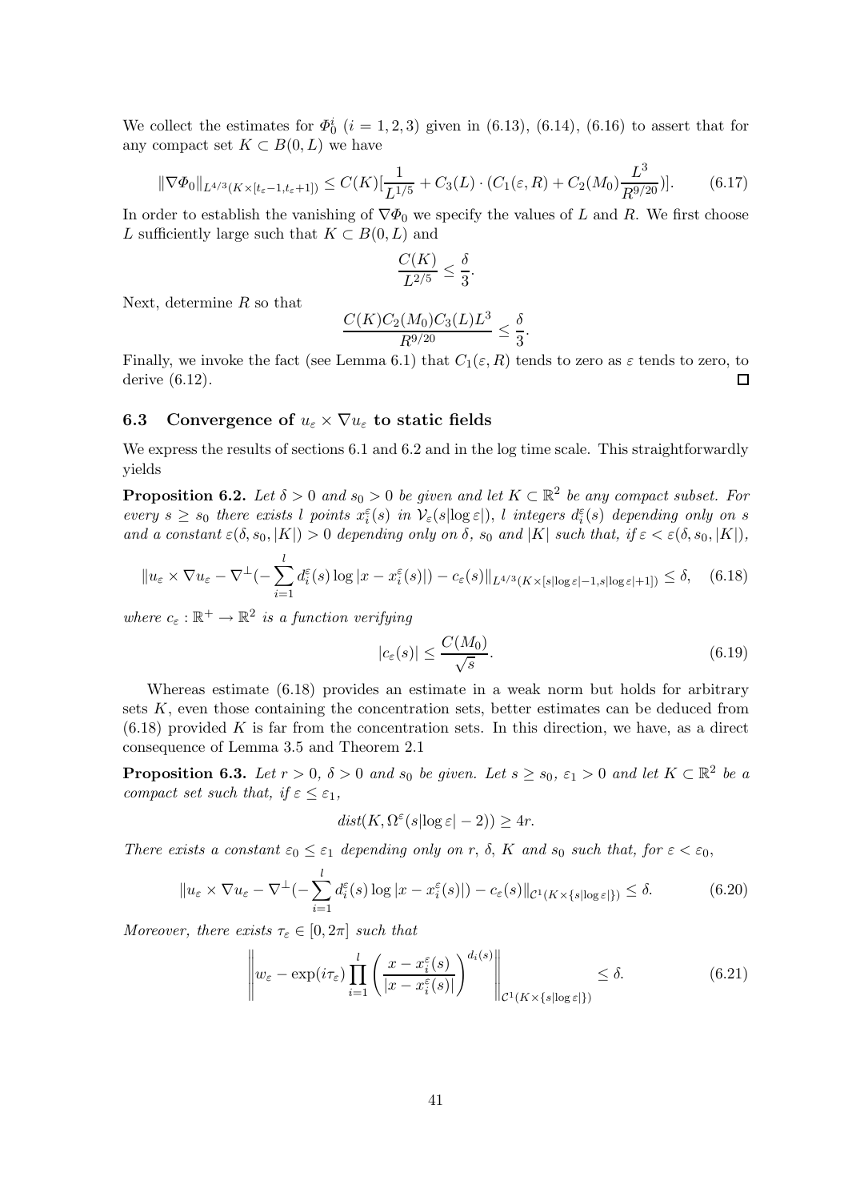We collect the estimates for $\Phi_0^i$ ($i = 1, 2, 3$) given in (6.13), (6.14), (6.16) to assert that for any compact set $K \subset B(0, L)$ we have

$$\|\nabla \Phi_0\|_{L^{4/3}(K\times[t_\varepsilon-1,t_\varepsilon+1])} \leq C(K)[\frac{1}{L^{1/5}} + C_3(L)\cdot(C_1(\varepsilon, R) + C_2(M_0)\frac{L^3}{R^{9/20}})]. \tag{6.17}$$

In order to establish the vanishing of $\nabla\Phi_0$ we specify the values of $L$ and $R$. We first choose $L$ sufficiently large such that $K \subset B(0, L)$ and

$$\frac{C(K)}{L^{2/5}} \leq \frac{\delta}{3}.$$

Next, determine $R$ so that

$$\frac{C(K)C_2(M_0)C_3(L)L^3}{R^{9/20}} \leq \frac{\delta}{3}.$$

Finally, we invoke the fact (see Lemma 6.1) that $C_1(\varepsilon, R)$ tends to zero as $\varepsilon$ tends to zero, to derive (6.12). □

### 6.3 Convergence of $u_\varepsilon \times \nabla u_\varepsilon$ to static fields

We express the results of sections 6.1 and 6.2 and in the log time scale. This straightforwardly yields

**Proposition 6.2.** *Let $\delta > 0$ and $s_0 > 0$ be given and let $K \subset \mathbb{R}^2$ be any compact subset. For every $s \geq s_0$ there exists $l$ points $x_i^\varepsilon(s)$ in $\mathcal{V}_\varepsilon(s|\log\varepsilon|)$, $l$ integers $d_i^\varepsilon(s)$ depending only on $s$ and a constant $\varepsilon(\delta, s_0, |K|) > 0$ depending only on $\delta$, $s_0$ and $|K|$ such that, if $\varepsilon < \varepsilon(\delta, s_0, |K|)$,*

$$\|u_\varepsilon \times \nabla u_\varepsilon - \nabla^\perp(-\sum_{i=1}^{l} d_i^\varepsilon(s)\log|x - x_i^\varepsilon(s)|) - c_\varepsilon(s)\|_{L^{4/3}(K\times[s|\log\varepsilon|-1,s|\log\varepsilon|+1])} \leq \delta, \tag{6.18}$$

*where $c_\varepsilon : \mathbb{R}^+ \to \mathbb{R}^2$ is a function verifying*

$$|c_\varepsilon(s)| \leq \frac{C(M_0)}{\sqrt{s}}. \tag{6.19}$$

Whereas estimate (6.18) provides an estimate in a weak norm but holds for arbitrary sets $K$, even those containing the concentration sets, better estimates can be deduced from (6.18) provided $K$ is far from the concentration sets. In this direction, we have, as a direct consequence of Lemma 3.5 and Theorem 2.1

**Proposition 6.3.** *Let $r > 0$, $\delta > 0$ and $s_0$ be given. Let $s \geq s_0$, $\varepsilon_1 > 0$ and let $K \subset \mathbb{R}^2$ be a compact set such that, if $\varepsilon \leq \varepsilon_1$,*

$$dist(K, \Omega^\varepsilon(s|\log\varepsilon| - 2)) \geq 4r.$$

*There exists a constant $\varepsilon_0 \leq \varepsilon_1$ depending only on $r$, $\delta$, $K$ and $s_0$ such that, for $\varepsilon < \varepsilon_0$,*

$$\|u_\varepsilon \times \nabla u_\varepsilon - \nabla^\perp(-\sum_{i=1}^{l} d_i^\varepsilon(s)\log|x - x_i^\varepsilon(s)|) - c_\varepsilon(s)\|_{\mathcal{C}^1(K\times\{s|\log\varepsilon|\})} \leq \delta. \tag{6.20}$$

*Moreover, there exists $\tau_\varepsilon \in [0, 2\pi]$ such that*

$$\left\| w_\varepsilon - \exp(i\tau_\varepsilon)\prod_{i=1}^{l}\left(\frac{x - x_i^\varepsilon(s)}{|x - x_i^\varepsilon(s)|}\right)^{d_i(s)}\right\|_{\mathcal{C}^1(K\times\{s|\log\varepsilon|\})} \leq \delta. \tag{6.21}$$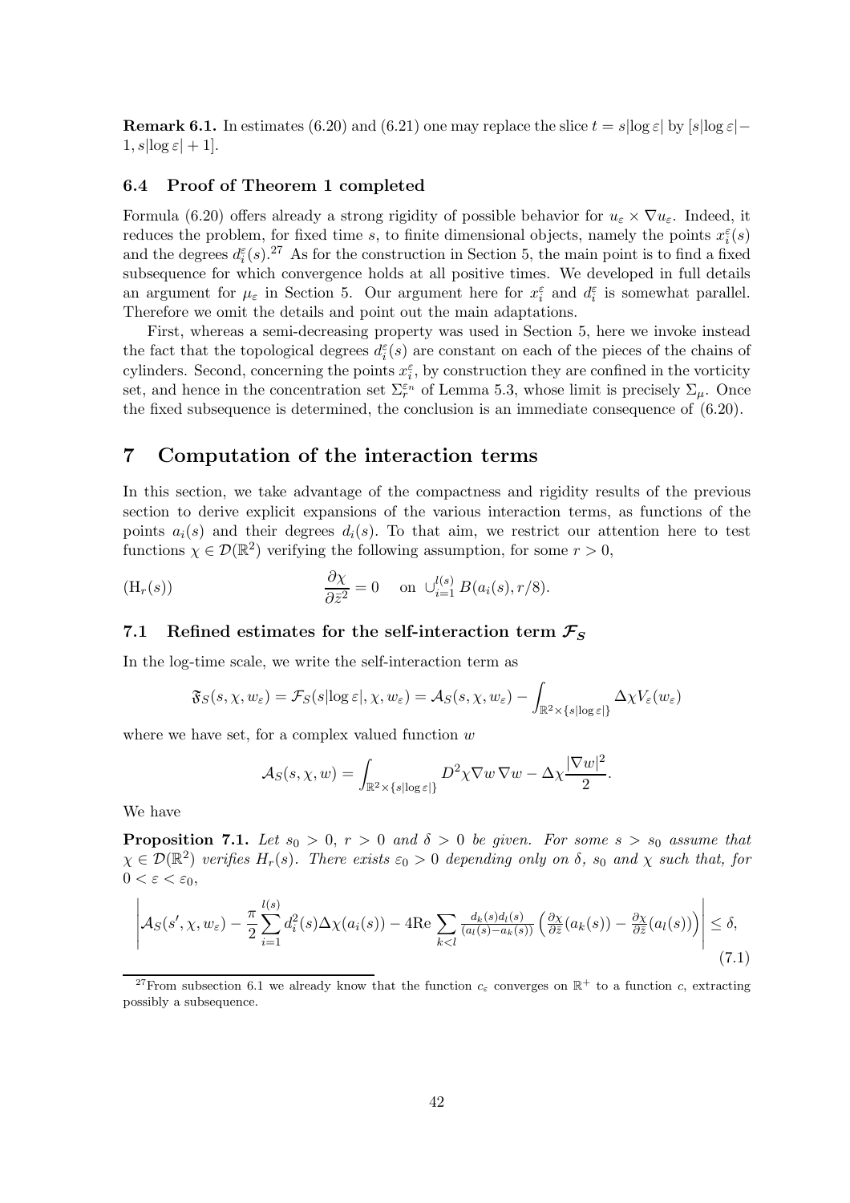**Remark 6.1.** In estimates (6.20) and (6.21) one may replace the slice $t = s|\log\varepsilon|$ by $[s|\log\varepsilon| - 1, s|\log\varepsilon| + 1]$.

### 6.4 Proof of Theorem 1 completed

Formula (6.20) offers already a strong rigidity of possible behavior for $u_\varepsilon \times \nabla u_\varepsilon$. Indeed, it reduces the problem, for fixed time $s$, to finite dimensional objects, namely the points $x_i^\varepsilon(s)$ and the degrees $d_i^\varepsilon(s)$.[27] As for the construction in Section 5, the main point is to find a fixed subsequence for which convergence holds at all positive times. We developed in full details an argument for $\mu_\varepsilon$ in Section 5. Our argument here for $x_i^\varepsilon$ and $d_i^\varepsilon$ is somewhat parallel. Therefore we omit the details and point out the main adaptations.

First, whereas a semi-decreasing property was used in Section 5, here we invoke instead the fact that the topological degrees $d_i^\varepsilon(s)$ are constant on each of the pieces of the chains of cylinders. Second, concerning the points $x_i^\varepsilon$, by construction they are confined in the vorticity set, and hence in the concentration set $\Sigma_r^{\varepsilon_n}$ of Lemma 5.3, whose limit is precisely $\Sigma_\mu$. Once the fixed subsequence is determined, the conclusion is an immediate consequence of (6.20).

## 7 Computation of the interaction terms

In this section, we take advantage of the compactness and rigidity results of the previous section to derive explicit expansions of the various interaction terms, as functions of the points $a_i(s)$ and their degrees $d_i(s)$. To that aim, we restrict our attention here to test functions $\chi \in \mathcal{D}(\mathbb{R}^2)$ verifying the following assumption, for some $r > 0$,

$$(\mathrm{H}_r(s)) \qquad\qquad \frac{\partial \chi}{\partial \bar{z}^2} = 0 \quad \text{on } \cup_{i=1}^{l(s)} B(a_i(s), r/8).$$

### 7.1 Refined estimates for the self-interaction term $\mathcal{F}_S$

In the log-time scale, we write the self-interaction term as

$$\mathfrak{F}_S(s, \chi, w_\varepsilon) = \mathcal{F}_S(s|\log\varepsilon|, \chi, w_\varepsilon) = \mathcal{A}_S(s, \chi, w_\varepsilon) - \int_{\mathbb{R}^2 \times \{s|\log\varepsilon|\}} \Delta\chi V_\varepsilon(w_\varepsilon)$$

where we have set, for a complex valued function $w$

$$\mathcal{A}_S(s, \chi, w) = \int_{\mathbb{R}^2 \times \{s|\log\varepsilon|\}} D^2\chi \nabla w\, \nabla w - \Delta\chi \frac{|\nabla w|^2}{2}.$$

We have

**Proposition 7.1.** *Let $s_0 > 0$, $r > 0$ and $\delta > 0$ be given. For some $s > s_0$ assume that $\chi \in \mathcal{D}(\mathbb{R}^2)$ verifies $H_r(s)$. There exists $\varepsilon_0 > 0$ depending only on $\delta$, $s_0$ and $\chi$ such that, for $0 < \varepsilon < \varepsilon_0$,*

$$\left| \mathcal{A}_S(s', \chi, w_\varepsilon) - \frac{\pi}{2}\sum_{i=1}^{l(s)} d_i^2(s)\Delta\chi(a_i(s)) - 4\mathrm{Re}\sum_{k<l} \frac{d_k(s)d_l(s)}{(a_l(s) - a_k(s))}\left(\frac{\partial\chi}{\partial\bar{z}}(a_k(s)) - \frac{\partial\chi}{\partial\bar{z}}(a_l(s))\right)\right| \leq \delta, \tag{7.1}$$

[27] From subsection 6.1 we already know that the function $c_\varepsilon$ converges on $\mathbb{R}^+$ to a function $c$, extracting possibly a subsequence.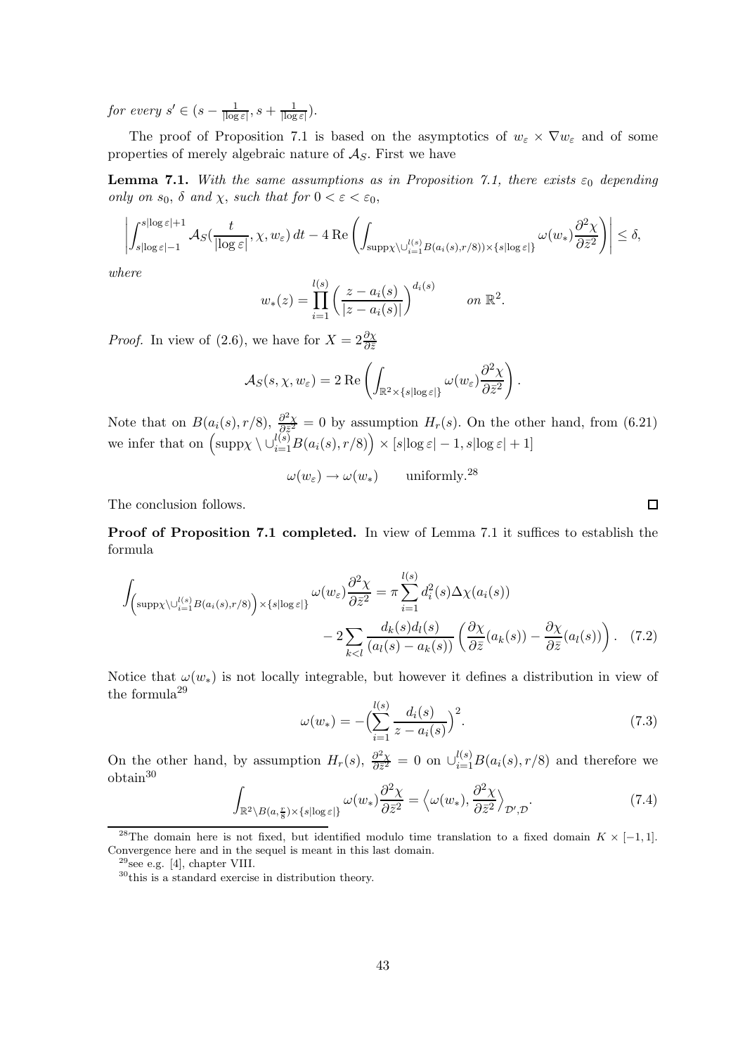*for every* $s' \in (s - \frac{1}{|\log \varepsilon|}, s + \frac{1}{|\log \varepsilon|})$.

The proof of Proposition 7.1 is based on the asymptotics of $w_\varepsilon \times \nabla w_\varepsilon$ and of some properties of merely algebraic nature of $\mathcal{A}_S$. First we have

**Lemma 7.1.** *With the same assumptions as in Proposition 7.1, there exists* $\varepsilon_0$ *depending only on* $s_0$, $\delta$ *and* $\chi$, *such that for* $0 < \varepsilon < \varepsilon_0$,

$$\left| \int_{s|\log \varepsilon|-1}^{s|\log \varepsilon|+1} \mathcal{A}_S(\frac{t}{|\log \varepsilon|}, \chi, w_\varepsilon)\, dt - 4 \operatorname{Re} \left( \int_{\operatorname{supp}\chi \setminus \cup_{i=1}^{l(s)} B(a_i(s), r/8)) \times \{s|\log \varepsilon|\}} \omega(w_*) \frac{\partial^2 \chi}{\partial \bar{z}^2} \right) \right| \leq \delta,$$

*where*

$$w_*(z) = \prod_{i=1}^{l(s)} \Big( \frac{z - a_i(s)}{|z - a_i(s)|} \Big)^{d_i(s)} \qquad \text{on } \mathbb{R}^2.$$

*Proof.* In view of (2.6), we have for $X = 2\frac{\partial \chi}{\partial \bar{z}}$

$$\mathcal{A}_S(s, \chi, w_\varepsilon) = 2 \operatorname{Re} \left( \int_{\mathbb{R}^2 \times \{s|\log \varepsilon|\}} \omega(w_\varepsilon) \frac{\partial^2 \chi}{\partial \bar{z}^2} \right).$$

Note that on $B(a_i(s), r/8)$, $\frac{\partial^2 \chi}{\partial \bar{z}^2} = 0$ by assumption $H_r(s)$. On the other hand, from (6.21) we infer that on $\left(\operatorname{supp}\chi \setminus \cup_{i=1}^{l(s)} B(a_i(s), r/8)\right) \times [s|\log \varepsilon| - 1, s|\log \varepsilon| + 1]$

$$\omega(w_\varepsilon) \to \omega(w_*) \qquad \text{uniformly.}[28]$$

The conclusion follows. $\square$

**Proof of Proposition 7.1 completed.** In view of Lemma 7.1 it suffices to establish the formula

$$\begin{aligned} \int_{\left(\operatorname{supp}\chi \setminus \cup_{i=1}^{l(s)} B(a_i(s), r/8)\right) \times \{s|\log \varepsilon|\}} \omega(w_\varepsilon) \frac{\partial^2 \chi}{\partial \bar{z}^2} &= \pi \sum_{i=1}^{l(s)} d_i^2(s) \Delta \chi(a_i(s)) \\ &\quad - 2 \sum_{k<l} \frac{d_k(s) d_l(s)}{(a_l(s) - a_k(s))} \left( \frac{\partial \chi}{\partial \bar{z}}(a_k(s)) - \frac{\partial \chi}{\partial \bar{z}}(a_l(s)) \right). \quad (7.2) \end{aligned}$$

Notice that $\omega(w_*)$ is not locally integrable, but however it defines a distribution in view of the formula[29]

$$\omega(w_*) = -\Big( \sum_{i=1}^{l(s)} \frac{d_i(s)}{z - a_i(s)} \Big)^2. \qquad (7.3)$$

On the other hand, by assumption $H_r(s)$, $\frac{\partial^2 \chi}{\partial \bar{z}^2} = 0$ on $\cup_{i=1}^{l(s)} B(a_i(s), r/8)$ and therefore we obtain[30]

$$\int_{\mathbb{R}^2 \setminus B(a, \frac{r}{8}) \times \{s|\log \varepsilon|\}} \omega(w_*) \frac{\partial^2 \chi}{\partial \bar{z}^2} = \Big\langle \omega(w_*), \frac{\partial^2 \chi}{\partial \bar{z}^2} \Big\rangle_{\mathcal{D}', \mathcal{D}}. \qquad (7.4)$$

---

[28] The domain here is not fixed, but identified modulo time translation to a fixed domain $K \times [-1, 1]$. Convergence here and in the sequel is meant in this last domain.

[29] see e.g. [4], chapter VIII.

[30] this is a standard exercise in distribution theory.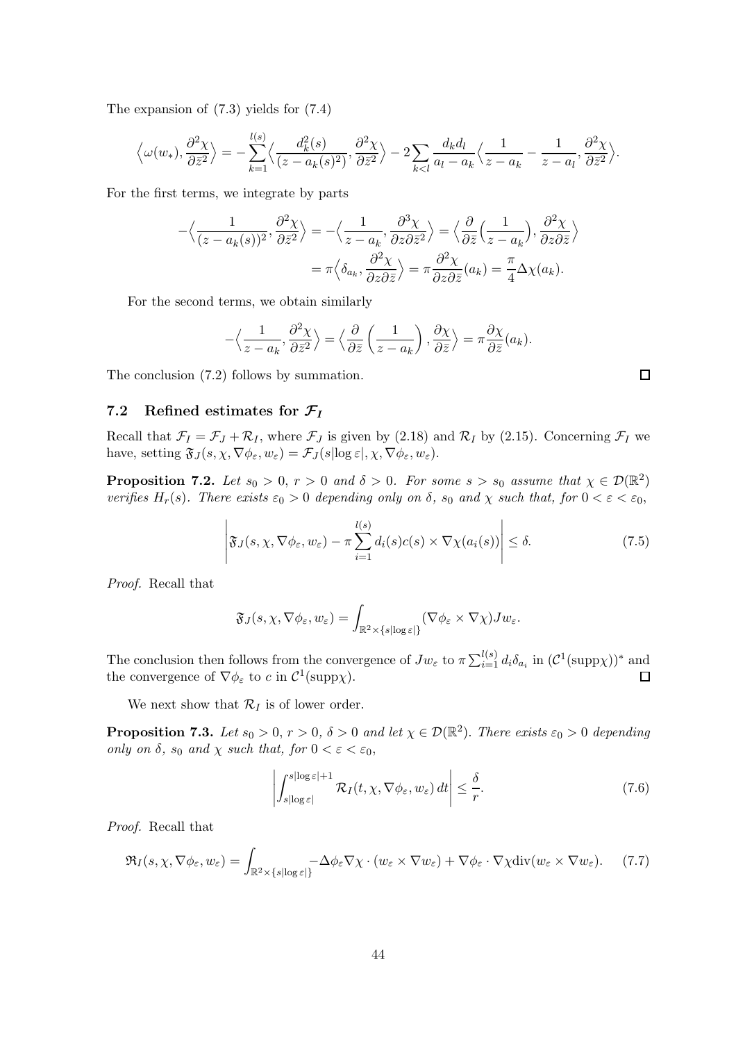The expansion of (7.3) yields for (7.4)

$$\Big\langle \omega(w_*), \frac{\partial^2 \chi}{\partial \bar z^2}\Big\rangle = -\sum_{k=1}^{l(s)} \Big\langle \frac{d_k^2(s)}{(z-a_k(s)^2)}, \frac{\partial^2 \chi}{\partial \bar z^2}\Big\rangle - 2\sum_{k<l} \frac{d_k d_l}{a_l - a_k}\Big\langle \frac{1}{z-a_k} - \frac{1}{z-a_l}, \frac{\partial^2 \chi}{\partial \bar z^2}\Big\rangle.$$

For the first terms, we integrate by parts

$$\begin{aligned}
-\Big\langle \frac{1}{(z-a_k(s))^2}, \frac{\partial^2 \chi}{\partial \bar z^2}\Big\rangle &= -\Big\langle \frac{1}{z-a_k}, \frac{\partial^3 \chi}{\partial z \partial \bar z^2}\Big\rangle = \Big\langle \frac{\partial}{\partial \bar z}\Big(\frac{1}{z-a_k}\Big), \frac{\partial^2 \chi}{\partial z \partial \bar z}\Big\rangle \\
&= \pi \Big\langle \delta_{a_k}, \frac{\partial^2 \chi}{\partial z \partial \bar z}\Big\rangle = \pi \frac{\partial^2 \chi}{\partial z \partial \bar z}(a_k) = \frac{\pi}{4}\Delta \chi(a_k).
\end{aligned}$$

For the second terms, we obtain similarly

$$-\Big\langle \frac{1}{z-a_k}, \frac{\partial^2 \chi}{\partial \bar z^2}\Big\rangle = \Big\langle \frac{\partial}{\partial \bar z}\left(\frac{1}{z-a_k}\right), \frac{\partial \chi}{\partial \bar z}\Big\rangle = \pi \frac{\partial \chi}{\partial \bar z}(a_k).$$

The conclusion (7.2) follows by summation. □

## 7.2 Refined estimates for $\mathcal{F}_I$

Recall that $\mathcal{F}_I = \mathcal{F}_J + \mathcal{R}_I$, where $\mathcal{F}_J$ is given by (2.18) and $\mathcal{R}_I$ by (2.15). Concerning $\mathcal{F}_I$ we have, setting $\mathfrak{F}_J(s, \chi, \nabla\phi_\varepsilon, w_\varepsilon) = \mathcal{F}_J(s|\log\varepsilon|, \chi, \nabla\phi_\varepsilon, w_\varepsilon)$.

**Proposition 7.2.** *Let $s_0 > 0$, $r > 0$ and $\delta > 0$. For some $s > s_0$ assume that $\chi \in \mathcal{D}(\mathbb{R}^2)$ verifies $H_r(s)$. There exists $\varepsilon_0 > 0$ depending only on $\delta$, $s_0$ and $\chi$ such that, for $0 < \varepsilon < \varepsilon_0$,*

$$\left| \mathfrak{F}_J(s, \chi, \nabla\phi_\varepsilon, w_\varepsilon) - \pi \sum_{i=1}^{l(s)} d_i(s) c(s) \times \nabla\chi(a_i(s)) \right| \le \delta. \tag{7.5}$$

*Proof.* Recall that

$$\mathfrak{F}_J(s, \chi, \nabla\phi_\varepsilon, w_\varepsilon) = \int_{\mathbb{R}^2 \times \{s|\log\varepsilon|\}} (\nabla\phi_\varepsilon \times \nabla\chi) J w_\varepsilon.$$

The conclusion then follows from the convergence of $Jw_\varepsilon$ to $\pi\sum_{i=1}^{l(s)} d_i \delta_{a_i}$ in $(\mathcal{C}^1(\mathrm{supp}\chi))^*$ and the convergence of $\nabla\phi_\varepsilon$ to $c$ in $\mathcal{C}^1(\mathrm{supp}\chi)$. □

We next show that $\mathcal{R}_I$ is of lower order.

**Proposition 7.3.** *Let $s_0 > 0$, $r > 0$, $\delta > 0$ and let $\chi \in \mathcal{D}(\mathbb{R}^2)$. There exists $\varepsilon_0 > 0$ depending only on $\delta$, $s_0$ and $\chi$ such that, for $0 < \varepsilon < \varepsilon_0$,*

$$\left| \int_{s|\log\varepsilon|}^{s|\log\varepsilon|+1} \mathcal{R}_I(t, \chi, \nabla\phi_\varepsilon, w_\varepsilon)\, dt \right| \le \frac{\delta}{r}. \tag{7.6}$$

*Proof.* Recall that

$$\mathfrak{R}_I(s, \chi, \nabla\phi_\varepsilon, w_\varepsilon) = \int_{\mathbb{R}^2 \times \{s|\log\varepsilon|\}} -\Delta\phi_\varepsilon \nabla\chi \cdot (w_\varepsilon \times \nabla w_\varepsilon) + \nabla\phi_\varepsilon \cdot \nabla\chi \,\mathrm{div}(w_\varepsilon \times \nabla w_\varepsilon). \tag{7.7}$$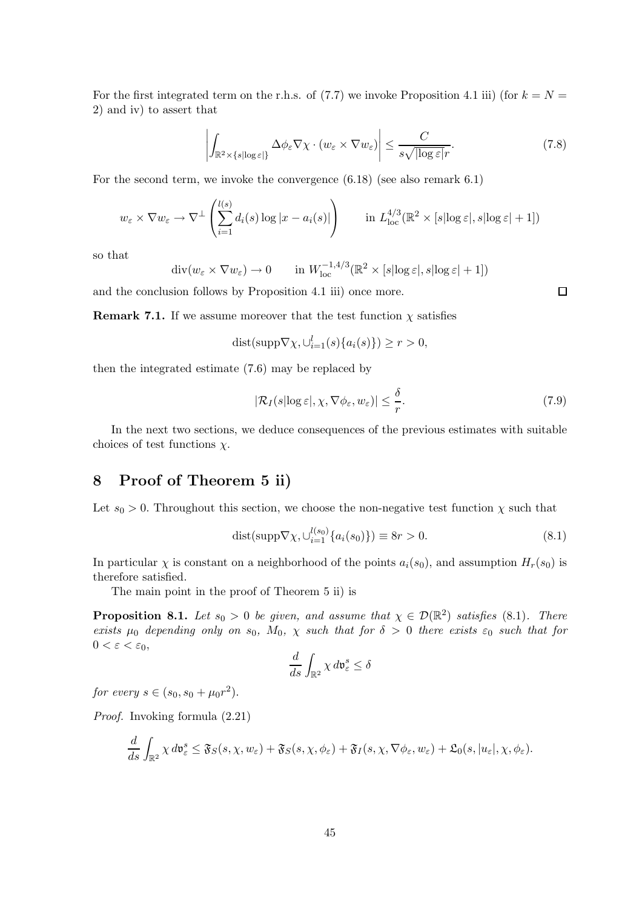For the first integrated term on the r.h.s. of (7.7) we invoke Proposition 4.1 iii) (for $k = N = 2$) and iv) to assert that

$$\left| \int_{\mathbb{R}^2 \times \{s|\log \varepsilon|\}} \Delta \phi_\varepsilon \nabla \chi \cdot (w_\varepsilon \times \nabla w_\varepsilon) \right| \leq \frac{C}{s\sqrt{|\log \varepsilon|} r}. \tag{7.8}$$

For the second term, we invoke the convergence (6.18) (see also remark 6.1)

$$w_\varepsilon \times \nabla w_\varepsilon \to \nabla^\perp \left( \sum_{i=1}^{l(s)} d_i(s) \log |x - a_i(s)| \right) \qquad \text{in } L^{4/3}_{\rm loc}(\mathbb{R}^2 \times [s|\log \varepsilon|, s|\log \varepsilon| + 1])$$

so that

$$\operatorname{div}(w_\varepsilon \times \nabla w_\varepsilon) \to 0 \qquad \text{in } W^{-1,4/3}_{\rm loc}(\mathbb{R}^2 \times [s|\log \varepsilon|, s|\log \varepsilon| + 1])$$

and the conclusion follows by Proposition 4.1 iii) once more. $\square$

**Remark 7.1.** If we assume moreover that the test function $\chi$ satisfies

$$\operatorname{dist}(\operatorname{supp} \nabla \chi, \cup_{i=1}^{l}(s)\{a_i(s)\}) \geq r > 0,$$

then the integrated estimate (7.6) may be replaced by

$$|\mathcal{R}_I(s|\log \varepsilon|, \chi, \nabla \phi_\varepsilon, w_\varepsilon)| \leq \frac{\delta}{r}. \tag{7.9}$$

In the next two sections, we deduce consequences of the previous estimates with suitable choices of test functions $\chi$.

# 8 Proof of Theorem 5 ii)

Let $s_0 > 0$. Throughout this section, we choose the non-negative test function $\chi$ such that

$$\operatorname{dist}(\operatorname{supp} \nabla \chi, \cup_{i=1}^{l(s_0)}\{a_i(s_0)\}) \equiv 8r > 0. \tag{8.1}$$

In particular $\chi$ is constant on a neighborhood of the points $a_i(s_0)$, and assumption $H_r(s_0)$ is therefore satisfied.

The main point in the proof of Theorem 5 ii) is

**Proposition 8.1.** *Let $s_0 > 0$ be given, and assume that $\chi \in \mathcal{D}(\mathbb{R}^2)$ satisfies (8.1). There exists $\mu_0$ depending only on $s_0$, $M_0$, $\chi$ such that for $\delta > 0$ there exists $\varepsilon_0$ such that for $0 < \varepsilon < \varepsilon_0$,*

$$\frac{d}{ds} \int_{\mathbb{R}^2} \chi \, d\mathfrak{v}^s_\varepsilon \leq \delta$$

*for every $s \in (s_0, s_0 + \mu_0 r^2)$.*

*Proof.* Invoking formula (2.21)

$$\frac{d}{ds} \int_{\mathbb{R}^2} \chi \, d\mathfrak{v}^s_\varepsilon \leq \mathfrak{F}_S(s, \chi, w_\varepsilon) + \mathfrak{F}_S(s, \chi, \phi_\varepsilon) + \mathfrak{F}_I(s, \chi, \nabla \phi_\varepsilon, w_\varepsilon) + \mathfrak{L}_0(s, |u_\varepsilon|, \chi, \phi_\varepsilon).$$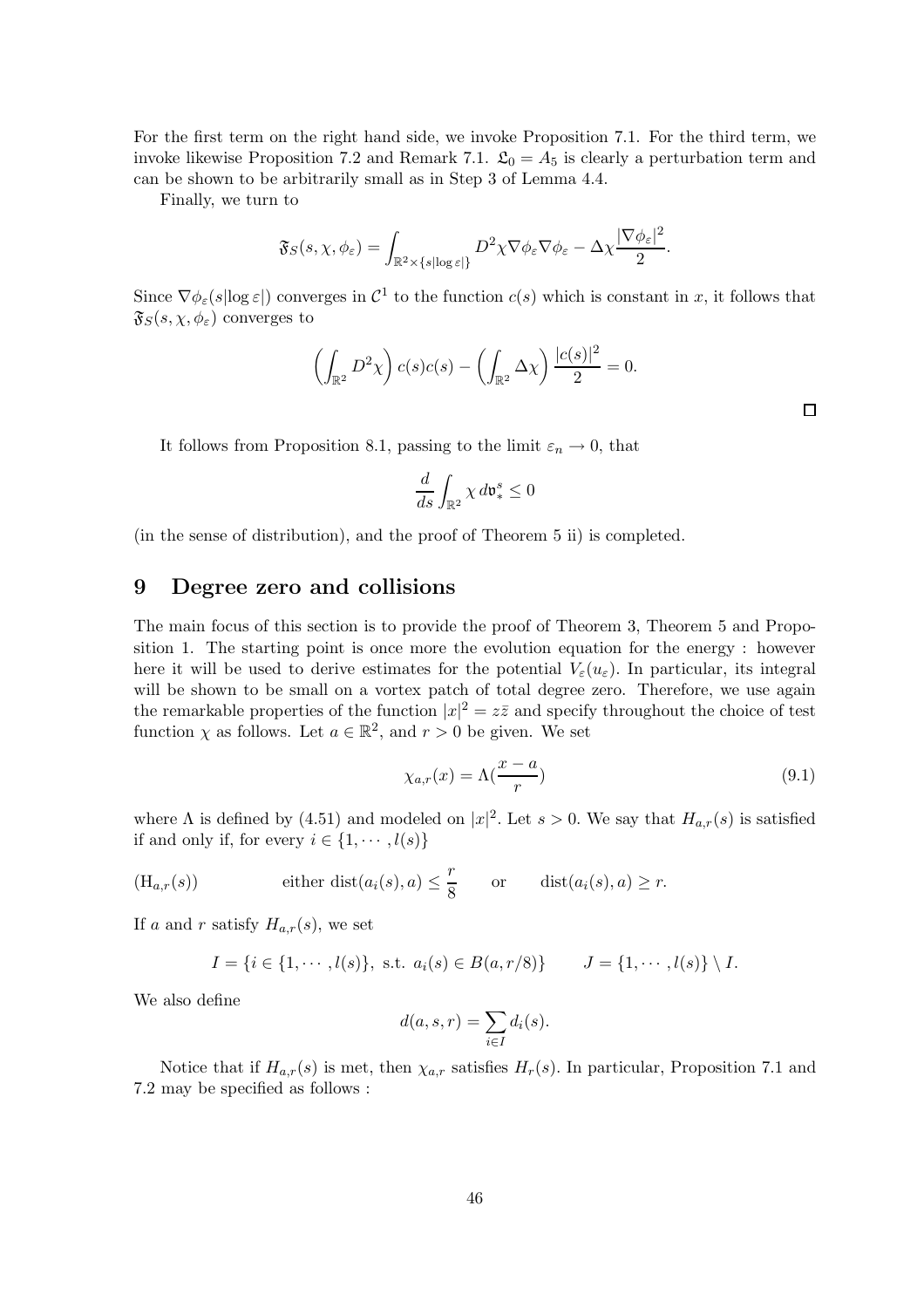For the first term on the right hand side, we invoke Proposition 7.1. For the third term, we invoke likewise Proposition 7.2 and Remark 7.1. $\mathfrak{L}_0 = A_5$ is clearly a perturbation term and can be shown to be arbitrarily small as in Step 3 of Lemma 4.4.

Finally, we turn to

$$\mathfrak{F}_S(s, \chi, \phi_\varepsilon) = \int_{\mathbb{R}^2 \times \{s|\log \varepsilon|\}} D^2\chi \nabla\phi_\varepsilon \nabla\phi_\varepsilon - \Delta\chi \frac{|\nabla\phi_\varepsilon|^2}{2}.$$

Since $\nabla\phi_\varepsilon(s|\log\varepsilon|)$ converges in $\mathcal{C}^1$ to the function $c(s)$ which is constant in $x$, it follows that $\mathfrak{F}_S(s, \chi, \phi_\varepsilon)$ converges to

$$\left(\int_{\mathbb{R}^2} D^2\chi\right) c(s)c(s) - \left(\int_{\mathbb{R}^2} \Delta\chi\right) \frac{|c(s)|^2}{2} = 0.$$

□

It follows from Proposition 8.1, passing to the limit $\varepsilon_n \to 0$, that

$$\frac{d}{ds}\int_{\mathbb{R}^2} \chi \, d\mathfrak{v}_*^s \leq 0$$

(in the sense of distribution), and the proof of Theorem 5 ii) is completed.

# 9 Degree zero and collisions

The main focus of this section is to provide the proof of Theorem 3, Theorem 5 and Proposition 1. The starting point is once more the evolution equation for the energy : however here it will be used to derive estimates for the potential $V_\varepsilon(u_\varepsilon)$. In particular, its integral will be shown to be small on a vortex patch of total degree zero. Therefore, we use again the remarkable properties of the function $|x|^2 = z\bar{z}$ and specify throughout the choice of test function $\chi$ as follows. Let $a \in \mathbb{R}^2$, and $r > 0$ be given. We set

$$\chi_{a,r}(x) = \Lambda(\frac{x-a}{r}) \tag{9.1}$$

where $\Lambda$ is defined by (4.51) and modeled on $|x|^2$. Let $s > 0$. We say that $H_{a,r}(s)$ is satisfied if and only if, for every $i \in \{1, \cdots, l(s)\}$

$$(\mathrm{H}_{a,r}(s)) \qquad \text{either } \mathrm{dist}(a_i(s), a) \leq \frac{r}{8} \qquad \text{or} \qquad \mathrm{dist}(a_i(s), a) \geq r.$$

If $a$ and $r$ satisfy $H_{a,r}(s)$, we set

$$I = \{i \in \{1, \cdots, l(s)\}, \text{ s.t. } a_i(s) \in B(a, r/8)\} \qquad J = \{1, \cdots, l(s)\} \setminus I.$$

We also define

$$d(a, s, r) = \sum_{i \in I} d_i(s).$$

Notice that if $H_{a,r}(s)$ is met, then $\chi_{a,r}$ satisfies $H_r(s)$. In particular, Proposition 7.1 and 7.2 may be specified as follows :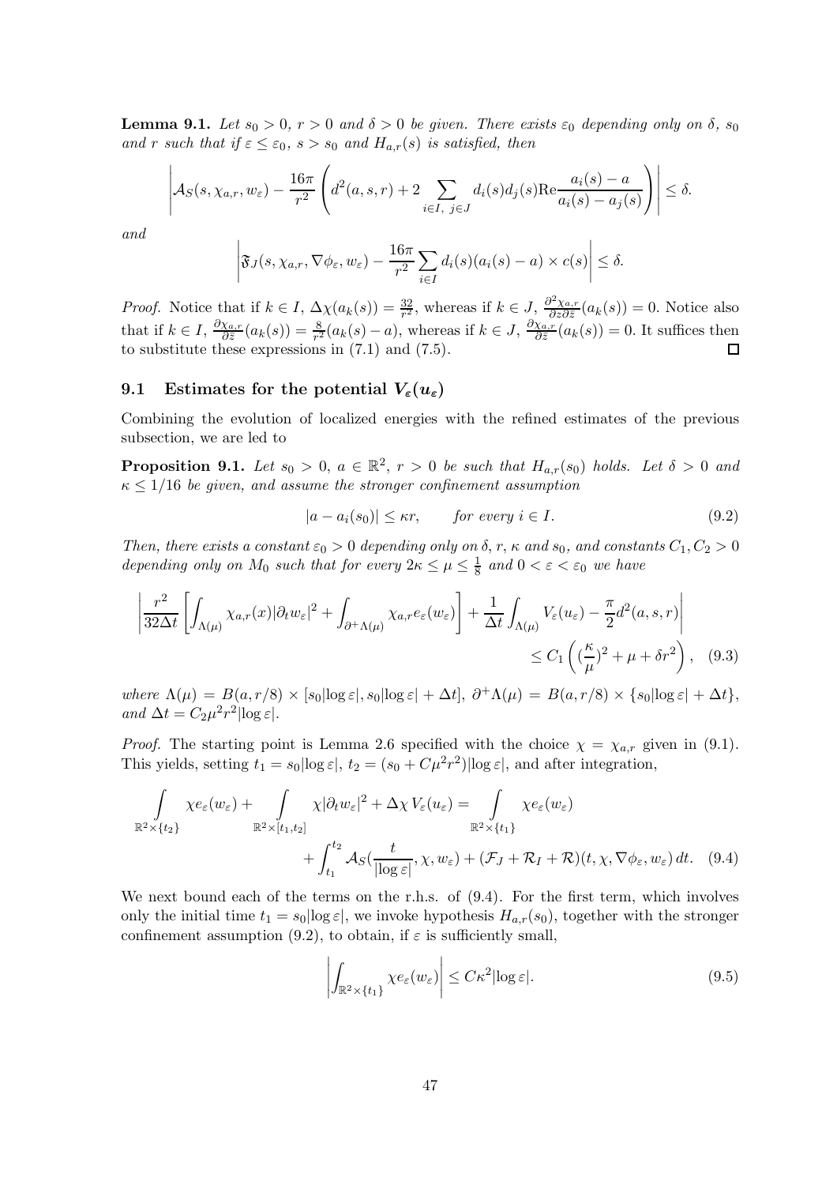**Lemma 9.1.** *Let $s_0 > 0$, $r > 0$ and $\delta > 0$ be given. There exists $\varepsilon_0$ depending only on $\delta$, $s_0$ and $r$ such that if $\varepsilon \le \varepsilon_0$, $s > s_0$ and $H_{a,r}(s)$ is satisfied, then*

$$\left| \mathcal{A}_S(s, \chi_{a,r}, w_\varepsilon) - \frac{16\pi}{r^2} \left( d^2(a,s,r) + 2 \sum_{i \in I,\ j \in J} d_i(s) d_j(s) \mathrm{Re} \frac{a_i(s) - a}{a_i(s) - a_j(s)} \right) \right| \le \delta.$$

*and*

$$\left| \mathfrak{F}_J(s, \chi_{a,r}, \nabla \phi_\varepsilon, w_\varepsilon) - \frac{16\pi}{r^2} \sum_{i \in I} d_i(s)(a_i(s) - a) \times c(s) \right| \le \delta.$$

*Proof.* Notice that if $k \in I$, $\Delta \chi(a_k(s)) = \frac{32}{r^2}$, whereas if $k \in J$, $\frac{\partial^2 \chi_{a,r}}{\partial z \partial \bar{z}}(a_k(s)) = 0$. Notice also that if $k \in I$, $\frac{\partial \chi_{a,r}}{\partial \bar{z}}(a_k(s)) = \frac{8}{r^2}(a_k(s) - a)$, whereas if $k \in J$, $\frac{\partial \chi_{a,r}}{\partial \bar{z}}(a_k(s)) = 0$. It suffices then to substitute these expressions in (7.1) and (7.5). □

## 9.1 Estimates for the potential $V_\varepsilon(u_\varepsilon)$

Combining the evolution of localized energies with the refined estimates of the previous subsection, we are led to

**Proposition 9.1.** *Let $s_0 > 0$, $a \in \mathbb{R}^2$, $r > 0$ be such that $H_{a,r}(s_0)$ holds. Let $\delta > 0$ and $\kappa \le 1/16$ be given, and assume the stronger confinement assumption*

$$|a - a_i(s_0)| \le \kappa r, \qquad \text{for every } i \in I. \tag{9.2}$$

*Then, there exists a constant $\varepsilon_0 > 0$ depending only on $\delta$, $r$, $\kappa$ and $s_0$, and constants $C_1, C_2 > 0$ depending only on $M_0$ such that for every $2\kappa \le \mu \le \frac{1}{8}$ and $0 < \varepsilon < \varepsilon_0$ we have*

$$\left| \frac{r^2}{32 \Delta t} \left[ \int_{\Lambda(\mu)} \chi_{a,r}(x) |\partial_t w_\varepsilon|^2 + \int_{\partial^+ \Lambda(\mu)} \chi_{a,r} e_\varepsilon(w_\varepsilon) \right] + \frac{1}{\Delta t} \int_{\Lambda(\mu)} V_\varepsilon(u_\varepsilon) - \frac{\pi}{2} d^2(a,s,r) \right| \le C_1 \left( (\frac{\kappa}{\mu})^2 + \mu + \delta r^2 \right), \tag{9.3}$$

*where $\Lambda(\mu) = B(a, r/8) \times [s_0 |\log \varepsilon|, s_0 |\log \varepsilon| + \Delta t]$, $\partial^+ \Lambda(\mu) = B(a, r/8) \times \{s_0 |\log \varepsilon| + \Delta t\}$, and $\Delta t = C_2 \mu^2 r^2 |\log \varepsilon|$.*

*Proof.* The starting point is Lemma 2.6 specified with the choice $\chi = \chi_{a,r}$ given in (9.1). This yields, setting $t_1 = s_0 |\log \varepsilon|$, $t_2 = (s_0 + C\mu^2 r^2)|\log \varepsilon|$, and after integration,

$$\int_{\mathbb{R}^2 \times \{t_2\}} \chi e_\varepsilon(w_\varepsilon) + \int_{\mathbb{R}^2 \times [t_1, t_2]} \chi |\partial_t w_\varepsilon|^2 + \Delta \chi \, V_\varepsilon(u_\varepsilon) = \int_{\mathbb{R}^2 \times \{t_1\}} \chi e_\varepsilon(w_\varepsilon) + \int_{t_1}^{t_2} \mathcal{A}_S(\frac{t}{|\log \varepsilon|}, \chi, w_\varepsilon) + (\mathcal{F}_J + \mathcal{R}_I + \mathcal{R})(t, \chi, \nabla \phi_\varepsilon, w_\varepsilon) \, dt. \tag{9.4}$$

We next bound each of the terms on the r.h.s. of (9.4). For the first term, which involves only the initial time $t_1 = s_0 |\log \varepsilon|$, we invoke hypothesis $H_{a,r}(s_0)$, together with the stronger confinement assumption (9.2), to obtain, if $\varepsilon$ is sufficiently small,

$$\left| \int_{\mathbb{R}^2 \times \{t_1\}} \chi e_\varepsilon(w_\varepsilon) \right| \le C \kappa^2 |\log \varepsilon|. \tag{9.5}$$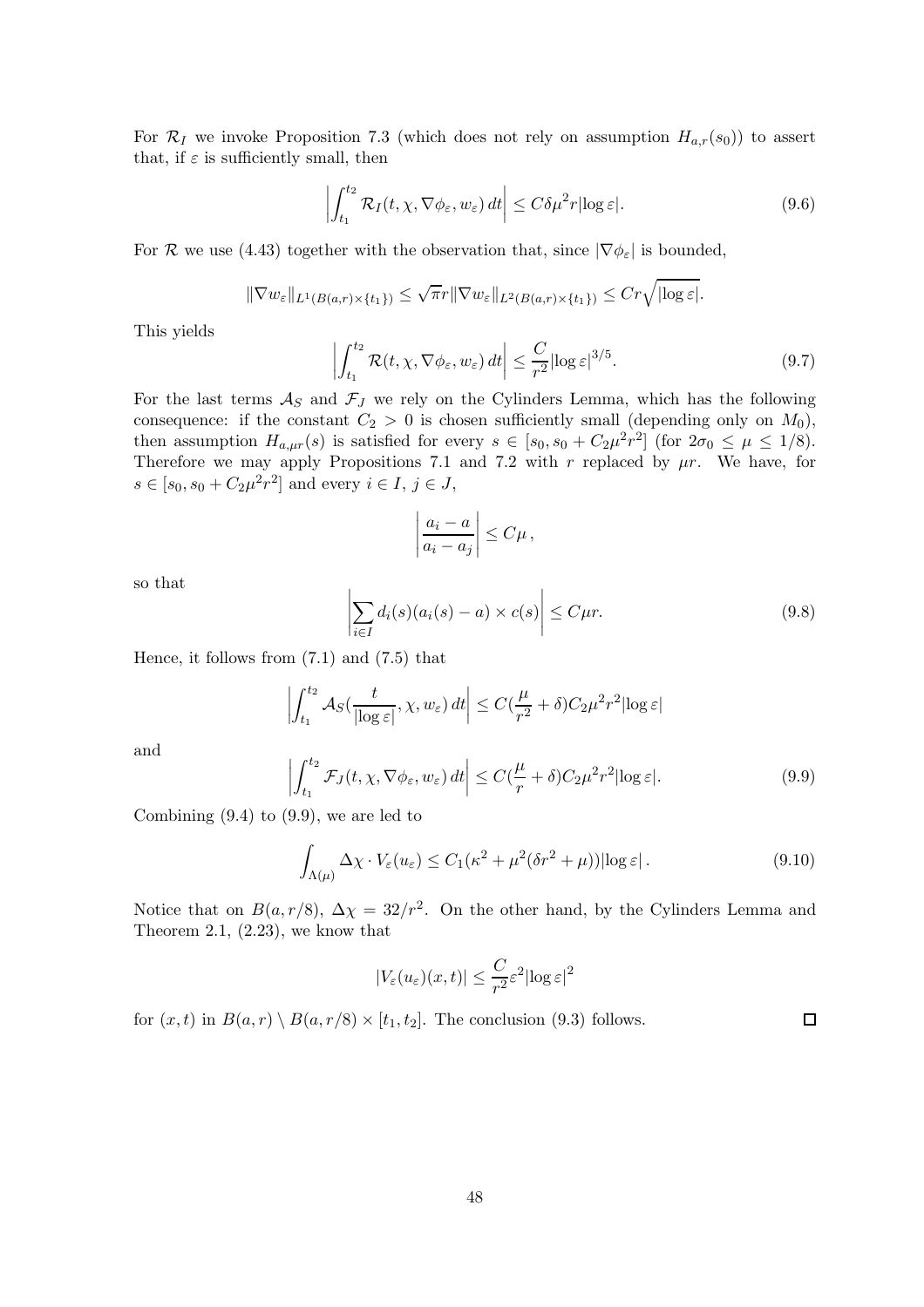For $\mathcal{R}_I$ we invoke Proposition 7.3 (which does not rely on assumption $H_{a,r}(s_0)$) to assert that, if $\varepsilon$ is sufficiently small, then

$$\left| \int_{t_1}^{t_2} \mathcal{R}_I(t, \chi, \nabla \phi_\varepsilon, w_\varepsilon)\, dt \right| \leq C\delta\mu^2 r |\log \varepsilon|. \tag{9.6}$$

For $\mathcal{R}$ we use (4.43) together with the observation that, since $|\nabla \phi_\varepsilon|$ is bounded,

$$\|\nabla w_\varepsilon\|_{L^1(B(a,r)\times\{t_1\})} \leq \sqrt{\pi} r \|\nabla w_\varepsilon\|_{L^2(B(a,r)\times\{t_1\})} \leq Cr\sqrt{|\log \varepsilon|}.$$

This yields

$$\left| \int_{t_1}^{t_2} \mathcal{R}(t, \chi, \nabla \phi_\varepsilon, w_\varepsilon)\, dt \right| \leq \frac{C}{r^2} |\log \varepsilon|^{3/5}. \tag{9.7}$$

For the last terms $\mathcal{A}_S$ and $\mathcal{F}_J$ we rely on the Cylinders Lemma, which has the following consequence: if the constant $C_2 > 0$ is chosen sufficiently small (depending only on $M_0$), then assumption $H_{a,\mu r}(s)$ is satisfied for every $s \in [s_0, s_0 + C_2\mu^2 r^2]$ (for $2\sigma_0 \leq \mu \leq 1/8$). Therefore we may apply Propositions 7.1 and 7.2 with $r$ replaced by $\mu r$. We have, for $s \in [s_0, s_0 + C_2\mu^2 r^2]$ and every $i \in I$, $j \in J$,

$$\left| \frac{a_i - a}{a_i - a_j} \right| \leq C\mu\,,$$

so that

$$\left| \sum_{i\in I} d_i(s)(a_i(s) - a) \times c(s) \right| \leq C\mu r. \tag{9.8}$$

Hence, it follows from (7.1) and (7.5) that

$$\left| \int_{t_1}^{t_2} \mathcal{A}_S(\frac{t}{|\log \varepsilon|}, \chi, w_\varepsilon)\, dt \right| \leq C(\frac{\mu}{r^2} + \delta) C_2 \mu^2 r^2 |\log \varepsilon|$$

and

$$\left| \int_{t_1}^{t_2} \mathcal{F}_J(t, \chi, \nabla \phi_\varepsilon, w_\varepsilon)\, dt \right| \leq C(\frac{\mu}{r} + \delta) C_2 \mu^2 r^2 |\log \varepsilon|. \tag{9.9}$$

Combining (9.4) to (9.9), we are led to

$$\int_{\Lambda(\mu)} \Delta\chi \cdot V_\varepsilon(u_\varepsilon) \leq C_1(\kappa^2 + \mu^2(\delta r^2 + \mu))|\log \varepsilon|\,. \tag{9.10}$$

Notice that on $B(a, r/8)$, $\Delta\chi = 32/r^2$. On the other hand, by the Cylinders Lemma and Theorem 2.1, (2.23), we know that

$$|V_\varepsilon(u_\varepsilon)(x,t)| \leq \frac{C}{r^2}\varepsilon^2 |\log \varepsilon|^2$$

for $(x,t)$ in $B(a,r) \setminus B(a, r/8) \times [t_1, t_2]$. The conclusion (9.3) follows. □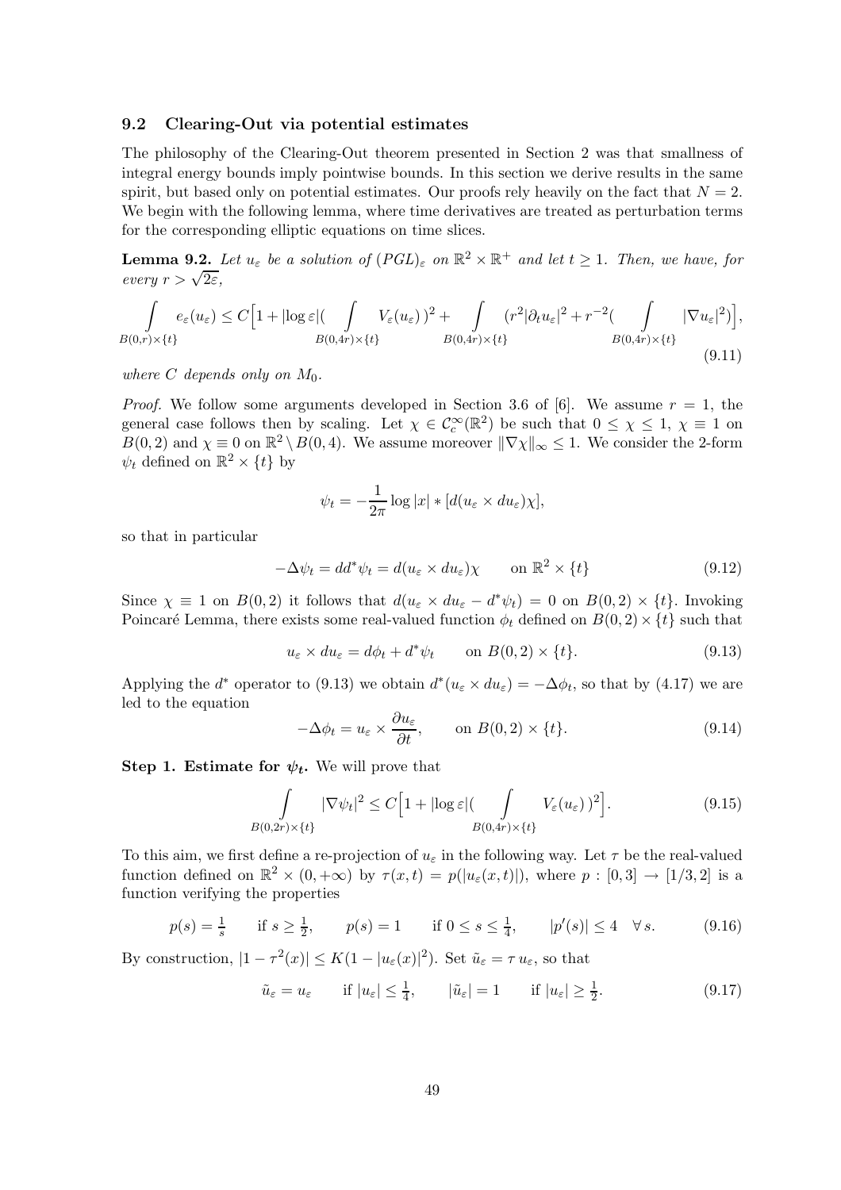### 9.2 Clearing-Out via potential estimates

The philosophy of the Clearing-Out theorem presented in Section 2 was that smallness of integral energy bounds imply pointwise bounds. In this section we derive results in the same spirit, but based only on potential estimates. Our proofs rely heavily on the fact that $N = 2$. We begin with the following lemma, where time derivatives are treated as perturbation terms for the corresponding elliptic equations on time slices.

**Lemma 9.2.** *Let $u_\varepsilon$ be a solution of $(PGL)_\varepsilon$ on $\mathbb{R}^2 \times \mathbb{R}^+$ and let $t \geq 1$. Then, we have, for every $r > \sqrt{2\varepsilon}$,*

$$\int_{B(0,r)\times\{t\}} e_\varepsilon(u_\varepsilon) \leq C\Big[1 + |\log\varepsilon|\big(\int_{B(0,4r)\times\{t\}} V_\varepsilon(u_\varepsilon)\big)^2 + \int_{B(0,4r)\times\{t\}} (r^2|\partial_t u_\varepsilon|^2 + r^{-2}\big(\int_{B(0,4r)\times\{t\}} |\nabla u_\varepsilon|^2\big)\Big], \tag{9.11}$$

*where $C$ depends only on $M_0$.*

*Proof.* We follow some arguments developed in Section 3.6 of [6]. We assume $r = 1$, the general case follows then by scaling. Let $\chi \in \mathcal{C}_c^\infty(\mathbb{R}^2)$ be such that $0 \leq \chi \leq 1$, $\chi \equiv 1$ on $B(0,2)$ and $\chi \equiv 0$ on $\mathbb{R}^2 \setminus B(0,4)$. We assume moreover $\|\nabla\chi\|_\infty \leq 1$. We consider the 2-form $\psi_t$ defined on $\mathbb{R}^2 \times \{t\}$ by

$$\psi_t = -\frac{1}{2\pi}\log|x| * [d(u_\varepsilon \times du_\varepsilon)\chi],$$

so that in particular

$$-\Delta\psi_t = dd^*\psi_t = d(u_\varepsilon \times du_\varepsilon)\chi \qquad \text{on } \mathbb{R}^2 \times \{t\} \tag{9.12}$$

Since $\chi \equiv 1$ on $B(0,2)$ it follows that $d(u_\varepsilon \times du_\varepsilon - d^*\psi_t) = 0$ on $B(0,2) \times \{t\}$. Invoking Poincaré Lemma, there exists some real-valued function $\phi_t$ defined on $B(0,2) \times \{t\}$ such that

$$u_\varepsilon \times du_\varepsilon = d\phi_t + d^*\psi_t \qquad \text{on } B(0,2) \times \{t\}. \tag{9.13}$$

Applying the $d^*$ operator to (9.13) we obtain $d^*(u_\varepsilon \times du_\varepsilon) = -\Delta\phi_t$, so that by (4.17) we are led to the equation

$$-\Delta\phi_t = u_\varepsilon \times \frac{\partial u_\varepsilon}{\partial t}, \qquad \text{on } B(0,2) \times \{t\}. \tag{9.14}$$

**Step 1. Estimate for $\psi_t$.** We will prove that

$$\int_{B(0,2r)\times\{t\}} |\nabla\psi_t|^2 \leq C\Big[1 + |\log\varepsilon|\big(\int_{B(0,4r)\times\{t\}} V_\varepsilon(u_\varepsilon)\big)^2\Big]. \tag{9.15}$$

To this aim, we first define a re-projection of $u_\varepsilon$ in the following way. Let $\tau$ be the real-valued function defined on $\mathbb{R}^2 \times (0,+\infty)$ by $\tau(x,t) = p(|u_\varepsilon(x,t)|)$, where $p : [0,3] \to [1/3,2]$ is a function verifying the properties

$$p(s) = \tfrac{1}{s} \quad \text{ if } s \geq \tfrac{1}{2}, \qquad p(s) = 1 \quad \text{ if } 0 \leq s \leq \tfrac{1}{4}, \qquad |p'(s)| \leq 4 \quad \forall\, s. \tag{9.16}$$

By construction, $|1 - \tau^2(x)| \leq K(1 - |u_\varepsilon(x)|^2)$. Set $\tilde{u}_\varepsilon = \tau\, u_\varepsilon$, so that

$$\tilde{u}_\varepsilon = u_\varepsilon \quad \text{ if } |u_\varepsilon| \leq \tfrac{1}{4}, \qquad |\tilde{u}_\varepsilon| = 1 \quad \text{ if } |u_\varepsilon| \geq \tfrac{1}{2}. \tag{9.17}$$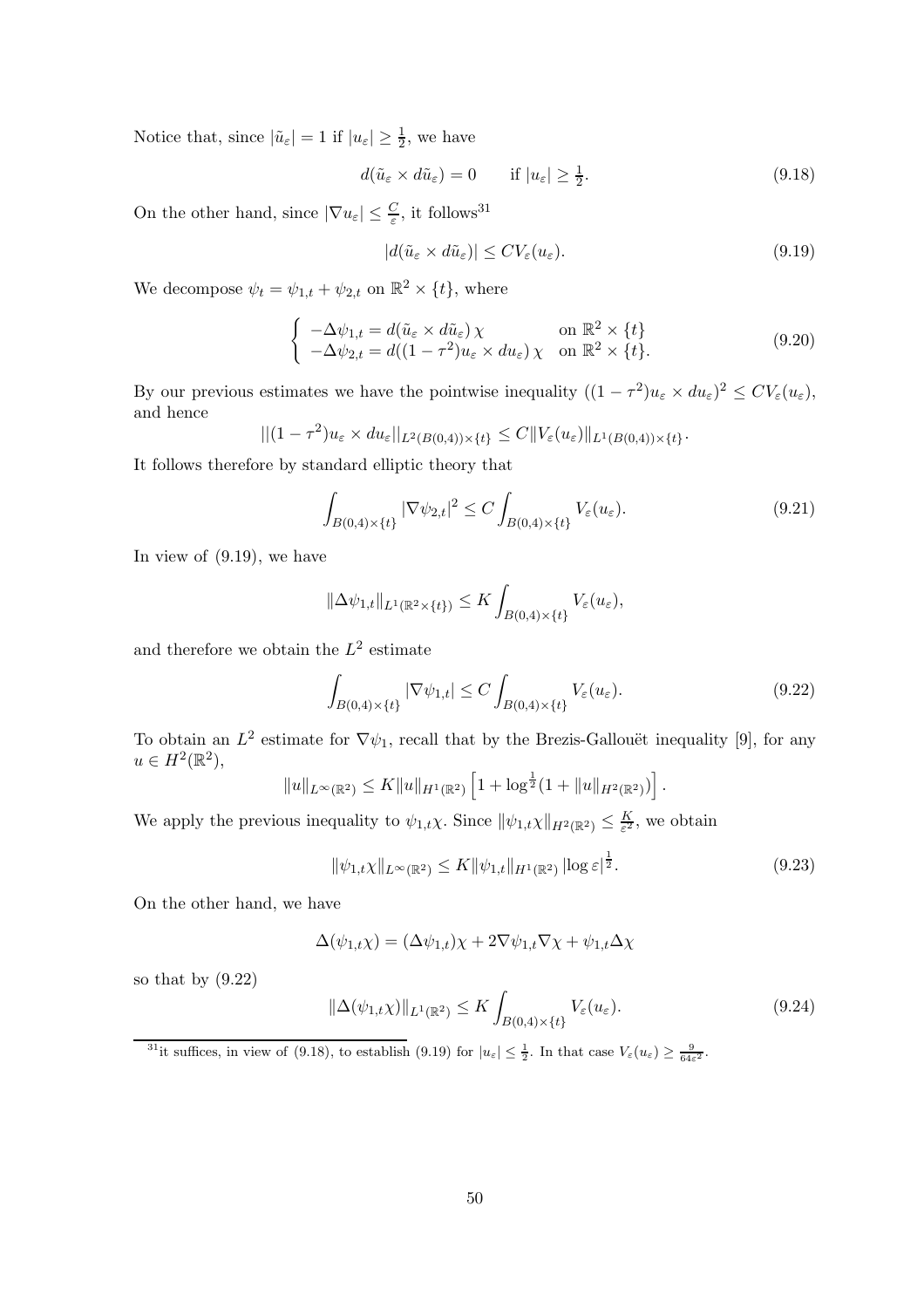Notice that, since $|\tilde{u}_\varepsilon| = 1$ if $|u_\varepsilon| \geq \frac{1}{2}$, we have

$$d(\tilde{u}_\varepsilon \times d\tilde{u}_\varepsilon) = 0 \qquad \text{if } |u_\varepsilon| \geq \tfrac{1}{2}. \tag{9.18}$$

On the other hand, since $|\nabla u_\varepsilon| \leq \frac{C}{\varepsilon}$, it follows[31]

$$|d(\tilde{u}_\varepsilon \times d\tilde{u}_\varepsilon)| \leq C V_\varepsilon(u_\varepsilon). \tag{9.19}$$

We decompose $\psi_t = \psi_{1,t} + \psi_{2,t}$ on $\mathbb{R}^2 \times \{t\}$, where

$$\begin{cases} -\Delta \psi_{1,t} = d(\tilde{u}_\varepsilon \times d\tilde{u}_\varepsilon)\,\chi & \text{on } \mathbb{R}^2 \times \{t\} \\ -\Delta \psi_{2,t} = d((1-\tau^2) u_\varepsilon \times du_\varepsilon)\,\chi & \text{on } \mathbb{R}^2 \times \{t\}. \end{cases} \tag{9.20}$$

By our previous estimates we have the pointwise inequality $((1-\tau^2)u_\varepsilon \times du_\varepsilon)^2 \leq C V_\varepsilon(u_\varepsilon)$, and hence

$$||(1-\tau^2)u_\varepsilon \times du_\varepsilon||_{L^2(B(0,4))\times\{t\}} \leq C \|V_\varepsilon(u_\varepsilon)\|_{L^1(B(0,4))\times\{t\}}.$$

It follows therefore by standard elliptic theory that

$$\int_{B(0,4)\times\{t\}} |\nabla \psi_{2,t}|^2 \leq C \int_{B(0,4)\times\{t\}} V_\varepsilon(u_\varepsilon). \tag{9.21}$$

In view of (9.19), we have

$$\|\Delta \psi_{1,t}\|_{L^1(\mathbb{R}^2\times\{t\})} \leq K \int_{B(0,4)\times\{t\}} V_\varepsilon(u_\varepsilon),$$

and therefore we obtain the $L^2$ estimate

$$\int_{B(0,4)\times\{t\}} |\nabla \psi_{1,t}| \leq C \int_{B(0,4)\times\{t\}} V_\varepsilon(u_\varepsilon). \tag{9.22}$$

To obtain an $L^2$ estimate for $\nabla\psi_1$, recall that by the Brezis-Gallouët inequality [9], for any $u \in H^2(\mathbb{R}^2)$,

$$\|u\|_{L^\infty(\mathbb{R}^2)} \leq K \|u\|_{H^1(\mathbb{R}^2)} \left[1 + \log^{\frac{1}{2}}(1 + \|u\|_{H^2(\mathbb{R}^2)})\right].$$

We apply the previous inequality to $\psi_{1,t}\chi$. Since $\|\psi_{1,t}\chi\|_{H^2(\mathbb{R}^2)} \leq \frac{K}{\varepsilon^2}$, we obtain

$$\|\psi_{1,t}\chi\|_{L^\infty(\mathbb{R}^2)} \leq K \|\psi_{1,t}\|_{H^1(\mathbb{R}^2)} |\log \varepsilon|^{\frac{1}{2}}. \tag{9.23}$$

On the other hand, we have

$$\Delta(\psi_{1,t}\chi) = (\Delta\psi_{1,t})\chi + 2\nabla\psi_{1,t}\nabla\chi + \psi_{1,t}\Delta\chi$$

so that by (9.22)

$$\|\Delta(\psi_{1,t}\chi)\|_{L^1(\mathbb{R}^2)} \leq K \int_{B(0,4)\times\{t\}} V_\varepsilon(u_\varepsilon). \tag{9.24}$$

[31] it suffices, in view of (9.18), to establish (9.19) for $|u_\varepsilon| \leq \frac{1}{2}$. In that case $V_\varepsilon(u_\varepsilon) \geq \frac{9}{64\varepsilon^2}$.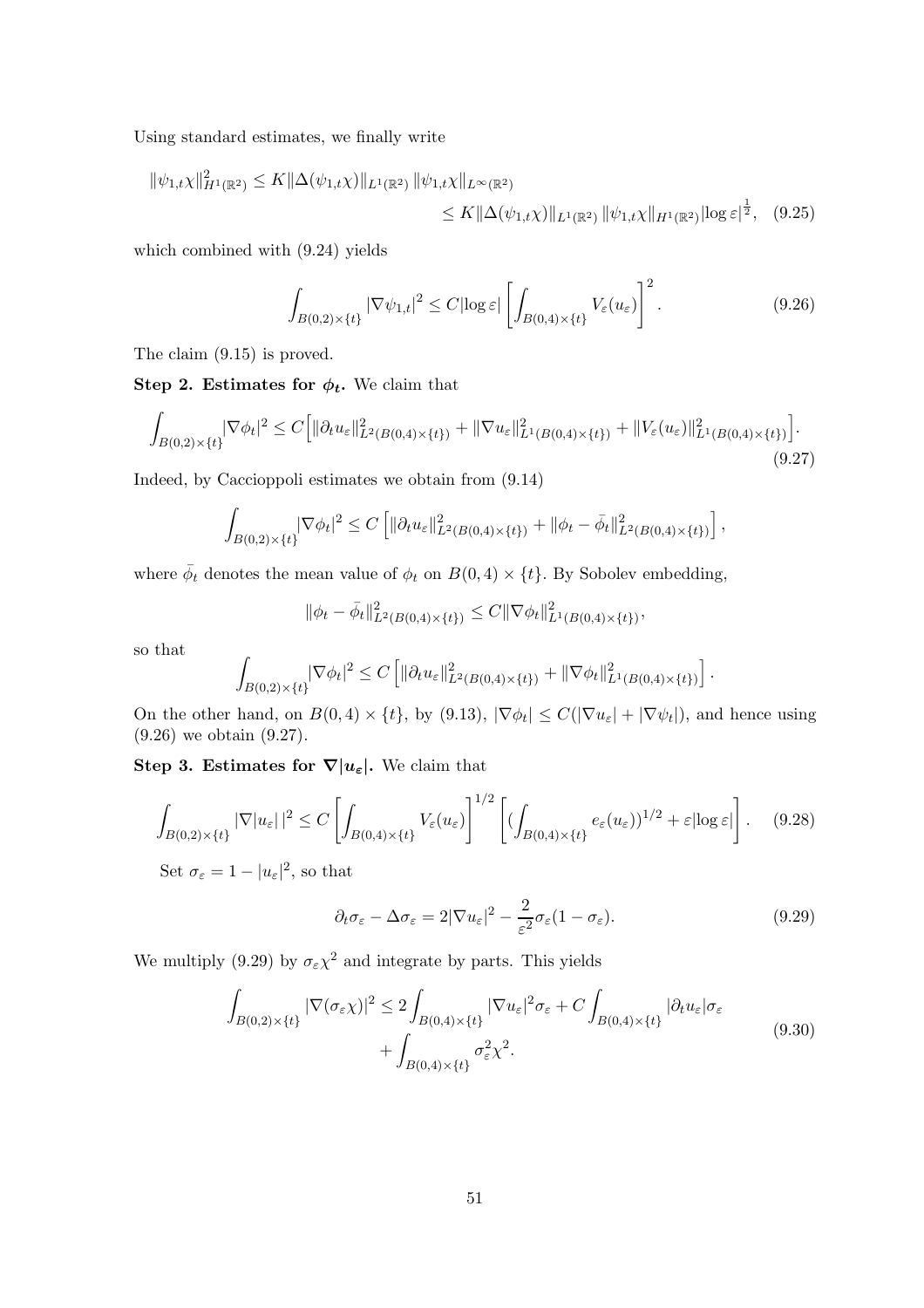Using standard estimates, we finally write

$$
\begin{aligned}
\|\psi_{1,t}\chi\|^2_{H^1(\mathbb{R}^2)} &\le K\|\Delta(\psi_{1,t}\chi)\|_{L^1(\mathbb{R}^2)}\,\|\psi_{1,t}\chi\|_{L^\infty(\mathbb{R}^2)} \\
&\le K\|\Delta(\psi_{1,t}\chi)\|_{L^1(\mathbb{R}^2)}\,\|\psi_{1,t}\chi\|_{H^1(\mathbb{R}^2)}|\log\varepsilon|^{\frac{1}{2}}, \quad (9.25)
\end{aligned}
$$

which combined with (9.24) yields

$$
\int_{B(0,2)\times\{t\}} |\nabla\psi_{1,t}|^2 \le C|\log\varepsilon|\left[\int_{B(0,4)\times\{t\}} V_\varepsilon(u_\varepsilon)\right]^2. \quad (9.26)
$$

The claim (9.15) is proved.

**Step 2. Estimates for $\phi_t$.** We claim that

$$
\int_{B(0,2)\times\{t\}}|\nabla\phi_t|^2 \le C\Big[\|\partial_t u_\varepsilon\|^2_{L^2(B(0,4)\times\{t\})} + \|\nabla u_\varepsilon\|^2_{L^1(B(0,4)\times\{t\})} + \|V_\varepsilon(u_\varepsilon)\|^2_{L^1(B(0,4)\times\{t\})}\Big]. \quad (9.27)
$$

Indeed, by Caccioppoli estimates we obtain from (9.14)

$$
\int_{B(0,2)\times\{t\}}|\nabla\phi_t|^2 \le C\left[\|\partial_t u_\varepsilon\|^2_{L^2(B(0,4)\times\{t\})} + \|\phi_t - \bar\phi_t\|^2_{L^2(B(0,4)\times\{t\})}\right],
$$

where $\bar\phi_t$ denotes the mean value of $\phi_t$ on $B(0,4)\times\{t\}$. By Sobolev embedding,

$$
\|\phi_t - \bar\phi_t\|^2_{L^2(B(0,4)\times\{t\})} \le C\|\nabla\phi_t\|^2_{L^1(B(0,4)\times\{t\})},
$$

so that

$$
\int_{B(0,2)\times\{t\}}|\nabla\phi_t|^2 \le C\left[\|\partial_t u_\varepsilon\|^2_{L^2(B(0,4)\times\{t\})} + \|\nabla\phi_t\|^2_{L^1(B(0,4)\times\{t\})}\right].
$$

On the other hand, on $B(0,4)\times\{t\}$, by (9.13), $|\nabla\phi_t| \le C(|\nabla u_\varepsilon| + |\nabla\psi_t|)$, and hence using (9.26) we obtain (9.27).

**Step 3. Estimates for $\nabla|u_\varepsilon|$.** We claim that

$$
\int_{B(0,2)\times\{t\}} |\nabla|u_\varepsilon|\,|^2 \le C\left[\int_{B(0,4)\times\{t\}} V_\varepsilon(u_\varepsilon)\right]^{1/2}\left[(\int_{B(0,4)\times\{t\}} e_\varepsilon(u_\varepsilon))^{1/2} + \varepsilon|\log\varepsilon|\right]. \quad (9.28)
$$

Set $\sigma_\varepsilon = 1 - |u_\varepsilon|^2$, so that

$$
\partial_t\sigma_\varepsilon - \Delta\sigma_\varepsilon = 2|\nabla u_\varepsilon|^2 - \frac{2}{\varepsilon^2}\sigma_\varepsilon(1-\sigma_\varepsilon). \quad (9.29)
$$

We multiply (9.29) by $\sigma_\varepsilon\chi^2$ and integrate by parts. This yields

$$
\begin{aligned}
\int_{B(0,2)\times\{t\}} |\nabla(\sigma_\varepsilon\chi)|^2 \le 2\int_{B(0,4)\times\{t\}} |\nabla u_\varepsilon|^2\sigma_\varepsilon + C\int_{B(0,4)\times\{t\}} |\partial_t u_\varepsilon|\sigma_\varepsilon \\
+ \int_{B(0,4)\times\{t\}} \sigma_\varepsilon^2\chi^2. \quad (9.30)
\end{aligned}
$$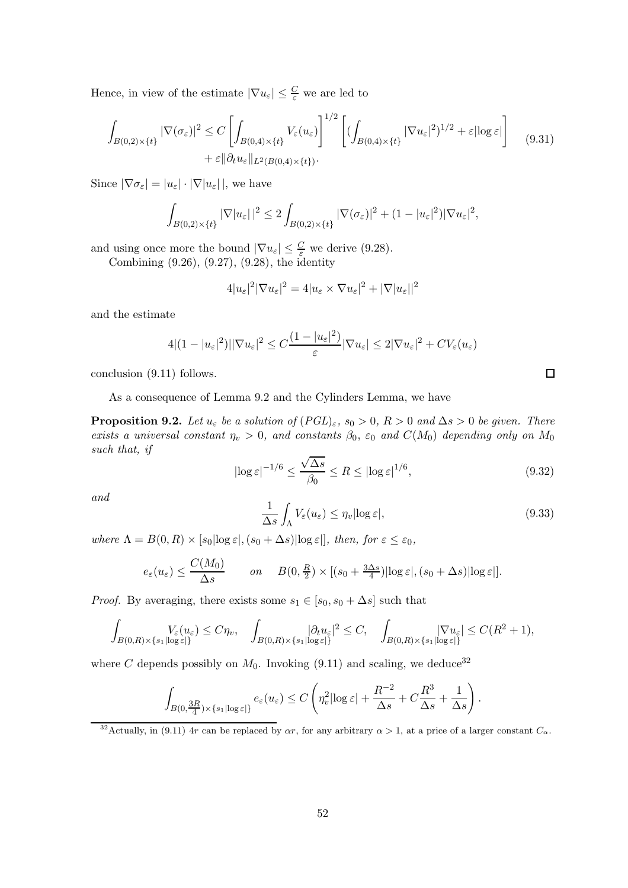Hence, in view of the estimate $|\nabla u_\varepsilon| \leq \frac{C}{\varepsilon}$ we are led to

$$\int_{B(0,2)\times\{t\}} |\nabla(\sigma_\varepsilon)|^2 \leq C \left[\int_{B(0,4)\times\{t\}} V_\varepsilon(u_\varepsilon)\right]^{1/2} \left[(\int_{B(0,4)\times\{t\}} |\nabla u_\varepsilon|^2)^{1/2} + \varepsilon|\log\varepsilon|\right] + \varepsilon\|\partial_t u_\varepsilon\|_{L^2(B(0,4)\times\{t\})}. \tag{9.31}$$

Since $|\nabla\sigma_\varepsilon| = |u_\varepsilon| \cdot |\nabla|u_\varepsilon|\,|$, we have

$$\int_{B(0,2)\times\{t\}} |\nabla|u_\varepsilon|\,|^2 \leq 2\int_{B(0,2)\times\{t\}} |\nabla(\sigma_\varepsilon)|^2 + (1-|u_\varepsilon|^2)|\nabla u_\varepsilon|^2,$$

and using once more the bound $|\nabla u_\varepsilon| \leq \frac{C}{\varepsilon}$ we derive (9.28).

Combining (9.26), (9.27), (9.28), the identity

$$4|u_\varepsilon|^2|\nabla u_\varepsilon|^2 = 4|u_\varepsilon \times \nabla u_\varepsilon|^2 + |\nabla|u_\varepsilon||^2$$

and the estimate

$$4|(1-|u_\varepsilon|^2)||\nabla u_\varepsilon|^2 \leq C\frac{(1-|u_\varepsilon|^2)}{\varepsilon}|\nabla u_\varepsilon| \leq 2|\nabla u_\varepsilon|^2 + CV_\varepsilon(u_\varepsilon)$$

conclusion (9.11) follows. ∎

As a consequence of Lemma 9.2 and the Cylinders Lemma, we have

**Proposition 9.2.** *Let $u_\varepsilon$ be a solution of $(PGL)_\varepsilon$, $s_0 > 0$, $R > 0$ and $\Delta s > 0$ be given. There exists a universal constant $\eta_v > 0$, and constants $\beta_0$, $\varepsilon_0$ and $C(M_0)$ depending only on $M_0$ such that, if*

$$|\log\varepsilon|^{-1/6} \leq \frac{\sqrt{\Delta s}}{\beta_0} \leq R \leq |\log\varepsilon|^{1/6}, \tag{9.32}$$

*and*

$$\frac{1}{\Delta s}\int_\Lambda V_\varepsilon(u_\varepsilon) \leq \eta_v|\log\varepsilon|, \tag{9.33}$$

*where $\Lambda = B(0,R) \times [s_0|\log\varepsilon|, (s_0+\Delta s)|\log\varepsilon|]$, then, for $\varepsilon \leq \varepsilon_0$,*

$$e_\varepsilon(u_\varepsilon) \leq \frac{C(M_0)}{\Delta s} \qquad on \qquad B(0,\tfrac{R}{2}) \times [(s_0+\tfrac{3\Delta s}{4})|\log\varepsilon|, (s_0+\Delta s)|\log\varepsilon|].$$

*Proof.* By averaging, there exists some $s_1 \in [s_0, s_0+\Delta s]$ such that

$$\int_{B(0,R)\times\{s_1|\log\varepsilon|\}} V_\varepsilon(u_\varepsilon) \leq C\eta_v, \quad \int_{B(0,R)\times\{s_1|\log\varepsilon|\}} |\partial_t u_\varepsilon|^2 \leq C, \quad \int_{B(0,R)\times\{s_1|\log\varepsilon|\}} |\nabla u_\varepsilon| \leq C(R^2+1),$$

where $C$ depends possibly on $M_0$. Invoking (9.11) and scaling, we deduce[32]

$$\int_{B(0,\frac{3R}{4})\times\{s_1|\log\varepsilon|\}} e_\varepsilon(u_\varepsilon) \leq C\left(\eta_v^2|\log\varepsilon| + \frac{R^{-2}}{\Delta s} + C\frac{R^3}{\Delta s} + \frac{1}{\Delta s}\right).$$

[32] Actually, in (9.11) $4r$ can be replaced by $\alpha r$, for any arbitrary $\alpha > 1$, at a price of a larger constant $C_\alpha$.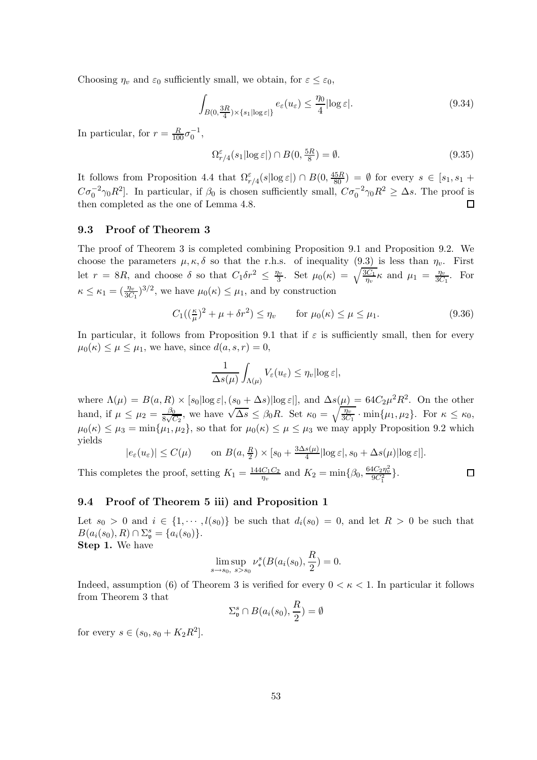Choosing $\eta_v$ and $\varepsilon_0$ sufficiently small, we obtain, for $\varepsilon \leq \varepsilon_0$,

$$\int_{B(0,\frac{3R}{4})\times\{s_1|\log\varepsilon|\}} e_\varepsilon(u_\varepsilon) \leq \frac{\eta_0}{4}|\log\varepsilon|. \tag{9.34}$$

In particular, for $r = \frac{R}{100}\sigma_0^{-1}$,

$$\Omega^\varepsilon_{r/4}(s_1|\log\varepsilon|) \cap B(0, \tfrac{5R}{8}) = \emptyset. \tag{9.35}$$

It follows from Proposition 4.4 that $\Omega^\varepsilon_{r/4}(s|\log\varepsilon|) \cap B(0, \frac{45R}{80}) = \emptyset$ for every $s \in [s_1, s_1 + C\sigma_0^{-2}\gamma_0 R^2]$. In particular, if $\beta_0$ is chosen sufficiently small, $C\sigma_0^{-2}\gamma_0 R^2 \geq \Delta s$. The proof is then completed as the one of Lemma 4.8. $\square$

### 9.3 Proof of Theorem 3

The proof of Theorem 3 is completed combining Proposition 9.1 and Proposition 9.2. We choose the parameters $\mu, \kappa, \delta$ so that the r.h.s. of inequality (9.3) is less than $\eta_v$. First let $r = 8R$, and choose $\delta$ so that $C_1\delta r^2 \leq \frac{\eta_v}{3}$. Set $\mu_0(\kappa) = \sqrt{\frac{3C_1}{\eta_v}}\kappa$ and $\mu_1 = \frac{\eta_v}{3C_1}$. For $\kappa \leq \kappa_1 = (\frac{\eta_v}{3C_1})^{3/2}$, we have $\mu_0(\kappa) \leq \mu_1$, and by construction

$$C_1((\tfrac{\kappa}{\mu})^2 + \mu + \delta r^2) \leq \eta_v \qquad \text{for } \mu_0(\kappa) \leq \mu \leq \mu_1. \tag{9.36}$$

In particular, it follows from Proposition 9.1 that if $\varepsilon$ is sufficiently small, then for every $\mu_0(\kappa) \leq \mu \leq \mu_1$, we have, since $d(a, s, r) = 0$,

$$\frac{1}{\Delta s(\mu)} \int_{\Lambda(\mu)} V_\varepsilon(u_\varepsilon) \leq \eta_v |\log\varepsilon|,$$

where $\Lambda(\mu) = B(a, R) \times [s_0|\log\varepsilon|, (s_0 + \Delta s)|\log\varepsilon|]$, and $\Delta s(\mu) = 64C_2\mu^2R^2$. On the other hand, if $\mu \leq \mu_2 = \frac{\beta_0}{8\sqrt{C_2}}$, we have $\sqrt{\Delta s} \leq \beta_0 R$. Set $\kappa_0 = \sqrt{\frac{\eta_v}{3C_1}} \cdot \min\{\mu_1, \mu_2\}$. For $\kappa \leq \kappa_0$, $\mu_0(\kappa) \leq \mu_3 = \min\{\mu_1, \mu_2\}$, so that for $\mu_0(\kappa) \leq \mu \leq \mu_3$ we may apply Proposition 9.2 which yields

$$|e_\varepsilon(u_\varepsilon)| \leq C(\mu) \qquad \text{on } B(a, \tfrac{R}{2}) \times [s_0 + \tfrac{3\Delta s(\mu)}{4}|\log\varepsilon|, s_0 + \Delta s(\mu)|\log\varepsilon|].$$

This completes the proof, setting $K_1 = \frac{144C_1C_2}{\eta_v}$ and $K_2 = \min\{\beta_0, \frac{64C_2\eta_v^2}{9C_1^2}\}$. $\square$

### 9.4 Proof of Theorem 5 iii) and Proposition 1

Let $s_0 > 0$ and $i \in \{1, \cdots, l(s_0)\}$ be such that $d_i(s_0) = 0$, and let $R > 0$ be such that $B(a_i(s_0), R) \cap \Sigma^s_{\mathfrak{v}} = \{a_i(s_0)\}$.

**Step 1.** We have

$$\limsup_{s \to s_0,\ s > s_0} \nu^s_*(B(a_i(s_0), \frac{R}{2}) = 0.$$

Indeed, assumption (6) of Theorem 3 is verified for every $0 < \kappa < 1$. In particular it follows from Theorem 3 that

$$\Sigma^s_{\mathfrak{v}} \cap B(a_i(s_0), \frac{R}{2}) = \emptyset$$

for every $s \in (s_0, s_0 + K_2R^2]$.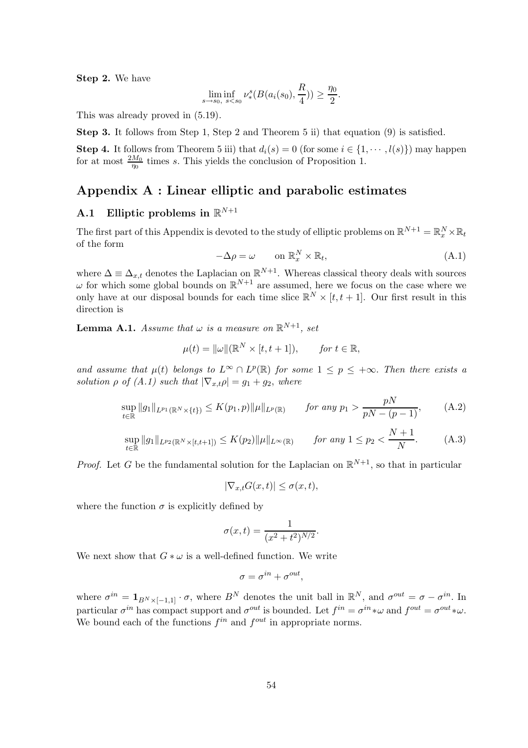**Step 2.** We have

$$\liminf_{s\to s_0,\ s<s_0} \nu_*^s(B(a_i(s_0),\frac{R}{4})) \geq \frac{\eta_0}{2}.$$

This was already proved in (5.19).

**Step 3.** It follows from Step 1, Step 2 and Theorem 5 ii) that equation (9) is satisfied.

**Step 4.** It follows from Theorem 5 iii) that $d_i(s) = 0$ (for some $i \in \{1, \cdots, l(s)\}$) may happen for at most $\frac{2M_0}{\eta_0}$ times $s$. This yields the conclusion of Proposition 1.

# Appendix A : Linear elliptic and parabolic estimates

## A.1 Elliptic problems in $\mathbb{R}^{N+1}$

The first part of this Appendix is devoted to the study of elliptic problems on $\mathbb{R}^{N+1} = \mathbb{R}^N_x \times \mathbb{R}_t$ of the form

$$-\Delta\rho = \omega \qquad \text{on } \mathbb{R}^N_x \times \mathbb{R}_t, \tag{A.1}$$

where $\Delta \equiv \Delta_{x,t}$ denotes the Laplacian on $\mathbb{R}^{N+1}$. Whereas classical theory deals with sources $\omega$ for which some global bounds on $\mathbb{R}^{N+1}$ are assumed, here we focus on the case where we only have at our disposal bounds for each time slice $\mathbb{R}^N \times [t, t+1]$. Our first result in this direction is

**Lemma A.1.** *Assume that $\omega$ is a measure on $\mathbb{R}^{N+1}$, set*

$$\mu(t) = \|\omega\|(\mathbb{R}^N \times [t, t+1]), \qquad \text{for } t \in \mathbb{R},$$

*and assume that $\mu(t)$ belongs to $L^\infty \cap L^p(\mathbb{R})$ for some $1 \leq p \leq +\infty$. Then there exists a solution $\rho$ of (A.1) such that $|\nabla_{x,t}\rho| = g_1 + g_2$, where*

$$\sup_{t\in\mathbb{R}} \|g_1\|_{L^{p_1}(\mathbb{R}^N\times\{t\})} \leq K(p_1, p)\|\mu\|_{L^p(\mathbb{R})} \qquad \text{for any } p_1 > \frac{pN}{pN-(p-1)}, \tag{A.2}$$

$$\sup_{t\in\mathbb{R}} \|g_1\|_{L^{p_2}(\mathbb{R}^N\times[t,t+1])} \leq K(p_2)\|\mu\|_{L^\infty(\mathbb{R})} \qquad \text{for any } 1 \leq p_2 < \frac{N+1}{N}. \tag{A.3}$$

*Proof.* Let $G$ be the fundamental solution for the Laplacian on $\mathbb{R}^{N+1}$, so that in particular

$$|\nabla_{x,t}G(x,t)| \leq \sigma(x,t),$$

where the function $\sigma$ is explicitly defined by

$$\sigma(x,t) = \frac{1}{(x^2+t^2)^{N/2}}.$$

We next show that $G * \omega$ is a well-defined function. We write

$$\sigma = \sigma^{in} + \sigma^{out},$$

where $\sigma^{in} = \mathbf{1}_{B^N\times[-1,1]} \cdot \sigma$, where $B^N$ denotes the unit ball in $\mathbb{R}^N$, and $\sigma^{out} = \sigma - \sigma^{in}$. In particular $\sigma^{in}$ has compact support and $\sigma^{out}$ is bounded. Let $f^{in} = \sigma^{in} * \omega$ and $f^{out} = \sigma^{out} * \omega$. We bound each of the functions $f^{in}$ and $f^{out}$ in appropriate norms.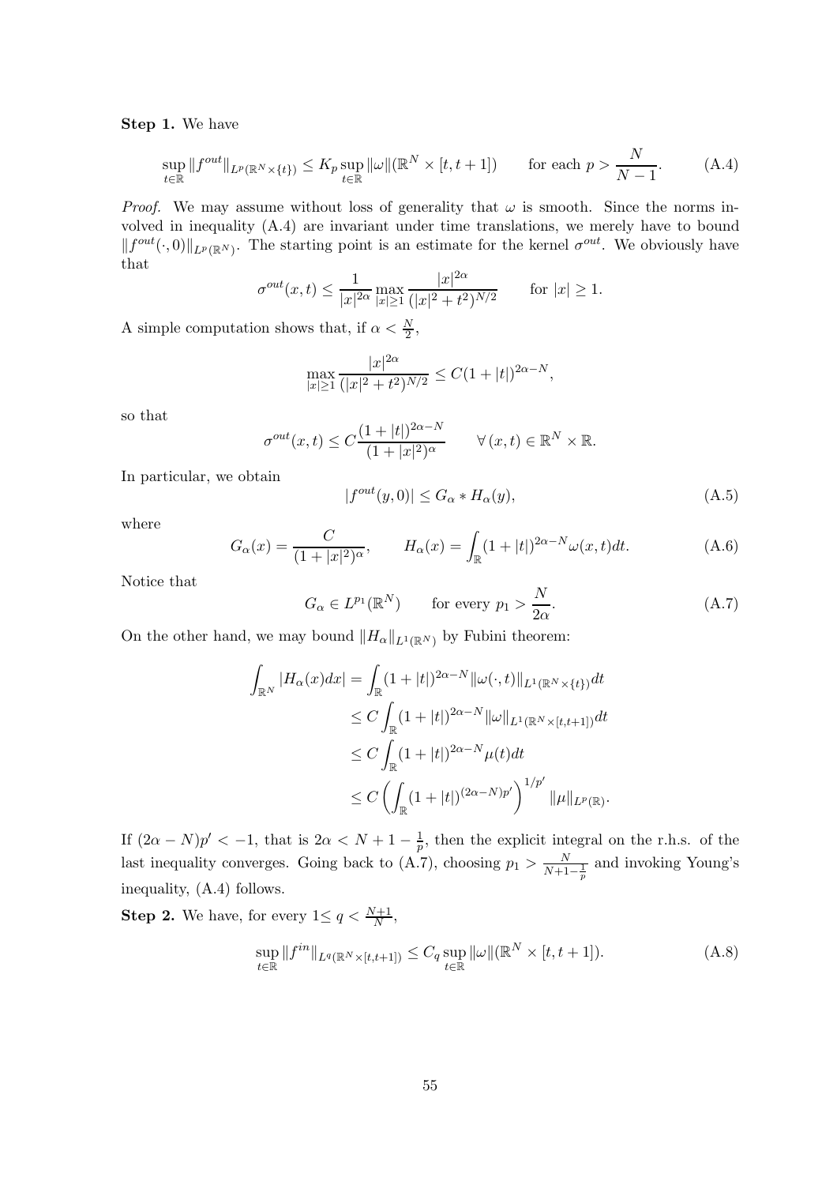**Step 1.** We have

$$
\sup_{t\in\mathbb{R}} \|f^{out}\|_{L^p(\mathbb{R}^N\times\{t\})} \leq K_p \sup_{t\in\mathbb{R}} \|\omega\|(\mathbb{R}^N \times [t,t+1]) \qquad \text{for each } p > \frac{N}{N-1}. \tag{A.4}
$$

*Proof.* We may assume without loss of generality that $\omega$ is smooth. Since the norms involved in inequality (A.4) are invariant under time translations, we merely have to bound $\|f^{out}(\cdot,0)\|_{L^p(\mathbb{R}^N)}$. The starting point is an estimate for the kernel $\sigma^{out}$. We obviously have that

$$
\sigma^{out}(x,t) \leq \frac{1}{|x|^{2\alpha}} \max_{|x|\geq 1} \frac{|x|^{2\alpha}}{(|x|^2+t^2)^{N/2}} \qquad \text{for } |x| \geq 1.
$$

A simple computation shows that, if $\alpha < \frac{N}{2}$,

$$
\max_{|x|\geq 1} \frac{|x|^{2\alpha}}{(|x|^2+t^2)^{N/2}} \leq C(1+|t|)^{2\alpha - N},
$$

so that

$$
\sigma^{out}(x,t) \leq C\frac{(1+|t|)^{2\alpha-N}}{(1+|x|^2)^{\alpha}} \qquad \forall\, (x,t) \in \mathbb{R}^N \times \mathbb{R}.
$$

In particular, we obtain

$$
|f^{out}(y,0)| \leq G_\alpha * H_\alpha(y), \tag{A.5}
$$

where

$$
G_\alpha(x) = \frac{C}{(1+|x|^2)^{\alpha}}, \qquad H_\alpha(x) = \int_{\mathbb{R}} (1+|t|)^{2\alpha-N} \omega(x,t)dt. \tag{A.6}
$$

Notice that

$$
G_\alpha \in L^{p_1}(\mathbb{R}^N) \qquad \text{for every } p_1 > \frac{N}{2\alpha}. \tag{A.7}
$$

On the other hand, we may bound $\|H_\alpha\|_{L^1(\mathbb{R}^N)}$ by Fubini theorem:

$$
\begin{aligned}
\int_{\mathbb{R}^N} |H_\alpha(x)dx| &= \int_{\mathbb{R}} (1+|t|)^{2\alpha-N} \|\omega(\cdot,t)\|_{L^1(\mathbb{R}^N\times\{t\})}dt \\
&\leq C\int_{\mathbb{R}} (1+|t|)^{2\alpha-N} \|\omega\|_{L^1(\mathbb{R}^N\times[t,t+1])}dt \\
&\leq C\int_{\mathbb{R}} (1+|t|)^{2\alpha-N} \mu(t)dt \\
&\leq C\left(\int_{\mathbb{R}} (1+|t|)^{(2\alpha-N)p'}\right)^{1/p'} \|\mu\|_{L^p(\mathbb{R})}.
\end{aligned}
$$

If $(2\alpha - N)p' < -1$, that is $2\alpha < N + 1 - \frac{1}{p}$, then the explicit integral on the r.h.s. of the last inequality converges. Going back to (A.7), choosing $p_1 > \frac{N}{N+1-\frac{1}{p}}$ and invoking Young's inequality, (A.4) follows.

**Step 2.** We have, for every $1\leq q < \frac{N+1}{N}$,

$$
\sup_{t\in\mathbb{R}} \|f^{in}\|_{L^q(\mathbb{R}^N\times[t,t+1])} \leq C_q \sup_{t\in\mathbb{R}} \|\omega\|(\mathbb{R}^N \times [t,t+1]). \tag{A.8}
$$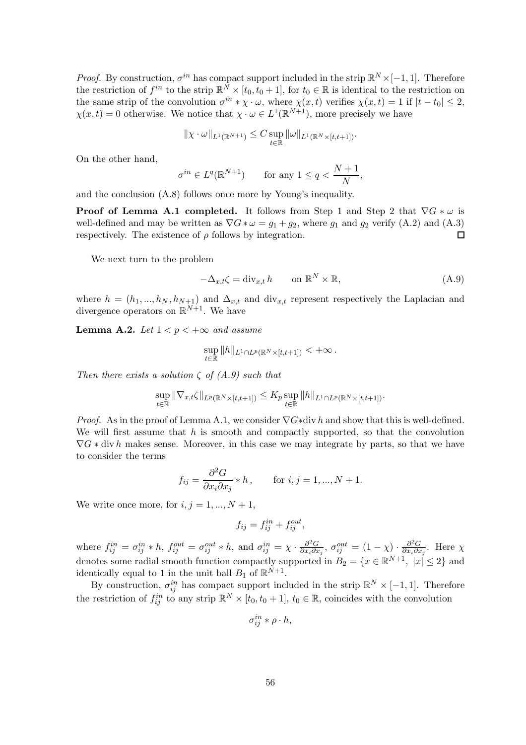*Proof.* By construction, $\sigma^{in}$ has compact support included in the strip $\mathbb{R}^N \times [-1,1]$. Therefore the restriction of $f^{in}$ to the strip $\mathbb{R}^N \times [t_0, t_0+1]$, for $t_0 \in \mathbb{R}$ is identical to the restriction on the same strip of the convolution $\sigma^{in} * \chi \cdot \omega$, where $\chi(x,t)$ verifies $\chi(x,t) = 1$ if $|t - t_0| \leq 2$, $\chi(x,t) = 0$ otherwise. We notice that $\chi \cdot \omega \in L^1(\mathbb{R}^{N+1})$, more precisely we have

$$\|\chi \cdot \omega\|_{L^1(\mathbb{R}^{N+1})} \leq C \sup_{t \in \mathbb{R}} \|\omega\|_{L^1(\mathbb{R}^N \times [t,t+1])}.$$

On the other hand,

$$\sigma^{in} \in L^q(\mathbb{R}^{N+1}) \qquad \text{for any } 1 \leq q < \frac{N+1}{N},$$

and the conclusion (A.8) follows once more by Young's inequality.

**Proof of Lemma A.1 completed.** It follows from Step 1 and Step 2 that $\nabla G * \omega$ is well-defined and may be written as $\nabla G * \omega = g_1 + g_2$, where $g_1$ and $g_2$ verify (A.2) and (A.3) respectively. The existence of $\rho$ follows by integration. □

We next turn to the problem

$$-\Delta_{x,t} \zeta = \operatorname{div}_{x,t} h \qquad \text{on } \mathbb{R}^N \times \mathbb{R}, \tag{A.9}$$

where $h = (h_1, ..., h_N, h_{N+1})$ and $\Delta_{x,t}$ and $\operatorname{div}_{x,t}$ represent respectively the Laplacian and divergence operators on $\mathbb{R}^{N+1}$. We have

**Lemma A.2.** *Let $1 < p < +\infty$ and assume*

$$\sup_{t \in \mathbb{R}} \|h\|_{L^1 \cap L^p(\mathbb{R}^N \times [t,t+1])} < +\infty \,.$$

*Then there exists a solution $\zeta$ of (A.9) such that*

$$\sup_{t \in \mathbb{R}} \|\nabla_{x,t} \zeta\|_{L^p(\mathbb{R}^N \times [t,t+1])} \leq K_p \sup_{t \in \mathbb{R}} \|h\|_{L^1 \cap L^p(\mathbb{R}^N \times [t,t+1])}.$$

*Proof.* As in the proof of Lemma A.1, we consider $\nabla G * \operatorname{div} h$ and show that this is well-defined. We will first assume that $h$ is smooth and compactly supported, so that the convolution $\nabla G * \operatorname{div} h$ makes sense. Moreover, in this case we may integrate by parts, so that we have to consider the terms

$$f_{ij} = \frac{\partial^2 G}{\partial x_i \partial x_j} * h \,, \qquad \text{for } i,j = 1, ..., N+1.$$

We write once more, for $i,j = 1, ..., N+1$,

$$f_{ij} = f_{ij}^{in} + f_{ij}^{out},$$

where $f_{ij}^{in} = \sigma_{ij}^{in} * h$, $f_{ij}^{out} = \sigma_{ij}^{out} * h$, and $\sigma_{ij}^{in} = \chi \cdot \frac{\partial^2 G}{\partial x_i \partial x_j}$, $\sigma_{ij}^{out} = (1 - \chi) \cdot \frac{\partial^2 G}{\partial x_i \partial x_j}$. Here $\chi$ denotes some radial smooth function compactly supported in $B_2 = \{x \in \mathbb{R}^{N+1}, \ |x| \leq 2\}$ and identically equal to 1 in the unit ball $B_1$ of $\mathbb{R}^{N+1}$.

By construction, $\sigma_{ij}^{in}$ has compact support included in the strip $\mathbb{R}^N \times [-1,1]$. Therefore the restriction of $f_{ij}^{in}$ to any strip $\mathbb{R}^N \times [t_0, t_0+1]$, $t_0 \in \mathbb{R}$, coincides with the convolution

$$\sigma_{ij}^{in} * \rho \cdot h,$$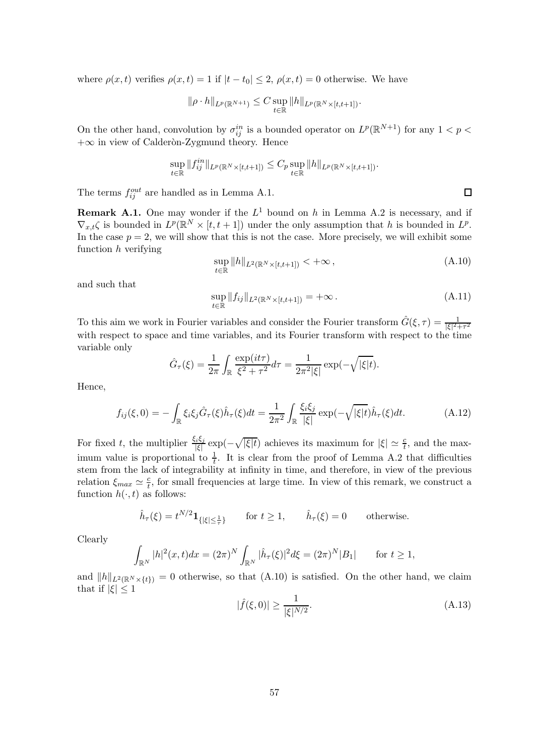where $\rho(x,t)$ verifies $\rho(x,t) = 1$ if $|t - t_0| \leq 2$, $\rho(x,t) = 0$ otherwise. We have

$$\|\rho \cdot h\|_{L^p(\mathbb{R}^{N+1})} \leq C \sup_{t \in \mathbb{R}} \|h\|_{L^p(\mathbb{R}^N \times [t,t+1])}.$$

On the other hand, convolution by $\sigma_{ij}^{in}$ is a bounded operator on $L^p(\mathbb{R}^{N+1})$ for any $1 < p < +\infty$ in view of Calderòn-Zygmund theory. Hence

$$\sup_{t \in \mathbb{R}} \|f_{ij}^{in}\|_{L^p(\mathbb{R}^N \times [t,t+1])} \leq C_p \sup_{t \in \mathbb{R}} \|h\|_{L^p(\mathbb{R}^N \times [t,t+1])}.$$

The terms $f_{ij}^{out}$ are handled as in Lemma A.1. $\square$

**Remark A.1.** One may wonder if the $L^1$ bound on $h$ in Lemma A.2 is necessary, and if $\nabla_{x,t}\zeta$ is bounded in $L^p(\mathbb{R}^N \times [t,t+1])$ under the only assumption that $h$ is bounded in $L^p$. In the case $p = 2$, we will show that this is not the case. More precisely, we will exhibit some function $h$ verifying

$$\sup_{t \in \mathbb{R}} \|h\|_{L^2(\mathbb{R}^N \times [t,t+1])} < +\infty\,, \tag{A.10}$$

and such that

$$\sup_{t \in \mathbb{R}} \|f_{ij}\|_{L^2(\mathbb{R}^N \times [t,t+1])} = +\infty\,. \tag{A.11}$$

To this aim we work in Fourier variables and consider the Fourier transform $\hat{G}(\xi,\tau) = \frac{1}{|\xi|^2 + \tau^2}$ with respect to space and time variables, and its Fourier transform with respect to the time variable only

$$\hat{G}_\tau(\xi) = \frac{1}{2\pi} \int_{\mathbb{R}} \frac{\exp(it\tau)}{\xi^2 + \tau^2} d\tau = \frac{1}{2\pi^2 |\xi|} \exp(-\sqrt{|\xi| t}).$$

Hence,

$$f_{ij}(\xi, 0) = -\int_{\mathbb{R}} \xi_i \xi_j \hat{G}_\tau(\xi) \hat{h}_\tau(\xi) dt = \frac{1}{2\pi^2} \int_{\mathbb{R}} \frac{\xi_i \xi_j}{|\xi|} \exp(-\sqrt{|\xi| t}) \hat{h}_\tau(\xi) dt. \tag{A.12}$$

For fixed $t$, the multiplier $\frac{\xi_i \xi_j}{|\xi|} \exp(-\sqrt{|\xi t|})$ achieves its maximum for $|\xi| \simeq \frac{c}{t}$, and the maximum value is proportional to $\frac{1}{t}$. It is clear from the proof of Lemma A.2 that difficulties stem from the lack of integrability at infinity in time, and therefore, in view of the previous relation $\xi_{max} \simeq \frac{c}{t}$, for small frequencies at large time. In view of this remark, we construct a function $h(\cdot, t)$ as follows:

$$\hat{h}_\tau(\xi) = t^{N/2} \mathbf{1}_{\{|\xi| \leq \frac{1}{\tau}\}} \qquad \text{for } t \geq 1, \qquad \hat{h}_\tau(\xi) = 0 \qquad \text{otherwise.}$$

Clearly

$$\int_{\mathbb{R}^N} |h|^2(x,t) dx = (2\pi)^N \int_{\mathbb{R}^N} |\hat{h}_\tau(\xi)|^2 d\xi = (2\pi)^N |B_1| \qquad \text{for } t \geq 1,$$

and $\|h\|_{L^2(\mathbb{R}^N \times \{t\})} = 0$ otherwise, so that (A.10) is satisfied. On the other hand, we claim that if $|\xi| \leq 1$

$$|\hat{f}(\xi, 0)| \geq \frac{1}{|\xi|^{N/2}}. \tag{A.13}$$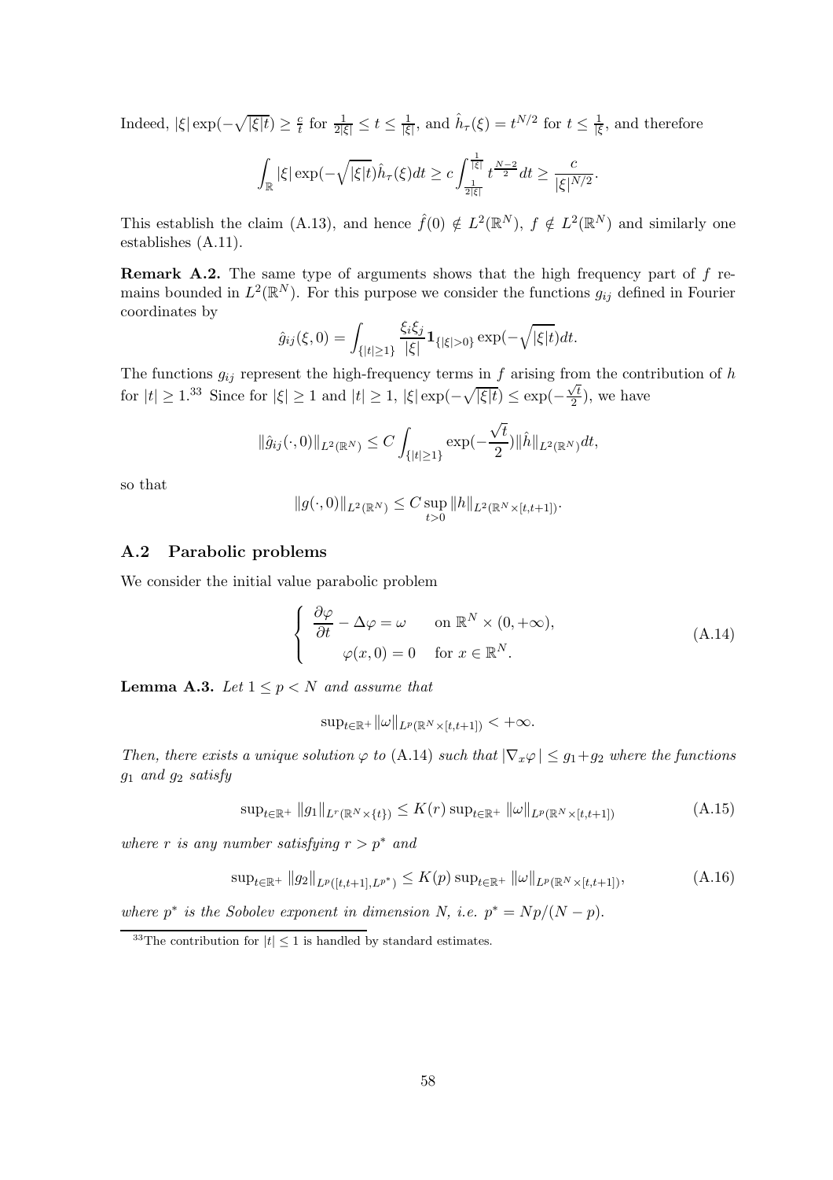Indeed, $|\xi|\exp(-\sqrt{|\xi|t}) \geq \frac{c}{t}$ for $\frac{1}{2|\xi|} \leq t \leq \frac{1}{|\xi|}$, and $\hat{h}_\tau(\xi) = t^{N/2}$ for $t \leq \frac{1}{|\xi}$, and therefore

$$\int_{\mathbb{R}} |\xi| \exp(-\sqrt{|\xi|t}) \hat{h}_\tau(\xi) dt \geq c \int_{\frac{1}{2|\xi|}}^{\frac{1}{|\xi|}} t^{\frac{N-2}{2}} dt \geq \frac{c}{|\xi|^{N/2}}.$$

This establish the claim (A.13), and hence $\hat{f}(0) \notin L^2(\mathbb{R}^N)$, $f \notin L^2(\mathbb{R}^N)$ and similarly one establishes (A.11).

**Remark A.2.** The same type of arguments shows that the high frequency part of $f$ remains bounded in $L^2(\mathbb{R}^N)$. For this purpose we consider the functions $g_{ij}$ defined in Fourier coordinates by

$$\hat{g}_{ij}(\xi, 0) = \int_{\{|t| \geq 1\}} \frac{\xi_i \xi_j}{|\xi|} \mathbf{1}_{\{|\xi|>0\}} \exp(-\sqrt{|\xi|t}) dt.$$

The functions $g_{ij}$ represent the high-frequency terms in $f$ arising from the contribution of $h$ for $|t| \geq 1$.[33] Since for $|\xi| \geq 1$ and $|t| \geq 1$, $|\xi| \exp(-\sqrt{|\xi|t}) \leq \exp(-\frac{\sqrt{t}}{2})$, we have

$$\|\hat{g}_{ij}(\cdot, 0)\|_{L^2(\mathbb{R}^N)} \leq C \int_{\{|t| \geq 1\}} \exp(-\frac{\sqrt{t}}{2}) \|\hat{h}\|_{L^2(\mathbb{R}^N)} dt,$$

so that

$$\|g(\cdot, 0)\|_{L^2(\mathbb{R}^N)} \leq C \sup_{t>0} \|h\|_{L^2(\mathbb{R}^N \times [t,t+1])}.$$

## A.2 Parabolic problems

We consider the initial value parabolic problem

$$\begin{cases} \dfrac{\partial \varphi}{\partial t} - \Delta \varphi = \omega & \text{on } \mathbb{R}^N \times (0, +\infty), \\ \varphi(x, 0) = 0 & \text{for } x \in \mathbb{R}^N. \end{cases} \tag{A.14}$$

**Lemma A.3.** *Let $1 \leq p < N$ and assume that*

$$\sup_{t \in \mathbb{R}^+} \|\omega\|_{L^p(\mathbb{R}^N \times [t,t+1])} < +\infty.$$

*Then, there exists a unique solution $\varphi$ to* (A.14) *such that $|\nabla_x \varphi| \leq g_1 + g_2$ where the functions $g_1$ and $g_2$ satisfy*

$$\sup_{t \in \mathbb{R}^+} \|g_1\|_{L^r(\mathbb{R}^N \times \{t\})} \leq K(r) \sup_{t \in \mathbb{R}^+} \|\omega\|_{L^p(\mathbb{R}^N \times [t,t+1])} \tag{A.15}$$

*where $r$ is any number satisfying $r > p^*$ and*

$$\sup_{t \in \mathbb{R}^+} \|g_2\|_{L^p([t,t+1], L^{p^*})} \leq K(p) \sup_{t \in \mathbb{R}^+} \|\omega\|_{L^p(\mathbb{R}^N \times [t,t+1])}, \tag{A.16}$$

*where $p^*$ is the Sobolev exponent in dimension $N$, i.e. $p^* = Np/(N-p)$.*

[33] The contribution for $|t| \leq 1$ is handled by standard estimates.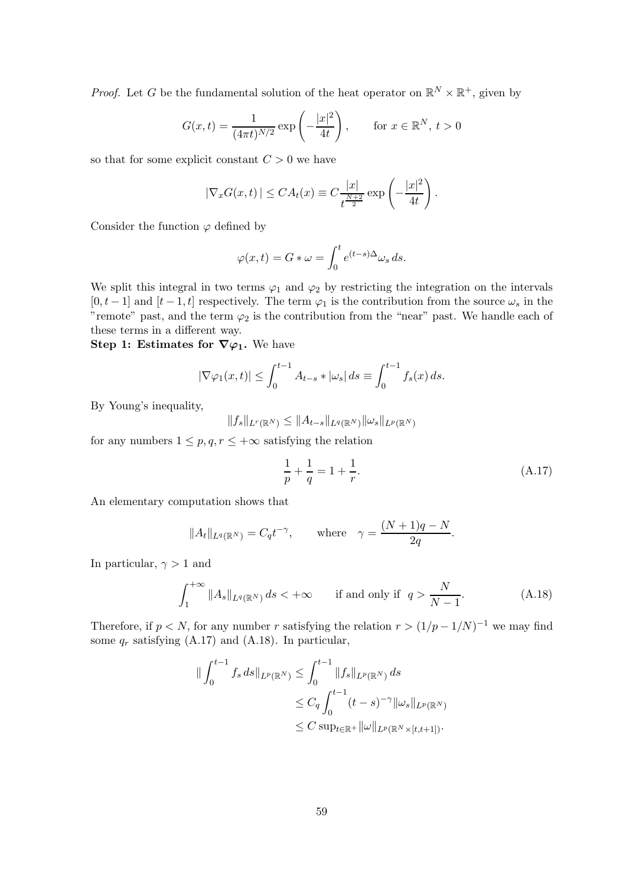*Proof.* Let $G$ be the fundamental solution of the heat operator on $\mathbb{R}^N \times \mathbb{R}^+$, given by

$$G(x,t) = \frac{1}{(4\pi t)^{N/2}} \exp\left(-\frac{|x|^2}{4t}\right), \qquad \text{for } x \in \mathbb{R}^N,\ t > 0$$

so that for some explicit constant $C > 0$ we have

$$|\nabla_x G(x,t)\,| \le C A_t(x) \equiv C \frac{|x|}{t^{\frac{N+2}{2}}} \exp\left(-\frac{|x|^2}{4t}\right).$$

Consider the function $\varphi$ defined by

$$\varphi(x,t) = G * \omega = \int_0^t e^{(t-s)\Delta}\omega_s\, ds.$$

We split this integral in two terms $\varphi_1$ and $\varphi_2$ by restricting the integration on the intervals $[0, t-1]$ and $[t-1, t]$ respectively. The term $\varphi_1$ is the contribution from the source $\omega_s$ in the "remote" past, and the term $\varphi_2$ is the contribution from the "near" past. We handle each of these terms in a different way.

**Step 1: Estimates for $\nabla\varphi_1$.** We have

$$|\nabla\varphi_1(x,t)| \le \int_0^{t-1} A_{t-s} * |\omega_s|\, ds \equiv \int_0^{t-1} f_s(x)\, ds.$$

By Young's inequality,

$$\|f_s\|_{L^r(\mathbb{R}^N)} \le \|A_{t-s}\|_{L^q(\mathbb{R}^N)} \|\omega_s\|_{L^p(\mathbb{R}^N)}$$

for any numbers $1 \le p, q, r \le +\infty$ satisfying the relation

$$\frac{1}{p} + \frac{1}{q} = 1 + \frac{1}{r}. \tag{A.17}$$

An elementary computation shows that

$$\|A_t\|_{L^q(\mathbb{R}^N)} = C_q t^{-\gamma}, \qquad \text{where} \quad \gamma = \frac{(N+1)q - N}{2q}.$$

In particular, $\gamma > 1$ and

$$\int_1^{+\infty} \|A_s\|_{L^q(\mathbb{R}^N)}\, ds < +\infty \qquad \text{if and only if } \ q > \frac{N}{N-1}. \tag{A.18}$$

Therefore, if $p < N$, for any number $r$ satisfying the relation $r > (1/p - 1/N)^{-1}$ we may find some $q_r$ satisfying (A.17) and (A.18). In particular,

$$\begin{aligned}
\|\int_0^{t-1} f_s\, ds\|_{L^p(\mathbb{R}^N)} &\le \int_0^{t-1} \|f_s\|_{L^p(\mathbb{R}^N)}\, ds \\
&\le C_q \int_0^{t-1} (t-s)^{-\gamma} \|\omega_s\|_{L^p(\mathbb{R}^N)} \\
&\le C \sup\nolimits_{t\in\mathbb{R}^+} \|\omega\|_{L^p(\mathbb{R}^N\times[t,t+1])}.
\end{aligned}$$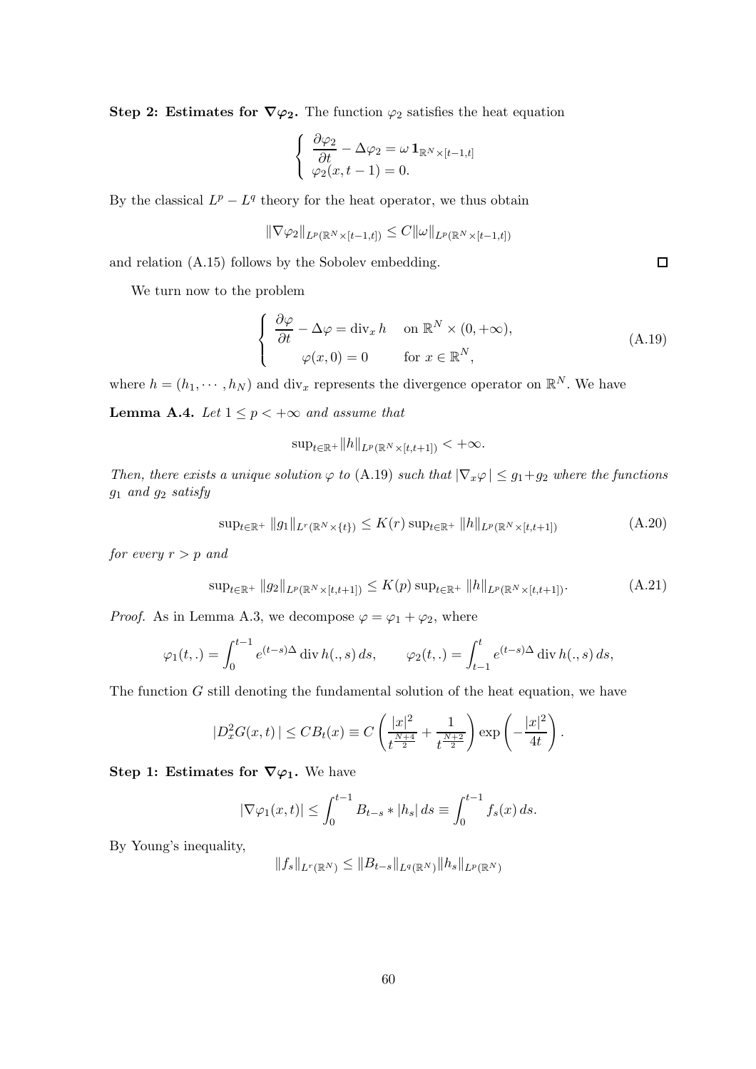**Step 2: Estimates for $\nabla\varphi_2$.** The function $\varphi_2$ satisfies the heat equation

$$\begin{cases} \dfrac{\partial \varphi_2}{\partial t} - \Delta \varphi_2 = \omega \, \mathbf{1}_{\mathbb{R}^N \times [t-1,t]} \\ \varphi_2(x, t-1) = 0. \end{cases}$$

By the classical $L^p - L^q$ theory for the heat operator, we thus obtain

$$\|\nabla \varphi_2\|_{L^p(\mathbb{R}^N \times [t-1,t])} \leq C \|\omega\|_{L^p(\mathbb{R}^N \times [t-1,t])}$$

and relation (A.15) follows by the Sobolev embedding. $\square$

We turn now to the problem

$$\begin{cases} \dfrac{\partial \varphi}{\partial t} - \Delta \varphi = \operatorname{div}_x h & \text{on } \mathbb{R}^N \times (0, +\infty), \\ \qquad \varphi(x, 0) = 0 & \text{for } x \in \mathbb{R}^N, \end{cases} \tag{A.19}$$

where $h = (h_1, \cdots, h_N)$ and $\operatorname{div}_x$ represents the divergence operator on $\mathbb{R}^N$. We have

**Lemma A.4.** *Let $1 \leq p < +\infty$ and assume that*

$$\sup_{t \in \mathbb{R}^+} \|h\|_{L^p(\mathbb{R}^N \times [t,t+1])} < +\infty.$$

*Then, there exists a unique solution $\varphi$ to* (A.19) *such that $|\nabla_x \varphi| \leq g_1 + g_2$ where the functions $g_1$ and $g_2$ satisfy*

$$\sup_{t \in \mathbb{R}^+} \|g_1\|_{L^r(\mathbb{R}^N \times \{t\})} \leq K(r) \sup_{t \in \mathbb{R}^+} \|h\|_{L^p(\mathbb{R}^N \times [t,t+1])} \tag{A.20}$$

*for every $r > p$ and*

$$\sup_{t \in \mathbb{R}^+} \|g_2\|_{L^p(\mathbb{R}^N \times [t,t+1])} \leq K(p) \sup_{t \in \mathbb{R}^+} \|h\|_{L^p(\mathbb{R}^N \times [t,t+1])}. \tag{A.21}$$

*Proof.* As in Lemma A.3, we decompose $\varphi = \varphi_1 + \varphi_2$, where

$$\varphi_1(t, .) = \int_0^{t-1} e^{(t-s)\Delta} \operatorname{div} h(., s) \, ds, \qquad \varphi_2(t, .) = \int_{t-1}^{t} e^{(t-s)\Delta} \operatorname{div} h(., s) \, ds,$$

The function $G$ still denoting the fundamental solution of the heat equation, we have

$$|D_x^2 G(x, t)| \leq C B_t(x) \equiv C \left( \frac{|x|^2}{t^{\frac{N+4}{2}}} + \frac{1}{t^{\frac{N+2}{2}}} \right) \exp\left( -\frac{|x|^2}{4t} \right).$$

**Step 1: Estimates for $\nabla\varphi_1$.** We have

$$|\nabla \varphi_1(x, t)| \leq \int_0^{t-1} B_{t-s} * |h_s| \, ds \equiv \int_0^{t-1} f_s(x) \, ds.$$

By Young's inequality,

$$\|f_s\|_{L^r(\mathbb{R}^N)} \leq \|B_{t-s}\|_{L^q(\mathbb{R}^N)} \|h_s\|_{L^p(\mathbb{R}^N)}$$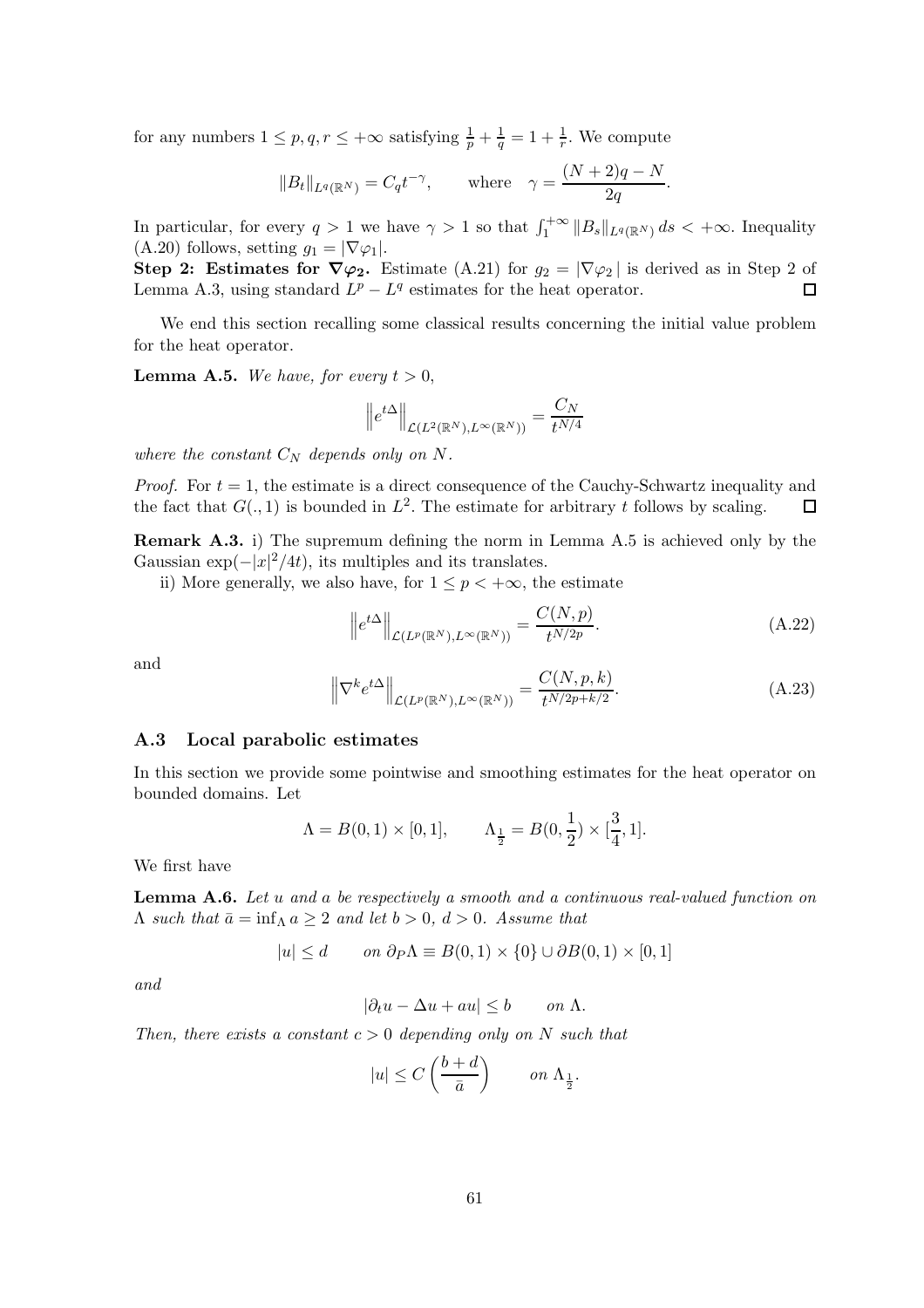for any numbers $1 \leq p, q, r \leq +\infty$ satisfying $\frac{1}{p} + \frac{1}{q} = 1 + \frac{1}{r}$. We compute

$$\|B_t\|_{L^q(\mathbb{R}^N)} = C_q t^{-\gamma}, \qquad \text{where} \quad \gamma = \frac{(N+2)q - N}{2q}.$$

In particular, for every $q > 1$ we have $\gamma > 1$ so that $\int_1^{+\infty} \|B_s\|_{L^q(\mathbb{R}^N)}\, ds < +\infty$. Inequality (A.20) follows, setting $g_1 = |\nabla \varphi_1|$.

**Step 2: Estimates for $\nabla \varphi_2$.** Estimate (A.21) for $g_2 = |\nabla \varphi_2|$ is derived as in Step 2 of Lemma A.3, using standard $L^p - L^q$ estimates for the heat operator. □

We end this section recalling some classical results concerning the initial value problem for the heat operator.

**Lemma A.5.** *We have, for every $t > 0$,*

$$\left\| e^{t\Delta} \right\|_{\mathcal{L}(L^2(\mathbb{R}^N), L^\infty(\mathbb{R}^N))} = \frac{C_N}{t^{N/4}}$$

*where the constant $C_N$ depends only on $N$.*

*Proof.* For $t = 1$, the estimate is a direct consequence of the Cauchy-Schwartz inequality and the fact that $G(.,1)$ is bounded in $L^2$. The estimate for arbitrary $t$ follows by scaling. □

**Remark A.3.** i) The supremum defining the norm in Lemma A.5 is achieved only by the Gaussian $\exp(-|x|^2/4t)$, its multiples and its translates.

ii) More generally, we also have, for $1 \leq p < +\infty$, the estimate

$$\left\| e^{t\Delta} \right\|_{\mathcal{L}(L^p(\mathbb{R}^N), L^\infty(\mathbb{R}^N))} = \frac{C(N,p)}{t^{N/2p}}. \tag{A.22}$$

and

$$\left\| \nabla^k e^{t\Delta} \right\|_{\mathcal{L}(L^p(\mathbb{R}^N), L^\infty(\mathbb{R}^N))} = \frac{C(N,p,k)}{t^{N/2p+k/2}}. \tag{A.23}$$

### A.3 Local parabolic estimates

In this section we provide some pointwise and smoothing estimates for the heat operator on bounded domains. Let

$$\Lambda = B(0,1) \times [0,1], \qquad \Lambda_{\frac{1}{2}} = B(0, \frac{1}{2}) \times [\frac{3}{4}, 1].$$

We first have

**Lemma A.6.** *Let $u$ and $a$ be respectively a smooth and a continuous real-valued function on $\Lambda$ such that $\bar{a} = \inf_\Lambda a \geq 2$ and let $b > 0$, $d > 0$. Assume that*

$$|u| \leq d \qquad \text{on } \partial_P \Lambda \equiv B(0,1) \times \{0\} \cup \partial B(0,1) \times [0,1]$$

*and*

$$|\partial_t u - \Delta u + a u| \leq b \qquad \text{on } \Lambda.$$

*Then, there exists a constant $c > 0$ depending only on $N$ such that*

$$|u| \leq C \left( \frac{b + d}{\bar{a}} \right) \qquad \text{on } \Lambda_{\frac{1}{2}}.$$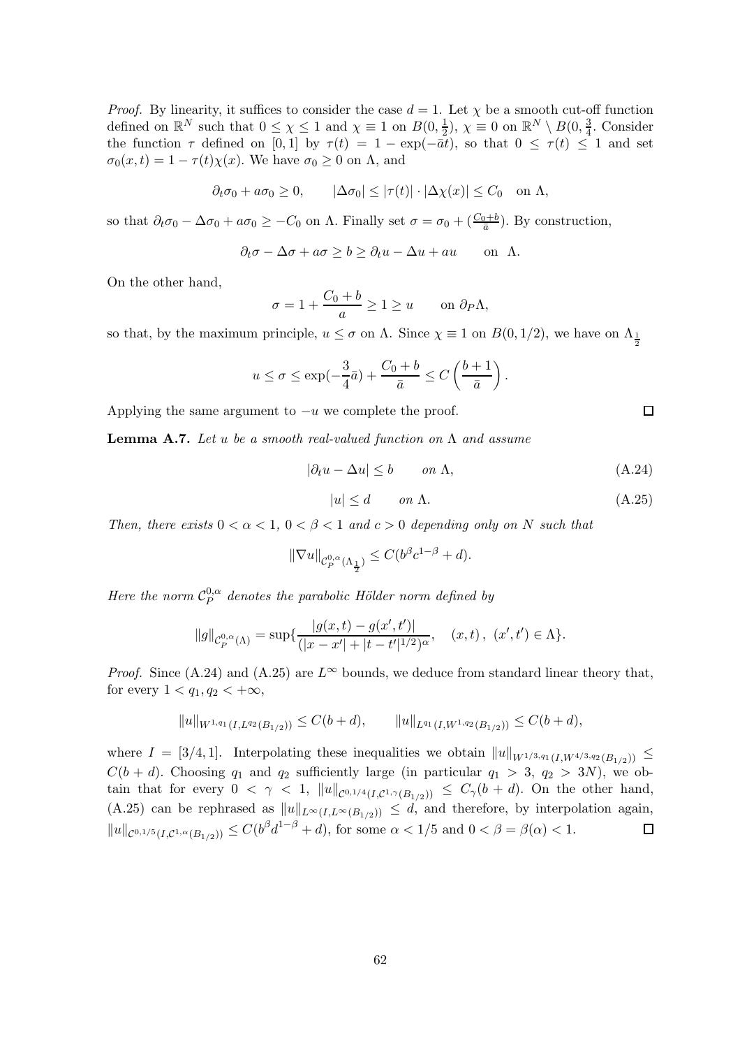*Proof.* By linearity, it suffices to consider the case $d = 1$. Let $\chi$ be a smooth cut-off function defined on $\mathbb{R}^N$ such that $0 \leq \chi \leq 1$ and $\chi \equiv 1$ on $B(0, \frac{1}{2})$, $\chi \equiv 0$ on $\mathbb{R}^N \setminus B(0, \frac{3}{4}$. Consider the function $\tau$ defined on $[0, 1]$ by $\tau(t) = 1 - \exp(-\bar{a}t)$, so that $0 \leq \tau(t) \leq 1$ and set $\sigma_0(x, t) = 1 - \tau(t)\chi(x)$. We have $\sigma_0 \geq 0$ on $\Lambda$, and

$$\partial_t \sigma_0 + a\sigma_0 \geq 0, \qquad |\Delta \sigma_0| \leq |\tau(t)| \cdot |\Delta \chi(x)| \leq C_0 \quad \text{on } \Lambda,$$

so that $\partial_t \sigma_0 - \Delta \sigma_0 + a\sigma_0 \geq -C_0$ on $\Lambda$. Finally set $\sigma = \sigma_0 + (\frac{C_0 + b}{\bar{a}})$. By construction,

$$\partial_t \sigma - \Delta \sigma + a\sigma \geq b \geq \partial_t u - \Delta u + au \qquad \text{on } \Lambda.$$

On the other hand,

$$\sigma = 1 + \frac{C_0 + b}{a} \geq 1 \geq u \qquad \text{on } \partial_P \Lambda,$$

so that, by the maximum principle, $u \leq \sigma$ on $\Lambda$. Since $\chi \equiv 1$ on $B(0, 1/2)$, we have on $\Lambda_{\frac{1}{2}}$

$$u \leq \sigma \leq \exp(-\frac{3}{4}\bar{a}) + \frac{C_0 + b}{\bar{a}} \leq C\left(\frac{b + 1}{\bar{a}}\right).$$

Applying the same argument to $-u$ we complete the proof. $\square$

**Lemma A.7.** *Let $u$ be a smooth real-valued function on $\Lambda$ and assume*

$$|\partial_t u - \Delta u| \leq b \qquad \text{on } \Lambda, \tag{A.24}$$

$$|u| \leq d \qquad \text{on } \Lambda. \tag{A.25}$$

*Then, there exists $0 < \alpha < 1$, $0 < \beta < 1$ and $c > 0$ depending only on $N$ such that*

$$\|\nabla u\|_{\mathcal{C}_P^{0,\alpha}(\Lambda_{\frac{1}{2}})} \leq C(b^\beta c^{1-\beta} + d).$$

*Here the norm $\mathcal{C}_P^{0,\alpha}$ denotes the parabolic Hölder norm defined by*

$$\|g\|_{\mathcal{C}_P^{0,\alpha}(\Lambda)} = \sup\{\frac{|g(x,t) - g(x',t')|}{(|x - x'| + |t - t'|^{1/2})^\alpha}, \quad (x,t)\,,\ (x',t') \in \Lambda\}.$$

*Proof.* Since (A.24) and (A.25) are $L^\infty$ bounds, we deduce from standard linear theory that, for every $1 < q_1, q_2 < +\infty$,

$$\|u\|_{W^{1,q_1}(I, L^{q_2}(B_{1/2}))} \leq C(b + d), \qquad \|u\|_{L^{q_1}(I, W^{1,q_2}(B_{1/2}))} \leq C(b + d),$$

where $I = [3/4, 1]$. Interpolating these inequalities we obtain $\|u\|_{W^{1/3,q_1}(I, W^{4/3,q_2}(B_{1/2}))} \leq C(b + d)$. Choosing $q_1$ and $q_2$ sufficiently large (in particular $q_1 > 3$, $q_2 > 3N$), we obtain that for every $0 < \gamma < 1$, $\|u\|_{\mathcal{C}^{0,1/4}(I, \mathcal{C}^{1,\gamma}(B_{1/2}))} \leq C_\gamma(b + d)$. On the other hand, (A.25) can be rephrased as $\|u\|_{L^\infty(I, L^\infty(B_{1/2}))} \leq d$, and therefore, by interpolation again, $\|u\|_{\mathcal{C}^{0,1/5}(I, \mathcal{C}^{1,\alpha}(B_{1/2}))} \leq C(b^\beta d^{1-\beta} + d)$, for some $\alpha < 1/5$ and $0 < \beta = \beta(\alpha) < 1$. $\square$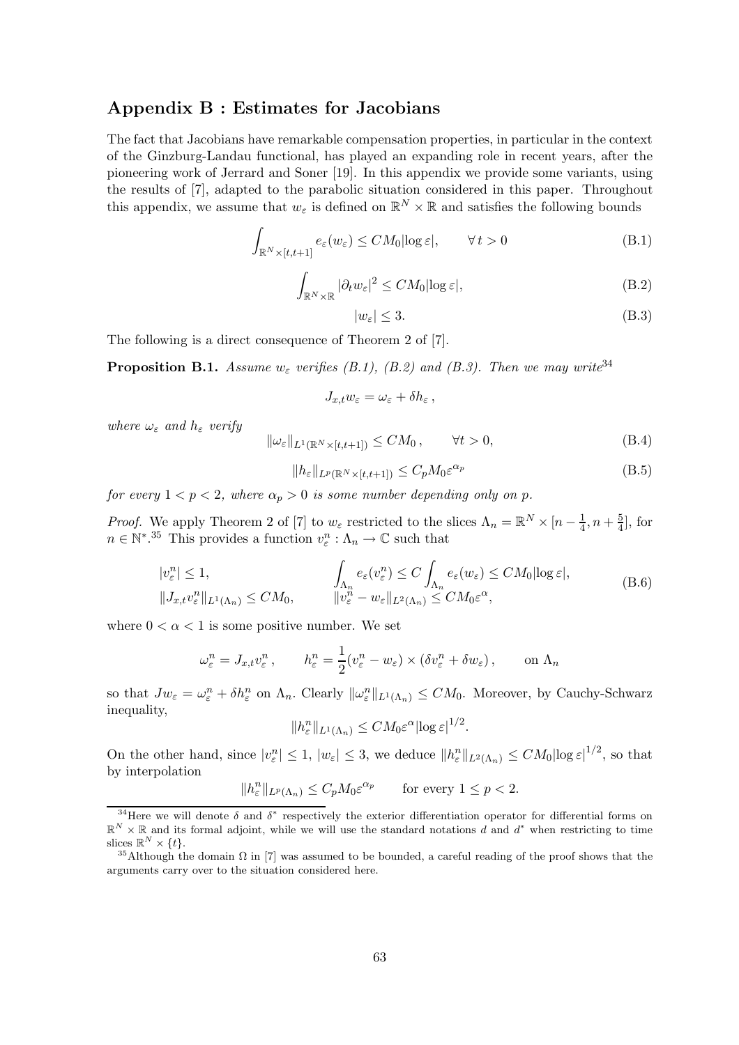## Appendix B : Estimates for Jacobians

The fact that Jacobians have remarkable compensation properties, in particular in the context of the Ginzburg-Landau functional, has played an expanding role in recent years, after the pioneering work of Jerrard and Soner [19]. In this appendix we provide some variants, using the results of [7], adapted to the parabolic situation considered in this paper. Throughout this appendix, we assume that $w_\varepsilon$ is defined on $\mathbb{R}^N \times \mathbb{R}$ and satisfies the following bounds

$$\int_{\mathbb{R}^N \times [t,t+1]} e_\varepsilon(w_\varepsilon) \leq CM_0 |\log \varepsilon|, \qquad \forall\, t > 0 \tag{B.1}$$

$$\int_{\mathbb{R}^N \times \mathbb{R}} |\partial_t w_\varepsilon|^2 \leq CM_0 |\log \varepsilon|, \tag{B.2}$$

$$|w_\varepsilon| \leq 3. \tag{B.3}$$

The following is a direct consequence of Theorem 2 of [7].

**Proposition B.1.** *Assume $w_\varepsilon$ verifies (B.1), (B.2) and (B.3). Then we may write*[34]

$$J_{x,t} w_\varepsilon = \omega_\varepsilon + \delta h_\varepsilon \,,$$

*where $\omega_\varepsilon$ and $h_\varepsilon$ verify*

$$\|\omega_\varepsilon\|_{L^1(\mathbb{R}^N \times [t,t+1])} \leq CM_0 \,, \qquad \forall t > 0, \tag{B.4}$$

$$\|h_\varepsilon\|_{L^p(\mathbb{R}^N \times [t,t+1])} \leq C_p M_0 \varepsilon^{\alpha_p} \tag{B.5}$$

*for every $1 < p < 2$, where $\alpha_p > 0$ is some number depending only on $p$.*

*Proof.* We apply Theorem 2 of [7] to $w_\varepsilon$ restricted to the slices $\Lambda_n = \mathbb{R}^N \times [n - \frac{1}{4}, n + \frac{5}{4}]$, for $n \in \mathbb{N}^*$.[35] This provides a function $v_\varepsilon^n : \Lambda_n \to \mathbb{C}$ such that

$$\begin{aligned} &|v_\varepsilon^n| \leq 1, & &\int_{\Lambda_n} e_\varepsilon(v_\varepsilon^n) \leq C \int_{\Lambda_n} e_\varepsilon(w_\varepsilon) \leq CM_0 |\log \varepsilon|, \\ &\|J_{x,t} v_\varepsilon^n\|_{L^1(\Lambda_n)} \leq CM_0, & &\|v_\varepsilon^n - w_\varepsilon\|_{L^2(\Lambda_n)} \leq CM_0 \varepsilon^\alpha, \end{aligned} \tag{B.6}$$

where $0 < \alpha < 1$ is some positive number. We set

$$\omega_\varepsilon^n = J_{x,t} v_\varepsilon^n \,, \qquad h_\varepsilon^n = \frac{1}{2}(v_\varepsilon^n - w_\varepsilon) \times (\delta v_\varepsilon^n + \delta w_\varepsilon) \,, \qquad \text{on } \Lambda_n$$

so that $J w_\varepsilon = \omega_\varepsilon^n + \delta h_\varepsilon^n$ on $\Lambda_n$. Clearly $\|\omega_\varepsilon^n\|_{L^1(\Lambda_n)} \leq CM_0$. Moreover, by Cauchy-Schwarz inequality,

$$\|h_\varepsilon^n\|_{L^1(\Lambda_n)} \leq CM_0 \varepsilon^\alpha |\log \varepsilon|^{1/2}.$$

On the other hand, since $|v_\varepsilon^n| \leq 1$, $|w_\varepsilon| \leq 3$, we deduce $\|h_\varepsilon^n\|_{L^2(\Lambda_n)} \leq CM_0 |\log \varepsilon|^{1/2}$, so that by interpolation

$$\|h_\varepsilon^n\|_{L^p(\Lambda_n)} \leq C_p M_0 \varepsilon^{\alpha_p} \qquad \text{for every } 1 \leq p < 2.$$

---

[34] Here we will denote $\delta$ and $\delta^*$ respectively the exterior differentiation operator for differential forms on $\mathbb{R}^N \times \mathbb{R}$ and its formal adjoint, while we will use the standard notations $d$ and $d^*$ when restricting to time slices $\mathbb{R}^N \times \{t\}$.

[35] Although the domain $\Omega$ in [7] was assumed to be bounded, a careful reading of the proof shows that the arguments carry over to the situation considered here.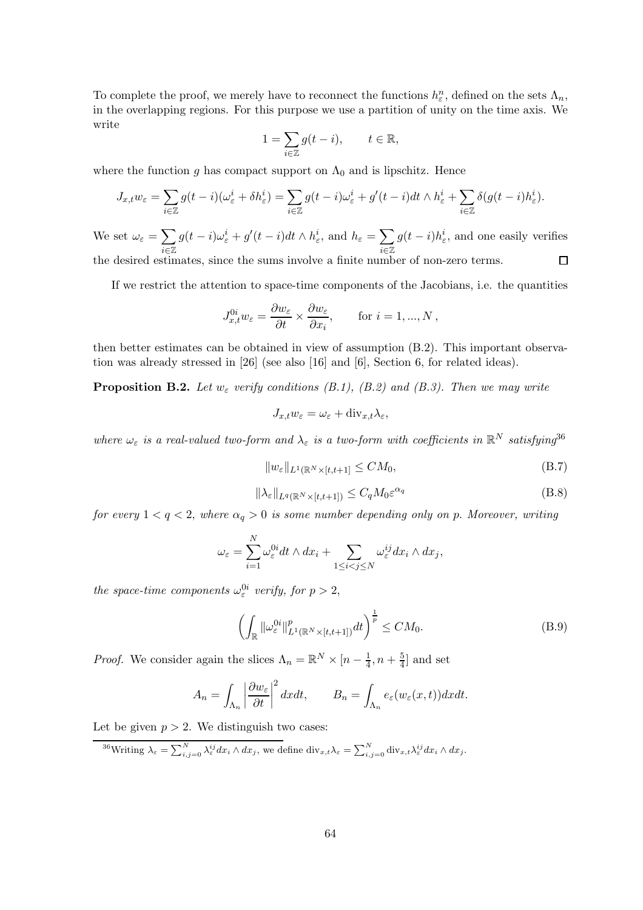To complete the proof, we merely have to reconnect the functions $h^n_\varepsilon$, defined on the sets $\Lambda_n$, in the overlapping regions. For this purpose we use a partition of unity on the time axis. We write

$$1 = \sum_{i \in \mathbb{Z}} g(t-i), \qquad t \in \mathbb{R},$$

where the function $g$ has compact support on $\Lambda_0$ and is lipschitz. Hence

$$J_{x,t} w_\varepsilon = \sum_{i\in\mathbb{Z}} g(t-i)(\omega^i_\varepsilon + \delta h^i_\varepsilon) = \sum_{i\in\mathbb{Z}} g(t-i)\omega^i_\varepsilon + g'(t-i)dt \wedge h^i_\varepsilon + \sum_{i\in\mathbb{Z}} \delta(g(t-i)h^i_\varepsilon).$$

We set $\omega_\varepsilon = \sum_{i\in\mathbb{Z}} g(t-i)\omega^i_\varepsilon + g'(t-i)dt \wedge h^i_\varepsilon$, and $h_\varepsilon = \sum_{i\in\mathbb{Z}} g(t-i)h^i_\varepsilon$, and one easily verifies the desired estimates, since the sums involve a finite number of non-zero terms. □

If we restrict the attention to space-time components of the Jacobians, i.e. the quantities

$$J^{0i}_{x,t} w_\varepsilon = \frac{\partial w_\varepsilon}{\partial t} \times \frac{\partial w_\varepsilon}{\partial x_i}, \qquad \text{for } i = 1, ..., N\,,$$

then better estimates can be obtained in view of assumption (B.2). This important observation was already stressed in [26] (see also [16] and [6], Section 6, for related ideas).

**Proposition B.2.** *Let $w_\varepsilon$ verify conditions (B.1), (B.2) and (B.3). Then we may write*

$$J_{x,t} w_\varepsilon = \omega_\varepsilon + \mathrm{div}_{x,t} \lambda_\varepsilon,$$

*where $\omega_\varepsilon$ is a real-valued two-form and $\lambda_\varepsilon$ is a two-form with coefficients in $\mathbb{R}^N$ satisfying*[36]

$$\|w_\varepsilon\|_{L^1(\mathbb{R}^N \times [t,t+1]} \le C M_0, \tag{B.7}$$

$$\|\lambda_\varepsilon\|_{L^q(\mathbb{R}^N \times [t,t+1])} \le C_q M_0 \varepsilon^{\alpha_q} \tag{B.8}$$

*for every $1 < q < 2$, where $\alpha_q > 0$ is some number depending only on $p$. Moreover, writing*

$$\omega_\varepsilon = \sum_{i=1}^N \omega^{0i}_\varepsilon dt \wedge dx_i + \sum_{1 \le i < j \le N} \omega^{ij}_\varepsilon dx_i \wedge dx_j,$$

*the space-time components $\omega^{0i}_\varepsilon$ verify, for $p > 2$,*

$$\left( \int_{\mathbb{R}} \|\omega^{0i}_\varepsilon\|^p_{L^1(\mathbb{R}^N \times [t,t+1])} dt \right)^{\frac{1}{p}} \le C M_0. \tag{B.9}$$

*Proof.* We consider again the slices $\Lambda_n = \mathbb{R}^N \times [n - \frac{1}{4}, n + \frac{5}{4}]$ and set

$$A_n = \int_{\Lambda_n} \left| \frac{\partial w_\varepsilon}{\partial t} \right|^2 dx dt, \qquad B_n = \int_{\Lambda_n} e_\varepsilon(w_\varepsilon(x,t)) dx dt.$$

Let be given $p > 2$. We distinguish two cases:

[36] Writing $\lambda_\varepsilon = \sum_{i,j=0}^N \lambda^{ij}_\varepsilon dx_i \wedge dx_j$, we define $\mathrm{div}_{x,t} \lambda_\varepsilon = \sum_{i,j=0}^N \mathrm{div}_{x,t} \lambda^{ij}_\varepsilon dx_i \wedge dx_j$.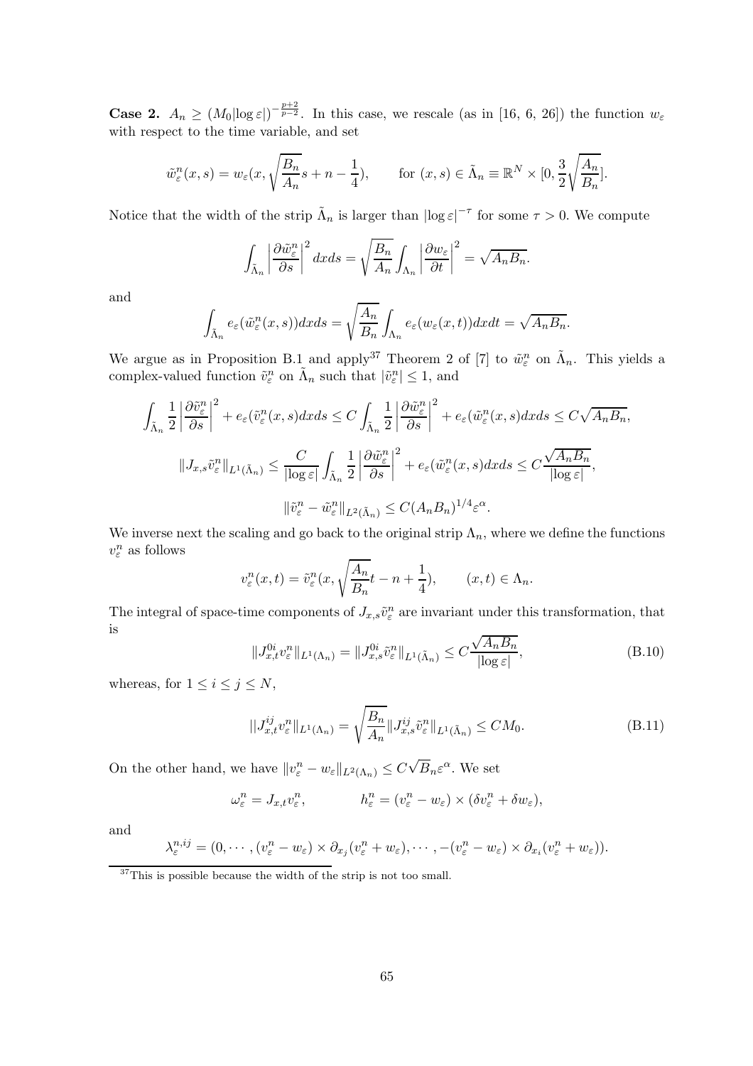**Case 2.** $A_n \geq (M_0|\log\varepsilon|)^{-\frac{p+2}{p-2}}$. In this case, we rescale (as in [16, 6, 26]) the function $w_\varepsilon$ with respect to the time variable, and set

$$\tilde{w}_\varepsilon^n(x,s) = w_\varepsilon(x, \sqrt{\frac{B_n}{A_n}}s + n - \frac{1}{4}), \qquad \text{for } (x,s) \in \tilde{\Lambda}_n \equiv \mathbb{R}^N \times [0, \frac{3}{2}\sqrt{\frac{A_n}{B_n}}].$$

Notice that the width of the strip $\tilde{\Lambda}_n$ is larger than $|\log\varepsilon|^{-\tau}$ for some $\tau > 0$. We compute

$$\int_{\tilde{\Lambda}_n} \left|\frac{\partial \tilde{w}_\varepsilon^n}{\partial s}\right|^2 dxds = \sqrt{\frac{B_n}{A_n}} \int_{\Lambda_n} \left|\frac{\partial w_\varepsilon}{\partial t}\right|^2 = \sqrt{A_n B_n}.$$

and

$$\int_{\tilde{\Lambda}_n} e_\varepsilon(\tilde{w}_\varepsilon^n(x,s))dxds = \sqrt{\frac{A_n}{B_n}} \int_{\Lambda_n} e_\varepsilon(w_\varepsilon(x,t))dxdt = \sqrt{A_n B_n}.$$

We argue as in Proposition B.1 and apply[37] Theorem 2 of [7] to $\tilde{w}_\varepsilon^n$ on $\tilde{\Lambda}_n$. This yields a complex-valued function $\tilde{v}_\varepsilon^n$ on $\tilde{\Lambda}_n$ such that $|\tilde{v}_\varepsilon^n| \leq 1$, and

$$\int_{\tilde{\Lambda}_n} \frac{1}{2}\left|\frac{\partial \tilde{v}_\varepsilon^n}{\partial s}\right|^2 + e_\varepsilon(\tilde{v}_\varepsilon^n(x,s)dxds \leq C \int_{\tilde{\Lambda}_n} \frac{1}{2}\left|\frac{\partial \tilde{w}_\varepsilon^n}{\partial s}\right|^2 + e_\varepsilon(\tilde{w}_\varepsilon^n(x,s)dxds \leq C\sqrt{A_n B_n},$$

$$\|J_{x,s}\tilde{v}_\varepsilon^n\|_{L^1(\tilde{\Lambda}_n)} \leq \frac{C}{|\log\varepsilon|} \int_{\tilde{\Lambda}_n} \frac{1}{2}\left|\frac{\partial \tilde{w}_\varepsilon^n}{\partial s}\right|^2 + e_\varepsilon(\tilde{w}_\varepsilon^n(x,s)dxds \leq C\frac{\sqrt{A_n B_n}}{|\log\varepsilon|},$$

$$\|\tilde{v}_\varepsilon^n - \tilde{w}_\varepsilon^n\|_{L^2(\tilde{\Lambda}_n)} \leq C(A_n B_n)^{1/4}\varepsilon^\alpha.$$

We inverse next the scaling and go back to the original strip $\Lambda_n$, where we define the functions $v_\varepsilon^n$ as follows

$$v_\varepsilon^n(x,t) = \tilde{v}_\varepsilon^n(x, \sqrt{\frac{A_n}{B_n}}t - n + \frac{1}{4}), \qquad (x,t) \in \Lambda_n.$$

The integral of space-time components of $J_{x,s}\tilde{v}_\varepsilon^n$ are invariant under this transformation, that is

$$\|J_{x,t}^{0i} v_\varepsilon^n\|_{L^1(\Lambda_n)} = \|J_{x,s}^{0i}\tilde{v}_\varepsilon^n\|_{L^1(\tilde{\Lambda}_n)} \leq C\frac{\sqrt{A_n B_n}}{|\log\varepsilon|}, \tag{B.10}$$

whereas, for $1 \leq i \leq j \leq N$,

$$||J_{x,t}^{ij} v_\varepsilon^n\|_{L^1(\Lambda_n)} = \sqrt{\frac{B_n}{A_n}} \|J_{x,s}^{ij}\tilde{v}_\varepsilon^n\|_{L^1(\tilde{\Lambda}_n)} \leq CM_0. \tag{B.11}$$

On the other hand, we have $\|v_\varepsilon^n - w_\varepsilon\|_{L^2(\Lambda_n)} \leq C\sqrt{B_n}\varepsilon^\alpha$. We set

$$\omega_\varepsilon^n = J_{x,t}v_\varepsilon^n, \qquad\qquad h_\varepsilon^n = (v_\varepsilon^n - w_\varepsilon) \times (\delta v_\varepsilon^n + \delta w_\varepsilon),$$

and

$$\lambda_\varepsilon^{n,ij} = (0, \cdots, (v_\varepsilon^n - w_\varepsilon) \times \partial_{x_j}(v_\varepsilon^n + w_\varepsilon), \cdots, -(v_\varepsilon^n - w_\varepsilon) \times \partial_{x_i}(v_\varepsilon^n + w_\varepsilon)).$$

---

[37] This is possible because the width of the strip is not too small.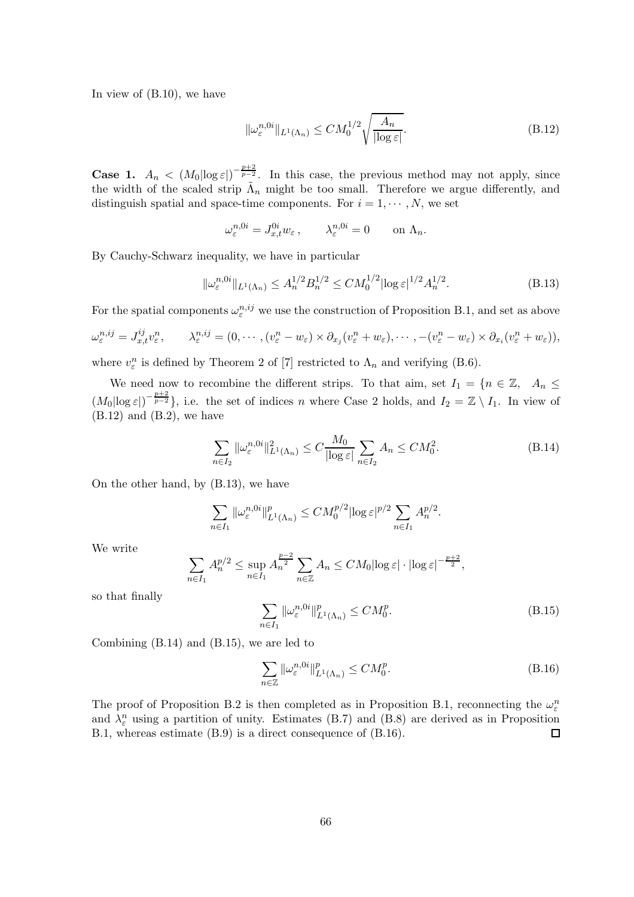In view of (B.10), we have

$$\|\omega_\varepsilon^{n,0i}\|_{L^1(\Lambda_n)} \leq CM_0^{1/2}\sqrt{\frac{A_n}{|\log\varepsilon|}}. \tag{B.12}$$

**Case 1.** $A_n < (M_0|\log\varepsilon|)^{-\frac{p+2}{p-2}}$. In this case, the previous method may not apply, since the width of the scaled strip $\tilde{\Lambda}_n$ might be too small. Therefore we argue differently, and distinguish spatial and space-time components. For $i = 1, \cdots, N$, we set

$$\omega_\varepsilon^{n,0i} = J_{x,t}^{0i} w_\varepsilon, \qquad \lambda_\varepsilon^{n,0i} = 0 \qquad \text{on } \Lambda_n.$$

By Cauchy-Schwarz inequality, we have in particular

$$\|\omega_\varepsilon^{n,0i}\|_{L^1(\Lambda_n)} \leq A_n^{1/2} B_n^{1/2} \leq CM_0^{1/2}|\log\varepsilon|^{1/2} A_n^{1/2}. \tag{B.13}$$

For the spatial components $\omega_\varepsilon^{n,ij}$ we use the construction of Proposition B.1, and set as above

$$\omega_\varepsilon^{n,ij} = J_{x,t}^{ij} v_\varepsilon^n, \qquad \lambda_\varepsilon^{n,ij} = (0, \cdots, (v_\varepsilon^n - w_\varepsilon) \times \partial_{x_j}(v_\varepsilon^n + w_\varepsilon), \cdots, -(v_\varepsilon^n - w_\varepsilon) \times \partial_{x_i}(v_\varepsilon^n + w_\varepsilon)),$$

where $v_\varepsilon^n$ is defined by Theorem 2 of [7] restricted to $\Lambda_n$ and verifying (B.6).

We need now to recombine the different strips. To that aim, set $I_1 = \{n \in \mathbb{Z}, \ \ A_n \leq (M_0|\log\varepsilon|)^{-\frac{p+2}{p-2}}\}$, i.e. the set of indices $n$ where Case 2 holds, and $I_2 = \mathbb{Z} \setminus I_1$. In view of (B.12) and (B.2), we have

$$\sum_{n \in I_2} \|\omega_\varepsilon^{n,0i}\|_{L^1(\Lambda_n)}^2 \leq C\frac{M_0}{|\log\varepsilon|}\sum_{n \in I_2} A_n \leq CM_0^2. \tag{B.14}$$

On the other hand, by (B.13), we have

$$\sum_{n \in I_1} \|\omega_\varepsilon^{n,0i}\|_{L^1(\Lambda_n)}^p \leq CM_0^{p/2}|\log\varepsilon|^{p/2}\sum_{n \in I_1} A_n^{p/2}.$$

We write

$$\sum_{n \in I_1} A_n^{p/2} \leq \sup_{n \in I_1} A_n^{\frac{p-2}{2}} \sum_{n \in \mathbb{Z}} A_n \leq CM_0|\log\varepsilon| \cdot |\log\varepsilon|^{-\frac{p+2}{2}},$$

so that finally

$$\sum_{n \in I_1} \|\omega_\varepsilon^{n,0i}\|_{L^1(\Lambda_n)}^p \leq CM_0^p. \tag{B.15}$$

Combining (B.14) and (B.15), we are led to

$$\sum_{n \in \mathbb{Z}} \|\omega_\varepsilon^{n,0i}\|_{L^1(\Lambda_n)}^p \leq CM_0^p. \tag{B.16}$$

The proof of Proposition B.2 is then completed as in Proposition B.1, reconnecting the $\omega_\varepsilon^n$ and $\lambda_\varepsilon^n$ using a partition of unity. Estimates (B.7) and (B.8) are derived as in Proposition B.1, whereas estimate (B.9) is a direct consequence of (B.16). $\square$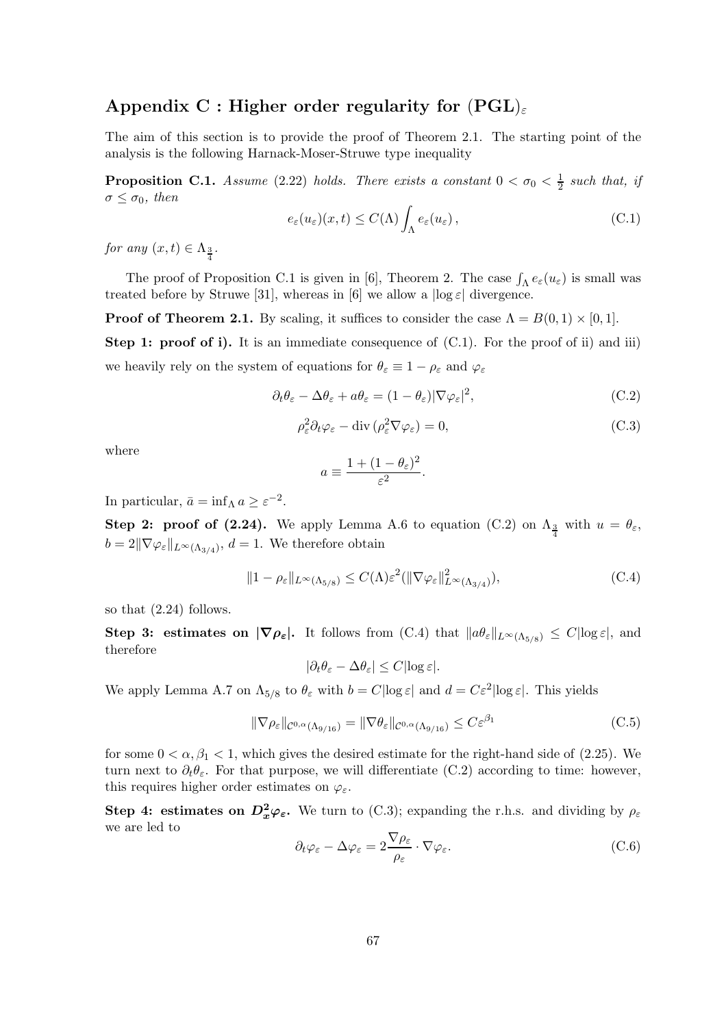## Appendix C : Higher order regularity for $(\mathbf{PGL})_\varepsilon$

The aim of this section is to provide the proof of Theorem 2.1. The starting point of the analysis is the following Harnack-Moser-Struwe type inequality

**Proposition C.1.** *Assume* (2.22) *holds. There exists a constant* $0 < \sigma_0 < \frac{1}{2}$ *such that, if* $\sigma \leq \sigma_0$*, then*

$$e_\varepsilon(u_\varepsilon)(x,t) \leq C(\Lambda) \int_\Lambda e_\varepsilon(u_\varepsilon)\,, \tag{C.1}$$

*for any* $(x,t) \in \Lambda_{\frac{3}{4}}$.

The proof of Proposition C.1 is given in [6], Theorem 2. The case $\int_\Lambda e_\varepsilon(u_\varepsilon)$ is small was treated before by Struwe [31], whereas in [6] we allow a $|\log \varepsilon|$ divergence.

**Proof of Theorem 2.1.** By scaling, it suffices to consider the case $\Lambda = B(0,1) \times [0,1]$.

**Step 1: proof of i).** It is an immediate consequence of (C.1). For the proof of ii) and iii) we heavily rely on the system of equations for $\theta_\varepsilon \equiv 1 - \rho_\varepsilon$ and $\varphi_\varepsilon$

$$\partial_t \theta_\varepsilon - \Delta \theta_\varepsilon + a\theta_\varepsilon = (1-\theta_\varepsilon)|\nabla \varphi_\varepsilon|^2, \tag{C.2}$$

$$\rho_\varepsilon^2 \partial_t \varphi_\varepsilon - \operatorname{div}(\rho_\varepsilon^2 \nabla \varphi_\varepsilon) = 0, \tag{C.3}$$

where

$$a \equiv \frac{1 + (1-\theta_\varepsilon)^2}{\varepsilon^2}.$$

In particular, $\bar{a} = \inf_\Lambda a \geq \varepsilon^{-2}$.

**Step 2: proof of (2.24).** We apply Lemma A.6 to equation (C.2) on $\Lambda_{\frac{3}{4}}$ with $u = \theta_\varepsilon$, $b = 2\|\nabla \varphi_\varepsilon\|_{L^\infty(\Lambda_{3/4})}$, $d = 1$. We therefore obtain

$$\|1 - \rho_\varepsilon\|_{L^\infty(\Lambda_{5/8})} \leq C(\Lambda)\varepsilon^2 (\|\nabla \varphi_\varepsilon\|^2_{L^\infty(\Lambda_{3/4})}), \tag{C.4}$$

so that (2.24) follows.

**Step 3: estimates on $|\nabla \rho_\varepsilon|$.** It follows from (C.4) that $\|a\theta_\varepsilon\|_{L^\infty(\Lambda_{5/8})} \leq C|\log \varepsilon|$, and therefore

$$|\partial_t \theta_\varepsilon - \Delta \theta_\varepsilon| \leq C|\log \varepsilon|.$$

We apply Lemma A.7 on $\Lambda_{5/8}$ to $\theta_\varepsilon$ with $b = C|\log \varepsilon|$ and $d = C\varepsilon^2|\log \varepsilon|$. This yields

$$\|\nabla \rho_\varepsilon\|_{\mathcal{C}^{0,\alpha}(\Lambda_{9/16})} = \|\nabla \theta_\varepsilon\|_{\mathcal{C}^{0,\alpha}(\Lambda_{9/16})} \leq C\varepsilon^{\beta_1} \tag{C.5}$$

for some $0 < \alpha, \beta_1 < 1$, which gives the desired estimate for the right-hand side of (2.25). We turn next to $\partial_t \theta_\varepsilon$. For that purpose, we will differentiate (C.2) according to time: however, this requires higher order estimates on $\varphi_\varepsilon$.

**Step 4: estimates on $D_x^2 \varphi_\varepsilon$.** We turn to (C.3); expanding the r.h.s. and dividing by $\rho_\varepsilon$ we are led to

$$\partial_t \varphi_\varepsilon - \Delta \varphi_\varepsilon = 2\frac{\nabla \rho_\varepsilon}{\rho_\varepsilon} \cdot \nabla \varphi_\varepsilon. \tag{C.6}$$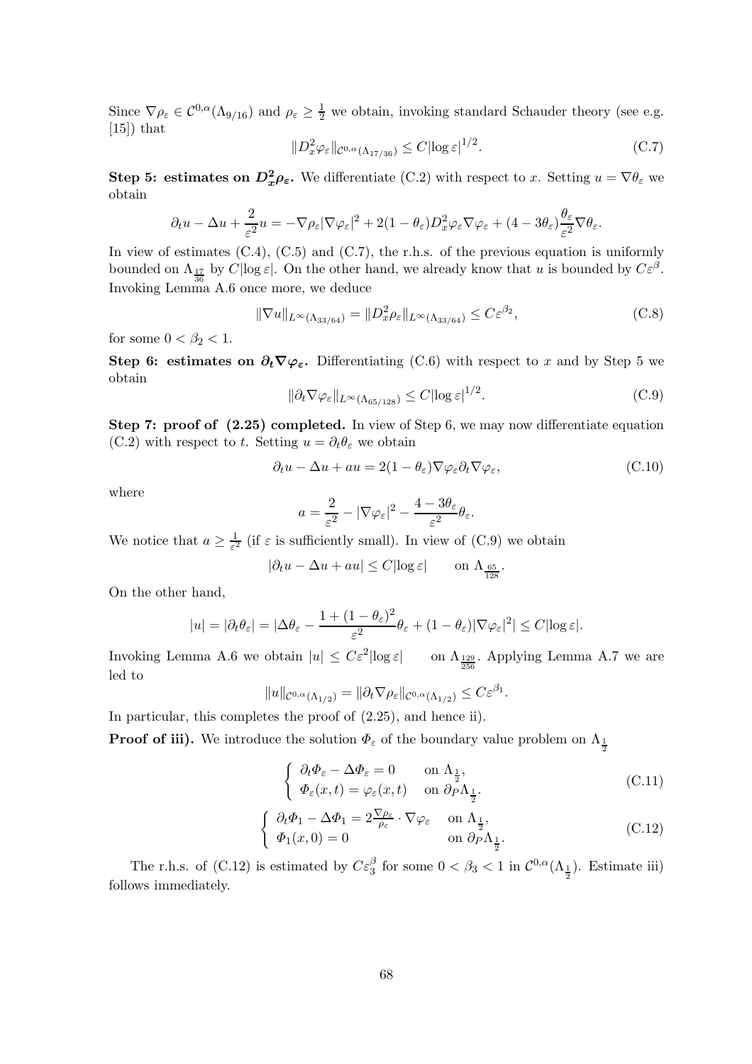Since $\nabla \rho_\varepsilon \in \mathcal{C}^{0,\alpha}(\Lambda_{9/16})$ and $\rho_\varepsilon \geq \frac{1}{2}$ we obtain, invoking standard Schauder theory (see e.g. [15]) that

$$\|D_x^2 \varphi_\varepsilon\|_{\mathcal{C}^{0,\alpha}(\Lambda_{17/36})} \leq C|\log \varepsilon|^{1/2}. \tag{C.7}$$

**Step 5: estimates on $D_x^2 \rho_\varepsilon$.** We differentiate (C.2) with respect to $x$. Setting $u = \nabla \theta_\varepsilon$ we obtain

$$\partial_t u - \Delta u + \frac{2}{\varepsilon^2} u = -\nabla \rho_\varepsilon |\nabla \varphi_\varepsilon|^2 + 2(1-\theta_\varepsilon) D_x^2 \varphi_\varepsilon \nabla \varphi_\varepsilon + (4 - 3\theta_\varepsilon) \frac{\theta_\varepsilon}{\varepsilon^2} \nabla \theta_\varepsilon.$$

In view of estimates (C.4), (C.5) and (C.7), the r.h.s. of the previous equation is uniformly bounded on $\Lambda_{\frac{17}{36}}$ by $C|\log \varepsilon|$. On the other hand, we already know that $u$ is bounded by $C\varepsilon^\beta$. Invoking Lemma A.6 once more, we deduce

$$\|\nabla u\|_{L^\infty(\Lambda_{33/64})} = \|D_x^2 \rho_\varepsilon\|_{L^\infty(\Lambda_{33/64})} \leq C\varepsilon^{\beta_2}, \tag{C.8}$$

for some $0 < \beta_2 < 1$.

**Step 6: estimates on $\partial_t \nabla \varphi_\varepsilon$.** Differentiating (C.6) with respect to $x$ and by Step 5 we obtain

$$\|\partial_t \nabla \varphi_\varepsilon\|_{L^\infty(\Lambda_{65/128})} \leq C|\log \varepsilon|^{1/2}. \tag{C.9}$$

**Step 7: proof of (2.25) completed.** In view of Step 6, we may now differentiate equation (C.2) with respect to $t$. Setting $u = \partial_t \theta_\varepsilon$ we obtain

$$\partial_t u - \Delta u + a u = 2(1-\theta_\varepsilon) \nabla \varphi_\varepsilon \partial_t \nabla \varphi_\varepsilon, \tag{C.10}$$

where

$$a = \frac{2}{\varepsilon^2} - |\nabla \varphi_\varepsilon|^2 - \frac{4 - 3\theta_\varepsilon}{\varepsilon^2} \theta_\varepsilon.$$

We notice that $a \geq \frac{1}{\varepsilon^2}$ (if $\varepsilon$ is sufficiently small). In view of (C.9) we obtain

$$|\partial_t u - \Delta u + a u| \leq C|\log \varepsilon| \qquad \text{on } \Lambda_{\frac{65}{128}}.$$

On the other hand,

$$|u| = |\partial_t \theta_\varepsilon| = |\Delta \theta_\varepsilon - \frac{1 + (1-\theta_\varepsilon)^2}{\varepsilon^2} \theta_\varepsilon + (1-\theta_\varepsilon)|\nabla \varphi_\varepsilon|^2| \leq C|\log \varepsilon|.$$

Invoking Lemma A.6 we obtain $|u| \leq C\varepsilon^2 |\log \varepsilon|$ on $\Lambda_{\frac{129}{256}}$. Applying Lemma A.7 we are led to

$$\|u\|_{\mathcal{C}^{0,\alpha}(\Lambda_{1/2})} = \|\partial_t \nabla \rho_\varepsilon\|_{\mathcal{C}^{0,\alpha}(\Lambda_{1/2})} \leq C\varepsilon^{\beta_1}.$$

In particular, this completes the proof of (2.25), and hence ii).

**Proof of iii).** We introduce the solution $\Phi_\varepsilon$ of the boundary value problem on $\Lambda_{\frac{1}{2}}$

$$\begin{cases} \partial_t \Phi_\varepsilon - \Delta \Phi_\varepsilon = 0 & \text{on } \Lambda_{\frac{1}{2}}, \\ \Phi_\varepsilon(x,t) = \varphi_\varepsilon(x,t) & \text{on } \partial_P \Lambda_{\frac{1}{2}}. \end{cases} \tag{C.11}$$

$$\begin{cases} \partial_t \Phi_1 - \Delta \Phi_1 = 2\frac{\nabla \rho_\varepsilon}{\rho_\varepsilon} \cdot \nabla \varphi_\varepsilon & \text{on } \Lambda_{\frac{1}{2}}, \\ \Phi_1(x,0) = 0 & \text{on } \partial_P \Lambda_{\frac{1}{2}}. \end{cases} \tag{C.12}$$

The r.h.s. of (C.12) is estimated by $C\varepsilon_3^\beta$ for some $0 < \beta_3 < 1$ in $\mathcal{C}^{0,\alpha}(\Lambda_{\frac{1}{2}})$. Estimate iii) follows immediately.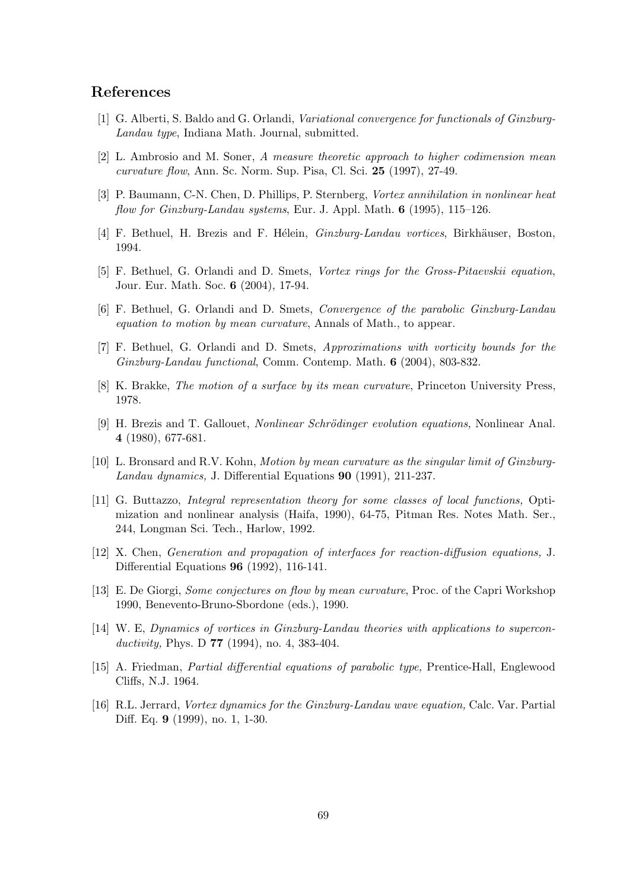## References

[1] G. Alberti, S. Baldo and G. Orlandi, *Variational convergence for functionals of Ginzburg-Landau type*, Indiana Math. Journal, submitted.

[2] L. Ambrosio and M. Soner, *A measure theoretic approach to higher codimension mean curvature flow*, Ann. Sc. Norm. Sup. Pisa, Cl. Sci. **25** (1997), 27-49.

[3] P. Baumann, C-N. Chen, D. Phillips, P. Sternberg, *Vortex annihilation in nonlinear heat flow for Ginzburg-Landau systems*, Eur. J. Appl. Math. **6** (1995), 115–126.

[4] F. Bethuel, H. Brezis and F. Hélein, *Ginzburg-Landau vortices*, Birkhäuser, Boston, 1994.

[5] F. Bethuel, G. Orlandi and D. Smets, *Vortex rings for the Gross-Pitaevskii equation*, Jour. Eur. Math. Soc. **6** (2004), 17-94.

[6] F. Bethuel, G. Orlandi and D. Smets, *Convergence of the parabolic Ginzburg-Landau equation to motion by mean curvature*, Annals of Math., to appear.

[7] F. Bethuel, G. Orlandi and D. Smets, *Approximations with vorticity bounds for the Ginzburg-Landau functional*, Comm. Contemp. Math. **6** (2004), 803-832.

[8] K. Brakke, *The motion of a surface by its mean curvature*, Princeton University Press, 1978.

[9] H. Brezis and T. Gallouet, *Nonlinear Schrödinger evolution equations,* Nonlinear Anal. **4** (1980), 677-681.

[10] L. Bronsard and R.V. Kohn, *Motion by mean curvature as the singular limit of Ginzburg-Landau dynamics,* J. Differential Equations **90** (1991), 211-237.

[11] G. Buttazzo, *Integral representation theory for some classes of local functions,* Optimization and nonlinear analysis (Haifa, 1990), 64-75, Pitman Res. Notes Math. Ser., 244, Longman Sci. Tech., Harlow, 1992.

[12] X. Chen, *Generation and propagation of interfaces for reaction-diffusion equations,* J. Differential Equations **96** (1992), 116-141.

[13] E. De Giorgi, *Some conjectures on flow by mean curvature*, Proc. of the Capri Workshop 1990, Benevento-Bruno-Sbordone (eds.), 1990.

[14] W. E, *Dynamics of vortices in Ginzburg-Landau theories with applications to superconductivity,* Phys. D **77** (1994), no. 4, 383-404.

[15] A. Friedman, *Partial differential equations of parabolic type,* Prentice-Hall, Englewood Cliffs, N.J. 1964.

[16] R.L. Jerrard, *Vortex dynamics for the Ginzburg-Landau wave equation,* Calc. Var. Partial Diff. Eq. **9** (1999), no. 1, 1-30.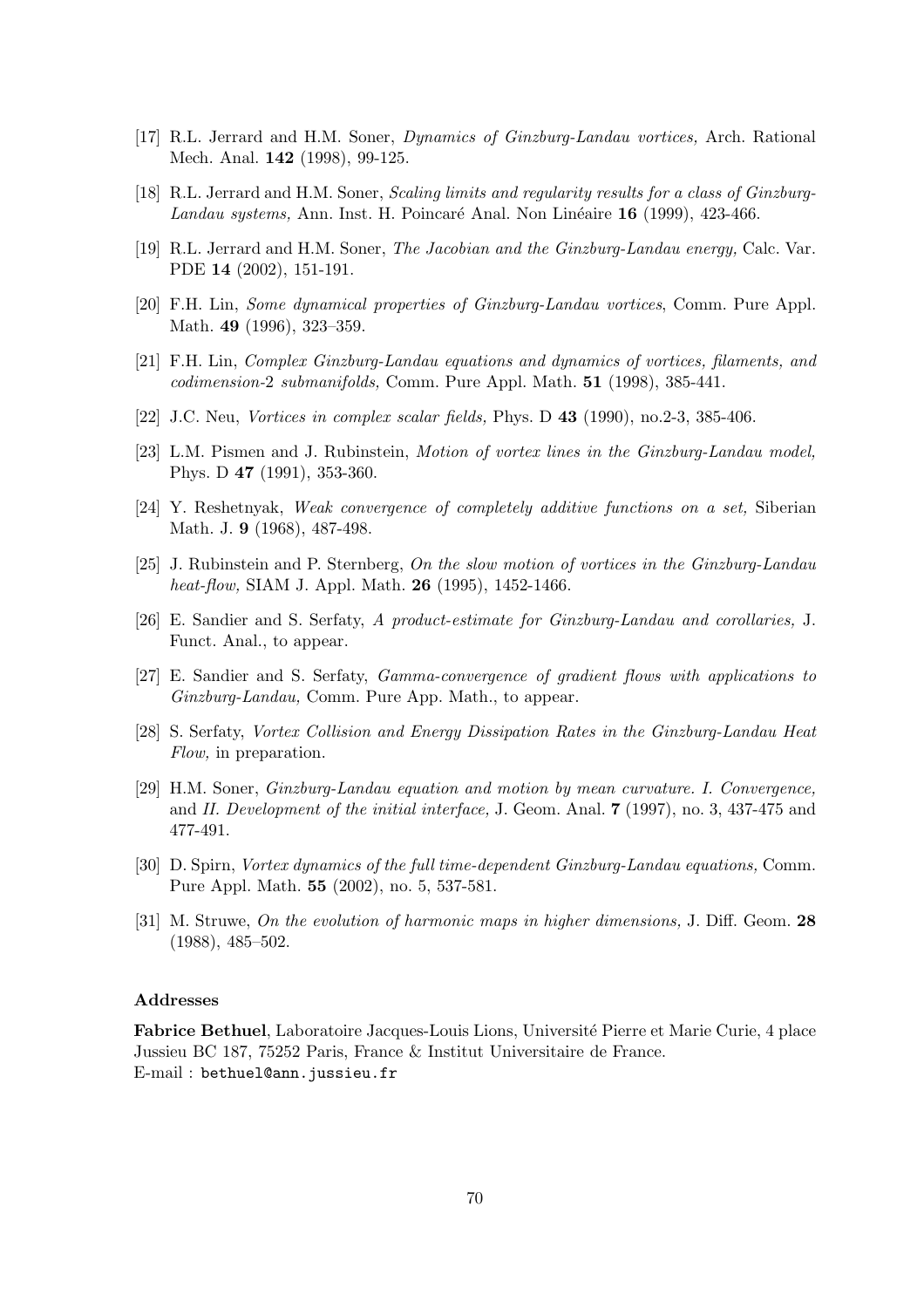[17] R.L. Jerrard and H.M. Soner, *Dynamics of Ginzburg-Landau vortices,* Arch. Rational Mech. Anal. **142** (1998), 99-125.

[18] R.L. Jerrard and H.M. Soner, *Scaling limits and regularity results for a class of Ginzburg-Landau systems,* Ann. Inst. H. Poincaré Anal. Non Linéaire **16** (1999), 423-466.

[19] R.L. Jerrard and H.M. Soner, *The Jacobian and the Ginzburg-Landau energy,* Calc. Var. PDE **14** (2002), 151-191.

[20] F.H. Lin, *Some dynamical properties of Ginzburg-Landau vortices*, Comm. Pure Appl. Math. **49** (1996), 323–359.

[21] F.H. Lin, *Complex Ginzburg-Landau equations and dynamics of vortices, filaments, and codimension-2 submanifolds,* Comm. Pure Appl. Math. **51** (1998), 385-441.

[22] J.C. Neu, *Vortices in complex scalar fields,* Phys. D **43** (1990), no.2-3, 385-406.

[23] L.M. Pismen and J. Rubinstein, *Motion of vortex lines in the Ginzburg-Landau model,* Phys. D **47** (1991), 353-360.

[24] Y. Reshetnyak, *Weak convergence of completely additive functions on a set,* Siberian Math. J. **9** (1968), 487-498.

[25] J. Rubinstein and P. Sternberg, *On the slow motion of vortices in the Ginzburg-Landau heat-flow,* SIAM J. Appl. Math. **26** (1995), 1452-1466.

[26] E. Sandier and S. Serfaty, *A product-estimate for Ginzburg-Landau and corollaries,* J. Funct. Anal., to appear.

[27] E. Sandier and S. Serfaty, *Gamma-convergence of gradient flows with applications to Ginzburg-Landau,* Comm. Pure App. Math., to appear.

[28] S. Serfaty, *Vortex Collision and Energy Dissipation Rates in the Ginzburg-Landau Heat Flow,* in preparation.

[29] H.M. Soner, *Ginzburg-Landau equation and motion by mean curvature. I. Convergence,* and *II. Development of the initial interface,* J. Geom. Anal. **7** (1997), no. 3, 437-475 and 477-491.

[30] D. Spirn, *Vortex dynamics of the full time-dependent Ginzburg-Landau equations,* Comm. Pure Appl. Math. **55** (2002), no. 5, 537-581.

[31] M. Struwe, *On the evolution of harmonic maps in higher dimensions,* J. Diff. Geom. **28** (1988), 485–502.

**Addresses**

**Fabrice Bethuel**, Laboratoire Jacques-Louis Lions, Université Pierre et Marie Curie, 4 place Jussieu BC 187, 75252 Paris, France & Institut Universitaire de France.
E-mail : `bethuel@ann.jussieu.fr`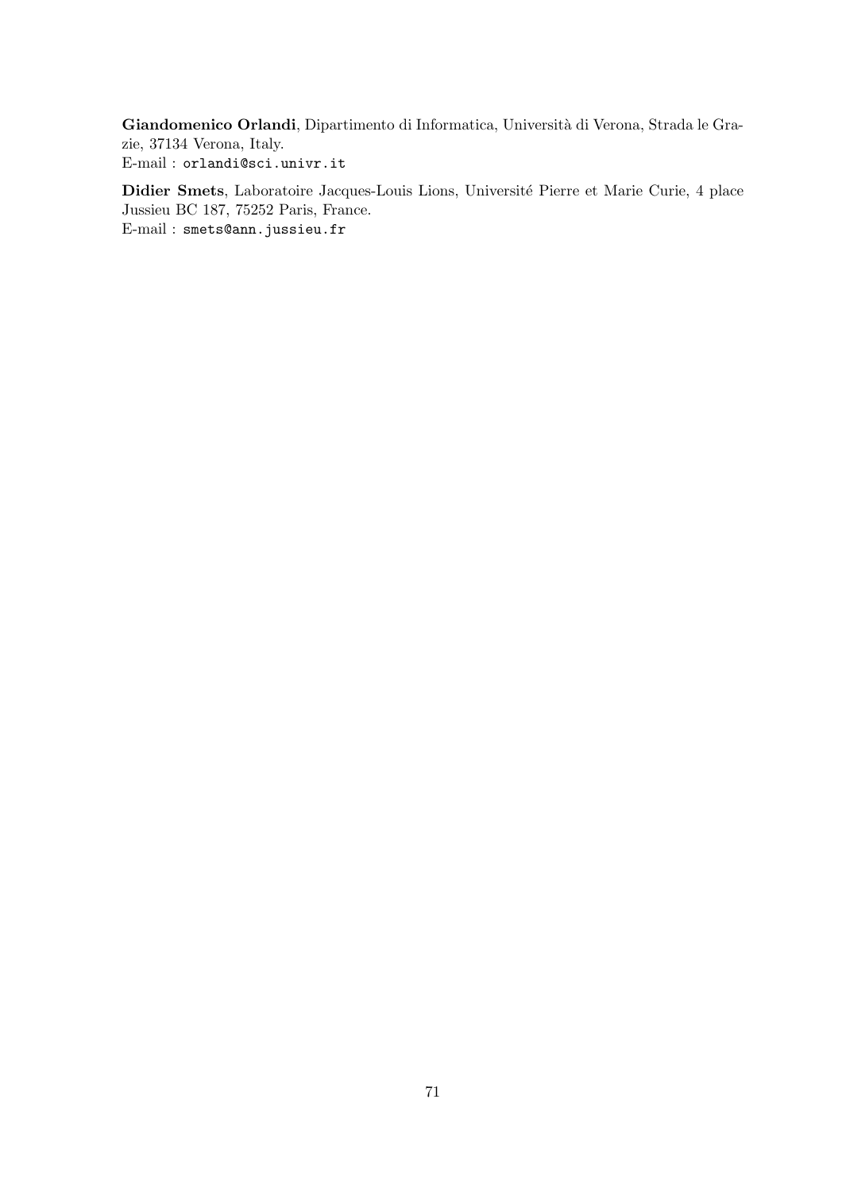**Giandomenico Orlandi**, Dipartimento di Informatica, Università di Verona, Strada le Grazie, 37134 Verona, Italy.
E-mail : orlandi@sci.univr.it

**Didier Smets**, Laboratoire Jacques-Louis Lions, Université Pierre et Marie Curie, 4 place Jussieu BC 187, 75252 Paris, France.
E-mail : smets@ann.jussieu.fr